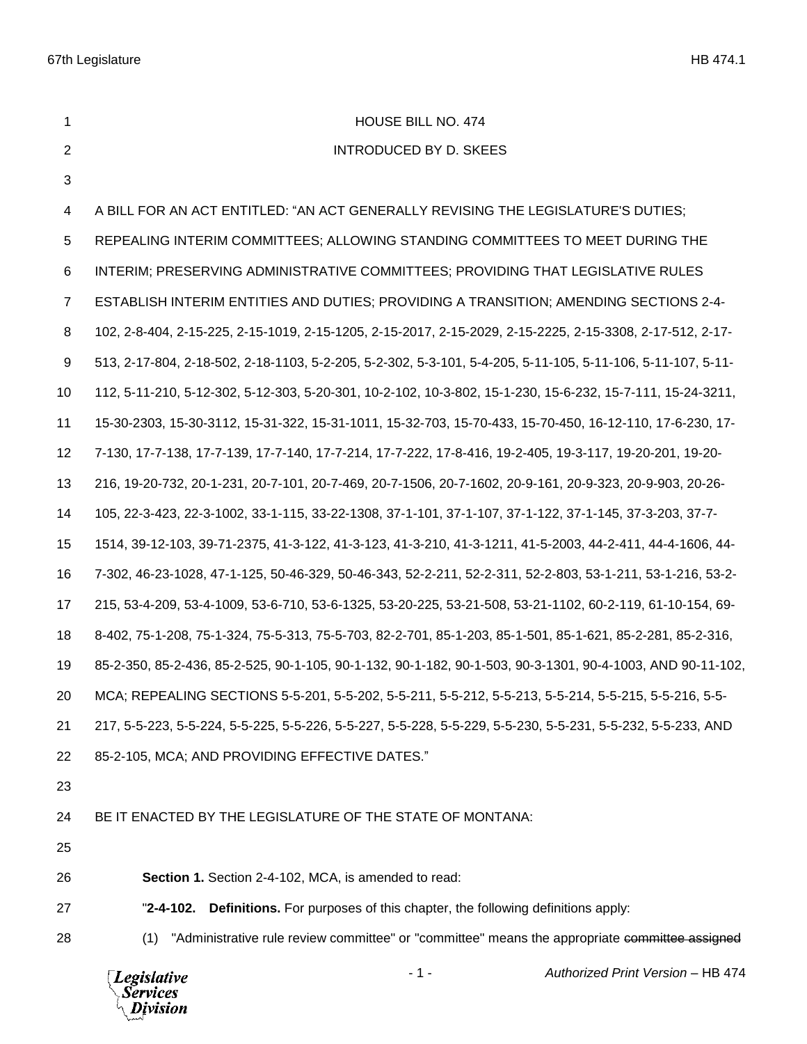HOUSE BILL NO. 474

INTRODUCED BY D. SKEES

A BILL FOR AN ACT ENTITLED: "AN ACT GENERALLY REVISING THE LEGISLATURE'S DUTIES; REPEALING INTERIM COMMITTEES; ALLOWING STANDING COMMITTEES TO MEET DURING THE INTERIM; PRESERVING ADMINISTRATIVE COMMITTEES; PROVIDING THAT LEGISLATIVE RULES ESTABLISH INTERIM ENTITIES AND DUTIES; PROVIDING A TRANSITION; AMENDING SECTIONS 2-4-102, 2-8-404, 2-15-225, 2-15-1019, 2-15-1205, 2-15-2017, 2-15-2029, 2-15-2225, 2-15-3308, 2-17-512, 2-17-513, 2-17-804, 2-18-502, 2-18-1103, 5-2-205, 5-2-302, 5-3-101, 5-4-205, 5-11-105, 5-11-106, 5-11-107, 5-11-112, 5-11-210, 5-12-302, 5-12-303, 5-20-301, 10-2-102, 10-3-802, 15-1-230, 15-6-232, 15-7-111, 15-24-3211, 15-30-2303, 15-30-3112, 15-31-322, 15-31-1011, 15-32-703, 15-70-433, 15-70-450, 16-12-110, 17-6-230, 17-7-130, 17-7-138, 17-7-139, 17-7-140, 17-7-214, 17-7-222, 17-8-416, 19-2-405, 19-3-117, 19-20-201, 19-20-216, 19-20-732, 20-1-231, 20-7-101, 20-7-469, 20-7-1506, 20-7-1602, 20-9-161, 20-9-323, 20-9-903, 20-26-105, 22-3-423, 22-3-1002, 33-1-115, 33-22-1308, 37-1-101, 37-1-107, 37-1-122, 37-1-145, 37-3-203, 37-7-1514, 39-12-103, 39-71-2375, 41-3-122, 41-3-123, 41-3-210, 41-3-1211, 41-5-2003, 44-2-411, 44-4-1606, 44-7-302, 46-23-1028, 47-1-125, 50-46-329, 50-46-343, 52-2-211, 52-2-311, 52-2-803, 53-1-211, 53-1-216, 53-2-215, 53-4-209, 53-4-1009, 53-6-710, 53-6-1325, 53-20-225, 53-21-508, 53-21-1102, 60-2-119, 61-10-154, 69-8-402, 75-1-208, 75-1-324, 75-5-313, 75-5-703, 82-2-701, 85-1-203, 85-1-501, 85-1-621, 85-2-281, 85-2-316, 85-2-350, 85-2-436, 85-2-525, 90-1-105, 90-1-132, 90-1-182, 90-1-503, 90-3-1301, 90-4-1003, AND 90-11-102, MCA; REPEALING SECTIONS 5-5-201, 5-5-202, 5-5-211, 5-5-212, 5-5-213, 5-5-214, 5-5-215, 5-5-216, 5-5-217, 5-5-223, 5-5-224, 5-5-225, 5-5-226, 5-5-227, 5-5-228, 5-5-229, 5-5-230, 5-5-231, 5-5-232, 5-5-233, AND 85-2-105, MCA; AND PROVIDING EFFECTIVE DATES."

BE IT ENACTED BY THE LEGISLATURE OF THE STATE OF MONTANA:

**Section 1.** Section 2-4-102, MCA, is amended to read:

"**2-4-102. Definitions.** For purposes of this chapter, the following definitions apply:

(1) "Administrative rule review committee" or "committee" means the appropriate ~~committee assigned~~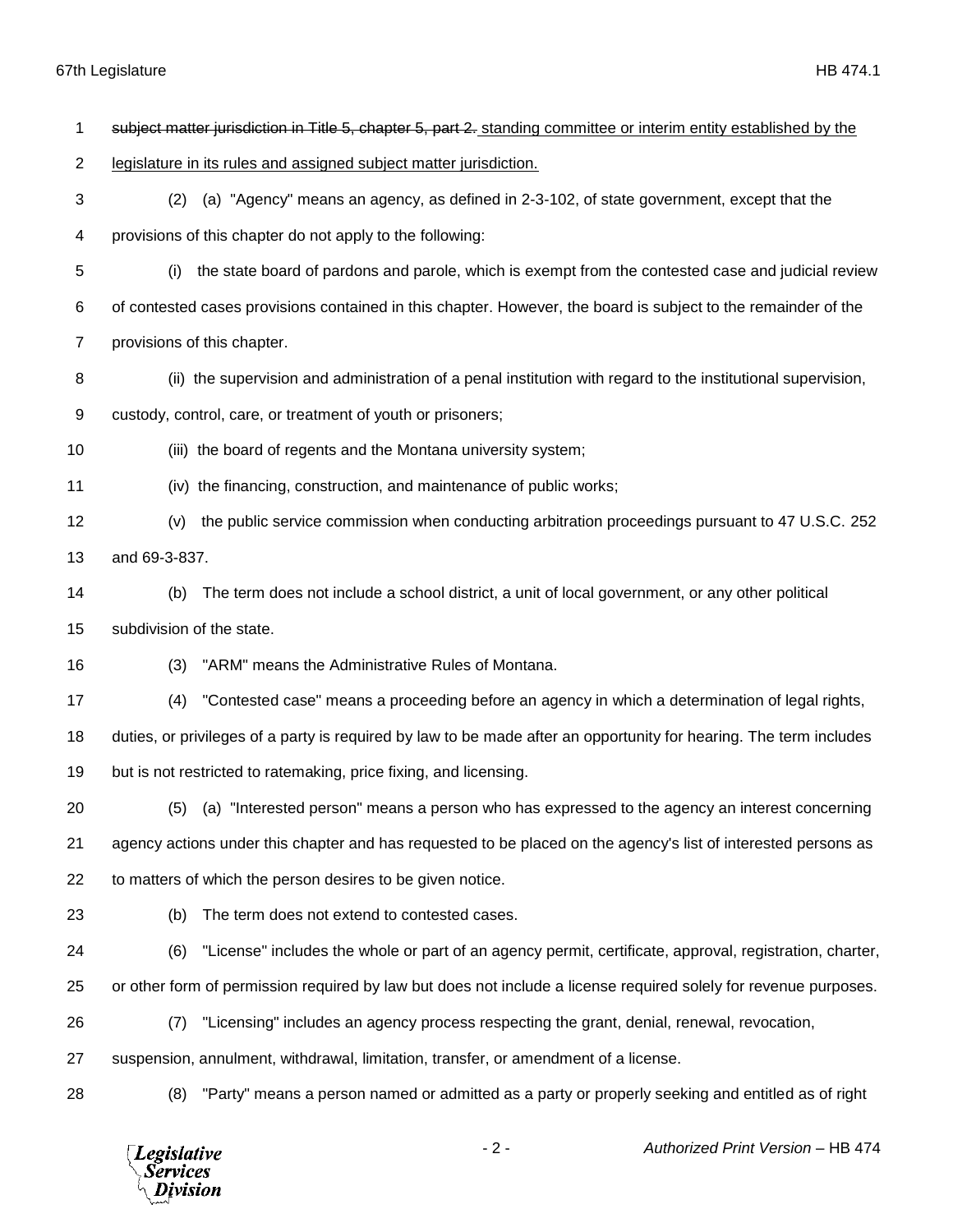~~subject matter jurisdiction in Title 5, chapter 5, part 2.~~ standing committee or interim entity established by the legislature in its rules and assigned subject matter jurisdiction.

(2) (a) "Agency" means an agency, as defined in 2-3-102, of state government, except that the provisions of this chapter do not apply to the following:

(i) the state board of pardons and parole, which is exempt from the contested case and judicial review of contested cases provisions contained in this chapter. However, the board is subject to the remainder of the provisions of this chapter.

(ii) the supervision and administration of a penal institution with regard to the institutional supervision, custody, control, care, or treatment of youth or prisoners;

(iii) the board of regents and the Montana university system;

(iv) the financing, construction, and maintenance of public works;

(v) the public service commission when conducting arbitration proceedings pursuant to 47 U.S.C. 252 and 69-3-837.

(b) The term does not include a school district, a unit of local government, or any other political subdivision of the state.

(3) "ARM" means the Administrative Rules of Montana.

(4) "Contested case" means a proceeding before an agency in which a determination of legal rights, duties, or privileges of a party is required by law to be made after an opportunity for hearing. The term includes but is not restricted to ratemaking, price fixing, and licensing.

(5) (a) "Interested person" means a person who has expressed to the agency an interest concerning agency actions under this chapter and has requested to be placed on the agency's list of interested persons as to matters of which the person desires to be given notice.

(b) The term does not extend to contested cases.

(6) "License" includes the whole or part of an agency permit, certificate, approval, registration, charter, or other form of permission required by law but does not include a license required solely for revenue purposes.

(7) "Licensing" includes an agency process respecting the grant, denial, renewal, revocation, suspension, annulment, withdrawal, limitation, transfer, or amendment of a license.

(8) "Party" means a person named or admitted as a party or properly seeking and entitled as of right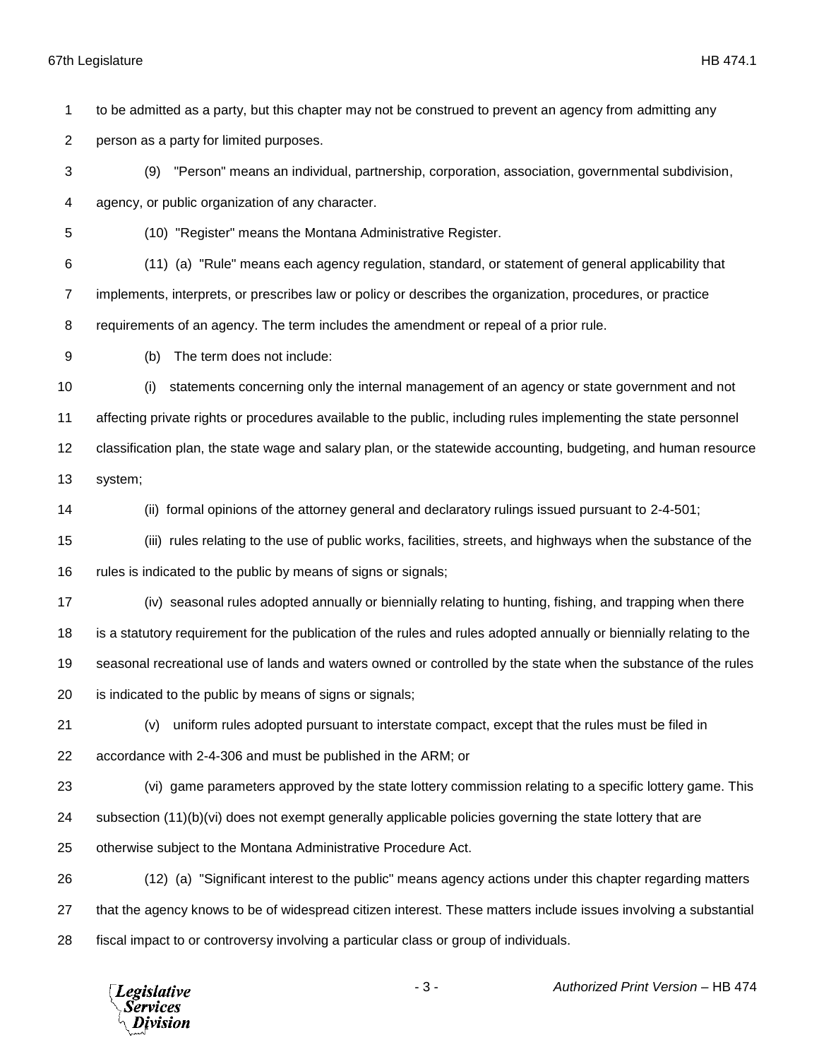to be admitted as a party, but this chapter may not be construed to prevent an agency from admitting any person as a party for limited purposes.

(9) "Person" means an individual, partnership, corporation, association, governmental subdivision, agency, or public organization of any character.

(10) "Register" means the Montana Administrative Register.

(11) (a) "Rule" means each agency regulation, standard, or statement of general applicability that implements, interprets, or prescribes law or policy or describes the organization, procedures, or practice requirements of an agency. The term includes the amendment or repeal of a prior rule.

(b) The term does not include:

(i) statements concerning only the internal management of an agency or state government and not affecting private rights or procedures available to the public, including rules implementing the state personnel classification plan, the state wage and salary plan, or the statewide accounting, budgeting, and human resource system;

(ii) formal opinions of the attorney general and declaratory rulings issued pursuant to 2-4-501;

(iii) rules relating to the use of public works, facilities, streets, and highways when the substance of the rules is indicated to the public by means of signs or signals;

(iv) seasonal rules adopted annually or biennially relating to hunting, fishing, and trapping when there is a statutory requirement for the publication of the rules and rules adopted annually or biennially relating to the seasonal recreational use of lands and waters owned or controlled by the state when the substance of the rules is indicated to the public by means of signs or signals;

(v) uniform rules adopted pursuant to interstate compact, except that the rules must be filed in accordance with 2-4-306 and must be published in the ARM; or

(vi) game parameters approved by the state lottery commission relating to a specific lottery game. This subsection (11)(b)(vi) does not exempt generally applicable policies governing the state lottery that are otherwise subject to the Montana Administrative Procedure Act.

(12) (a) "Significant interest to the public" means agency actions under this chapter regarding matters that the agency knows to be of widespread citizen interest. These matters include issues involving a substantial fiscal impact to or controversy involving a particular class or group of individuals.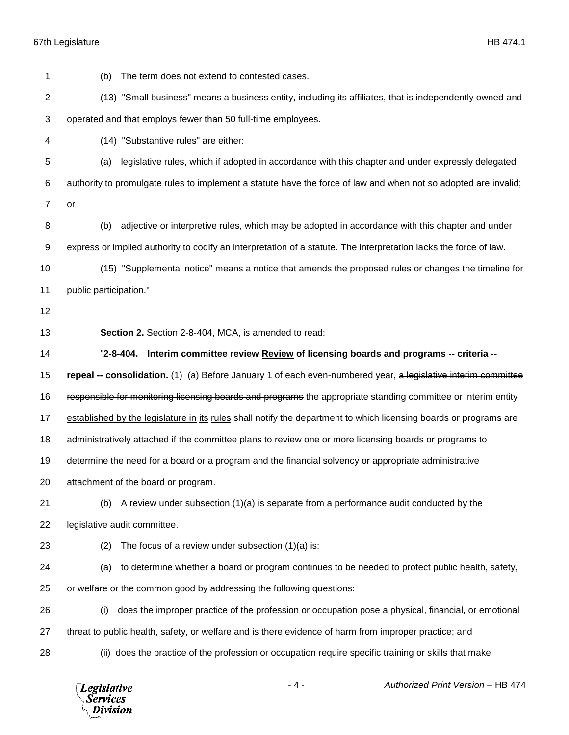(b) The term does not extend to contested cases.

(13) "Small business" means a business entity, including its affiliates, that is independently owned and operated and that employs fewer than 50 full-time employees.

(14) "Substantive rules" are either:

(a) legislative rules, which if adopted in accordance with this chapter and under expressly delegated authority to promulgate rules to implement a statute have the force of law and when not so adopted are invalid; or

(b) adjective or interpretive rules, which may be adopted in accordance with this chapter and under express or implied authority to codify an interpretation of a statute. The interpretation lacks the force of law.

(15) "Supplemental notice" means a notice that amends the proposed rules or changes the timeline for public participation."

**Section 2.** Section 2-8-404, MCA, is amended to read:

"**2-8-404. ~~Interim committee review~~ <u>Review</u> of licensing boards and programs -- criteria -- repeal -- consolidation.** (1) (a) Before January 1 of each even-numbered year, ~~a legislative interim committee responsible for monitoring licensing boards and programs~~ <u>the</u> <u>appropriate standing committee or interim entity established by the legislature in</u> <u>its</u> <u>rules</u> shall notify the department to which licensing boards or programs are administratively attached if the committee plans to review one or more licensing boards or programs to determine the need for a board or a program and the financial solvency or appropriate administrative attachment of the board or program.

(b) A review under subsection (1)(a) is separate from a performance audit conducted by the legislative audit committee.

(2) The focus of a review under subsection (1)(a) is:

(a) to determine whether a board or program continues to be needed to protect public health, safety, or welfare or the common good by addressing the following questions:

(i) does the improper practice of the profession or occupation pose a physical, financial, or emotional threat to public health, safety, or welfare and is there evidence of harm from improper practice; and

(ii) does the practice of the profession or occupation require specific training or skills that make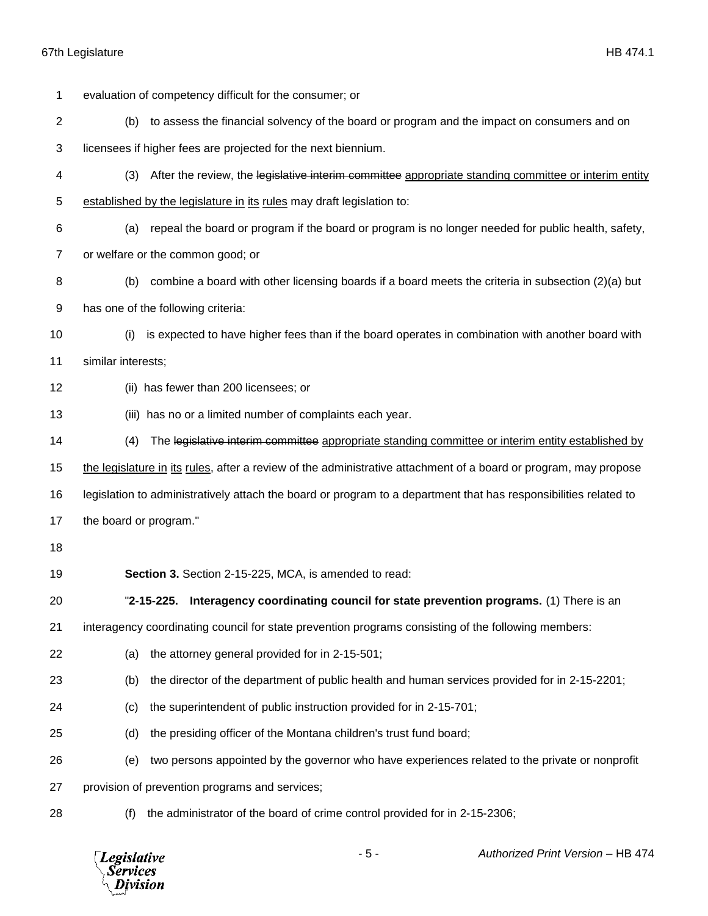evaluation of competency difficult for the consumer; or

(b) to assess the financial solvency of the board or program and the impact on consumers and on licensees if higher fees are projected for the next biennium.

(3) After the review, the ~~legislative interim committee~~ appropriate standing committee or interim entity established by the legislature in its rules may draft legislation to:

(a) repeal the board or program if the board or program is no longer needed for public health, safety, or welfare or the common good; or

(b) combine a board with other licensing boards if a board meets the criteria in subsection (2)(a) but has one of the following criteria:

(i) is expected to have higher fees than if the board operates in combination with another board with similar interests;

(ii) has fewer than 200 licensees; or

(iii) has no or a limited number of complaints each year.

(4) The ~~legislative interim committee~~ appropriate standing committee or interim entity established by the legislature in its rules, after a review of the administrative attachment of a board or program, may propose legislation to administratively attach the board or program to a department that has responsibilities related to the board or program."

**Section 3.** Section 2-15-225, MCA, is amended to read:

"**2-15-225. Interagency coordinating council for state prevention programs.** (1) There is an interagency coordinating council for state prevention programs consisting of the following members:

(a) the attorney general provided for in 2-15-501;

(b) the director of the department of public health and human services provided for in 2-15-2201;

(c) the superintendent of public instruction provided for in 2-15-701;

(d) the presiding officer of the Montana children's trust fund board;

(e) two persons appointed by the governor who have experiences related to the private or nonprofit provision of prevention programs and services;

(f) the administrator of the board of crime control provided for in 2-15-2306;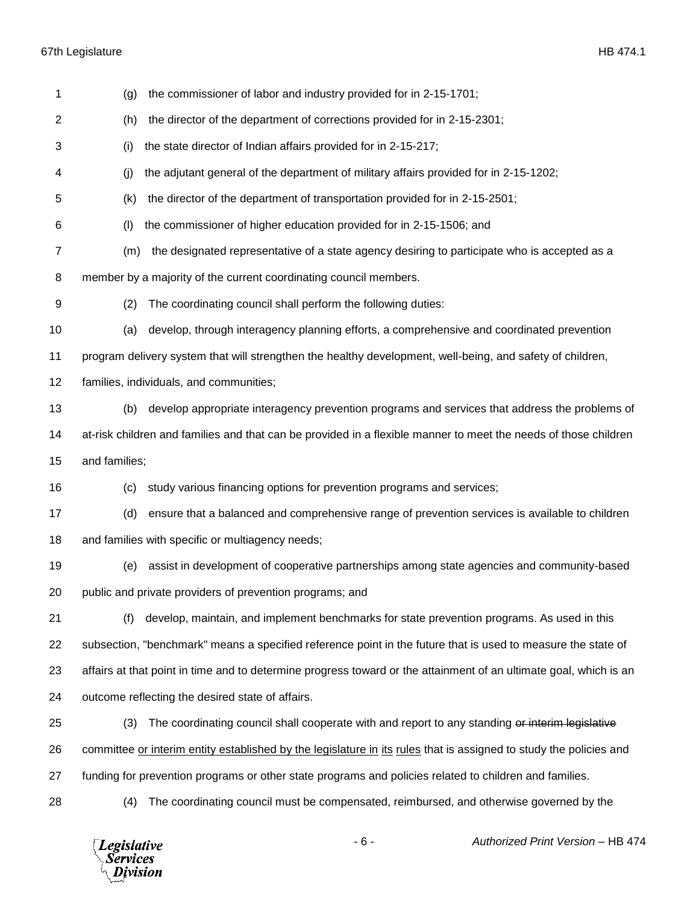(g) the commissioner of labor and industry provided for in 2-15-1701;

(h) the director of the department of corrections provided for in 2-15-2301;

(i) the state director of Indian affairs provided for in 2-15-217;

(j) the adjutant general of the department of military affairs provided for in 2-15-1202;

(k) the director of the department of transportation provided for in 2-15-2501;

(l) the commissioner of higher education provided for in 2-15-1506; and

(m) the designated representative of a state agency desiring to participate who is accepted as a member by a majority of the current coordinating council members.

(2) The coordinating council shall perform the following duties:

(a) develop, through interagency planning efforts, a comprehensive and coordinated prevention program delivery system that will strengthen the healthy development, well-being, and safety of children, families, individuals, and communities;

(b) develop appropriate interagency prevention programs and services that address the problems of at-risk children and families and that can be provided in a flexible manner to meet the needs of those children and families;

(c) study various financing options for prevention programs and services;

(d) ensure that a balanced and comprehensive range of prevention services is available to children and families with specific or multiagency needs;

(e) assist in development of cooperative partnerships among state agencies and community-based public and private providers of prevention programs; and

(f) develop, maintain, and implement benchmarks for state prevention programs. As used in this subsection, "benchmark" means a specified reference point in the future that is used to measure the state of affairs at that point in time and to determine progress toward or the attainment of an ultimate goal, which is an outcome reflecting the desired state of affairs.

(3) The coordinating council shall cooperate with and report to any standing ~~or interim legislative~~ committee <u>or interim entity established by the legislature in</u> <u>its</u> <u>rules</u> that is assigned to study the policies and funding for prevention programs or other state programs and policies related to children and families.

(4) The coordinating council must be compensated, reimbursed, and otherwise governed by the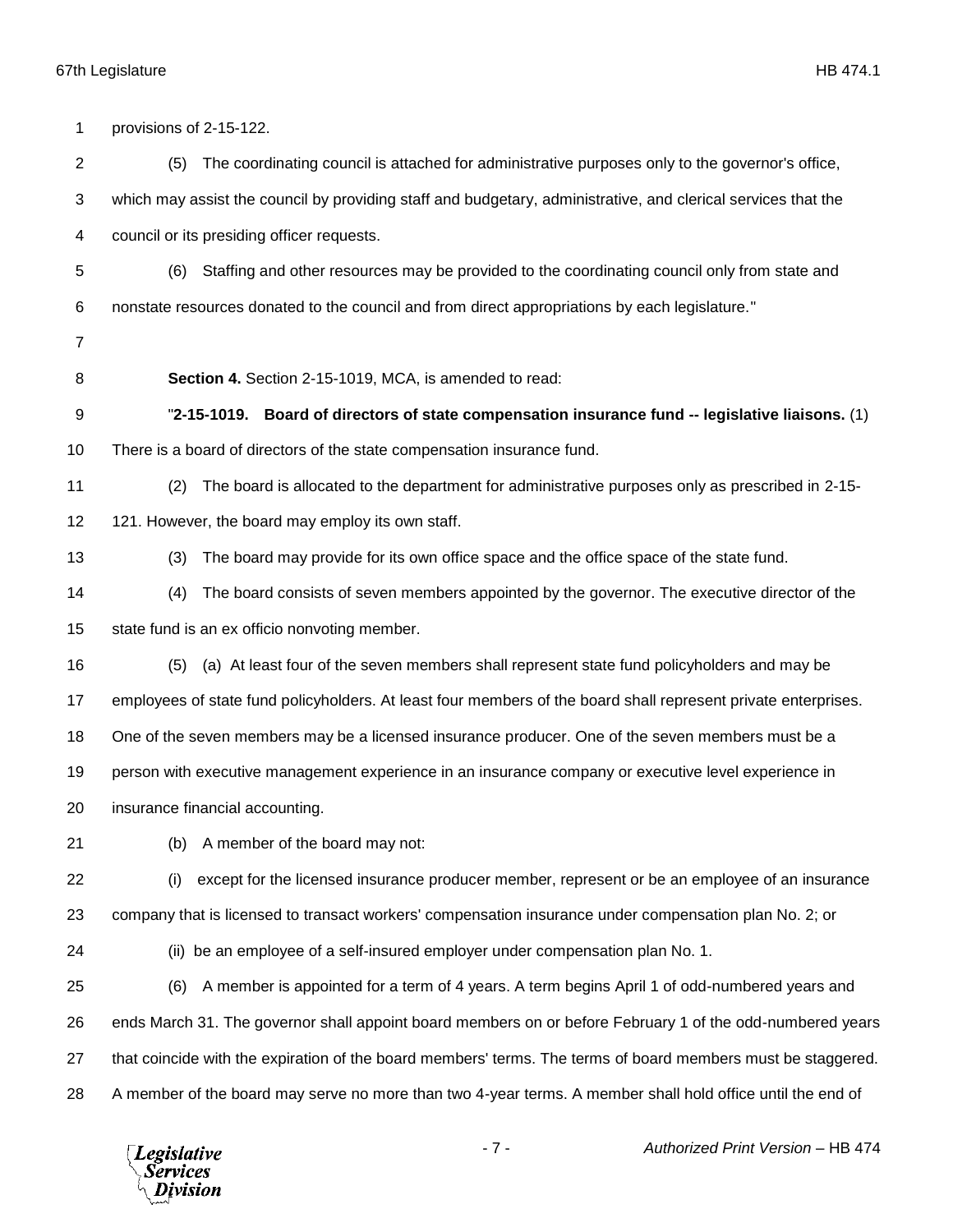provisions of 2-15-122.

(5) The coordinating council is attached for administrative purposes only to the governor's office, which may assist the council by providing staff and budgetary, administrative, and clerical services that the council or its presiding officer requests.

(6) Staffing and other resources may be provided to the coordinating council only from state and nonstate resources donated to the council and from direct appropriations by each legislature."

**Section 4.** Section 2-15-1019, MCA, is amended to read:

"**2-15-1019. Board of directors of state compensation insurance fund -- legislative liaisons.** (1) There is a board of directors of the state compensation insurance fund.

(2) The board is allocated to the department for administrative purposes only as prescribed in 2-15-121. However, the board may employ its own staff.

(3) The board may provide for its own office space and the office space of the state fund.

(4) The board consists of seven members appointed by the governor. The executive director of the state fund is an ex officio nonvoting member.

(5) (a) At least four of the seven members shall represent state fund policyholders and may be employees of state fund policyholders. At least four members of the board shall represent private enterprises. One of the seven members may be a licensed insurance producer. One of the seven members must be a person with executive management experience in an insurance company or executive level experience in insurance financial accounting.

(b) A member of the board may not:

(i) except for the licensed insurance producer member, represent or be an employee of an insurance company that is licensed to transact workers' compensation insurance under compensation plan No. 2; or

(ii) be an employee of a self-insured employer under compensation plan No. 1.

(6) A member is appointed for a term of 4 years. A term begins April 1 of odd-numbered years and ends March 31. The governor shall appoint board members on or before February 1 of the odd-numbered years that coincide with the expiration of the board members' terms. The terms of board members must be staggered. A member of the board may serve no more than two 4-year terms. A member shall hold office until the end of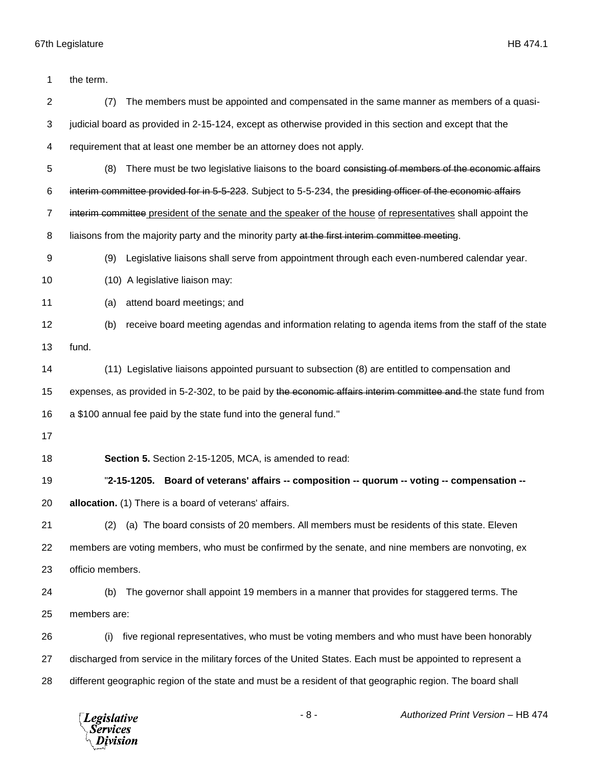the term.

(7) The members must be appointed and compensated in the same manner as members of a quasi-judicial board as provided in 2-15-124, except as otherwise provided in this section and except that the requirement that at least one member be an attorney does not apply.

(8) There must be two legislative liaisons to the board ~~consisting of members of the economic affairs interim committee provided for in 5-5-223~~. Subject to 5-5-234, the ~~presiding officer of the economic affairs interim committee~~ <u>president of the senate and the speaker of the house</u> <u>of representatives</u> shall appoint the liaisons from the majority party and the minority party ~~at the first interim committee meeting~~.

(9) Legislative liaisons shall serve from appointment through each even-numbered calendar year.

(10) A legislative liaison may:

(a) attend board meetings; and

(b) receive board meeting agendas and information relating to agenda items from the staff of the state fund.

(11) Legislative liaisons appointed pursuant to subsection (8) are entitled to compensation and expenses, as provided in 5-2-302, to be paid by ~~the economic affairs interim committee and~~ the state fund from a $100 annual fee paid by the state fund into the general fund."

**Section 5.** Section 2-15-1205, MCA, is amended to read:

"**2-15-1205. Board of veterans' affairs -- composition -- quorum -- voting -- compensation -- allocation.** (1) There is a board of veterans' affairs.

(2) (a) The board consists of 20 members. All members must be residents of this state. Eleven members are voting members, who must be confirmed by the senate, and nine members are nonvoting, ex officio members.

(b) The governor shall appoint 19 members in a manner that provides for staggered terms. The members are:

(i) five regional representatives, who must be voting members and who must have been honorably discharged from service in the military forces of the United States. Each must be appointed to represent a different geographic region of the state and must be a resident of that geographic region. The board shall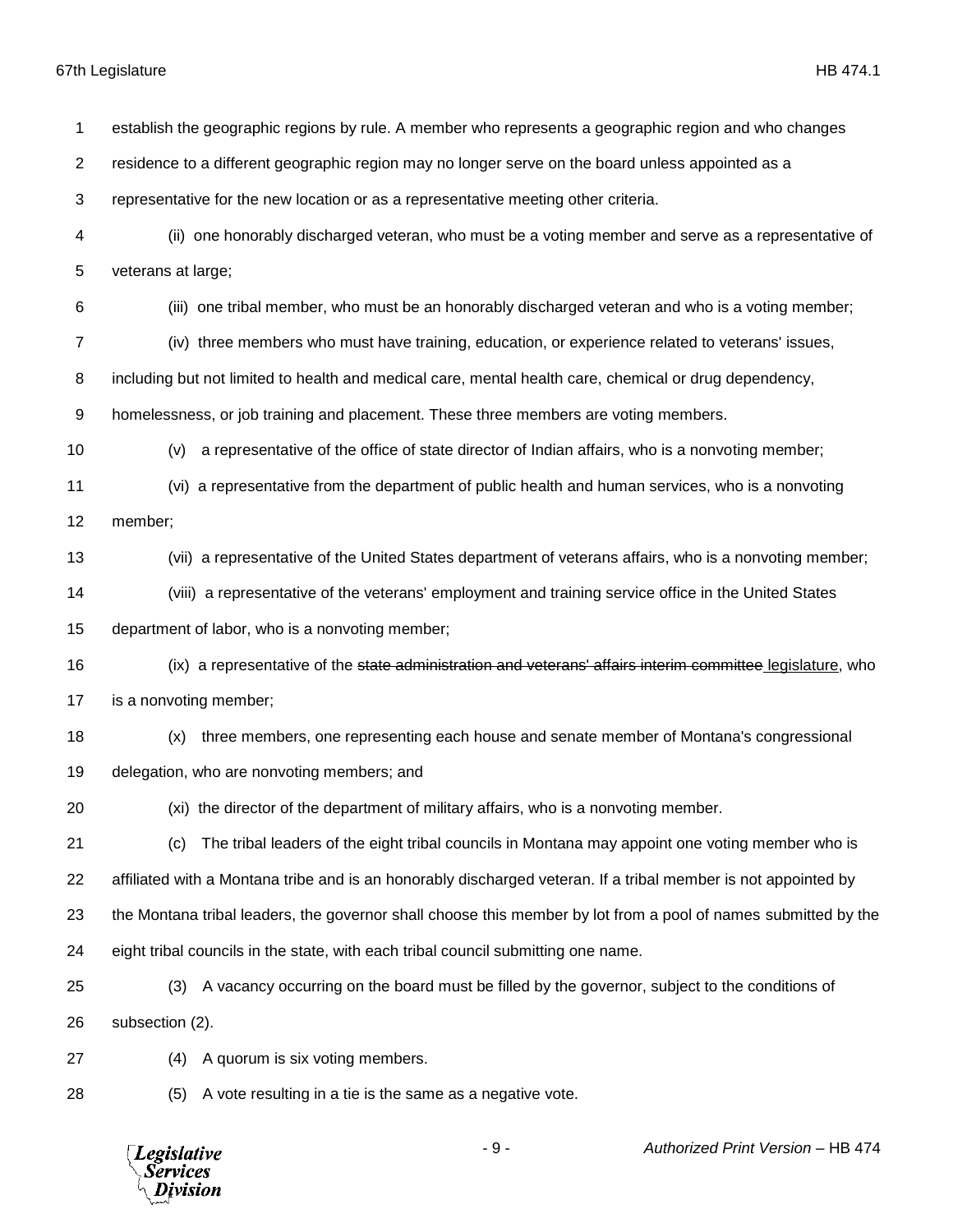establish the geographic regions by rule. A member who represents a geographic region and who changes residence to a different geographic region may no longer serve on the board unless appointed as a representative for the new location or as a representative meeting other criteria.

(ii) one honorably discharged veteran, who must be a voting member and serve as a representative of veterans at large;

(iii) one tribal member, who must be an honorably discharged veteran and who is a voting member;

(iv) three members who must have training, education, or experience related to veterans' issues, including but not limited to health and medical care, mental health care, chemical or drug dependency, homelessness, or job training and placement. These three members are voting members.

(v) a representative of the office of state director of Indian affairs, who is a nonvoting member;

(vi) a representative from the department of public health and human services, who is a nonvoting member;

(vii) a representative of the United States department of veterans affairs, who is a nonvoting member;

(viii) a representative of the veterans' employment and training service office in the United States department of labor, who is a nonvoting member;

(ix) a representative of the ~~state administration and veterans' affairs interim committee~~ <u>legislature</u>, who is a nonvoting member;

(x) three members, one representing each house and senate member of Montana's congressional delegation, who are nonvoting members; and

(xi) the director of the department of military affairs, who is a nonvoting member.

(c) The tribal leaders of the eight tribal councils in Montana may appoint one voting member who is affiliated with a Montana tribe and is an honorably discharged veteran. If a tribal member is not appointed by the Montana tribal leaders, the governor shall choose this member by lot from a pool of names submitted by the eight tribal councils in the state, with each tribal council submitting one name.

(3) A vacancy occurring on the board must be filled by the governor, subject to the conditions of subsection (2).

(4) A quorum is six voting members.

(5) A vote resulting in a tie is the same as a negative vote.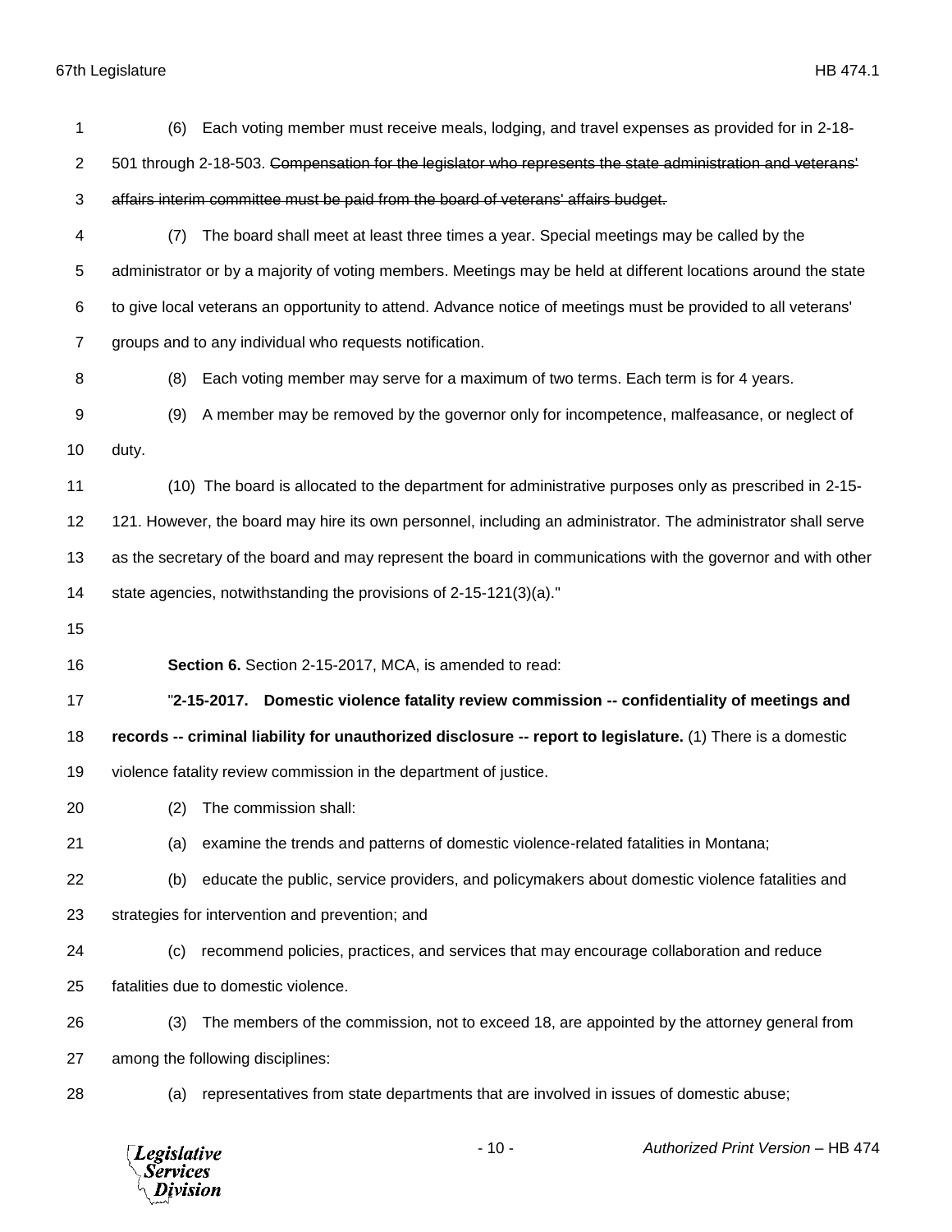(6) Each voting member must receive meals, lodging, and travel expenses as provided for in 2-18-501 through 2-18-503. ~~Compensation for the legislator who represents the state administration and veterans' affairs interim committee must be paid from the board of veterans' affairs budget.~~

(7) The board shall meet at least three times a year. Special meetings may be called by the administrator or by a majority of voting members. Meetings may be held at different locations around the state to give local veterans an opportunity to attend. Advance notice of meetings must be provided to all veterans' groups and to any individual who requests notification.

(8) Each voting member may serve for a maximum of two terms. Each term is for 4 years.

(9) A member may be removed by the governor only for incompetence, malfeasance, or neglect of duty.

(10) The board is allocated to the department for administrative purposes only as prescribed in 2-15-121. However, the board may hire its own personnel, including an administrator. The administrator shall serve as the secretary of the board and may represent the board in communications with the governor and with other state agencies, notwithstanding the provisions of 2-15-121(3)(a)."

**Section 6.** Section 2-15-2017, MCA, is amended to read:

"**2-15-2017. Domestic violence fatality review commission -- confidentiality of meetings and records -- criminal liability for unauthorized disclosure -- report to legislature.** (1) There is a domestic violence fatality review commission in the department of justice.

(2) The commission shall:

(a) examine the trends and patterns of domestic violence-related fatalities in Montana;

(b) educate the public, service providers, and policymakers about domestic violence fatalities and strategies for intervention and prevention; and

(c) recommend policies, practices, and services that may encourage collaboration and reduce fatalities due to domestic violence.

(3) The members of the commission, not to exceed 18, are appointed by the attorney general from among the following disciplines:

(a) representatives from state departments that are involved in issues of domestic abuse;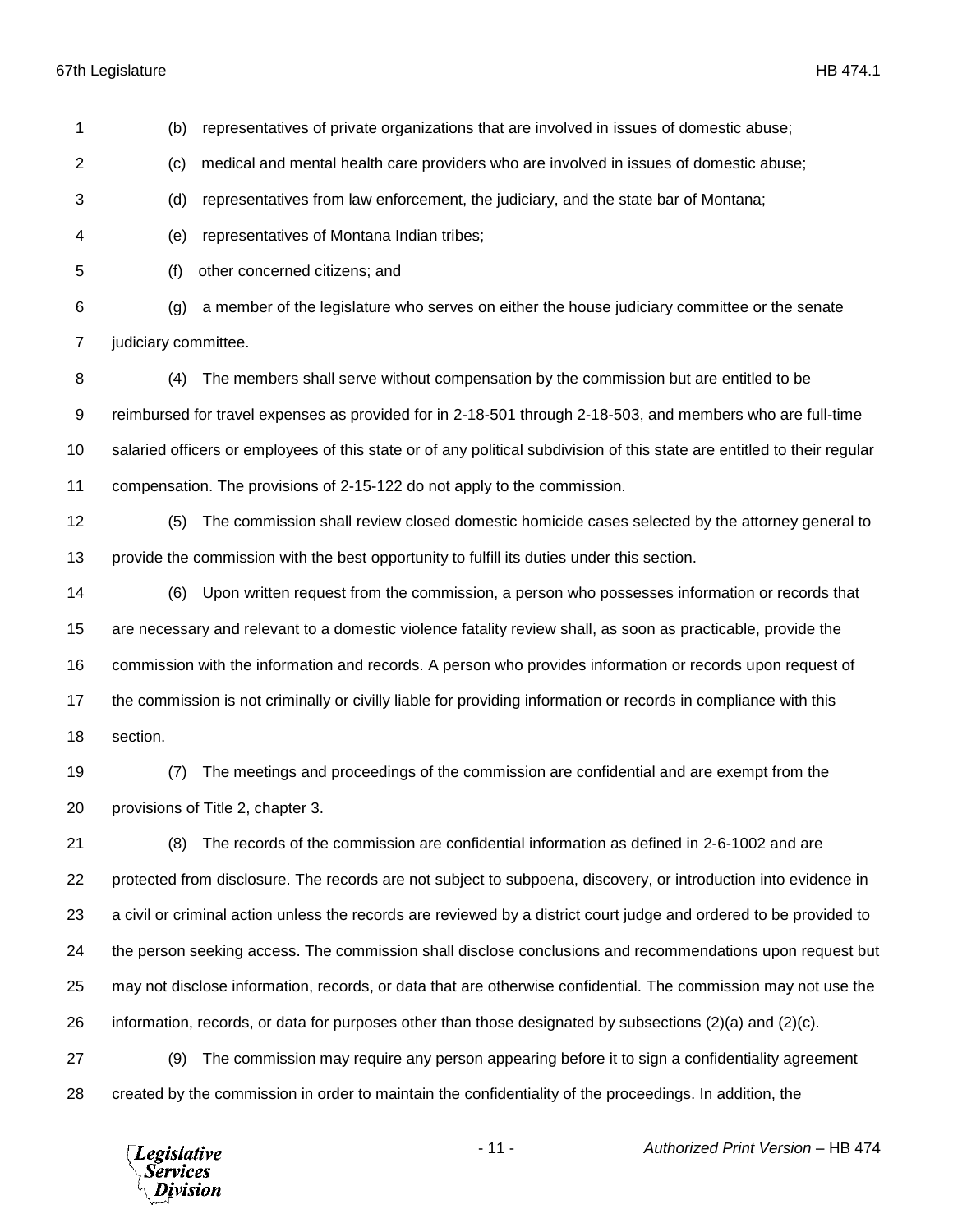(b) representatives of private organizations that are involved in issues of domestic abuse;

(c) medical and mental health care providers who are involved in issues of domestic abuse;

(d) representatives from law enforcement, the judiciary, and the state bar of Montana;

(e) representatives of Montana Indian tribes;

(f) other concerned citizens; and

(g) a member of the legislature who serves on either the house judiciary committee or the senate judiciary committee.

(4) The members shall serve without compensation by the commission but are entitled to be reimbursed for travel expenses as provided for in 2-18-501 through 2-18-503, and members who are full-time salaried officers or employees of this state or of any political subdivision of this state are entitled to their regular compensation. The provisions of 2-15-122 do not apply to the commission.

(5) The commission shall review closed domestic homicide cases selected by the attorney general to provide the commission with the best opportunity to fulfill its duties under this section.

(6) Upon written request from the commission, a person who possesses information or records that are necessary and relevant to a domestic violence fatality review shall, as soon as practicable, provide the commission with the information and records. A person who provides information or records upon request of the commission is not criminally or civilly liable for providing information or records in compliance with this section.

(7) The meetings and proceedings of the commission are confidential and are exempt from the provisions of Title 2, chapter 3.

(8) The records of the commission are confidential information as defined in 2-6-1002 and are protected from disclosure. The records are not subject to subpoena, discovery, or introduction into evidence in a civil or criminal action unless the records are reviewed by a district court judge and ordered to be provided to the person seeking access. The commission shall disclose conclusions and recommendations upon request but may not disclose information, records, or data that are otherwise confidential. The commission may not use the information, records, or data for purposes other than those designated by subsections (2)(a) and (2)(c).

(9) The commission may require any person appearing before it to sign a confidentiality agreement created by the commission in order to maintain the confidentiality of the proceedings. In addition, the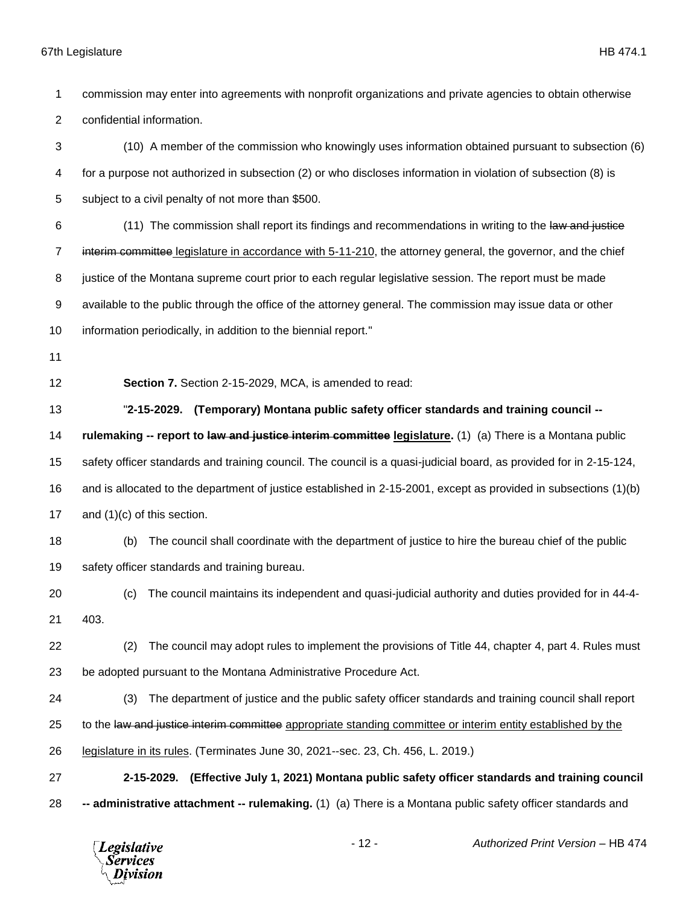commission may enter into agreements with nonprofit organizations and private agencies to obtain otherwise confidential information.

(10) A member of the commission who knowingly uses information obtained pursuant to subsection (6) for a purpose not authorized in subsection (2) or who discloses information in violation of subsection (8) is subject to a civil penalty of not more than $500.

(11) The commission shall report its findings and recommendations in writing to the ~~law and justice interim committee~~ legislature in accordance with 5-11-210, the attorney general, the governor, and the chief justice of the Montana supreme court prior to each regular legislative session. The report must be made available to the public through the office of the attorney general. The commission may issue data or other information periodically, in addition to the biennial report."

**Section 7.** Section 2-15-2029, MCA, is amended to read:

"**2-15-2029. (Temporary) Montana public safety officer standards and training council -- rulemaking -- report to ~~law and justice interim committee~~ legislature.** (1) (a) There is a Montana public safety officer standards and training council. The council is a quasi-judicial board, as provided for in 2-15-124, and is allocated to the department of justice established in 2-15-2001, except as provided in subsections (1)(b) and (1)(c) of this section.

(b) The council shall coordinate with the department of justice to hire the bureau chief of the public safety officer standards and training bureau.

(c) The council maintains its independent and quasi-judicial authority and duties provided for in 44-4-403.

(2) The council may adopt rules to implement the provisions of Title 44, chapter 4, part 4. Rules must be adopted pursuant to the Montana Administrative Procedure Act.

(3) The department of justice and the public safety officer standards and training council shall report to the ~~law and justice interim committee~~ appropriate standing committee or interim entity established by the legislature in its rules. (Terminates June 30, 2021--sec. 23, Ch. 456, L. 2019.)

**2-15-2029. (Effective July 1, 2021) Montana public safety officer standards and training council -- administrative attachment -- rulemaking.** (1) (a) There is a Montana public safety officer standards and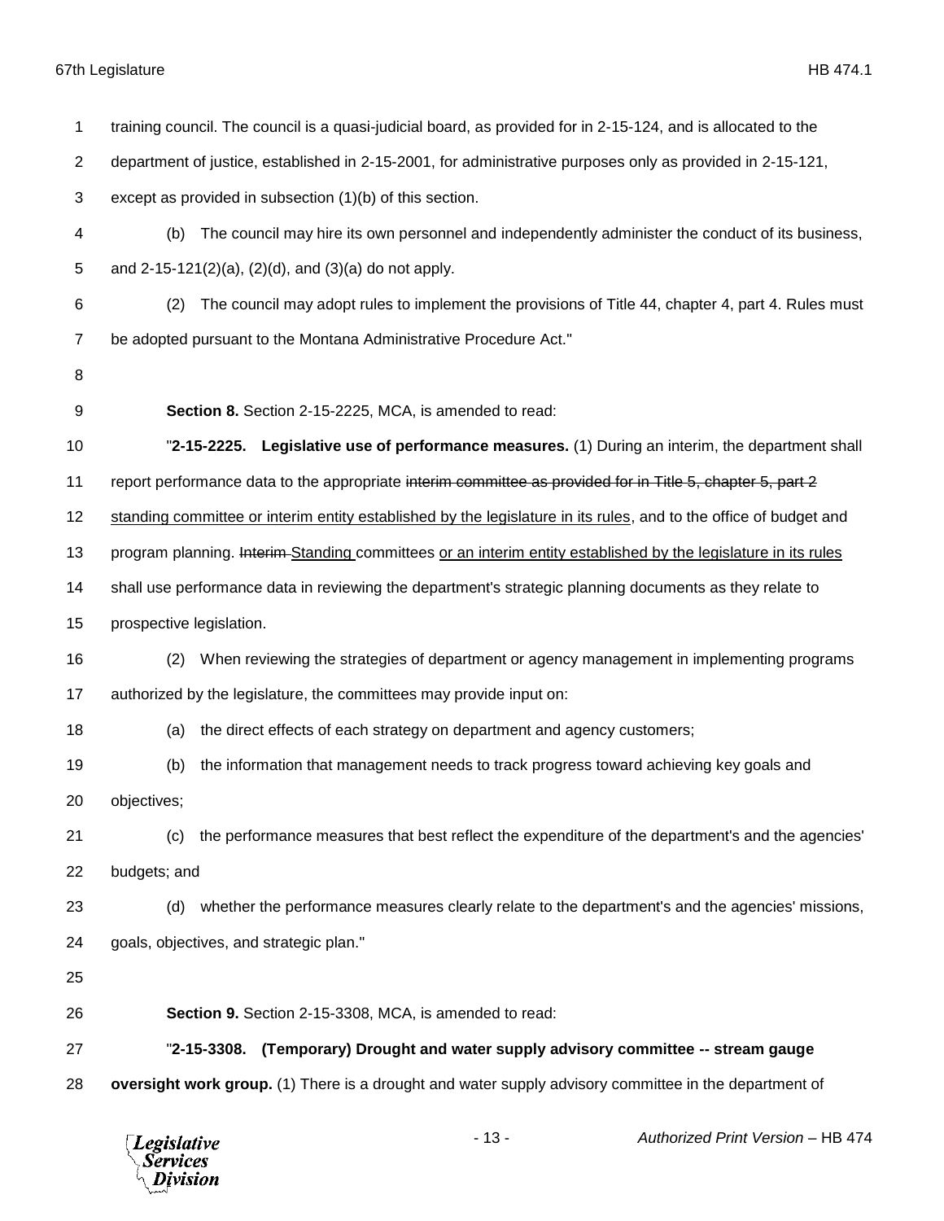training council. The council is a quasi-judicial board, as provided for in 2-15-124, and is allocated to the department of justice, established in 2-15-2001, for administrative purposes only as provided in 2-15-121, except as provided in subsection (1)(b) of this section.

(b) The council may hire its own personnel and independently administer the conduct of its business, and 2-15-121(2)(a), (2)(d), and (3)(a) do not apply.

(2) The council may adopt rules to implement the provisions of Title 44, chapter 4, part 4. Rules must be adopted pursuant to the Montana Administrative Procedure Act."

**Section 8.** Section 2-15-2225, MCA, is amended to read:

"**2-15-2225. Legislative use of performance measures.** (1) During an interim, the department shall report performance data to the appropriate ~~interim committee as provided for in Title 5, chapter 5, part 2~~ <u>standing committee or interim entity established by the legislature in its rules</u>, and to the office of budget and program planning. ~~Interim~~ <u>Standing</u> committees <u>or an interim entity established by the legislature in its rules</u> shall use performance data in reviewing the department's strategic planning documents as they relate to prospective legislation.

(2) When reviewing the strategies of department or agency management in implementing programs authorized by the legislature, the committees may provide input on:

(a) the direct effects of each strategy on department and agency customers;

(b) the information that management needs to track progress toward achieving key goals and objectives;

(c) the performance measures that best reflect the expenditure of the department's and the agencies' budgets; and

(d) whether the performance measures clearly relate to the department's and the agencies' missions, goals, objectives, and strategic plan."

**Section 9.** Section 2-15-3308, MCA, is amended to read:

"**2-15-3308. (Temporary) Drought and water supply advisory committee -- stream gauge oversight work group.** (1) There is a drought and water supply advisory committee in the department of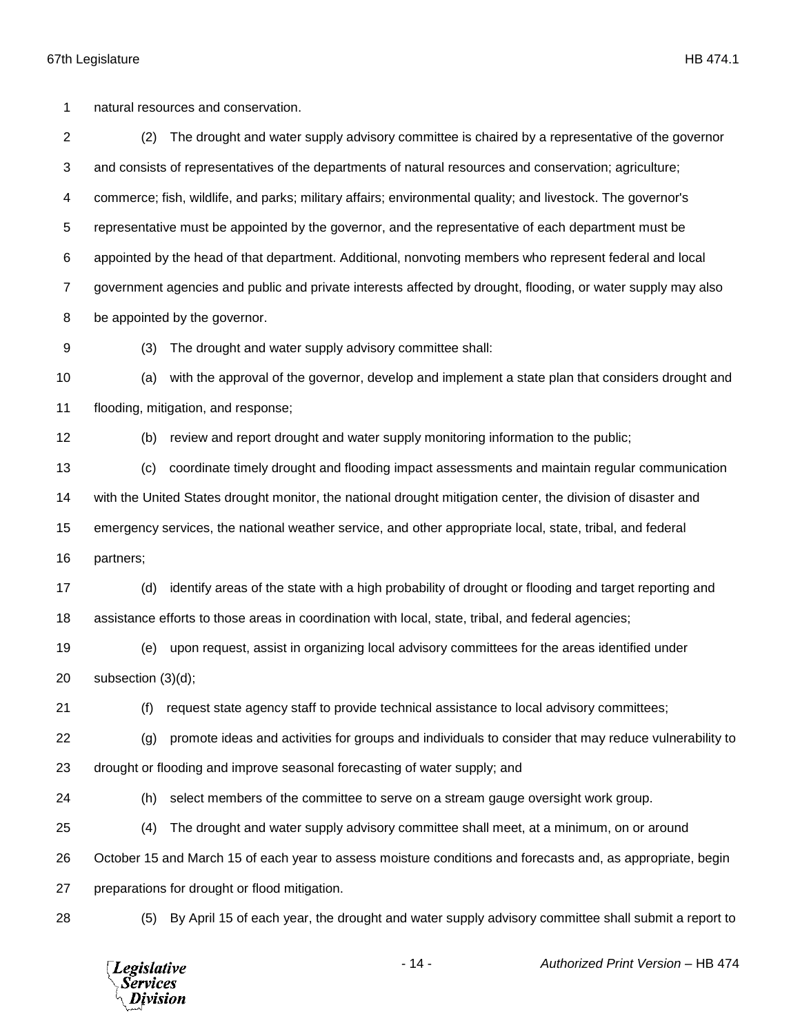natural resources and conservation.

(2) The drought and water supply advisory committee is chaired by a representative of the governor and consists of representatives of the departments of natural resources and conservation; agriculture; commerce; fish, wildlife, and parks; military affairs; environmental quality; and livestock. The governor's representative must be appointed by the governor, and the representative of each department must be appointed by the head of that department. Additional, nonvoting members who represent federal and local government agencies and public and private interests affected by drought, flooding, or water supply may also be appointed by the governor.

(3) The drought and water supply advisory committee shall:

(a) with the approval of the governor, develop and implement a state plan that considers drought and flooding, mitigation, and response;

(b) review and report drought and water supply monitoring information to the public;

(c) coordinate timely drought and flooding impact assessments and maintain regular communication with the United States drought monitor, the national drought mitigation center, the division of disaster and emergency services, the national weather service, and other appropriate local, state, tribal, and federal partners;

(d) identify areas of the state with a high probability of drought or flooding and target reporting and assistance efforts to those areas in coordination with local, state, tribal, and federal agencies;

(e) upon request, assist in organizing local advisory committees for the areas identified under subsection (3)(d);

(f) request state agency staff to provide technical assistance to local advisory committees;

(g) promote ideas and activities for groups and individuals to consider that may reduce vulnerability to drought or flooding and improve seasonal forecasting of water supply; and

(h) select members of the committee to serve on a stream gauge oversight work group.

(4) The drought and water supply advisory committee shall meet, at a minimum, on or around October 15 and March 15 of each year to assess moisture conditions and forecasts and, as appropriate, begin preparations for drought or flood mitigation.

(5) By April 15 of each year, the drought and water supply advisory committee shall submit a report to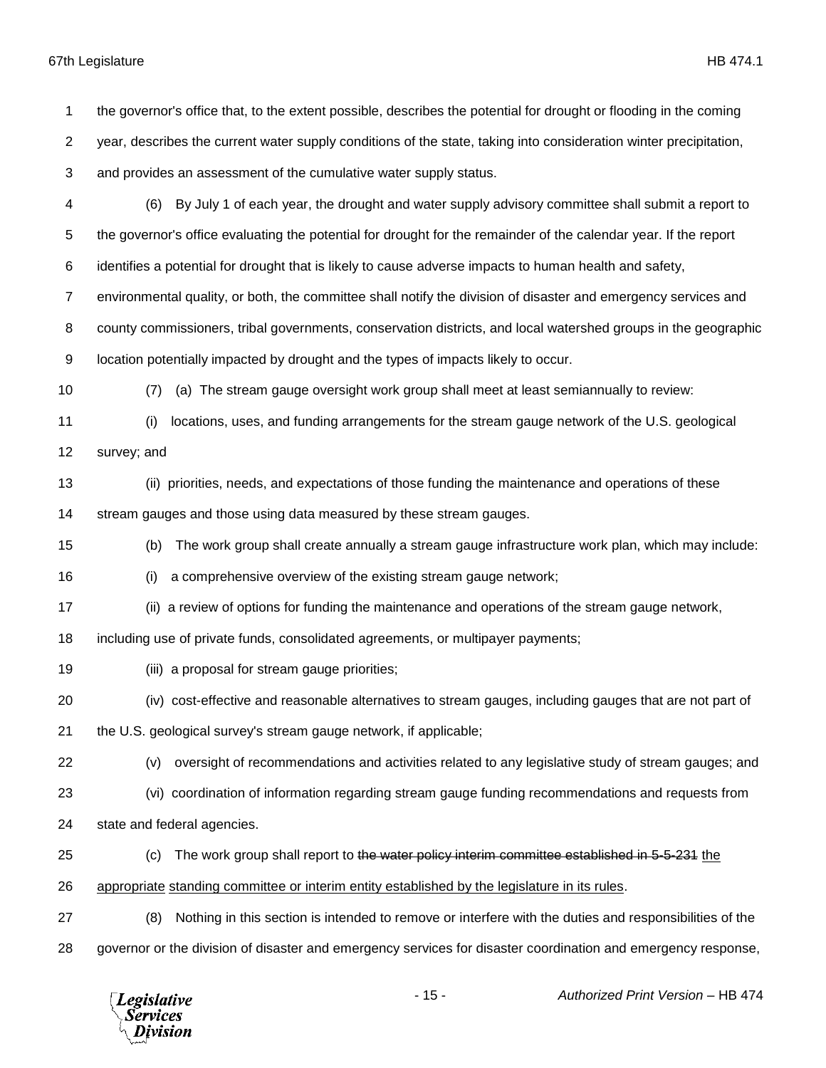the governor's office that, to the extent possible, describes the potential for drought or flooding in the coming year, describes the current water supply conditions of the state, taking into consideration winter precipitation, and provides an assessment of the cumulative water supply status.

(6) By July 1 of each year, the drought and water supply advisory committee shall submit a report to the governor's office evaluating the potential for drought for the remainder of the calendar year. If the report identifies a potential for drought that is likely to cause adverse impacts to human health and safety, environmental quality, or both, the committee shall notify the division of disaster and emergency services and county commissioners, tribal governments, conservation districts, and local watershed groups in the geographic location potentially impacted by drought and the types of impacts likely to occur.

(7) (a) The stream gauge oversight work group shall meet at least semiannually to review:

(i) locations, uses, and funding arrangements for the stream gauge network of the U.S. geological survey; and

(ii) priorities, needs, and expectations of those funding the maintenance and operations of these stream gauges and those using data measured by these stream gauges.

(b) The work group shall create annually a stream gauge infrastructure work plan, which may include:

(i) a comprehensive overview of the existing stream gauge network;

(ii) a review of options for funding the maintenance and operations of the stream gauge network, including use of private funds, consolidated agreements, or multipayer payments;

(iii) a proposal for stream gauge priorities;

(iv) cost-effective and reasonable alternatives to stream gauges, including gauges that are not part of the U.S. geological survey's stream gauge network, if applicable;

(v) oversight of recommendations and activities related to any legislative study of stream gauges; and

(vi) coordination of information regarding stream gauge funding recommendations and requests from state and federal agencies.

(c) The work group shall report to ~~the water policy interim committee established in 5-5-231~~ the appropriate standing committee or interim entity established by the legislature in its rules.

(8) Nothing in this section is intended to remove or interfere with the duties and responsibilities of the governor or the division of disaster and emergency services for disaster coordination and emergency response,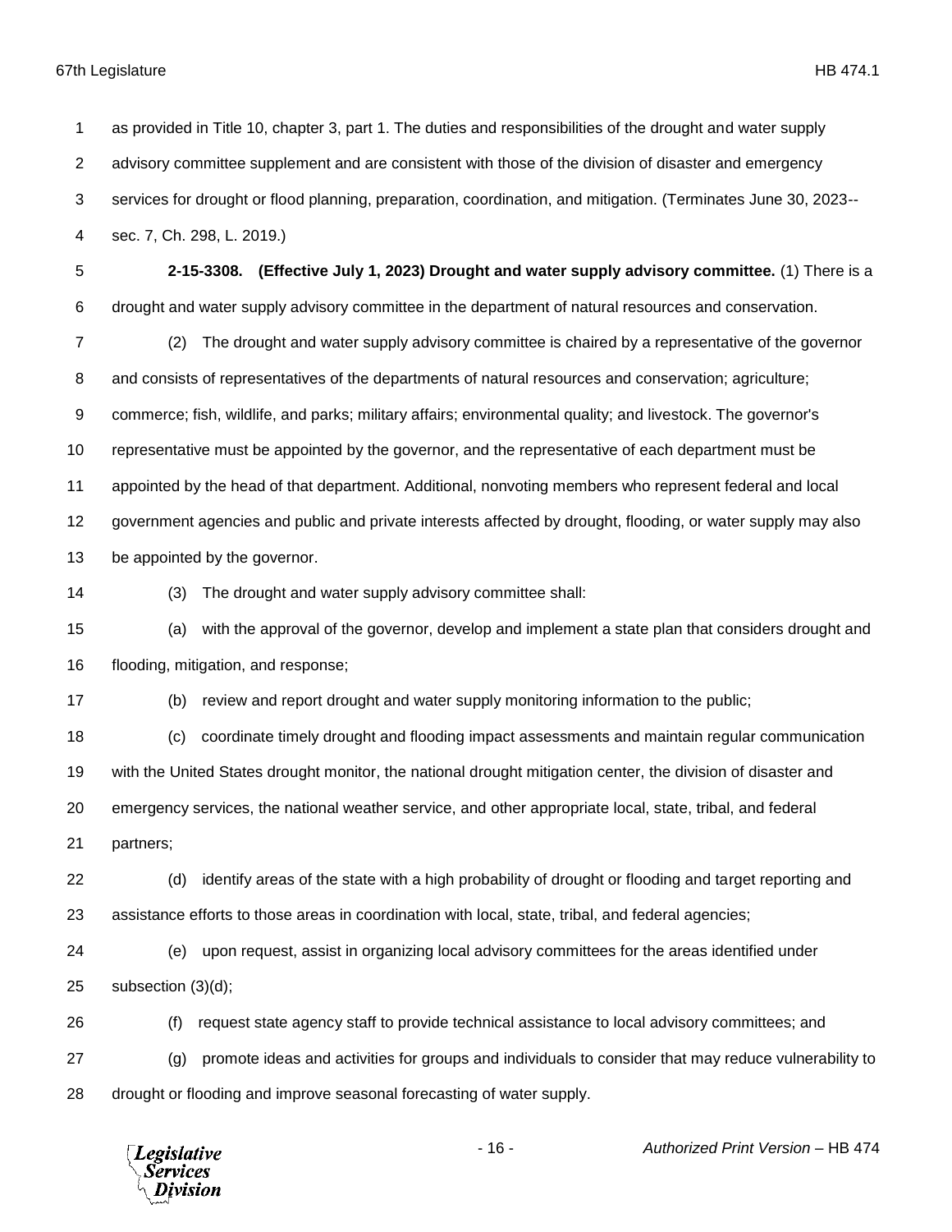as provided in Title 10, chapter 3, part 1. The duties and responsibilities of the drought and water supply advisory committee supplement and are consistent with those of the division of disaster and emergency services for drought or flood planning, preparation, coordination, and mitigation. (Terminates June 30, 2023--sec. 7, Ch. 298, L. 2019.)

**2-15-3308. (Effective July 1, 2023) Drought and water supply advisory committee.** (1) There is a drought and water supply advisory committee in the department of natural resources and conservation.

(2) The drought and water supply advisory committee is chaired by a representative of the governor and consists of representatives of the departments of natural resources and conservation; agriculture; commerce; fish, wildlife, and parks; military affairs; environmental quality; and livestock. The governor's representative must be appointed by the governor, and the representative of each department must be appointed by the head of that department. Additional, nonvoting members who represent federal and local government agencies and public and private interests affected by drought, flooding, or water supply may also be appointed by the governor.

(3) The drought and water supply advisory committee shall:

(a) with the approval of the governor, develop and implement a state plan that considers drought and flooding, mitigation, and response;

(b) review and report drought and water supply monitoring information to the public;

(c) coordinate timely drought and flooding impact assessments and maintain regular communication with the United States drought monitor, the national drought mitigation center, the division of disaster and emergency services, the national weather service, and other appropriate local, state, tribal, and federal partners;

(d) identify areas of the state with a high probability of drought or flooding and target reporting and assistance efforts to those areas in coordination with local, state, tribal, and federal agencies;

(e) upon request, assist in organizing local advisory committees for the areas identified under subsection (3)(d);

(f) request state agency staff to provide technical assistance to local advisory committees; and

(g) promote ideas and activities for groups and individuals to consider that may reduce vulnerability to drought or flooding and improve seasonal forecasting of water supply.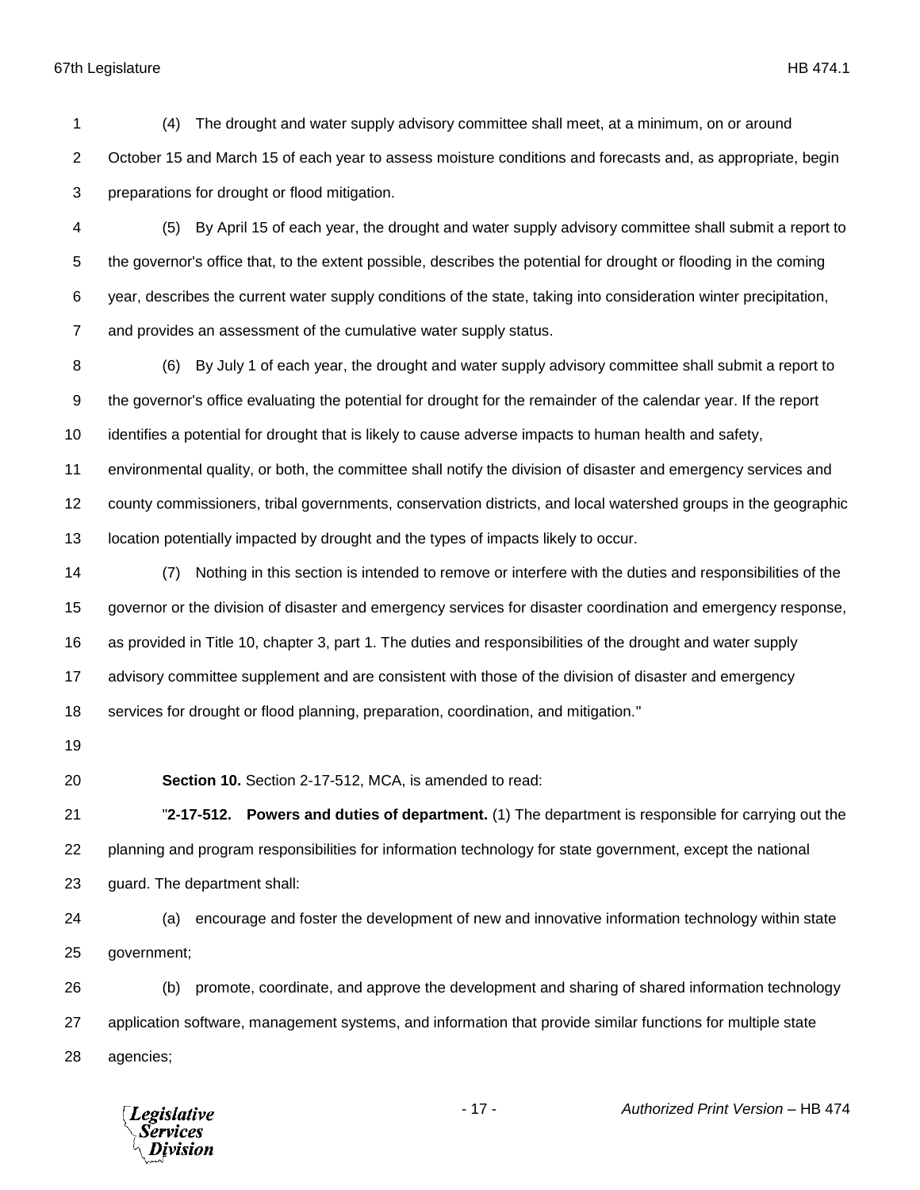(4) The drought and water supply advisory committee shall meet, at a minimum, on or around October 15 and March 15 of each year to assess moisture conditions and forecasts and, as appropriate, begin preparations for drought or flood mitigation.

(5) By April 15 of each year, the drought and water supply advisory committee shall submit a report to the governor's office that, to the extent possible, describes the potential for drought or flooding in the coming year, describes the current water supply conditions of the state, taking into consideration winter precipitation, and provides an assessment of the cumulative water supply status.

(6) By July 1 of each year, the drought and water supply advisory committee shall submit a report to the governor's office evaluating the potential for drought for the remainder of the calendar year. If the report identifies a potential for drought that is likely to cause adverse impacts to human health and safety, environmental quality, or both, the committee shall notify the division of disaster and emergency services and county commissioners, tribal governments, conservation districts, and local watershed groups in the geographic location potentially impacted by drought and the types of impacts likely to occur.

(7) Nothing in this section is intended to remove or interfere with the duties and responsibilities of the governor or the division of disaster and emergency services for disaster coordination and emergency response, as provided in Title 10, chapter 3, part 1. The duties and responsibilities of the drought and water supply advisory committee supplement and are consistent with those of the division of disaster and emergency services for drought or flood planning, preparation, coordination, and mitigation."

**Section 10.** Section 2-17-512, MCA, is amended to read:

"**2-17-512. Powers and duties of department.** (1) The department is responsible for carrying out the planning and program responsibilities for information technology for state government, except the national guard. The department shall:

(a) encourage and foster the development of new and innovative information technology within state government;

(b) promote, coordinate, and approve the development and sharing of shared information technology application software, management systems, and information that provide similar functions for multiple state agencies;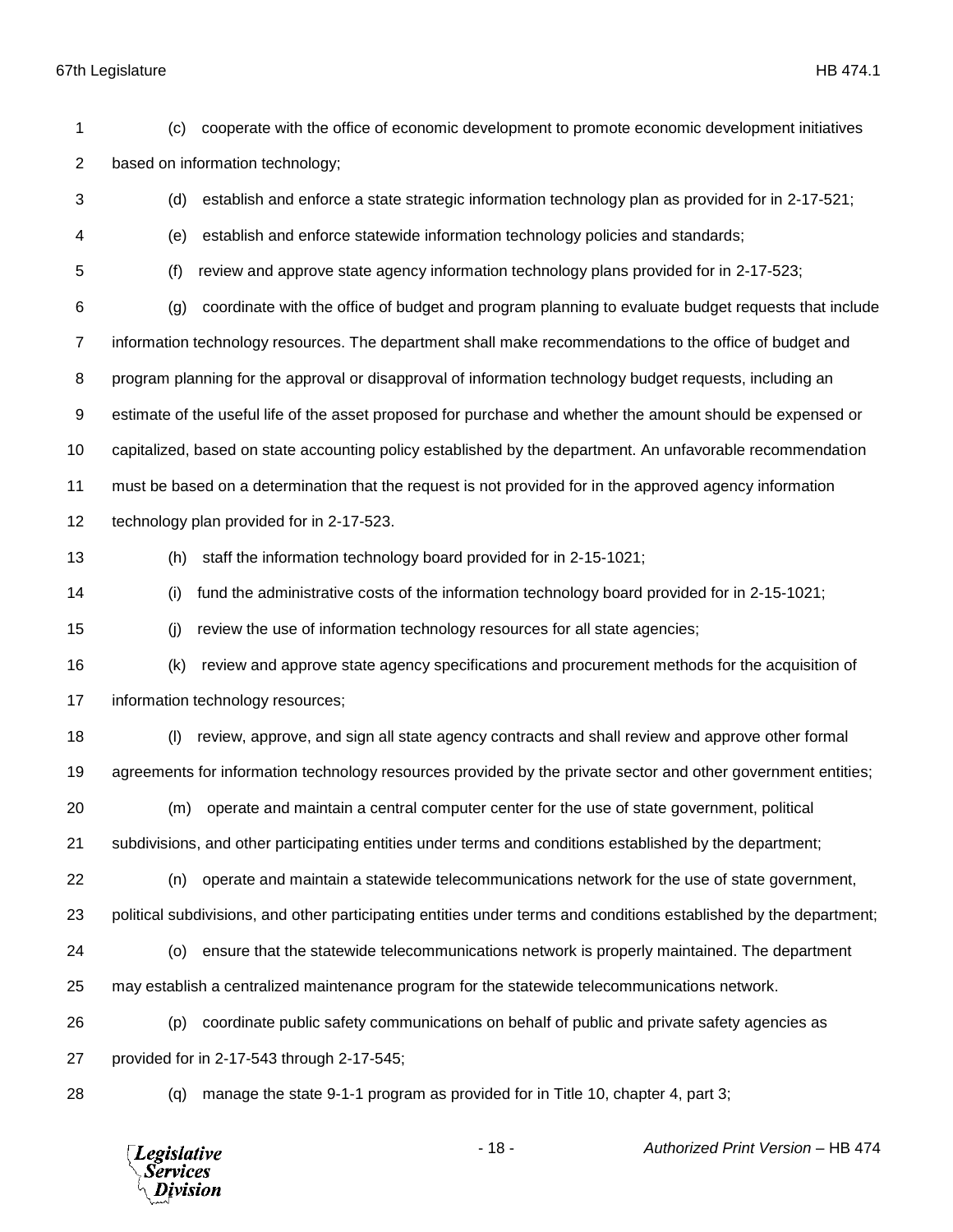(c) cooperate with the office of economic development to promote economic development initiatives based on information technology;

(d) establish and enforce a state strategic information technology plan as provided for in 2-17-521;

(e) establish and enforce statewide information technology policies and standards;

(f) review and approve state agency information technology plans provided for in 2-17-523;

(g) coordinate with the office of budget and program planning to evaluate budget requests that include information technology resources. The department shall make recommendations to the office of budget and program planning for the approval or disapproval of information technology budget requests, including an estimate of the useful life of the asset proposed for purchase and whether the amount should be expensed or capitalized, based on state accounting policy established by the department. An unfavorable recommendation must be based on a determination that the request is not provided for in the approved agency information technology plan provided for in 2-17-523.

(h) staff the information technology board provided for in 2-15-1021;

(i) fund the administrative costs of the information technology board provided for in 2-15-1021;

(j) review the use of information technology resources for all state agencies;

(k) review and approve state agency specifications and procurement methods for the acquisition of information technology resources;

(l) review, approve, and sign all state agency contracts and shall review and approve other formal agreements for information technology resources provided by the private sector and other government entities;

(m) operate and maintain a central computer center for the use of state government, political subdivisions, and other participating entities under terms and conditions established by the department;

(n) operate and maintain a statewide telecommunications network for the use of state government, political subdivisions, and other participating entities under terms and conditions established by the department;

(o) ensure that the statewide telecommunications network is properly maintained. The department may establish a centralized maintenance program for the statewide telecommunications network.

(p) coordinate public safety communications on behalf of public and private safety agencies as provided for in 2-17-543 through 2-17-545;

(q) manage the state 9-1-1 program as provided for in Title 10, chapter 4, part 3;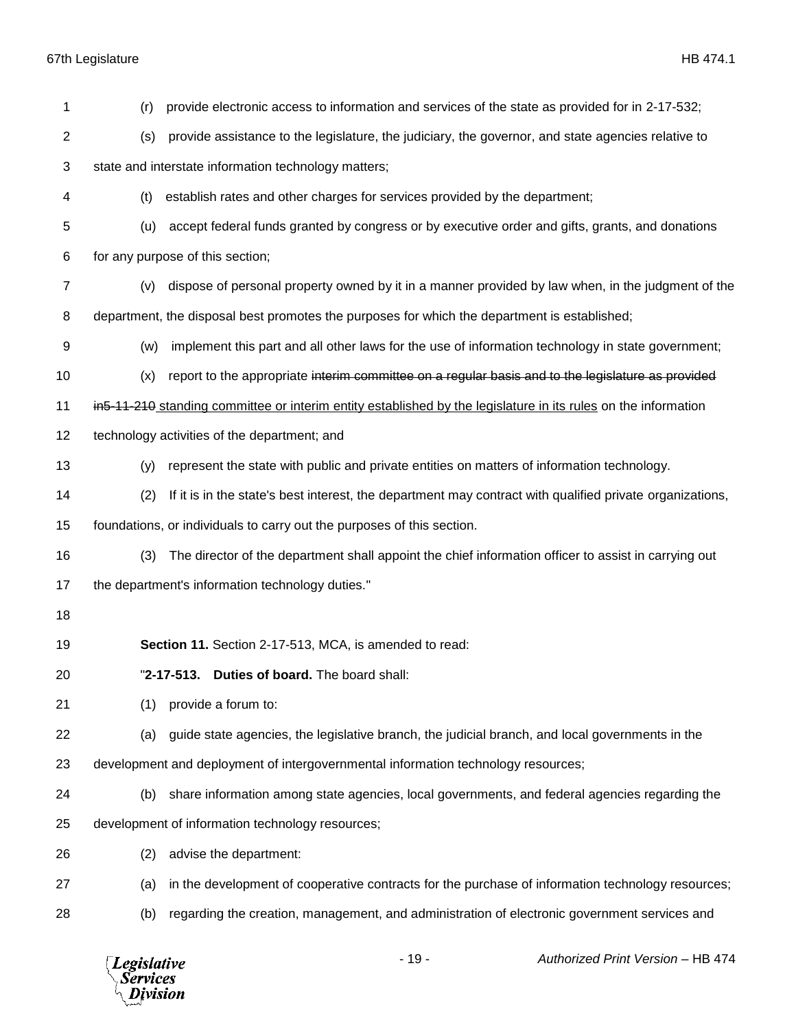(r) provide electronic access to information and services of the state as provided for in 2-17-532;

(s) provide assistance to the legislature, the judiciary, the governor, and state agencies relative to state and interstate information technology matters;

(t) establish rates and other charges for services provided by the department;

(u) accept federal funds granted by congress or by executive order and gifts, grants, and donations for any purpose of this section;

(v) dispose of personal property owned by it in a manner provided by law when, in the judgment of the department, the disposal best promotes the purposes for which the department is established;

(w) implement this part and all other laws for the use of information technology in state government;

(x) report to the appropriate ~~interim committee on a regular basis and to the legislature as provided in5-11-210~~ standing committee or interim entity established by the legislature in its rules on the information technology activities of the department; and

(y) represent the state with public and private entities on matters of information technology.

(2) If it is in the state's best interest, the department may contract with qualified private organizations, foundations, or individuals to carry out the purposes of this section.

(3) The director of the department shall appoint the chief information officer to assist in carrying out the department's information technology duties."

**Section 11.** Section 2-17-513, MCA, is amended to read:

"**2-17-513. Duties of board.** The board shall:

(1) provide a forum to:

(a) guide state agencies, the legislative branch, the judicial branch, and local governments in the development and deployment of intergovernmental information technology resources;

(b) share information among state agencies, local governments, and federal agencies regarding the development of information technology resources;

(2) advise the department:

(a) in the development of cooperative contracts for the purchase of information technology resources;

(b) regarding the creation, management, and administration of electronic government services and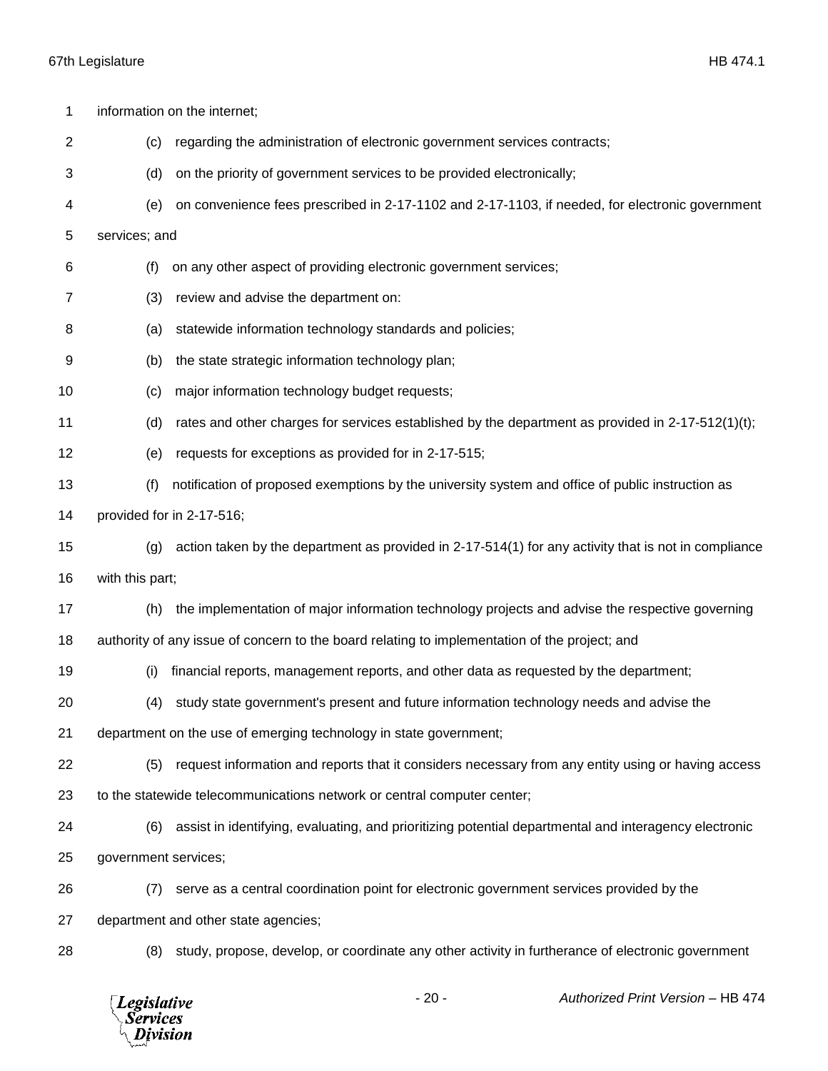information on the internet;

(c) regarding the administration of electronic government services contracts;

(d) on the priority of government services to be provided electronically;

(e) on convenience fees prescribed in 2-17-1102 and 2-17-1103, if needed, for electronic government services; and

(f) on any other aspect of providing electronic government services;

(3) review and advise the department on:

(a) statewide information technology standards and policies;

(b) the state strategic information technology plan;

(c) major information technology budget requests;

(d) rates and other charges for services established by the department as provided in 2-17-512(1)(t);

(e) requests for exceptions as provided for in 2-17-515;

(f) notification of proposed exemptions by the university system and office of public instruction as provided for in 2-17-516;

(g) action taken by the department as provided in 2-17-514(1) for any activity that is not in compliance with this part;

(h) the implementation of major information technology projects and advise the respective governing authority of any issue of concern to the board relating to implementation of the project; and

(i) financial reports, management reports, and other data as requested by the department;

(4) study state government's present and future information technology needs and advise the department on the use of emerging technology in state government;

(5) request information and reports that it considers necessary from any entity using or having access to the statewide telecommunications network or central computer center;

(6) assist in identifying, evaluating, and prioritizing potential departmental and interagency electronic government services;

(7) serve as a central coordination point for electronic government services provided by the department and other state agencies;

(8) study, propose, develop, or coordinate any other activity in furtherance of electronic government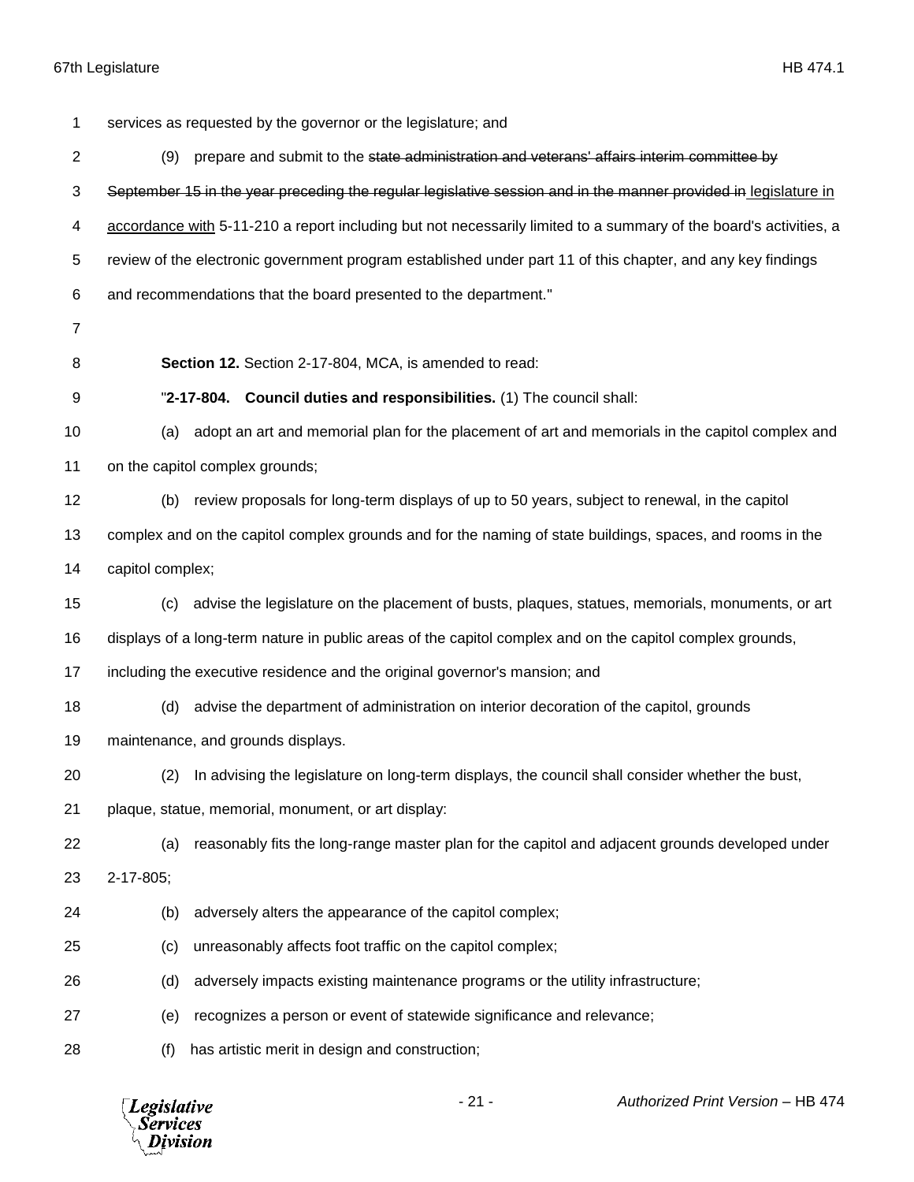services as requested by the governor or the legislature; and

(9) prepare and submit to the ~~state administration and veterans' affairs interim committee by September 15 in the year preceding the regular legislative session and in the manner provided in~~ legislature in accordance with 5-11-210 a report including but not necessarily limited to a summary of the board's activities, a review of the electronic government program established under part 11 of this chapter, and any key findings and recommendations that the board presented to the department."

**Section 12.** Section 2-17-804, MCA, is amended to read:

"**2-17-804. Council duties and responsibilities.** (1) The council shall:

(a) adopt an art and memorial plan for the placement of art and memorials in the capitol complex and on the capitol complex grounds;

(b) review proposals for long-term displays of up to 50 years, subject to renewal, in the capitol complex and on the capitol complex grounds and for the naming of state buildings, spaces, and rooms in the capitol complex;

(c) advise the legislature on the placement of busts, plaques, statues, memorials, monuments, or art displays of a long-term nature in public areas of the capitol complex and on the capitol complex grounds, including the executive residence and the original governor's mansion; and

(d) advise the department of administration on interior decoration of the capitol, grounds maintenance, and grounds displays.

(2) In advising the legislature on long-term displays, the council shall consider whether the bust, plaque, statue, memorial, monument, or art display:

(a) reasonably fits the long-range master plan for the capitol and adjacent grounds developed under 2-17-805;

(b) adversely alters the appearance of the capitol complex;

(c) unreasonably affects foot traffic on the capitol complex;

(d) adversely impacts existing maintenance programs or the utility infrastructure;

(e) recognizes a person or event of statewide significance and relevance;

(f) has artistic merit in design and construction;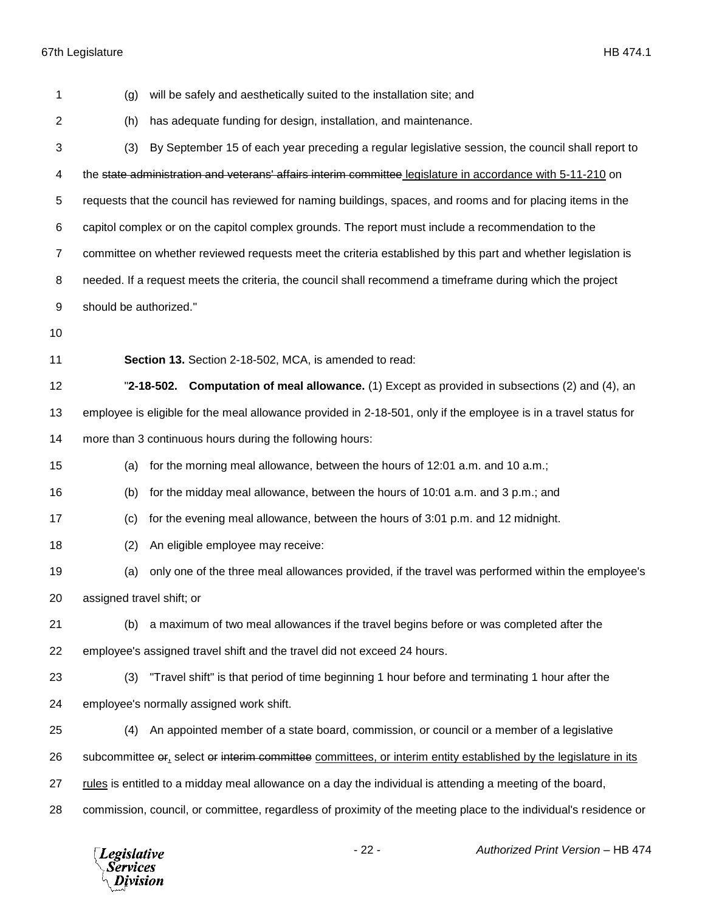(g) will be safely and aesthetically suited to the installation site; and

(h) has adequate funding for design, installation, and maintenance.

(3) By September 15 of each year preceding a regular legislative session, the council shall report to the ~~state administration and veterans' affairs interim committee~~ legislature in accordance with 5-11-210 on requests that the council has reviewed for naming buildings, spaces, and rooms and for placing items in the capitol complex or on the capitol complex grounds. The report must include a recommendation to the committee on whether reviewed requests meet the criteria established by this part and whether legislation is needed. If a request meets the criteria, the council shall recommend a timeframe during which the project should be authorized."

**Section 13.** Section 2-18-502, MCA, is amended to read:

"**2-18-502. Computation of meal allowance.** (1) Except as provided in subsections (2) and (4), an employee is eligible for the meal allowance provided in 2-18-501, only if the employee is in a travel status for more than 3 continuous hours during the following hours:

(a) for the morning meal allowance, between the hours of 12:01 a.m. and 10 a.m.;

(b) for the midday meal allowance, between the hours of 10:01 a.m. and 3 p.m.; and

(c) for the evening meal allowance, between the hours of 3:01 p.m. and 12 midnight.

(2) An eligible employee may receive:

(a) only one of the three meal allowances provided, if the travel was performed within the employee's assigned travel shift; or

(b) a maximum of two meal allowances if the travel begins before or was completed after the employee's assigned travel shift and the travel did not exceed 24 hours.

(3) "Travel shift" is that period of time beginning 1 hour before and terminating 1 hour after the employee's normally assigned work shift.

(4) An appointed member of a state board, commission, or council or a member of a legislative subcommittee ~~or~~, select ~~or~~ ~~interim committee~~ committees, or interim entity established by the legislature in its rules is entitled to a midday meal allowance on a day the individual is attending a meeting of the board, commission, council, or committee, regardless of proximity of the meeting place to the individual's residence or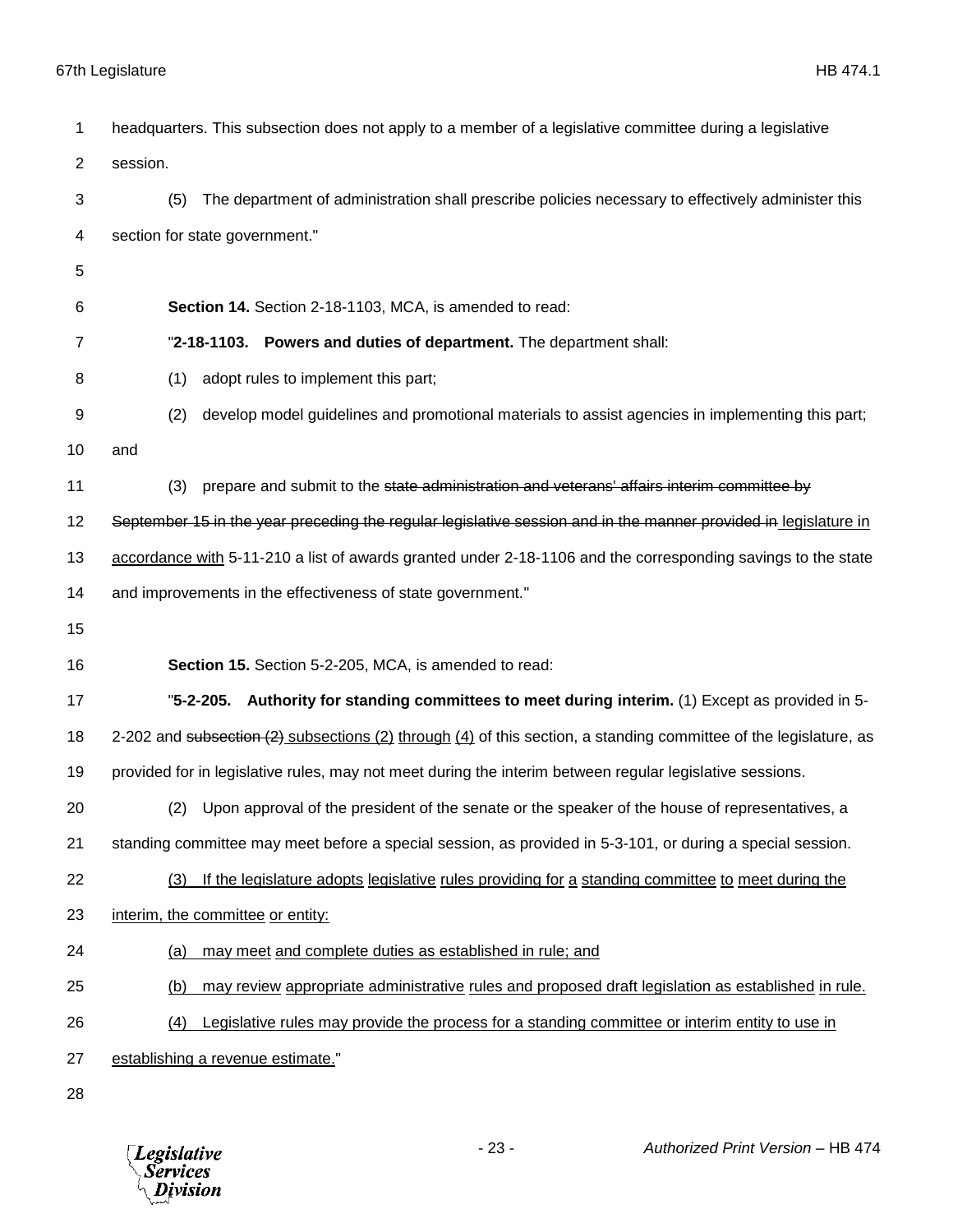headquarters. This subsection does not apply to a member of a legislative committee during a legislative session.

(5) The department of administration shall prescribe policies necessary to effectively administer this section for state government."

**Section 14.** Section 2-18-1103, MCA, is amended to read:

"**2-18-1103. Powers and duties of department.** The department shall:

(1) adopt rules to implement this part;

(2) develop model guidelines and promotional materials to assist agencies in implementing this part; and

(3) prepare and submit to the ~~state administration and veterans' affairs interim committee by September 15 in the year preceding the regular legislative session and in the manner provided in~~ <u>legislature in accordance with</u> 5-11-210 a list of awards granted under 2-18-1106 and the corresponding savings to the state and improvements in the effectiveness of state government."

**Section 15.** Section 5-2-205, MCA, is amended to read:

"**5-2-205. Authority for standing committees to meet during interim.** (1) Except as provided in 5-2-202 and ~~subsection (2)~~ <u>subsections (2) through (4)</u> of this section, a standing committee of the legislature, as provided for in legislative rules, may not meet during the interim between regular legislative sessions.

(2) Upon approval of the president of the senate or the speaker of the house of representatives, a standing committee may meet before a special session, as provided in 5-3-101, or during a special session.

<u>(3) If the legislature adopts legislative rules providing for a standing committee to meet during the interim, the committee or entity:</u>

<u>(a) may meet and complete duties as established in rule; and</u>

<u>(b) may review appropriate administrative rules and proposed draft legislation as established in rule.</u>

<u>(4) Legislative rules may provide the process for a standing committee or interim entity to use in establishing a revenue estimate.</u>"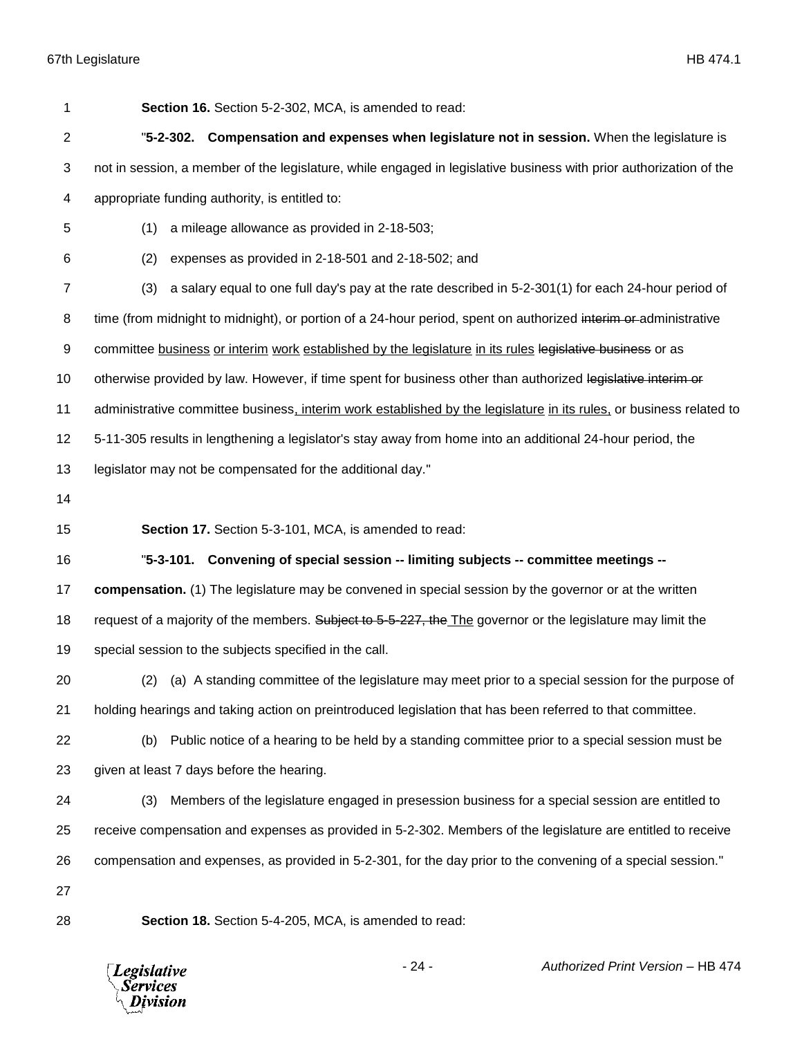**Section 16.** Section 5-2-302, MCA, is amended to read:

"**5-2-302. Compensation and expenses when legislature not in session.** When the legislature is not in session, a member of the legislature, while engaged in legislative business with prior authorization of the appropriate funding authority, is entitled to:

(1) a mileage allowance as provided in 2-18-503;

(2) expenses as provided in 2-18-501 and 2-18-502; and

(3) a salary equal to one full day's pay at the rate described in 5-2-301(1) for each 24-hour period of time (from midnight to midnight), or portion of a 24-hour period, spent on authorized ~~interim or~~ administrative committee <u>business</u> <u>or interim</u> <u>work</u> <u>established by the legislature</u> <u>in its rules</u> ~~legislative business~~ or as otherwise provided by law. However, if time spent for business other than authorized ~~legislative interim or~~ administrative committee business<u>, interim work established by the legislature</u> <u>in its rules,</u> or business related to 5-11-305 results in lengthening a legislator's stay away from home into an additional 24-hour period, the legislator may not be compensated for the additional day."

**Section 17.** Section 5-3-101, MCA, is amended to read:

"**5-3-101. Convening of special session -- limiting subjects -- committee meetings -- compensation.** (1) The legislature may be convened in special session by the governor or at the written request of a majority of the members. ~~Subject to 5-5-227, the~~ <u>The</u> governor or the legislature may limit the special session to the subjects specified in the call.

(2) (a) A standing committee of the legislature may meet prior to a special session for the purpose of holding hearings and taking action on preintroduced legislation that has been referred to that committee.

(b) Public notice of a hearing to be held by a standing committee prior to a special session must be given at least 7 days before the hearing.

(3) Members of the legislature engaged in presession business for a special session are entitled to receive compensation and expenses as provided in 5-2-302. Members of the legislature are entitled to receive compensation and expenses, as provided in 5-2-301, for the day prior to the convening of a special session."

**Section 18.** Section 5-4-205, MCA, is amended to read: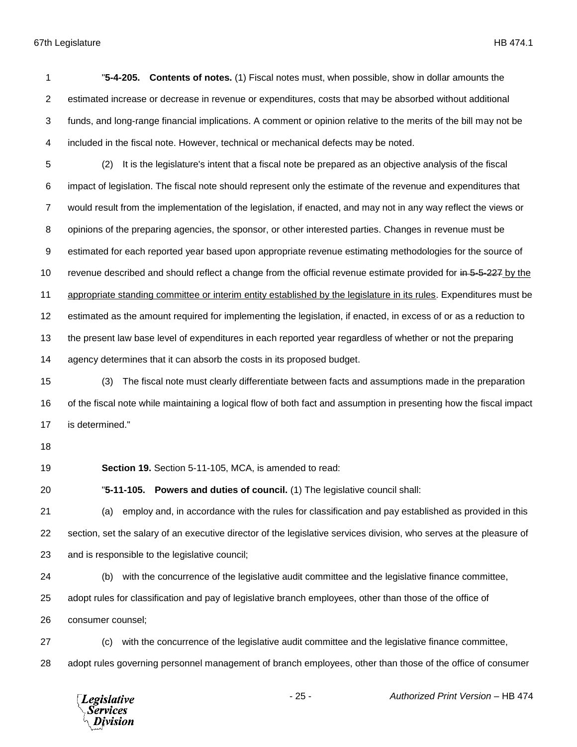"**5-4-205. Contents of notes.** (1) Fiscal notes must, when possible, show in dollar amounts the estimated increase or decrease in revenue or expenditures, costs that may be absorbed without additional funds, and long-range financial implications. A comment or opinion relative to the merits of the bill may not be included in the fiscal note. However, technical or mechanical defects may be noted.

(2) It is the legislature's intent that a fiscal note be prepared as an objective analysis of the fiscal impact of legislation. The fiscal note should represent only the estimate of the revenue and expenditures that would result from the implementation of the legislation, if enacted, and may not in any way reflect the views or opinions of the preparing agencies, the sponsor, or other interested parties. Changes in revenue must be estimated for each reported year based upon appropriate revenue estimating methodologies for the source of revenue described and should reflect a change from the official revenue estimate provided for ~~in 5-5-227~~ <u>by the appropriate standing committee or interim entity established by the legislature in its rules</u>. Expenditures must be estimated as the amount required for implementing the legislation, if enacted, in excess of or as a reduction to the present law base level of expenditures in each reported year regardless of whether or not the preparing agency determines that it can absorb the costs in its proposed budget.

(3) The fiscal note must clearly differentiate between facts and assumptions made in the preparation of the fiscal note while maintaining a logical flow of both fact and assumption in presenting how the fiscal impact is determined."

**Section 19.** Section 5-11-105, MCA, is amended to read:

"**5-11-105. Powers and duties of council.** (1) The legislative council shall:

(a) employ and, in accordance with the rules for classification and pay established as provided in this section, set the salary of an executive director of the legislative services division, who serves at the pleasure of and is responsible to the legislative council;

(b) with the concurrence of the legislative audit committee and the legislative finance committee, adopt rules for classification and pay of legislative branch employees, other than those of the office of consumer counsel;

(c) with the concurrence of the legislative audit committee and the legislative finance committee, adopt rules governing personnel management of branch employees, other than those of the office of consumer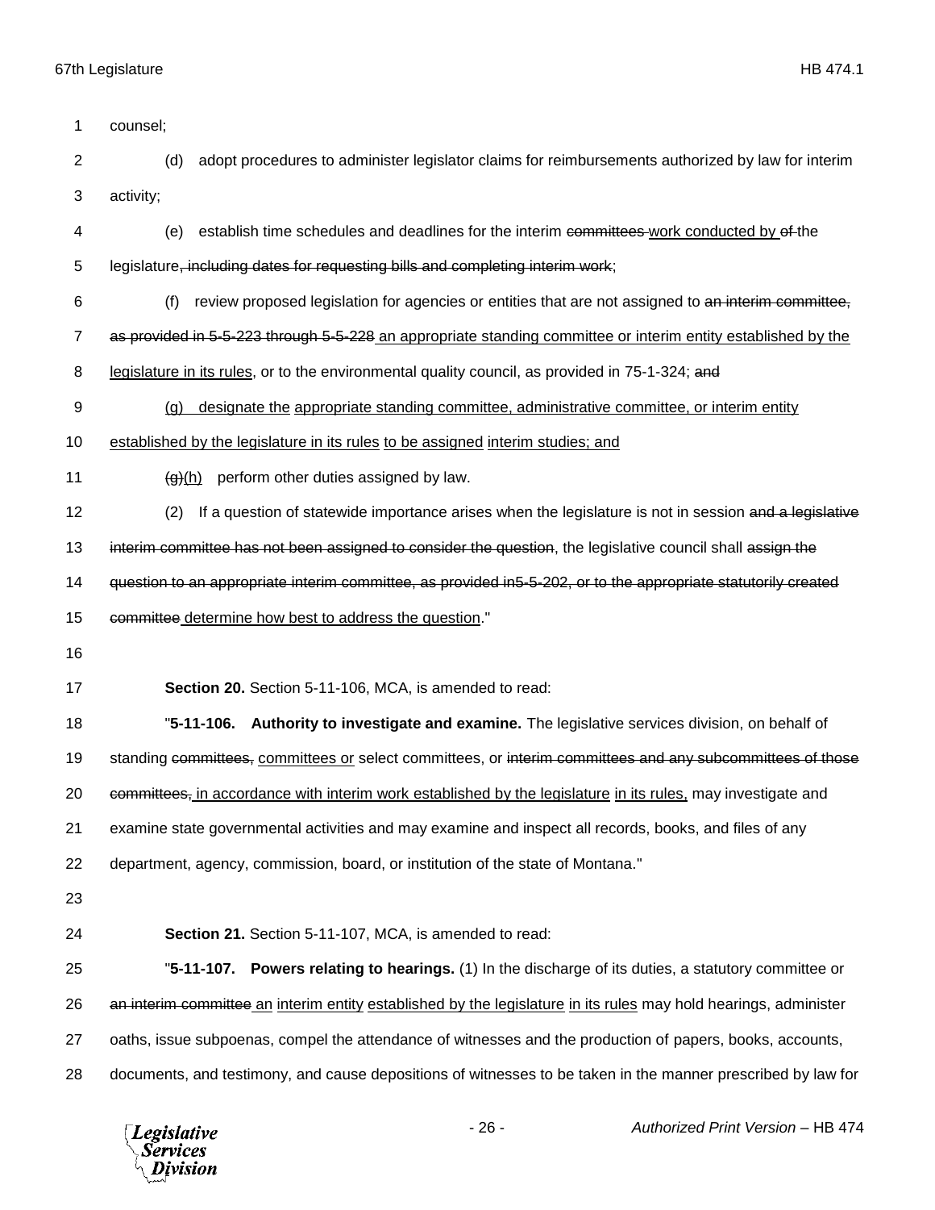counsel;

(d) adopt procedures to administer legislator claims for reimbursements authorized by law for interim activity;

(e) establish time schedules and deadlines for the interim ~~committees~~ work conducted by ~~of~~ the legislature~~, including dates for requesting bills and completing interim work~~;

(f) review proposed legislation for agencies or entities that are not assigned to ~~an interim committee, as provided in 5-5-223 through 5-5-228~~ an appropriate standing committee or interim entity established by the legislature in its rules, or to the environmental quality council, as provided in 75-1-324; ~~and~~

(g) designate the appropriate standing committee, administrative committee, or interim entity established by the legislature in its rules to be assigned interim studies; and

~~(g)~~(h) perform other duties assigned by law.

(2) If a question of statewide importance arises when the legislature is not in session ~~and a legislative interim committee has not been assigned to consider the question~~, the legislative council shall ~~assign the question to an appropriate interim committee, as provided in5-5-202, or to the appropriate statutorily created committee~~ determine how best to address the question."

**Section 20.** Section 5-11-106, MCA, is amended to read:

"**5-11-106. Authority to investigate and examine.** The legislative services division, on behalf of standing ~~committees,~~ committees or select committees, or ~~interim committees and any subcommittees of those committees,~~ in accordance with interim work established by the legislature in its rules, may investigate and examine state governmental activities and may examine and inspect all records, books, and files of any department, agency, commission, board, or institution of the state of Montana."

**Section 21.** Section 5-11-107, MCA, is amended to read:

"**5-11-107. Powers relating to hearings.** (1) In the discharge of its duties, a statutory committee or ~~an interim committee~~ an interim entity established by the legislature in its rules may hold hearings, administer oaths, issue subpoenas, compel the attendance of witnesses and the production of papers, books, accounts, documents, and testimony, and cause depositions of witnesses to be taken in the manner prescribed by law for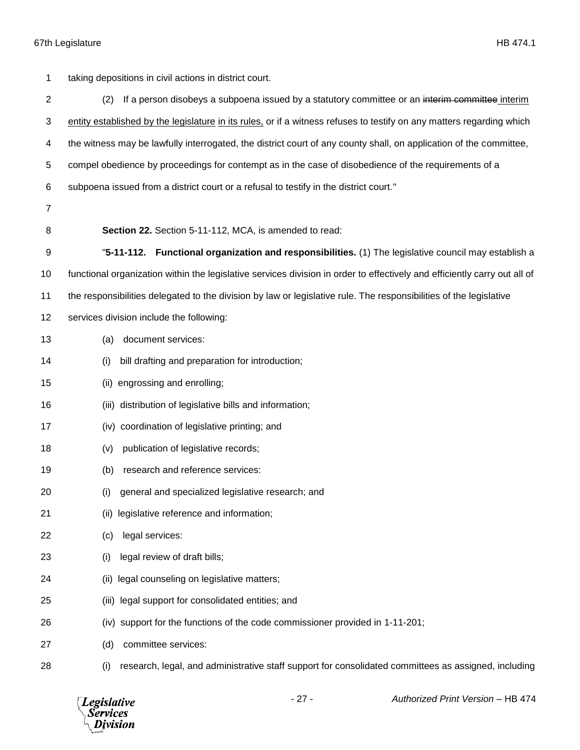taking depositions in civil actions in district court.

(2) If a person disobeys a subpoena issued by a statutory committee or an ~~interim committee~~ interim entity established by the legislature in its rules, or if a witness refuses to testify on any matters regarding which the witness may be lawfully interrogated, the district court of any county shall, on application of the committee, compel obedience by proceedings for contempt as in the case of disobedience of the requirements of a subpoena issued from a district court or a refusal to testify in the district court."

**Section 22.** Section 5-11-112, MCA, is amended to read:

"**5-11-112. Functional organization and responsibilities.** (1) The legislative council may establish a functional organization within the legislative services division in order to effectively and efficiently carry out all of the responsibilities delegated to the division by law or legislative rule. The responsibilities of the legislative services division include the following:

(a) document services:

(i) bill drafting and preparation for introduction;

(ii) engrossing and enrolling;

(iii) distribution of legislative bills and information;

(iv) coordination of legislative printing; and

(v) publication of legislative records;

(b) research and reference services:

(i) general and specialized legislative research; and

(ii) legislative reference and information;

(c) legal services:

(i) legal review of draft bills;

(ii) legal counseling on legislative matters;

(iii) legal support for consolidated entities; and

(iv) support for the functions of the code commissioner provided in 1-11-201;

(d) committee services:

(i) research, legal, and administrative staff support for consolidated committees as assigned, including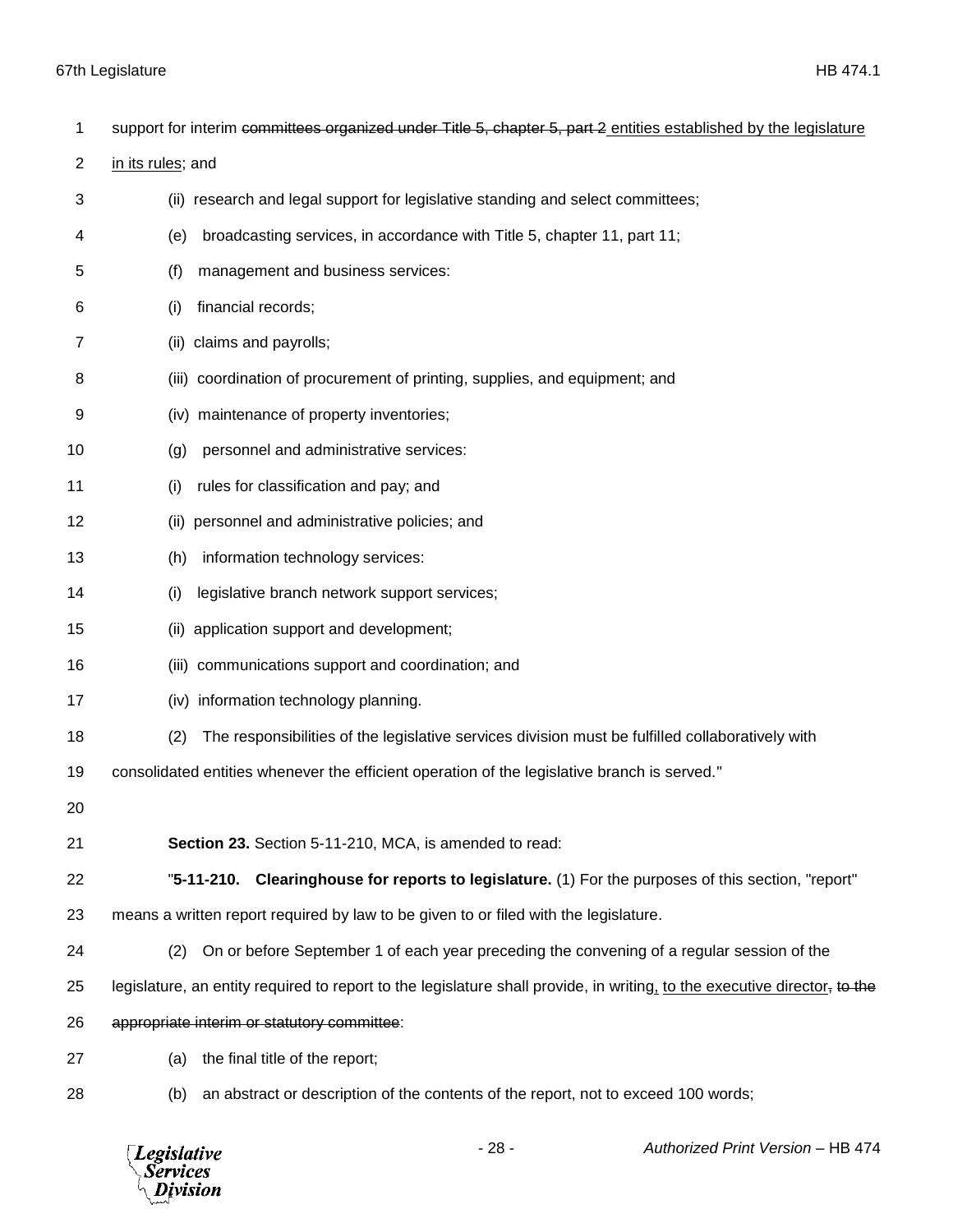support for interim ~~committees organized under Title 5, chapter 5, part 2~~ entities established by the legislature in its rules; and

(ii) research and legal support for legislative standing and select committees;

(e) broadcasting services, in accordance with Title 5, chapter 11, part 11;

(f) management and business services:

(i) financial records;

(ii) claims and payrolls;

(iii) coordination of procurement of printing, supplies, and equipment; and

(iv) maintenance of property inventories;

(g) personnel and administrative services:

(i) rules for classification and pay; and

(ii) personnel and administrative policies; and

(h) information technology services:

(i) legislative branch network support services;

(ii) application support and development;

(iii) communications support and coordination; and

(iv) information technology planning.

(2) The responsibilities of the legislative services division must be fulfilled collaboratively with consolidated entities whenever the efficient operation of the legislative branch is served."

**Section 23.** Section 5-11-210, MCA, is amended to read:

"**5-11-210. Clearinghouse for reports to legislature.** (1) For the purposes of this section, "report" means a written report required by law to be given to or filed with the legislature.

(2) On or before September 1 of each year preceding the convening of a regular session of the legislature, an entity required to report to the legislature shall provide, in writing, to the executive director~~, to the appropriate interim or statutory committee~~:

(a) the final title of the report;

(b) an abstract or description of the contents of the report, not to exceed 100 words;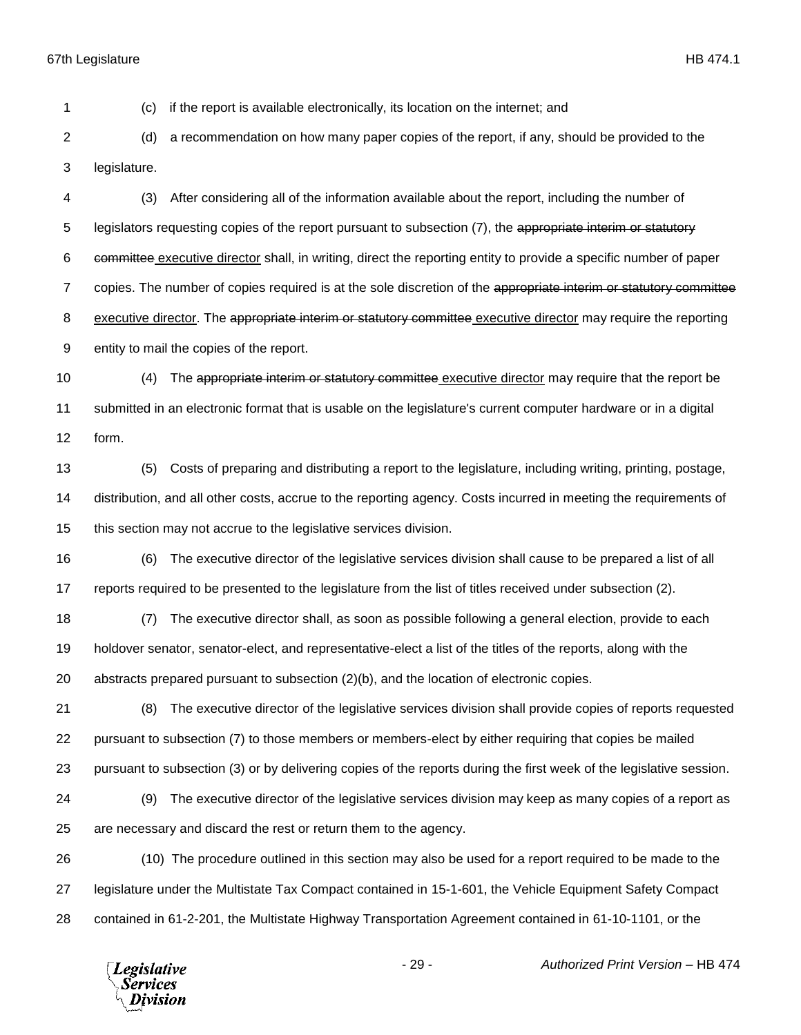(c) if the report is available electronically, its location on the internet; and

(d) a recommendation on how many paper copies of the report, if any, should be provided to the legislature.

(3) After considering all of the information available about the report, including the number of legislators requesting copies of the report pursuant to subsection (7), the ~~appropriate interim or statutory committee~~ executive director shall, in writing, direct the reporting entity to provide a specific number of paper copies. The number of copies required is at the sole discretion of the ~~appropriate interim or statutory committee~~ executive director. The ~~appropriate interim or statutory committee~~ executive director may require the reporting entity to mail the copies of the report.

(4) The ~~appropriate interim or statutory committee~~ executive director may require that the report be submitted in an electronic format that is usable on the legislature's current computer hardware or in a digital form.

(5) Costs of preparing and distributing a report to the legislature, including writing, printing, postage, distribution, and all other costs, accrue to the reporting agency. Costs incurred in meeting the requirements of this section may not accrue to the legislative services division.

(6) The executive director of the legislative services division shall cause to be prepared a list of all reports required to be presented to the legislature from the list of titles received under subsection (2).

(7) The executive director shall, as soon as possible following a general election, provide to each holdover senator, senator-elect, and representative-elect a list of the titles of the reports, along with the abstracts prepared pursuant to subsection (2)(b), and the location of electronic copies.

(8) The executive director of the legislative services division shall provide copies of reports requested pursuant to subsection (7) to those members or members-elect by either requiring that copies be mailed pursuant to subsection (3) or by delivering copies of the reports during the first week of the legislative session.

(9) The executive director of the legislative services division may keep as many copies of a report as are necessary and discard the rest or return them to the agency.

(10) The procedure outlined in this section may also be used for a report required to be made to the legislature under the Multistate Tax Compact contained in 15-1-601, the Vehicle Equipment Safety Compact contained in 61-2-201, the Multistate Highway Transportation Agreement contained in 61-10-1101, or the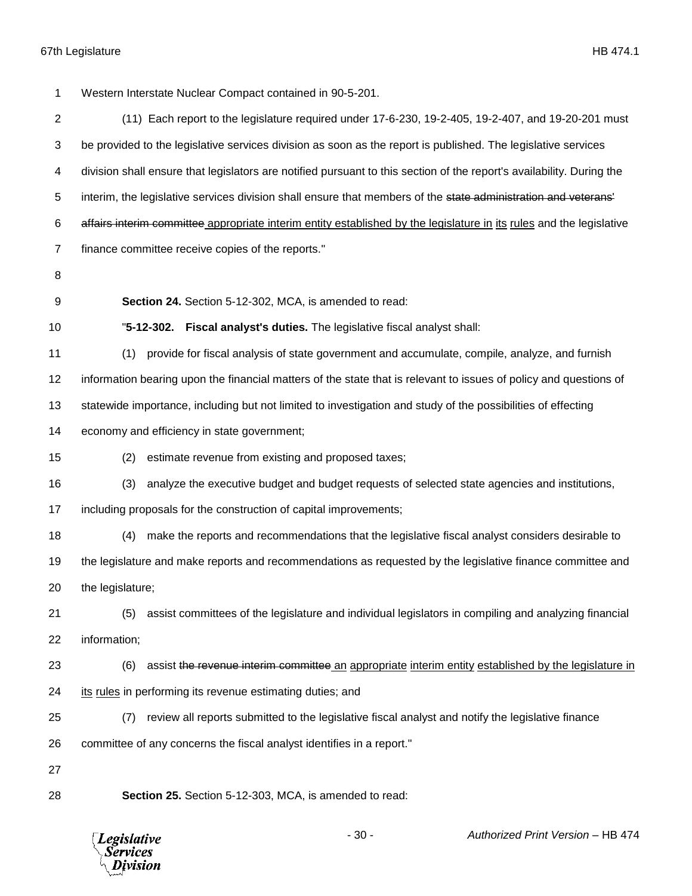Western Interstate Nuclear Compact contained in 90-5-201.

(11) Each report to the legislature required under 17-6-230, 19-2-405, 19-2-407, and 19-20-201 must be provided to the legislative services division as soon as the report is published. The legislative services division shall ensure that legislators are notified pursuant to this section of the report's availability. During the interim, the legislative services division shall ensure that members of the ~~state administration and veterans' affairs interim committee~~ appropriate interim entity established by the legislature in its rules and the legislative finance committee receive copies of the reports."

**Section 24.** Section 5-12-302, MCA, is amended to read:

"**5-12-302. Fiscal analyst's duties.** The legislative fiscal analyst shall:

(1) provide for fiscal analysis of state government and accumulate, compile, analyze, and furnish information bearing upon the financial matters of the state that is relevant to issues of policy and questions of statewide importance, including but not limited to investigation and study of the possibilities of effecting economy and efficiency in state government;

(2) estimate revenue from existing and proposed taxes;

(3) analyze the executive budget and budget requests of selected state agencies and institutions, including proposals for the construction of capital improvements;

(4) make the reports and recommendations that the legislative fiscal analyst considers desirable to the legislature and make reports and recommendations as requested by the legislative finance committee and the legislature;

(5) assist committees of the legislature and individual legislators in compiling and analyzing financial information;

(6) assist ~~the revenue interim committee~~ an appropriate interim entity established by the legislature in its rules in performing its revenue estimating duties; and

(7) review all reports submitted to the legislative fiscal analyst and notify the legislative finance committee of any concerns the fiscal analyst identifies in a report."

**Section 25.** Section 5-12-303, MCA, is amended to read: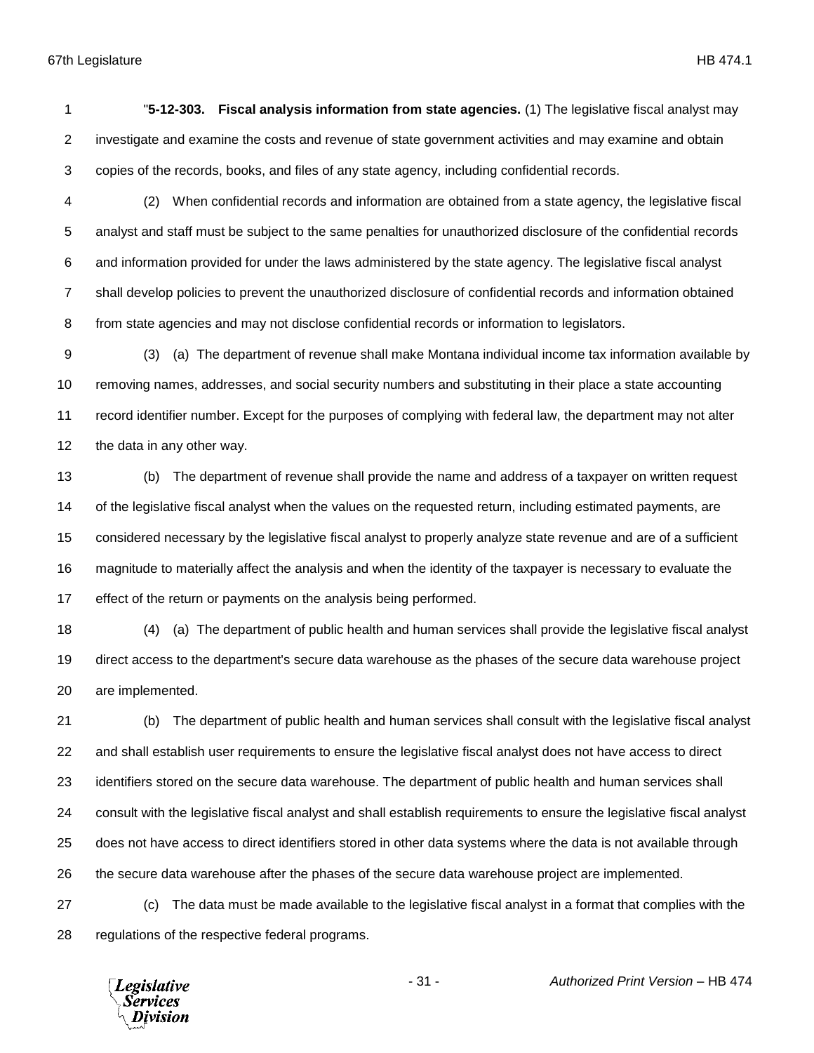"**5-12-303. Fiscal analysis information from state agencies.** (1) The legislative fiscal analyst may investigate and examine the costs and revenue of state government activities and may examine and obtain copies of the records, books, and files of any state agency, including confidential records.

(2) When confidential records and information are obtained from a state agency, the legislative fiscal analyst and staff must be subject to the same penalties for unauthorized disclosure of the confidential records and information provided for under the laws administered by the state agency. The legislative fiscal analyst shall develop policies to prevent the unauthorized disclosure of confidential records and information obtained from state agencies and may not disclose confidential records or information to legislators.

(3) (a) The department of revenue shall make Montana individual income tax information available by removing names, addresses, and social security numbers and substituting in their place a state accounting record identifier number. Except for the purposes of complying with federal law, the department may not alter the data in any other way.

(b) The department of revenue shall provide the name and address of a taxpayer on written request of the legislative fiscal analyst when the values on the requested return, including estimated payments, are considered necessary by the legislative fiscal analyst to properly analyze state revenue and are of a sufficient magnitude to materially affect the analysis and when the identity of the taxpayer is necessary to evaluate the effect of the return or payments on the analysis being performed.

(4) (a) The department of public health and human services shall provide the legislative fiscal analyst direct access to the department's secure data warehouse as the phases of the secure data warehouse project are implemented.

(b) The department of public health and human services shall consult with the legislative fiscal analyst and shall establish user requirements to ensure the legislative fiscal analyst does not have access to direct identifiers stored on the secure data warehouse. The department of public health and human services shall consult with the legislative fiscal analyst and shall establish requirements to ensure the legislative fiscal analyst does not have access to direct identifiers stored in other data systems where the data is not available through the secure data warehouse after the phases of the secure data warehouse project are implemented.

(c) The data must be made available to the legislative fiscal analyst in a format that complies with the regulations of the respective federal programs.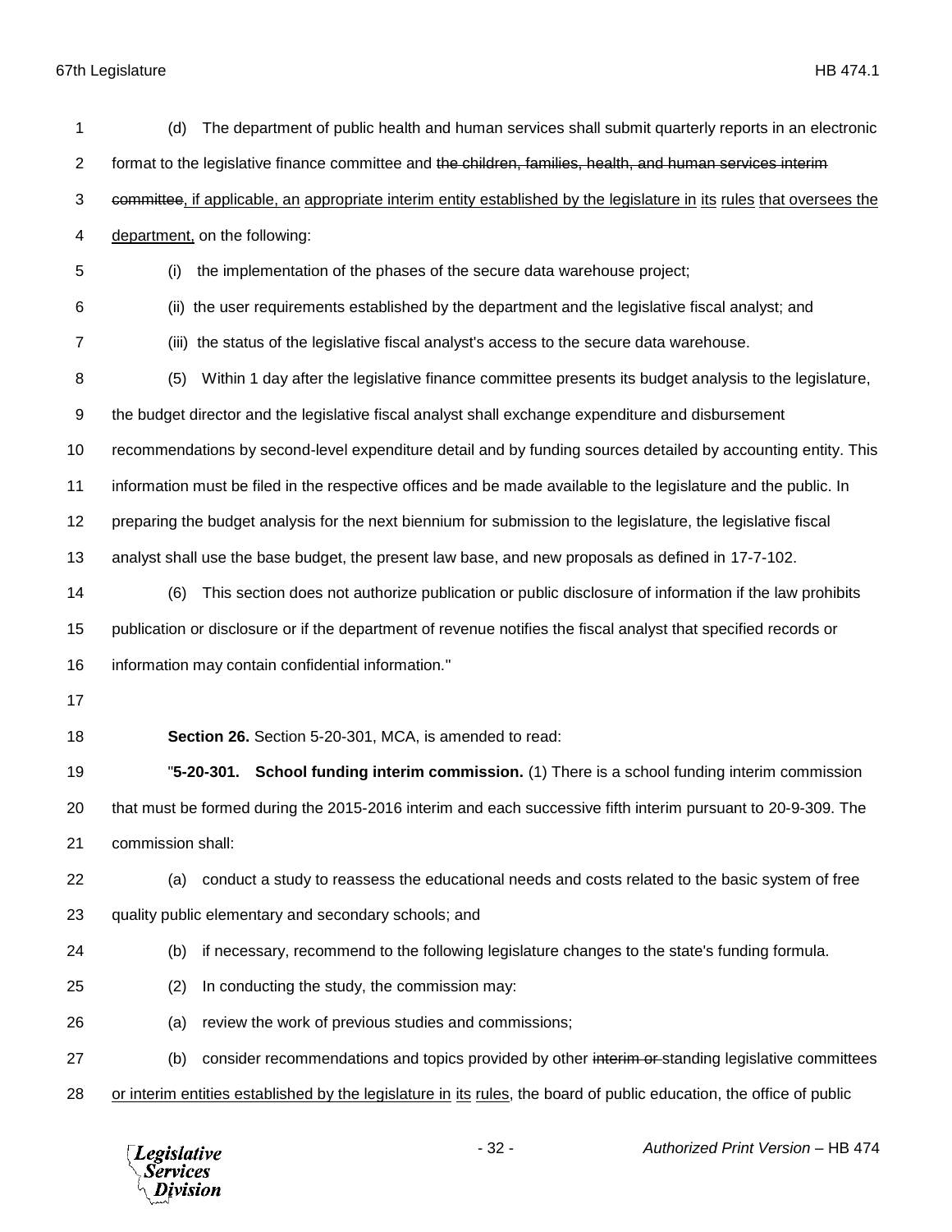(d) The department of public health and human services shall submit quarterly reports in an electronic format to the legislative finance committee and ~~the children, families, health, and human services interim committee~~, if applicable, an appropriate interim entity established by the legislature in its rules that oversees the department, on the following:

(i) the implementation of the phases of the secure data warehouse project;

(ii) the user requirements established by the department and the legislative fiscal analyst; and

(iii) the status of the legislative fiscal analyst's access to the secure data warehouse.

(5) Within 1 day after the legislative finance committee presents its budget analysis to the legislature, the budget director and the legislative fiscal analyst shall exchange expenditure and disbursement recommendations by second-level expenditure detail and by funding sources detailed by accounting entity. This information must be filed in the respective offices and be made available to the legislature and the public. In preparing the budget analysis for the next biennium for submission to the legislature, the legislative fiscal analyst shall use the base budget, the present law base, and new proposals as defined in 17-7-102.

(6) This section does not authorize publication or public disclosure of information if the law prohibits publication or disclosure or if the department of revenue notifies the fiscal analyst that specified records or information may contain confidential information."

**Section 26.** Section 5-20-301, MCA, is amended to read:

"**5-20-301. School funding interim commission.** (1) There is a school funding interim commission that must be formed during the 2015-2016 interim and each successive fifth interim pursuant to 20-9-309. The commission shall:

(a) conduct a study to reassess the educational needs and costs related to the basic system of free quality public elementary and secondary schools; and

(b) if necessary, recommend to the following legislature changes to the state's funding formula.

(2) In conducting the study, the commission may:

(a) review the work of previous studies and commissions;

(b) consider recommendations and topics provided by other ~~interim or~~ standing legislative committees or interim entities established by the legislature in its rules, the board of public education, the office of public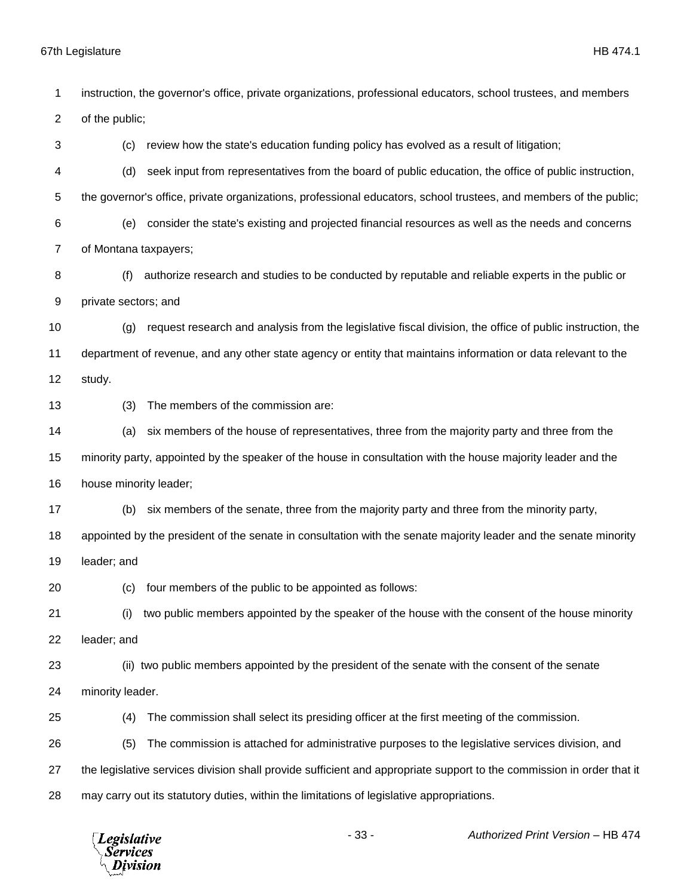instruction, the governor's office, private organizations, professional educators, school trustees, and members of the public;

(c) review how the state's education funding policy has evolved as a result of litigation;

(d) seek input from representatives from the board of public education, the office of public instruction, the governor's office, private organizations, professional educators, school trustees, and members of the public;

(e) consider the state's existing and projected financial resources as well as the needs and concerns of Montana taxpayers;

(f) authorize research and studies to be conducted by reputable and reliable experts in the public or private sectors; and

(g) request research and analysis from the legislative fiscal division, the office of public instruction, the department of revenue, and any other state agency or entity that maintains information or data relevant to the study.

(3) The members of the commission are:

(a) six members of the house of representatives, three from the majority party and three from the minority party, appointed by the speaker of the house in consultation with the house majority leader and the house minority leader;

(b) six members of the senate, three from the majority party and three from the minority party, appointed by the president of the senate in consultation with the senate majority leader and the senate minority leader; and

(c) four members of the public to be appointed as follows:

(i) two public members appointed by the speaker of the house with the consent of the house minority leader; and

(ii) two public members appointed by the president of the senate with the consent of the senate minority leader.

(4) The commission shall select its presiding officer at the first meeting of the commission.

(5) The commission is attached for administrative purposes to the legislative services division, and the legislative services division shall provide sufficient and appropriate support to the commission in order that it may carry out its statutory duties, within the limitations of legislative appropriations.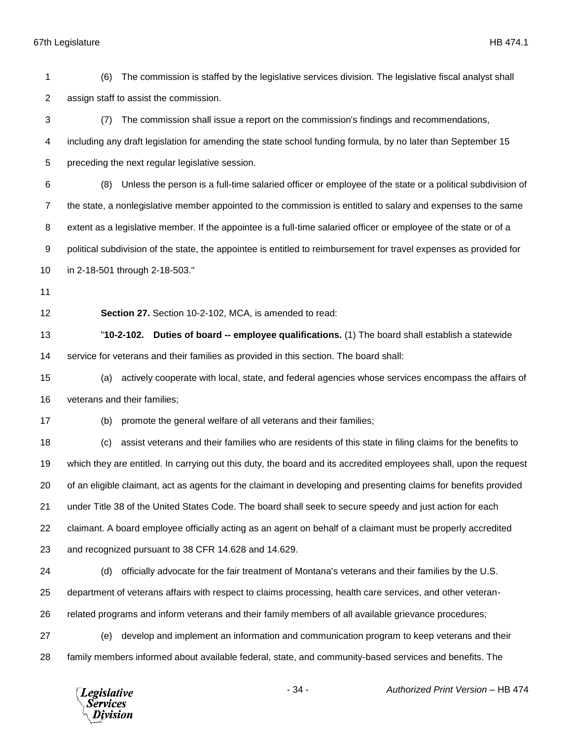(6) The commission is staffed by the legislative services division. The legislative fiscal analyst shall assign staff to assist the commission.

(7) The commission shall issue a report on the commission's findings and recommendations, including any draft legislation for amending the state school funding formula, by no later than September 15 preceding the next regular legislative session.

(8) Unless the person is a full-time salaried officer or employee of the state or a political subdivision of the state, a nonlegislative member appointed to the commission is entitled to salary and expenses to the same extent as a legislative member. If the appointee is a full-time salaried officer or employee of the state or of a political subdivision of the state, the appointee is entitled to reimbursement for travel expenses as provided for in 2-18-501 through 2-18-503."

**Section 27.** Section 10-2-102, MCA, is amended to read:

"**10-2-102. Duties of board -- employee qualifications.** (1) The board shall establish a statewide service for veterans and their families as provided in this section. The board shall:

(a) actively cooperate with local, state, and federal agencies whose services encompass the affairs of veterans and their families;

(b) promote the general welfare of all veterans and their families;

(c) assist veterans and their families who are residents of this state in filing claims for the benefits to which they are entitled. In carrying out this duty, the board and its accredited employees shall, upon the request of an eligible claimant, act as agents for the claimant in developing and presenting claims for benefits provided under Title 38 of the United States Code. The board shall seek to secure speedy and just action for each claimant. A board employee officially acting as an agent on behalf of a claimant must be properly accredited and recognized pursuant to 38 CFR 14.628 and 14.629.

(d) officially advocate for the fair treatment of Montana's veterans and their families by the U.S. department of veterans affairs with respect to claims processing, health care services, and other veteran-related programs and inform veterans and their family members of all available grievance procedures;

(e) develop and implement an information and communication program to keep veterans and their family members informed about available federal, state, and community-based services and benefits. The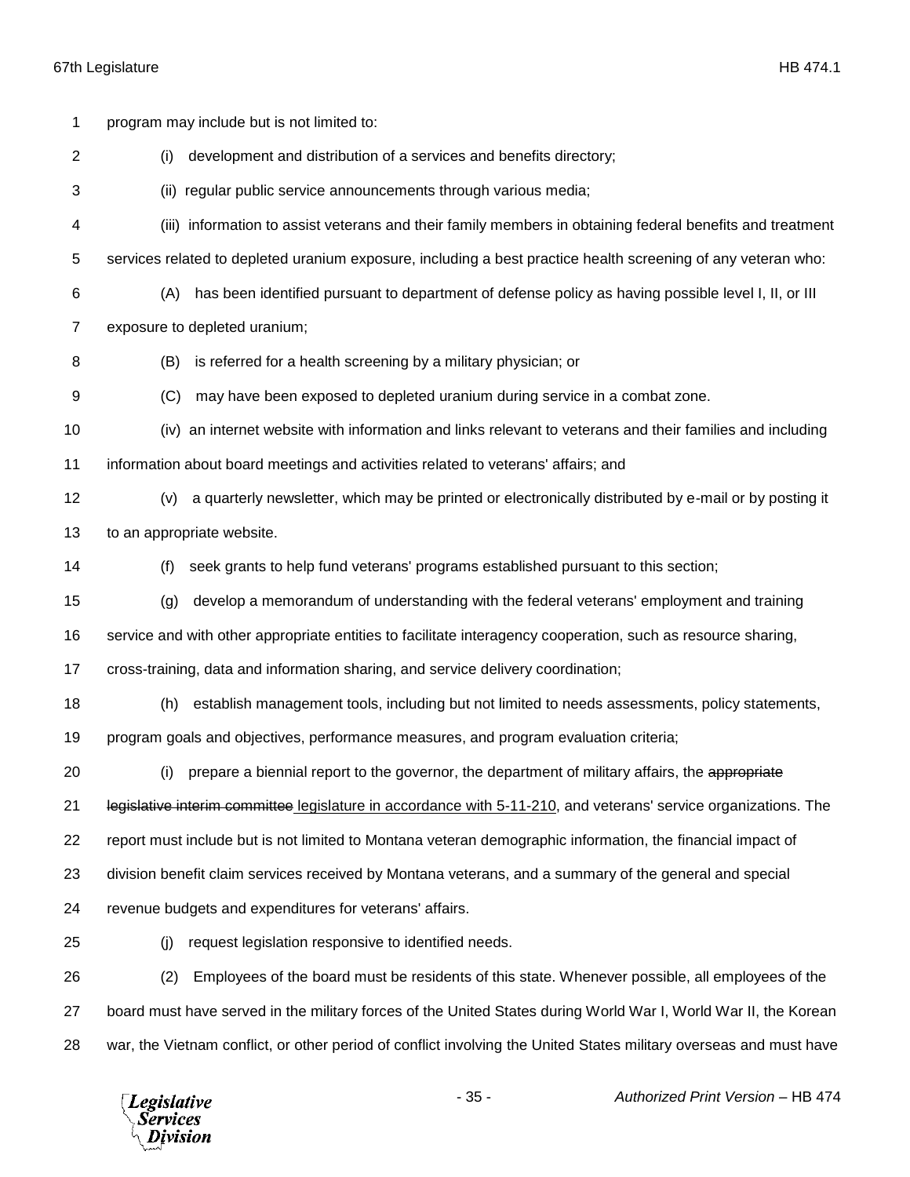program may include but is not limited to:

(i) development and distribution of a services and benefits directory;

(ii) regular public service announcements through various media;

(iii) information to assist veterans and their family members in obtaining federal benefits and treatment services related to depleted uranium exposure, including a best practice health screening of any veteran who:

(A) has been identified pursuant to department of defense policy as having possible level I, II, or III exposure to depleted uranium;

(B) is referred for a health screening by a military physician; or

(C) may have been exposed to depleted uranium during service in a combat zone.

(iv) an internet website with information and links relevant to veterans and their families and including information about board meetings and activities related to veterans' affairs; and

(v) a quarterly newsletter, which may be printed or electronically distributed by e-mail or by posting it to an appropriate website.

(f) seek grants to help fund veterans' programs established pursuant to this section;

(g) develop a memorandum of understanding with the federal veterans' employment and training service and with other appropriate entities to facilitate interagency cooperation, such as resource sharing, cross-training, data and information sharing, and service delivery coordination;

(h) establish management tools, including but not limited to needs assessments, policy statements, program goals and objectives, performance measures, and program evaluation criteria;

(i) prepare a biennial report to the governor, the department of military affairs, the ~~appropriate legislative interim committee~~ <u>legislature in accordance with 5-11-210</u>, and veterans' service organizations. The report must include but is not limited to Montana veteran demographic information, the financial impact of division benefit claim services received by Montana veterans, and a summary of the general and special revenue budgets and expenditures for veterans' affairs.

(j) request legislation responsive to identified needs.

(2) Employees of the board must be residents of this state. Whenever possible, all employees of the board must have served in the military forces of the United States during World War I, World War II, the Korean war, the Vietnam conflict, or other period of conflict involving the United States military overseas and must have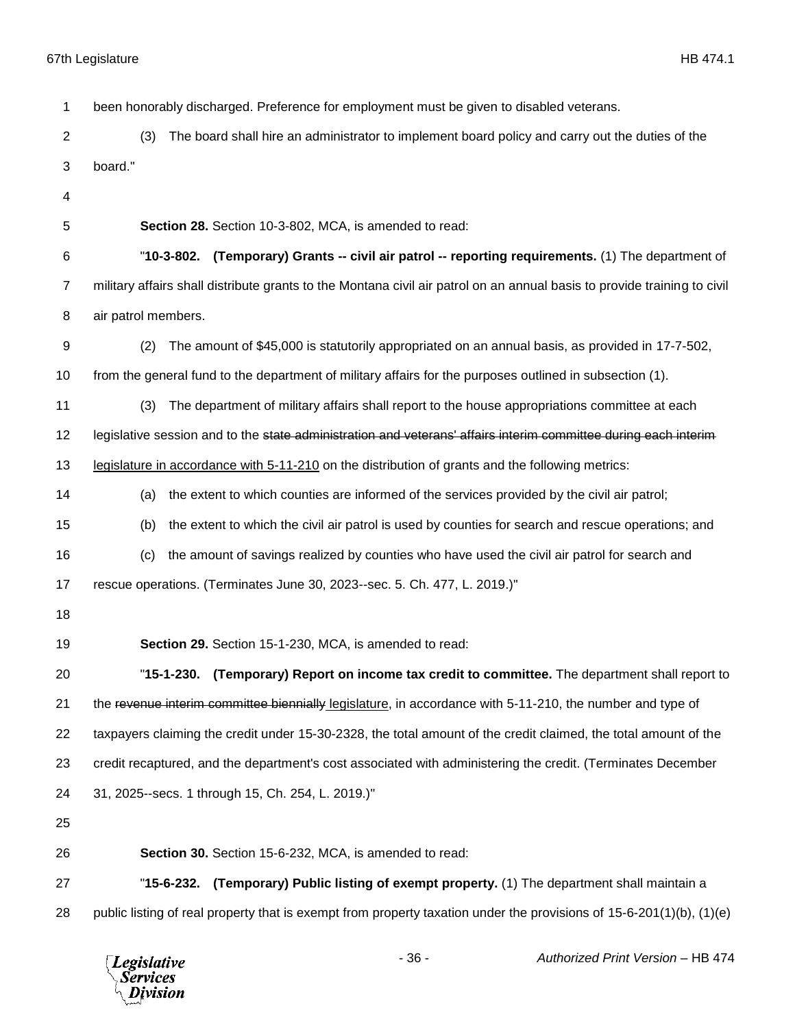been honorably discharged. Preference for employment must be given to disabled veterans.

(3) The board shall hire an administrator to implement board policy and carry out the duties of the board."

**Section 28.** Section 10-3-802, MCA, is amended to read:

"**10-3-802. (Temporary) Grants -- civil air patrol -- reporting requirements.** (1) The department of military affairs shall distribute grants to the Montana civil air patrol on an annual basis to provide training to civil air patrol members.

(2) The amount of $45,000 is statutorily appropriated on an annual basis, as provided in 17-7-502, from the general fund to the department of military affairs for the purposes outlined in subsection (1).

(3) The department of military affairs shall report to the house appropriations committee at each legislative session and to the ~~state administration and veterans' affairs interim committee during each interim~~ legislature in accordance with 5-11-210 on the distribution of grants and the following metrics:

(a) the extent to which counties are informed of the services provided by the civil air patrol;

(b) the extent to which the civil air patrol is used by counties for search and rescue operations; and

(c) the amount of savings realized by counties who have used the civil air patrol for search and rescue operations. (Terminates June 30, 2023--sec. 5. Ch. 477, L. 2019.)"

**Section 29.** Section 15-1-230, MCA, is amended to read:

"**15-1-230. (Temporary) Report on income tax credit to committee.** The department shall report to the ~~revenue interim committee biennially~~ legislature, in accordance with 5-11-210, the number and type of taxpayers claiming the credit under 15-30-2328, the total amount of the credit claimed, the total amount of the credit recaptured, and the department's cost associated with administering the credit. (Terminates December 31, 2025--secs. 1 through 15, Ch. 254, L. 2019.)"

**Section 30.** Section 15-6-232, MCA, is amended to read:

"**15-6-232. (Temporary) Public listing of exempt property.** (1) The department shall maintain a public listing of real property that is exempt from property taxation under the provisions of 15-6-201(1)(b), (1)(e)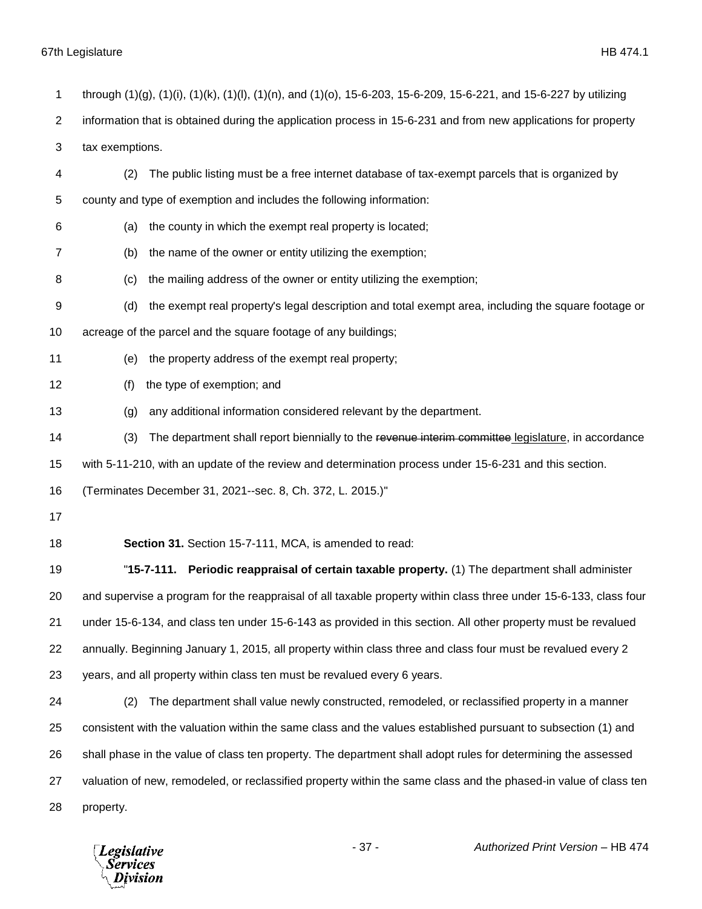through (1)(g), (1)(i), (1)(k), (1)(l), (1)(n), and (1)(o), 15-6-203, 15-6-209, 15-6-221, and 15-6-227 by utilizing information that is obtained during the application process in 15-6-231 and from new applications for property tax exemptions.

(2) The public listing must be a free internet database of tax-exempt parcels that is organized by county and type of exemption and includes the following information:

(a) the county in which the exempt real property is located;

(b) the name of the owner or entity utilizing the exemption;

(c) the mailing address of the owner or entity utilizing the exemption;

(d) the exempt real property's legal description and total exempt area, including the square footage or acreage of the parcel and the square footage of any buildings;

(e) the property address of the exempt real property;

(f) the type of exemption; and

(g) any additional information considered relevant by the department.

(3) The department shall report biennially to the ~~revenue interim committee~~ legislature, in accordance with 5-11-210, with an update of the review and determination process under 15-6-231 and this section. (Terminates December 31, 2021--sec. 8, Ch. 372, L. 2015.)"

**Section 31.** Section 15-7-111, MCA, is amended to read:

"**15-7-111. Periodic reappraisal of certain taxable property.** (1) The department shall administer and supervise a program for the reappraisal of all taxable property within class three under 15-6-133, class four under 15-6-134, and class ten under 15-6-143 as provided in this section. All other property must be revalued annually. Beginning January 1, 2015, all property within class three and class four must be revalued every 2 years, and all property within class ten must be revalued every 6 years.

(2) The department shall value newly constructed, remodeled, or reclassified property in a manner consistent with the valuation within the same class and the values established pursuant to subsection (1) and shall phase in the value of class ten property. The department shall adopt rules for determining the assessed valuation of new, remodeled, or reclassified property within the same class and the phased-in value of class ten property.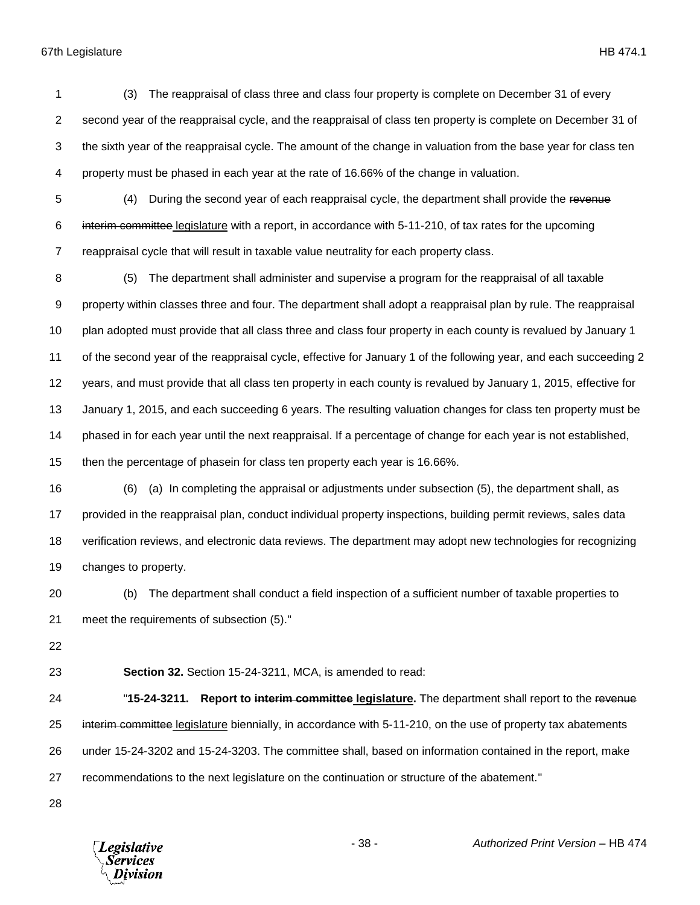(3) The reappraisal of class three and class four property is complete on December 31 of every second year of the reappraisal cycle, and the reappraisal of class ten property is complete on December 31 of the sixth year of the reappraisal cycle. The amount of the change in valuation from the base year for class ten property must be phased in each year at the rate of 16.66% of the change in valuation.

(4) During the second year of each reappraisal cycle, the department shall provide the ~~revenue interim committee~~ <u>legislature</u> with a report, in accordance with 5-11-210, of tax rates for the upcoming reappraisal cycle that will result in taxable value neutrality for each property class.

(5) The department shall administer and supervise a program for the reappraisal of all taxable property within classes three and four. The department shall adopt a reappraisal plan by rule. The reappraisal plan adopted must provide that all class three and class four property in each county is revalued by January 1 of the second year of the reappraisal cycle, effective for January 1 of the following year, and each succeeding 2 years, and must provide that all class ten property in each county is revalued by January 1, 2015, effective for January 1, 2015, and each succeeding 6 years. The resulting valuation changes for class ten property must be phased in for each year until the next reappraisal. If a percentage of change for each year is not established, then the percentage of phasein for class ten property each year is 16.66%.

(6) (a) In completing the appraisal or adjustments under subsection (5), the department shall, as provided in the reappraisal plan, conduct individual property inspections, building permit reviews, sales data verification reviews, and electronic data reviews. The department may adopt new technologies for recognizing changes to property.

(b) The department shall conduct a field inspection of a sufficient number of taxable properties to meet the requirements of subsection (5)."

**Section 32.** Section 15-24-3211, MCA, is amended to read:

"**15-24-3211. Report to ~~interim committee~~ <u>legislature</u>.** The department shall report to the ~~revenue interim committee~~ <u>legislature</u> biennially, in accordance with 5-11-210, on the use of property tax abatements under 15-24-3202 and 15-24-3203. The committee shall, based on information contained in the report, make recommendations to the next legislature on the continuation or structure of the abatement."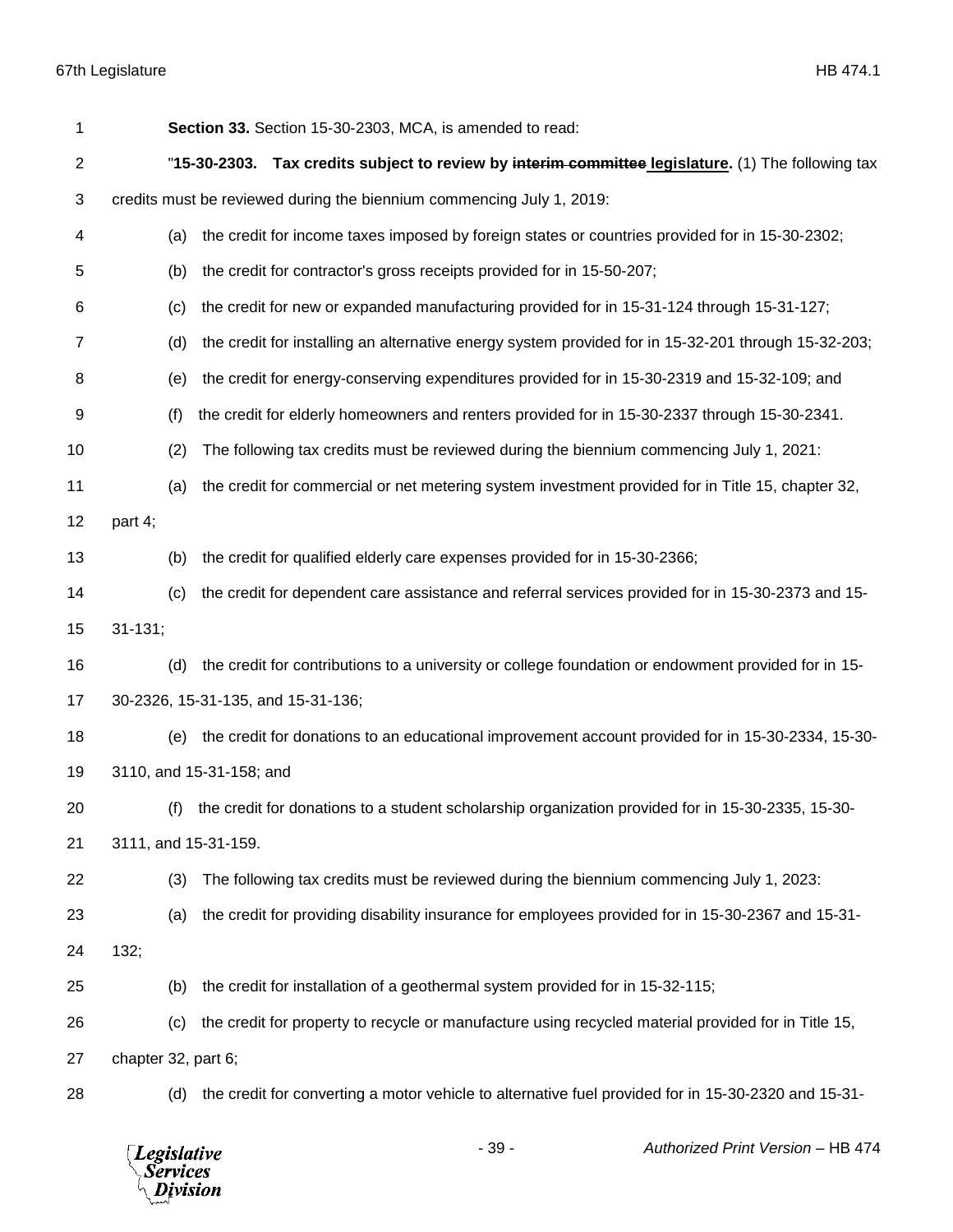**Section 33.** Section 15-30-2303, MCA, is amended to read:

"**15-30-2303. Tax credits subject to review by ~~interim committee~~ legislature.** (1) The following tax credits must be reviewed during the biennium commencing July 1, 2019:

(a) the credit for income taxes imposed by foreign states or countries provided for in 15-30-2302;

(b) the credit for contractor's gross receipts provided for in 15-50-207;

(c) the credit for new or expanded manufacturing provided for in 15-31-124 through 15-31-127;

(d) the credit for installing an alternative energy system provided for in 15-32-201 through 15-32-203;

(e) the credit for energy-conserving expenditures provided for in 15-30-2319 and 15-32-109; and

(f) the credit for elderly homeowners and renters provided for in 15-30-2337 through 15-30-2341.

(2) The following tax credits must be reviewed during the biennium commencing July 1, 2021:

(a) the credit for commercial or net metering system investment provided for in Title 15, chapter 32, part 4;

(b) the credit for qualified elderly care expenses provided for in 15-30-2366;

(c) the credit for dependent care assistance and referral services provided for in 15-30-2373 and 15-31-131;

(d) the credit for contributions to a university or college foundation or endowment provided for in 15-30-2326, 15-31-135, and 15-31-136;

(e) the credit for donations to an educational improvement account provided for in 15-30-2334, 15-30-3110, and 15-31-158; and

(f) the credit for donations to a student scholarship organization provided for in 15-30-2335, 15-30-3111, and 15-31-159.

(3) The following tax credits must be reviewed during the biennium commencing July 1, 2023:

(a) the credit for providing disability insurance for employees provided for in 15-30-2367 and 15-31-132;

(b) the credit for installation of a geothermal system provided for in 15-32-115;

(c) the credit for property to recycle or manufacture using recycled material provided for in Title 15, chapter 32, part 6;

(d) the credit for converting a motor vehicle to alternative fuel provided for in 15-30-2320 and 15-31-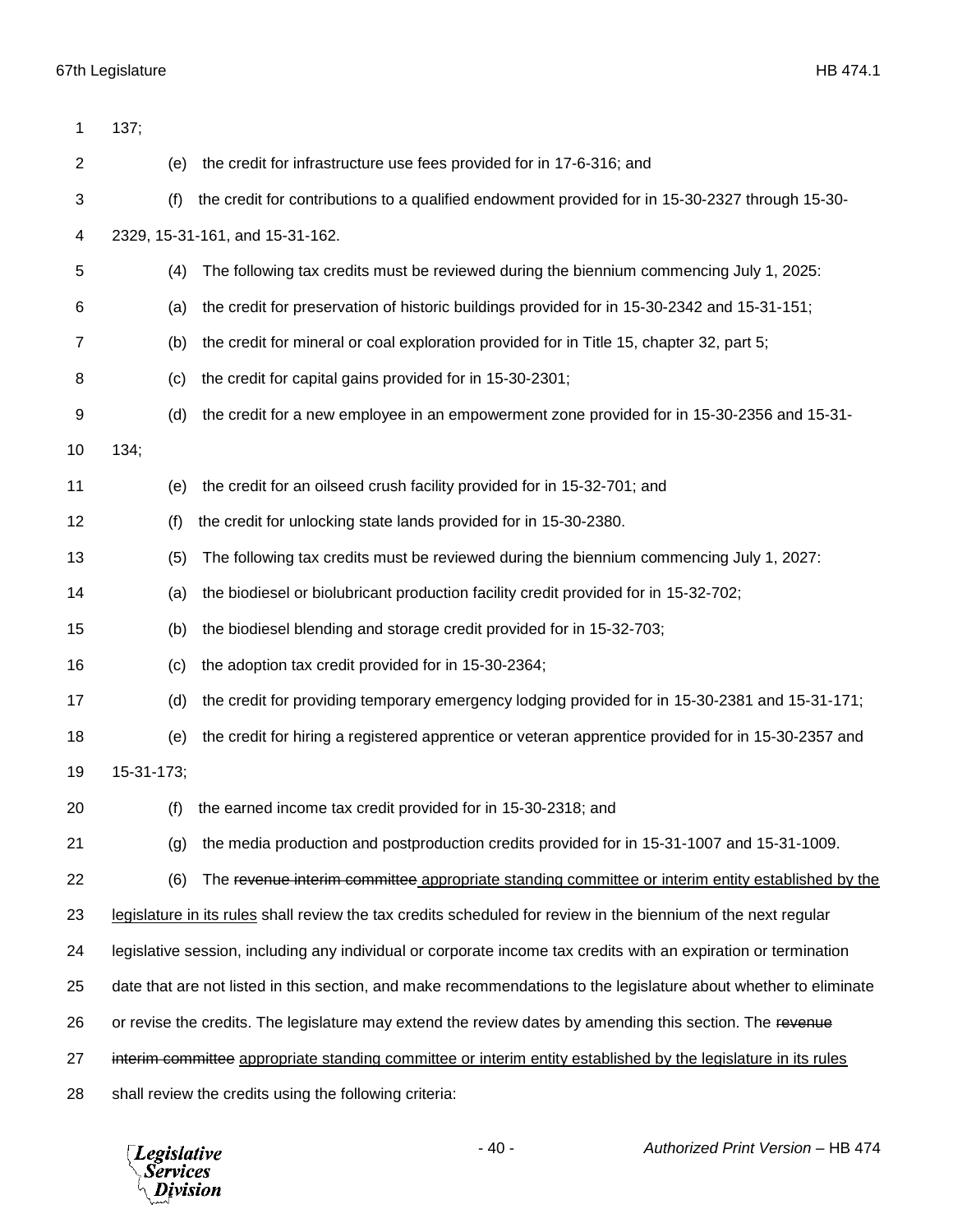137;

(e) the credit for infrastructure use fees provided for in 17-6-316; and

(f) the credit for contributions to a qualified endowment provided for in 15-30-2327 through 15-30-2329, 15-31-161, and 15-31-162.

(4) The following tax credits must be reviewed during the biennium commencing July 1, 2025:

(a) the credit for preservation of historic buildings provided for in 15-30-2342 and 15-31-151;

(b) the credit for mineral or coal exploration provided for in Title 15, chapter 32, part 5;

(c) the credit for capital gains provided for in 15-30-2301;

(d) the credit for a new employee in an empowerment zone provided for in 15-30-2356 and 15-31-134;

(e) the credit for an oilseed crush facility provided for in 15-32-701; and

(f) the credit for unlocking state lands provided for in 15-30-2380.

(5) The following tax credits must be reviewed during the biennium commencing July 1, 2027:

(a) the biodiesel or biolubricant production facility credit provided for in 15-32-702;

(b) the biodiesel blending and storage credit provided for in 15-32-703;

(c) the adoption tax credit provided for in 15-30-2364;

(d) the credit for providing temporary emergency lodging provided for in 15-30-2381 and 15-31-171;

(e) the credit for hiring a registered apprentice or veteran apprentice provided for in 15-30-2357 and 15-31-173;

(f) the earned income tax credit provided for in 15-30-2318; and

(g) the media production and postproduction credits provided for in 15-31-1007 and 15-31-1009.

(6) The ~~revenue interim committee~~ <u>appropriate standing committee or interim entity established by the legislature in its rules</u> shall review the tax credits scheduled for review in the biennium of the next regular legislative session, including any individual or corporate income tax credits with an expiration or termination date that are not listed in this section, and make recommendations to the legislature about whether to eliminate or revise the credits. The legislature may extend the review dates by amending this section. The ~~revenue interim committee~~ <u>appropriate standing committee or interim entity established by the legislature in its rules</u> shall review the credits using the following criteria: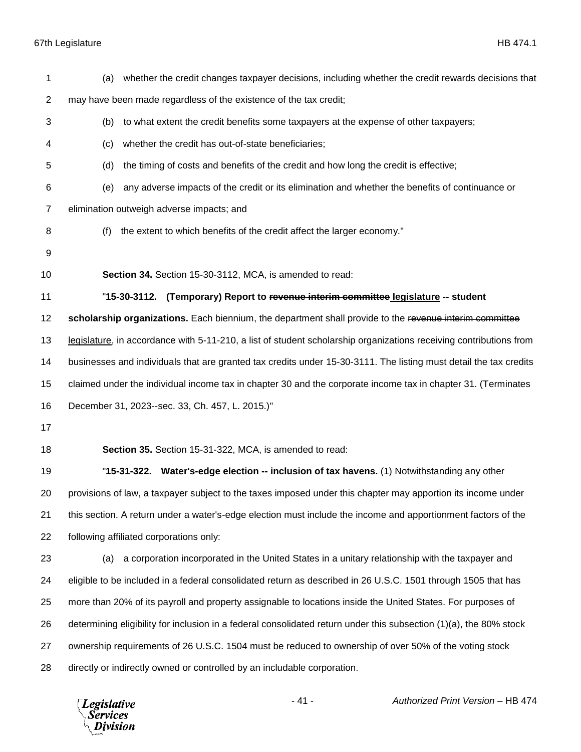(a) whether the credit changes taxpayer decisions, including whether the credit rewards decisions that may have been made regardless of the existence of the tax credit;

(b) to what extent the credit benefits some taxpayers at the expense of other taxpayers;

(c) whether the credit has out-of-state beneficiaries;

(d) the timing of costs and benefits of the credit and how long the credit is effective;

(e) any adverse impacts of the credit or its elimination and whether the benefits of continuance or elimination outweigh adverse impacts; and

(f) the extent to which benefits of the credit affect the larger economy."

**Section 34.** Section 15-30-3112, MCA, is amended to read:

"**15-30-3112. (Temporary) Report to ~~revenue interim committee~~ legislature -- student scholarship organizations.** Each biennium, the department shall provide to the ~~revenue interim committee~~ legislature, in accordance with 5-11-210, a list of student scholarship organizations receiving contributions from businesses and individuals that are granted tax credits under 15-30-3111. The listing must detail the tax credits claimed under the individual income tax in chapter 30 and the corporate income tax in chapter 31. (Terminates December 31, 2023--sec. 33, Ch. 457, L. 2015.)"

**Section 35.** Section 15-31-322, MCA, is amended to read:

"**15-31-322. Water's-edge election -- inclusion of tax havens.** (1) Notwithstanding any other provisions of law, a taxpayer subject to the taxes imposed under this chapter may apportion its income under this section. A return under a water's-edge election must include the income and apportionment factors of the following affiliated corporations only:

(a) a corporation incorporated in the United States in a unitary relationship with the taxpayer and eligible to be included in a federal consolidated return as described in 26 U.S.C. 1501 through 1505 that has more than 20% of its payroll and property assignable to locations inside the United States. For purposes of determining eligibility for inclusion in a federal consolidated return under this subsection (1)(a), the 80% stock ownership requirements of 26 U.S.C. 1504 must be reduced to ownership of over 50% of the voting stock directly or indirectly owned or controlled by an includable corporation.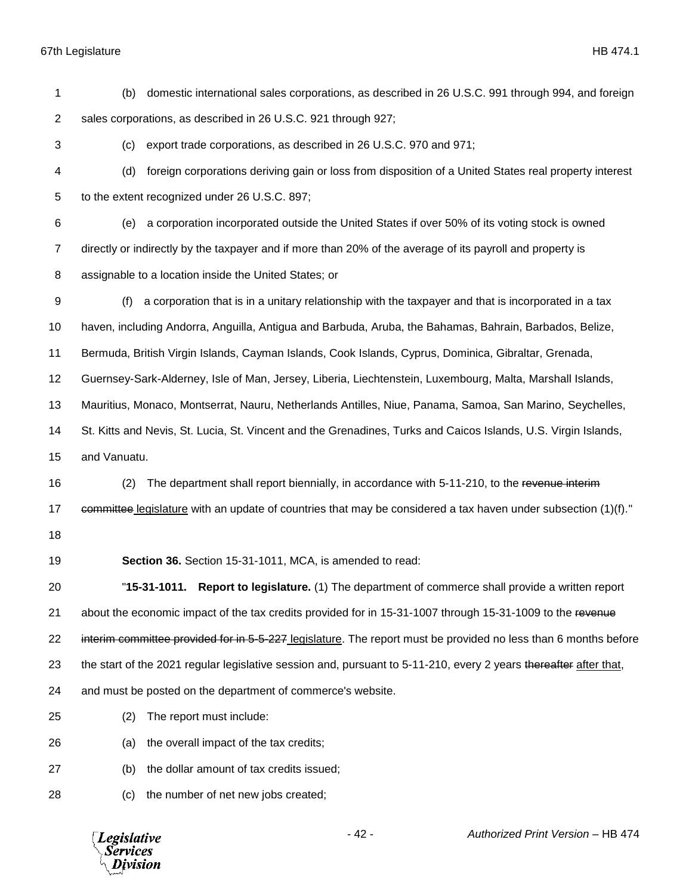(b) domestic international sales corporations, as described in 26 U.S.C. 991 through 994, and foreign sales corporations, as described in 26 U.S.C. 921 through 927;

(c) export trade corporations, as described in 26 U.S.C. 970 and 971;

(d) foreign corporations deriving gain or loss from disposition of a United States real property interest to the extent recognized under 26 U.S.C. 897;

(e) a corporation incorporated outside the United States if over 50% of its voting stock is owned directly or indirectly by the taxpayer and if more than 20% of the average of its payroll and property is assignable to a location inside the United States; or

(f) a corporation that is in a unitary relationship with the taxpayer and that is incorporated in a tax haven, including Andorra, Anguilla, Antigua and Barbuda, Aruba, the Bahamas, Bahrain, Barbados, Belize, Bermuda, British Virgin Islands, Cayman Islands, Cook Islands, Cyprus, Dominica, Gibraltar, Grenada, Guernsey-Sark-Alderney, Isle of Man, Jersey, Liberia, Liechtenstein, Luxembourg, Malta, Marshall Islands, Mauritius, Monaco, Montserrat, Nauru, Netherlands Antilles, Niue, Panama, Samoa, San Marino, Seychelles, St. Kitts and Nevis, St. Lucia, St. Vincent and the Grenadines, Turks and Caicos Islands, U.S. Virgin Islands, and Vanuatu.

(2) The department shall report biennially, in accordance with 5-11-210, to the ~~revenue interim committee~~ <u>legislature</u> with an update of countries that may be considered a tax haven under subsection (1)(f)."

**Section 36.** Section 15-31-1011, MCA, is amended to read:

"**15-31-1011. Report to legislature.** (1) The department of commerce shall provide a written report about the economic impact of the tax credits provided for in 15-31-1007 through 15-31-1009 to the ~~revenue interim committee provided for in 5-5-227~~ <u>legislature</u>. The report must be provided no less than 6 months before the start of the 2021 regular legislative session and, pursuant to 5-11-210, every 2 years ~~thereafter~~ <u>after that</u>, and must be posted on the department of commerce's website.

(2) The report must include:

(a) the overall impact of the tax credits;

(b) the dollar amount of tax credits issued;

(c) the number of net new jobs created;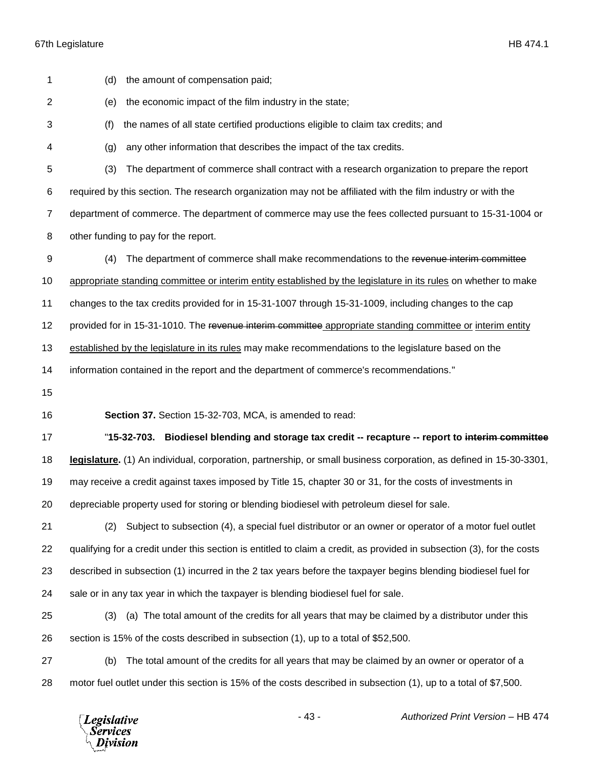(d) the amount of compensation paid;

(e) the economic impact of the film industry in the state;

(f) the names of all state certified productions eligible to claim tax credits; and

(g) any other information that describes the impact of the tax credits.

(3) The department of commerce shall contract with a research organization to prepare the report required by this section. The research organization may not be affiliated with the film industry or with the department of commerce. The department of commerce may use the fees collected pursuant to 15-31-1004 or other funding to pay for the report.

(4) The department of commerce shall make recommendations to the ~~revenue interim committee~~ <u>appropriate standing committee or interim entity established by the legislature in its rules</u> on whether to make changes to the tax credits provided for in 15-31-1007 through 15-31-1009, including changes to the cap provided for in 15-31-1010. The ~~revenue interim committee~~ <u>appropriate standing committee or interim entity established by the legislature in its rules</u> may make recommendations to the legislature based on the information contained in the report and the department of commerce's recommendations."

**Section 37.** Section 15-32-703, MCA, is amended to read:

"**15-32-703. Biodiesel blending and storage tax credit -- recapture -- report to ~~interim committee~~ <u>legislature</u>.** (1) An individual, corporation, partnership, or small business corporation, as defined in 15-30-3301, may receive a credit against taxes imposed by Title 15, chapter 30 or 31, for the costs of investments in depreciable property used for storing or blending biodiesel with petroleum diesel for sale.

(2) Subject to subsection (4), a special fuel distributor or an owner or operator of a motor fuel outlet qualifying for a credit under this section is entitled to claim a credit, as provided in subsection (3), for the costs described in subsection (1) incurred in the 2 tax years before the taxpayer begins blending biodiesel fuel for sale or in any tax year in which the taxpayer is blending biodiesel fuel for sale.

(3) (a) The total amount of the credits for all years that may be claimed by a distributor under this section is 15% of the costs described in subsection (1), up to a total of $52,500.

(b) The total amount of the credits for all years that may be claimed by an owner or operator of a motor fuel outlet under this section is 15% of the costs described in subsection (1), up to a total of $7,500.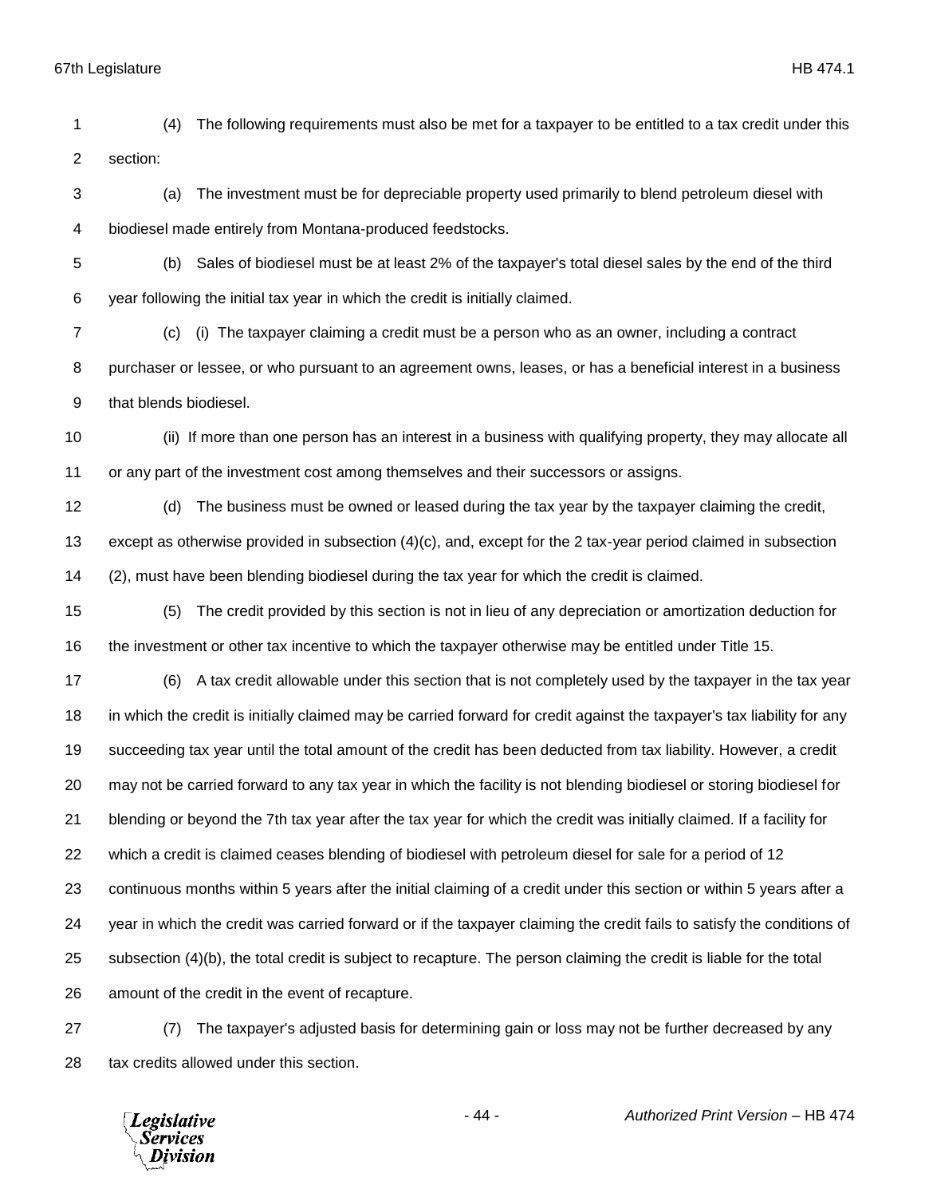(4) The following requirements must also be met for a taxpayer to be entitled to a tax credit under this section:

(a) The investment must be for depreciable property used primarily to blend petroleum diesel with biodiesel made entirely from Montana-produced feedstocks.

(b) Sales of biodiesel must be at least 2% of the taxpayer's total diesel sales by the end of the third year following the initial tax year in which the credit is initially claimed.

(c) (i) The taxpayer claiming a credit must be a person who as an owner, including a contract purchaser or lessee, or who pursuant to an agreement owns, leases, or has a beneficial interest in a business that blends biodiesel.

(ii) If more than one person has an interest in a business with qualifying property, they may allocate all or any part of the investment cost among themselves and their successors or assigns.

(d) The business must be owned or leased during the tax year by the taxpayer claiming the credit, except as otherwise provided in subsection (4)(c), and, except for the 2 tax-year period claimed in subsection (2), must have been blending biodiesel during the tax year for which the credit is claimed.

(5) The credit provided by this section is not in lieu of any depreciation or amortization deduction for the investment or other tax incentive to which the taxpayer otherwise may be entitled under Title 15.

(6) A tax credit allowable under this section that is not completely used by the taxpayer in the tax year in which the credit is initially claimed may be carried forward for credit against the taxpayer's tax liability for any succeeding tax year until the total amount of the credit has been deducted from tax liability. However, a credit may not be carried forward to any tax year in which the facility is not blending biodiesel or storing biodiesel for blending or beyond the 7th tax year after the tax year for which the credit was initially claimed. If a facility for which a credit is claimed ceases blending of biodiesel with petroleum diesel for sale for a period of 12 continuous months within 5 years after the initial claiming of a credit under this section or within 5 years after a year in which the credit was carried forward or if the taxpayer claiming the credit fails to satisfy the conditions of subsection (4)(b), the total credit is subject to recapture. The person claiming the credit is liable for the total amount of the credit in the event of recapture.

(7) The taxpayer's adjusted basis for determining gain or loss may not be further decreased by any tax credits allowed under this section.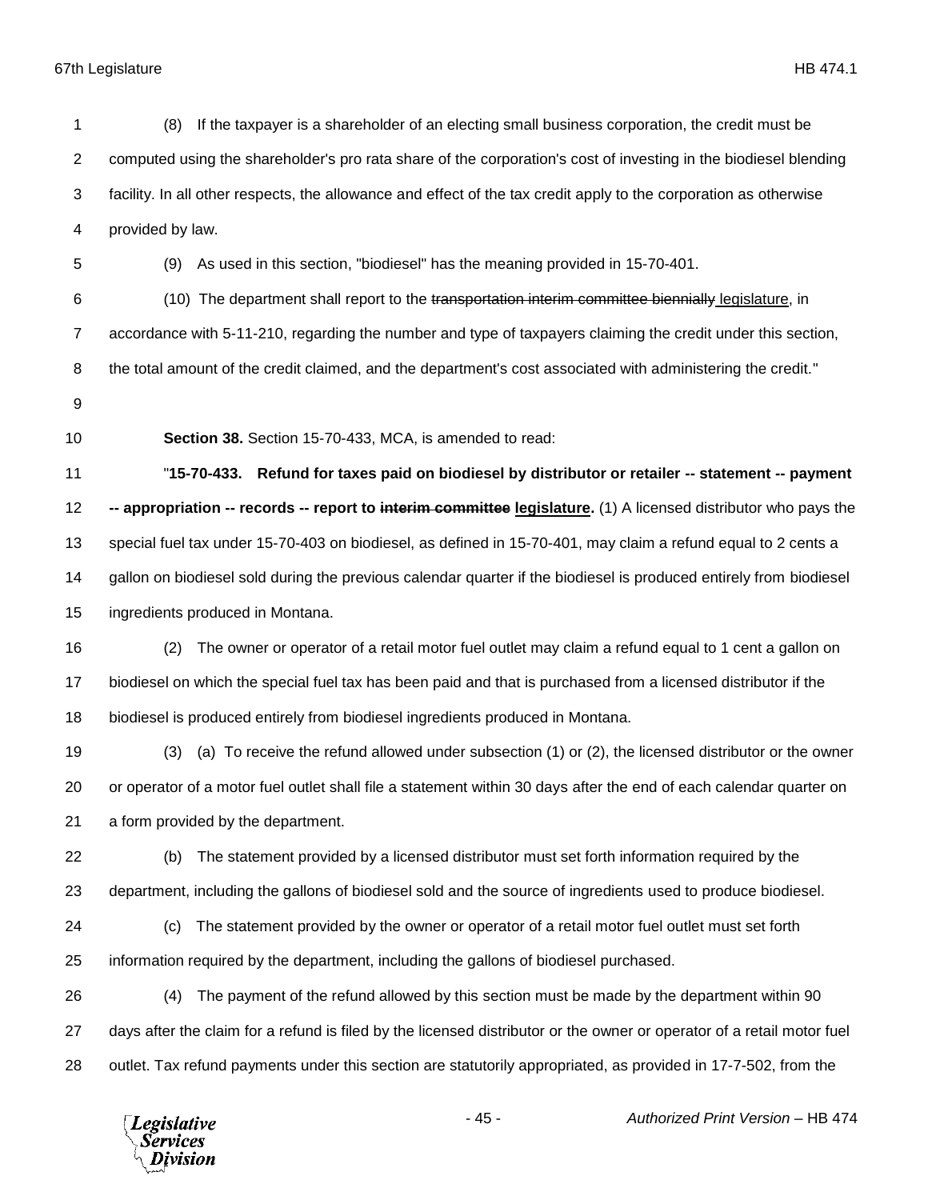(8) If the taxpayer is a shareholder of an electing small business corporation, the credit must be computed using the shareholder's pro rata share of the corporation's cost of investing in the biodiesel blending facility. In all other respects, the allowance and effect of the tax credit apply to the corporation as otherwise provided by law.

(9) As used in this section, "biodiesel" has the meaning provided in 15-70-401.

(10) The department shall report to the ~~transportation interim committee biennially~~ legislature, in accordance with 5-11-210, regarding the number and type of taxpayers claiming the credit under this section, the total amount of the credit claimed, and the department's cost associated with administering the credit."

**Section 38.** Section 15-70-433, MCA, is amended to read:

"**15-70-433. Refund for taxes paid on biodiesel by distributor or retailer -- statement -- payment -- appropriation -- records -- report to ~~interim committee~~ legislature.** (1) A licensed distributor who pays the special fuel tax under 15-70-403 on biodiesel, as defined in 15-70-401, may claim a refund equal to 2 cents a gallon on biodiesel sold during the previous calendar quarter if the biodiesel is produced entirely from biodiesel ingredients produced in Montana.

(2) The owner or operator of a retail motor fuel outlet may claim a refund equal to 1 cent a gallon on biodiesel on which the special fuel tax has been paid and that is purchased from a licensed distributor if the biodiesel is produced entirely from biodiesel ingredients produced in Montana.

(3) (a) To receive the refund allowed under subsection (1) or (2), the licensed distributor or the owner or operator of a motor fuel outlet shall file a statement within 30 days after the end of each calendar quarter on a form provided by the department.

(b) The statement provided by a licensed distributor must set forth information required by the department, including the gallons of biodiesel sold and the source of ingredients used to produce biodiesel.

(c) The statement provided by the owner or operator of a retail motor fuel outlet must set forth information required by the department, including the gallons of biodiesel purchased.

(4) The payment of the refund allowed by this section must be made by the department within 90 days after the claim for a refund is filed by the licensed distributor or the owner or operator of a retail motor fuel outlet. Tax refund payments under this section are statutorily appropriated, as provided in 17-7-502, from the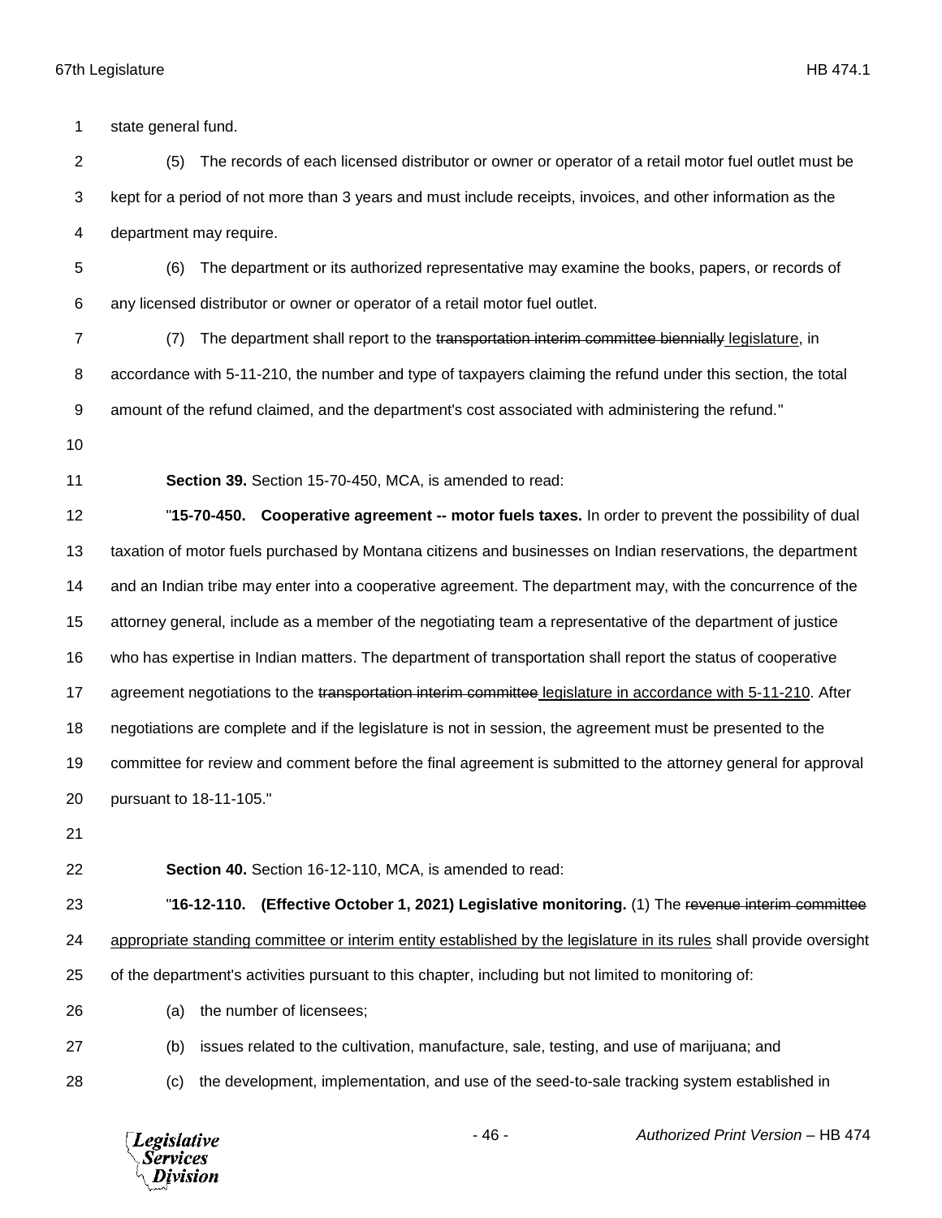state general fund.

(5) The records of each licensed distributor or owner or operator of a retail motor fuel outlet must be kept for a period of not more than 3 years and must include receipts, invoices, and other information as the department may require.

(6) The department or its authorized representative may examine the books, papers, or records of any licensed distributor or owner or operator of a retail motor fuel outlet.

(7) The department shall report to the ~~transportation interim committee biennially~~ legislature, in accordance with 5-11-210, the number and type of taxpayers claiming the refund under this section, the total amount of the refund claimed, and the department's cost associated with administering the refund."

**Section 39.** Section 15-70-450, MCA, is amended to read:

"**15-70-450. Cooperative agreement -- motor fuels taxes.** In order to prevent the possibility of dual taxation of motor fuels purchased by Montana citizens and businesses on Indian reservations, the department and an Indian tribe may enter into a cooperative agreement. The department may, with the concurrence of the attorney general, include as a member of the negotiating team a representative of the department of justice who has expertise in Indian matters. The department of transportation shall report the status of cooperative agreement negotiations to the ~~transportation interim committee~~ legislature in accordance with 5-11-210. After negotiations are complete and if the legislature is not in session, the agreement must be presented to the committee for review and comment before the final agreement is submitted to the attorney general for approval pursuant to 18-11-105."

**Section 40.** Section 16-12-110, MCA, is amended to read:

"**16-12-110. (Effective October 1, 2021) Legislative monitoring.** (1) The ~~revenue interim committee~~ appropriate standing committee or interim entity established by the legislature in its rules shall provide oversight of the department's activities pursuant to this chapter, including but not limited to monitoring of:

(a) the number of licensees;

(b) issues related to the cultivation, manufacture, sale, testing, and use of marijuana; and

(c) the development, implementation, and use of the seed-to-sale tracking system established in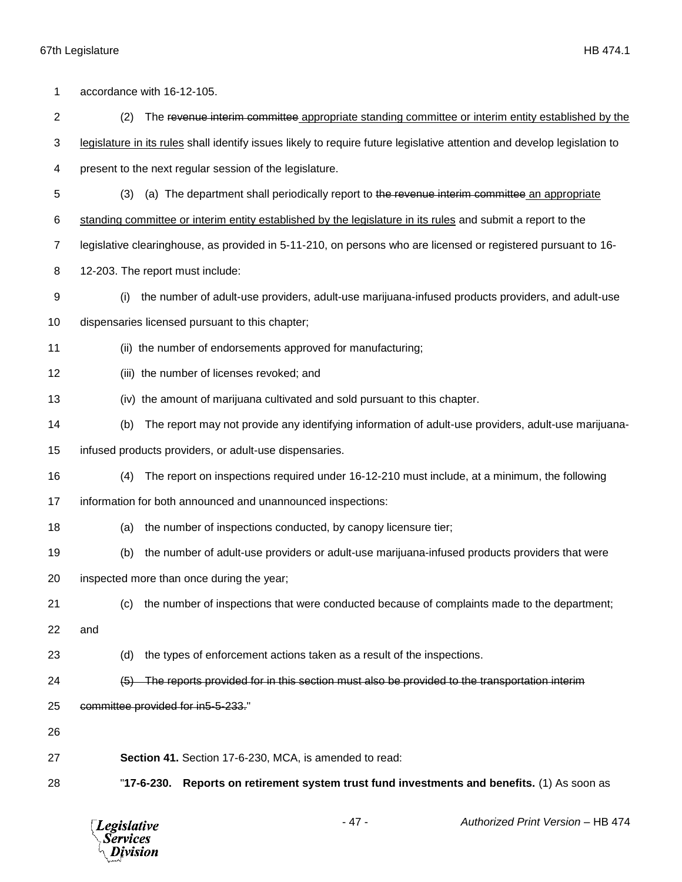accordance with 16-12-105.

(2) The ~~revenue interim committee~~ <u>appropriate standing committee or interim entity established by the legislature in its rules</u> shall identify issues likely to require future legislative attention and develop legislation to present to the next regular session of the legislature.

(3) (a) The department shall periodically report to ~~the revenue interim committee~~ <u>an appropriate standing committee or interim entity established by the legislature in its rules</u> and submit a report to the legislative clearinghouse, as provided in 5-11-210, on persons who are licensed or registered pursuant to 16-12-203. The report must include:

(i) the number of adult-use providers, adult-use marijuana-infused products providers, and adult-use dispensaries licensed pursuant to this chapter;

(ii) the number of endorsements approved for manufacturing;

(iii) the number of licenses revoked; and

(iv) the amount of marijuana cultivated and sold pursuant to this chapter.

(b) The report may not provide any identifying information of adult-use providers, adult-use marijuana-infused products providers, or adult-use dispensaries.

(4) The report on inspections required under 16-12-210 must include, at a minimum, the following information for both announced and unannounced inspections:

(a) the number of inspections conducted, by canopy licensure tier;

(b) the number of adult-use providers or adult-use marijuana-infused products providers that were inspected more than once during the year;

(c) the number of inspections that were conducted because of complaints made to the department; and

(d) the types of enforcement actions taken as a result of the inspections.

~~(5) The reports provided for in this section must also be provided to the transportation interim committee provided for in5-5-233.~~"

**Section 41.** Section 17-6-230, MCA, is amended to read:

"**17-6-230. Reports on retirement system trust fund investments and benefits.** (1) As soon as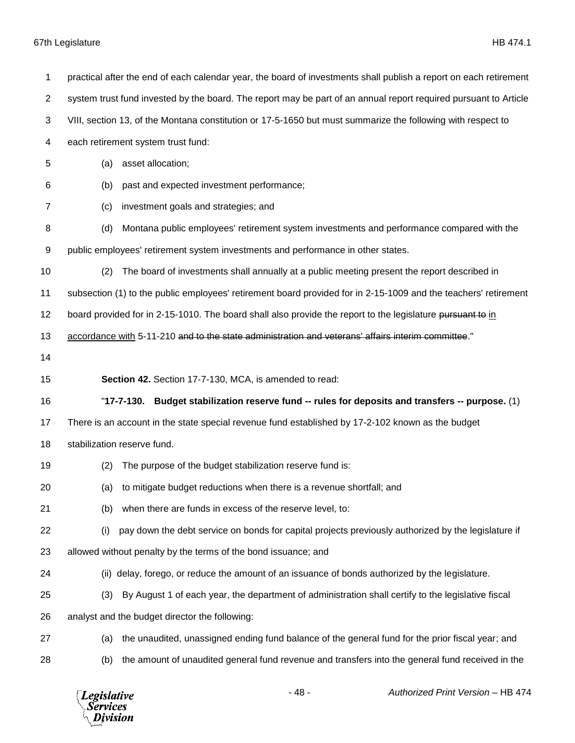practical after the end of each calendar year, the board of investments shall publish a report on each retirement system trust fund invested by the board. The report may be part of an annual report required pursuant to Article VIII, section 13, of the Montana constitution or 17-5-1650 but must summarize the following with respect to each retirement system trust fund:

(a) asset allocation;

(b) past and expected investment performance;

(c) investment goals and strategies; and

(d) Montana public employees' retirement system investments and performance compared with the public employees' retirement system investments and performance in other states.

(2) The board of investments shall annually at a public meeting present the report described in subsection (1) to the public employees' retirement board provided for in 2-15-1009 and the teachers' retirement board provided for in 2-15-1010. The board shall also provide the report to the legislature ~~pursuant to~~ in accordance with 5-11-210 ~~and to the state administration and veterans' affairs interim committee~~."

**Section 42.** Section 17-7-130, MCA, is amended to read:

"**17-7-130. Budget stabilization reserve fund -- rules for deposits and transfers -- purpose.** (1) There is an account in the state special revenue fund established by 17-2-102 known as the budget stabilization reserve fund.

(2) The purpose of the budget stabilization reserve fund is:

(a) to mitigate budget reductions when there is a revenue shortfall; and

(b) when there are funds in excess of the reserve level, to:

(i) pay down the debt service on bonds for capital projects previously authorized by the legislature if allowed without penalty by the terms of the bond issuance; and

(ii) delay, forego, or reduce the amount of an issuance of bonds authorized by the legislature.

(3) By August 1 of each year, the department of administration shall certify to the legislative fiscal analyst and the budget director the following:

(a) the unaudited, unassigned ending fund balance of the general fund for the prior fiscal year; and

(b) the amount of unaudited general fund revenue and transfers into the general fund received in the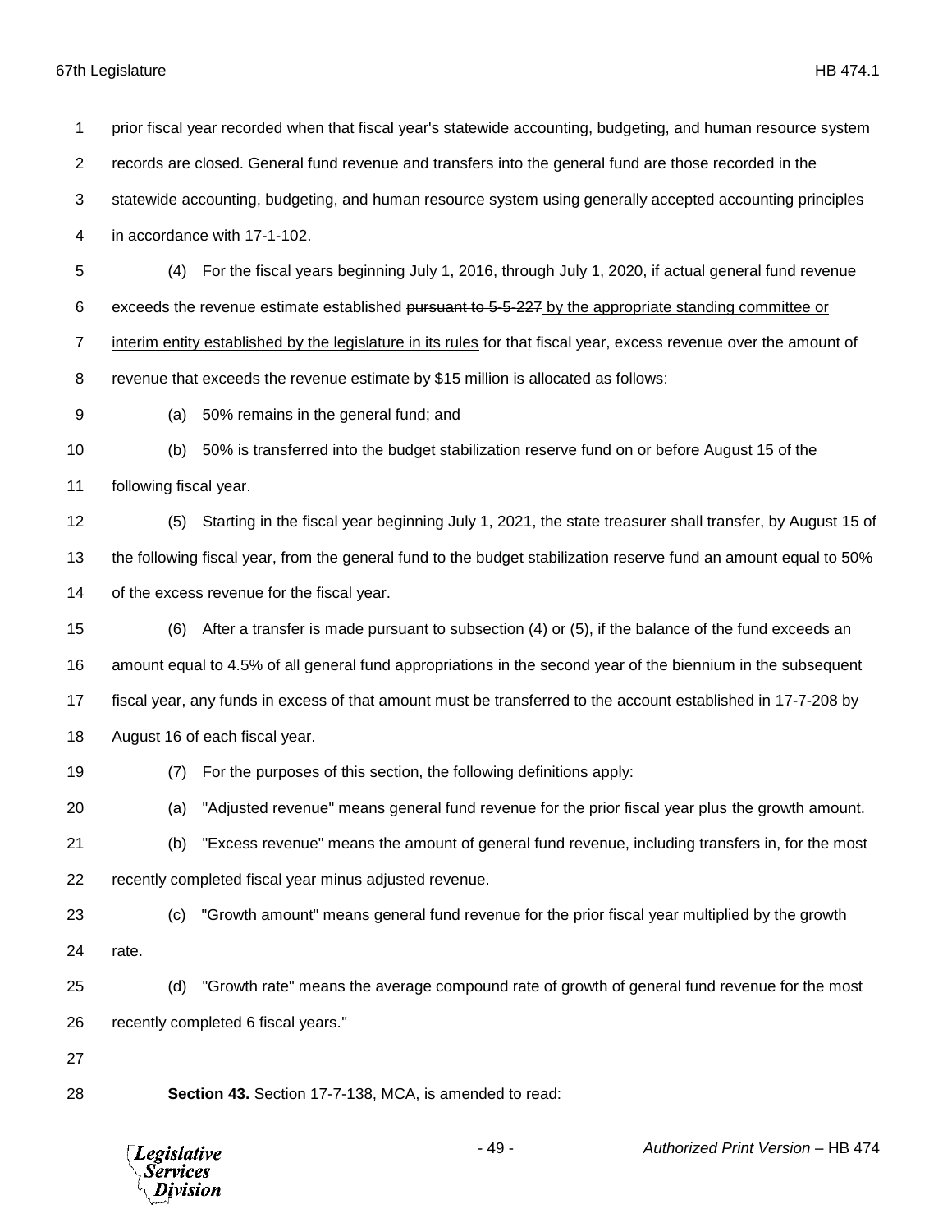prior fiscal year recorded when that fiscal year's statewide accounting, budgeting, and human resource system records are closed. General fund revenue and transfers into the general fund are those recorded in the statewide accounting, budgeting, and human resource system using generally accepted accounting principles in accordance with 17-1-102.

(4) For the fiscal years beginning July 1, 2016, through July 1, 2020, if actual general fund revenue exceeds the revenue estimate established ~~pursuant to 5-5-227~~ by the appropriate standing committee or interim entity established by the legislature in its rules for that fiscal year, excess revenue over the amount of revenue that exceeds the revenue estimate by $15 million is allocated as follows:

(a) 50% remains in the general fund; and

(b) 50% is transferred into the budget stabilization reserve fund on or before August 15 of the following fiscal year.

(5) Starting in the fiscal year beginning July 1, 2021, the state treasurer shall transfer, by August 15 of the following fiscal year, from the general fund to the budget stabilization reserve fund an amount equal to 50% of the excess revenue for the fiscal year.

(6) After a transfer is made pursuant to subsection (4) or (5), if the balance of the fund exceeds an amount equal to 4.5% of all general fund appropriations in the second year of the biennium in the subsequent fiscal year, any funds in excess of that amount must be transferred to the account established in 17-7-208 by August 16 of each fiscal year.

(7) For the purposes of this section, the following definitions apply:

(a) "Adjusted revenue" means general fund revenue for the prior fiscal year plus the growth amount.

(b) "Excess revenue" means the amount of general fund revenue, including transfers in, for the most recently completed fiscal year minus adjusted revenue.

(c) "Growth amount" means general fund revenue for the prior fiscal year multiplied by the growth rate.

(d) "Growth rate" means the average compound rate of growth of general fund revenue for the most recently completed 6 fiscal years."

**Section 43.** Section 17-7-138, MCA, is amended to read: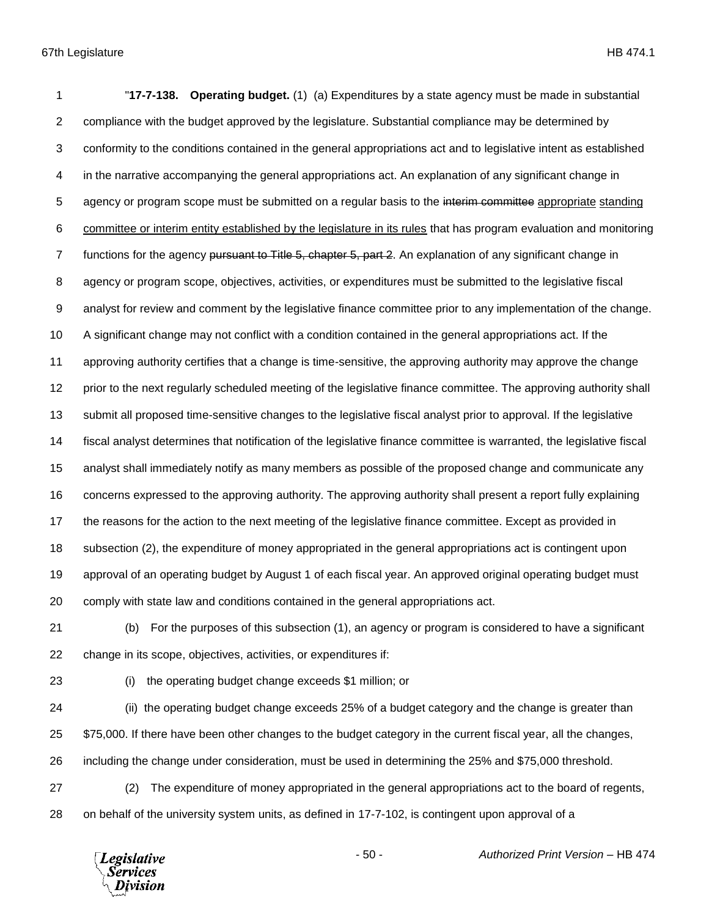"**17-7-138. Operating budget.** (1) (a) Expenditures by a state agency must be made in substantial compliance with the budget approved by the legislature. Substantial compliance may be determined by conformity to the conditions contained in the general appropriations act and to legislative intent as established in the narrative accompanying the general appropriations act. An explanation of any significant change in agency or program scope must be submitted on a regular basis to the ~~interim committee~~ appropriate standing committee or interim entity established by the legislature in its rules that has program evaluation and monitoring functions for the agency ~~pursuant to Title 5, chapter 5, part 2~~. An explanation of any significant change in agency or program scope, objectives, activities, or expenditures must be submitted to the legislative fiscal analyst for review and comment by the legislative finance committee prior to any implementation of the change. A significant change may not conflict with a condition contained in the general appropriations act. If the approving authority certifies that a change is time-sensitive, the approving authority may approve the change prior to the next regularly scheduled meeting of the legislative finance committee. The approving authority shall submit all proposed time-sensitive changes to the legislative fiscal analyst prior to approval. If the legislative fiscal analyst determines that notification of the legislative finance committee is warranted, the legislative fiscal analyst shall immediately notify as many members as possible of the proposed change and communicate any concerns expressed to the approving authority. The approving authority shall present a report fully explaining the reasons for the action to the next meeting of the legislative finance committee. Except as provided in subsection (2), the expenditure of money appropriated in the general appropriations act is contingent upon approval of an operating budget by August 1 of each fiscal year. An approved original operating budget must comply with state law and conditions contained in the general appropriations act.

(b) For the purposes of this subsection (1), an agency or program is considered to have a significant change in its scope, objectives, activities, or expenditures if:

(i) the operating budget change exceeds $1 million; or

(ii) the operating budget change exceeds 25% of a budget category and the change is greater than $75,000. If there have been other changes to the budget category in the current fiscal year, all the changes, including the change under consideration, must be used in determining the 25% and $75,000 threshold.

(2) The expenditure of money appropriated in the general appropriations act to the board of regents, on behalf of the university system units, as defined in 17-7-102, is contingent upon approval of a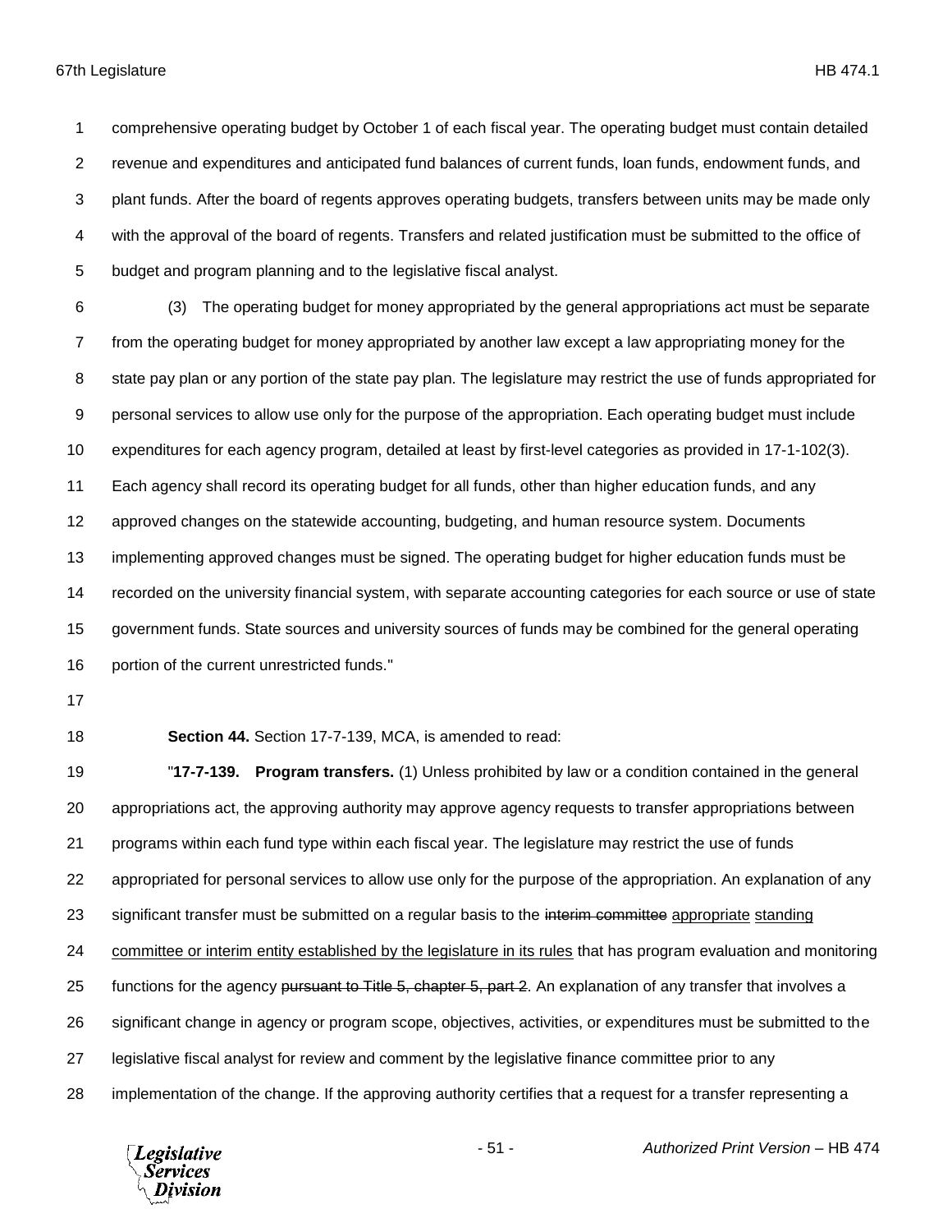comprehensive operating budget by October 1 of each fiscal year. The operating budget must contain detailed revenue and expenditures and anticipated fund balances of current funds, loan funds, endowment funds, and plant funds. After the board of regents approves operating budgets, transfers between units may be made only with the approval of the board of regents. Transfers and related justification must be submitted to the office of budget and program planning and to the legislative fiscal analyst.

(3) The operating budget for money appropriated by the general appropriations act must be separate from the operating budget for money appropriated by another law except a law appropriating money for the state pay plan or any portion of the state pay plan. The legislature may restrict the use of funds appropriated for personal services to allow use only for the purpose of the appropriation. Each operating budget must include expenditures for each agency program, detailed at least by first-level categories as provided in 17-1-102(3). Each agency shall record its operating budget for all funds, other than higher education funds, and any approved changes on the statewide accounting, budgeting, and human resource system. Documents implementing approved changes must be signed. The operating budget for higher education funds must be recorded on the university financial system, with separate accounting categories for each source or use of state government funds. State sources and university sources of funds may be combined for the general operating portion of the current unrestricted funds."

**Section 44.** Section 17-7-139, MCA, is amended to read:

"**17-7-139. Program transfers.** (1) Unless prohibited by law or a condition contained in the general appropriations act, the approving authority may approve agency requests to transfer appropriations between programs within each fund type within each fiscal year. The legislature may restrict the use of funds appropriated for personal services to allow use only for the purpose of the appropriation. An explanation of any significant transfer must be submitted on a regular basis to the ~~interim committee~~ appropriate standing committee or interim entity established by the legislature in its rules that has program evaluation and monitoring functions for the agency ~~pursuant to Title 5, chapter 5, part 2~~. An explanation of any transfer that involves a significant change in agency or program scope, objectives, activities, or expenditures must be submitted to the legislative fiscal analyst for review and comment by the legislative finance committee prior to any implementation of the change. If the approving authority certifies that a request for a transfer representing a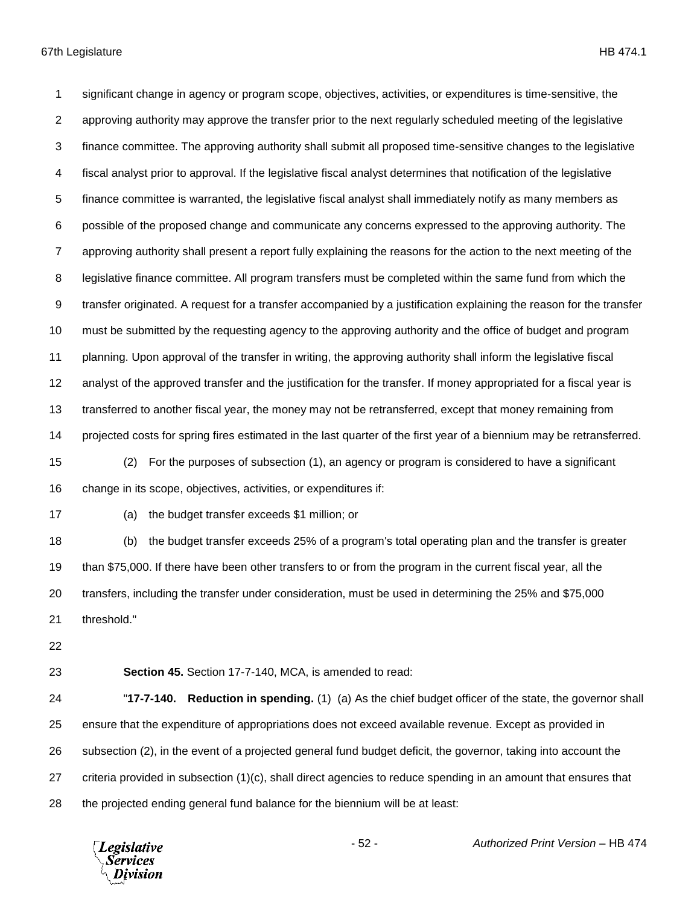significant change in agency or program scope, objectives, activities, or expenditures is time-sensitive, the approving authority may approve the transfer prior to the next regularly scheduled meeting of the legislative finance committee. The approving authority shall submit all proposed time-sensitive changes to the legislative fiscal analyst prior to approval. If the legislative fiscal analyst determines that notification of the legislative finance committee is warranted, the legislative fiscal analyst shall immediately notify as many members as possible of the proposed change and communicate any concerns expressed to the approving authority. The approving authority shall present a report fully explaining the reasons for the action to the next meeting of the legislative finance committee. All program transfers must be completed within the same fund from which the transfer originated. A request for a transfer accompanied by a justification explaining the reason for the transfer must be submitted by the requesting agency to the approving authority and the office of budget and program planning. Upon approval of the transfer in writing, the approving authority shall inform the legislative fiscal analyst of the approved transfer and the justification for the transfer. If money appropriated for a fiscal year is transferred to another fiscal year, the money may not be retransferred, except that money remaining from projected costs for spring fires estimated in the last quarter of the first year of a biennium may be retransferred.

(2) For the purposes of subsection (1), an agency or program is considered to have a significant change in its scope, objectives, activities, or expenditures if:

(a) the budget transfer exceeds $1 million; or

(b) the budget transfer exceeds 25% of a program's total operating plan and the transfer is greater than $75,000. If there have been other transfers to or from the program in the current fiscal year, all the transfers, including the transfer under consideration, must be used in determining the 25% and $75,000 threshold."

**Section 45.** Section 17-7-140, MCA, is amended to read:

"**17-7-140. Reduction in spending.** (1) (a) As the chief budget officer of the state, the governor shall ensure that the expenditure of appropriations does not exceed available revenue. Except as provided in subsection (2), in the event of a projected general fund budget deficit, the governor, taking into account the criteria provided in subsection (1)(c), shall direct agencies to reduce spending in an amount that ensures that the projected ending general fund balance for the biennium will be at least: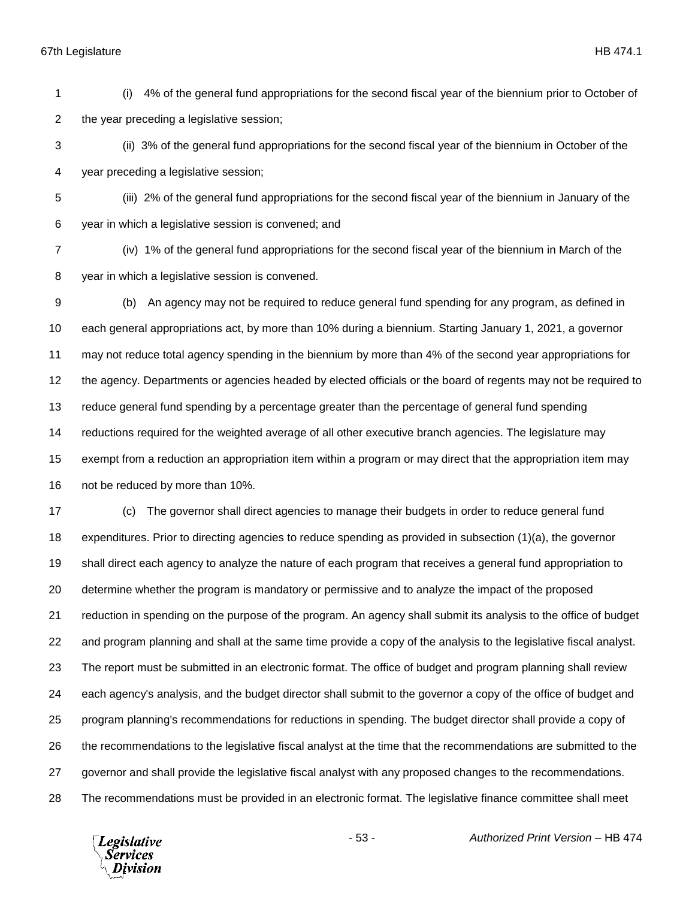(i) 4% of the general fund appropriations for the second fiscal year of the biennium prior to October of the year preceding a legislative session;

(ii) 3% of the general fund appropriations for the second fiscal year of the biennium in October of the year preceding a legislative session;

(iii) 2% of the general fund appropriations for the second fiscal year of the biennium in January of the year in which a legislative session is convened; and

(iv) 1% of the general fund appropriations for the second fiscal year of the biennium in March of the year in which a legislative session is convened.

(b) An agency may not be required to reduce general fund spending for any program, as defined in each general appropriations act, by more than 10% during a biennium. Starting January 1, 2021, a governor may not reduce total agency spending in the biennium by more than 4% of the second year appropriations for the agency. Departments or agencies headed by elected officials or the board of regents may not be required to reduce general fund spending by a percentage greater than the percentage of general fund spending reductions required for the weighted average of all other executive branch agencies. The legislature may exempt from a reduction an appropriation item within a program or may direct that the appropriation item may not be reduced by more than 10%.

(c) The governor shall direct agencies to manage their budgets in order to reduce general fund expenditures. Prior to directing agencies to reduce spending as provided in subsection (1)(a), the governor shall direct each agency to analyze the nature of each program that receives a general fund appropriation to determine whether the program is mandatory or permissive and to analyze the impact of the proposed reduction in spending on the purpose of the program. An agency shall submit its analysis to the office of budget and program planning and shall at the same time provide a copy of the analysis to the legislative fiscal analyst. The report must be submitted in an electronic format. The office of budget and program planning shall review each agency's analysis, and the budget director shall submit to the governor a copy of the office of budget and program planning's recommendations for reductions in spending. The budget director shall provide a copy of the recommendations to the legislative fiscal analyst at the time that the recommendations are submitted to the governor and shall provide the legislative fiscal analyst with any proposed changes to the recommendations. The recommendations must be provided in an electronic format. The legislative finance committee shall meet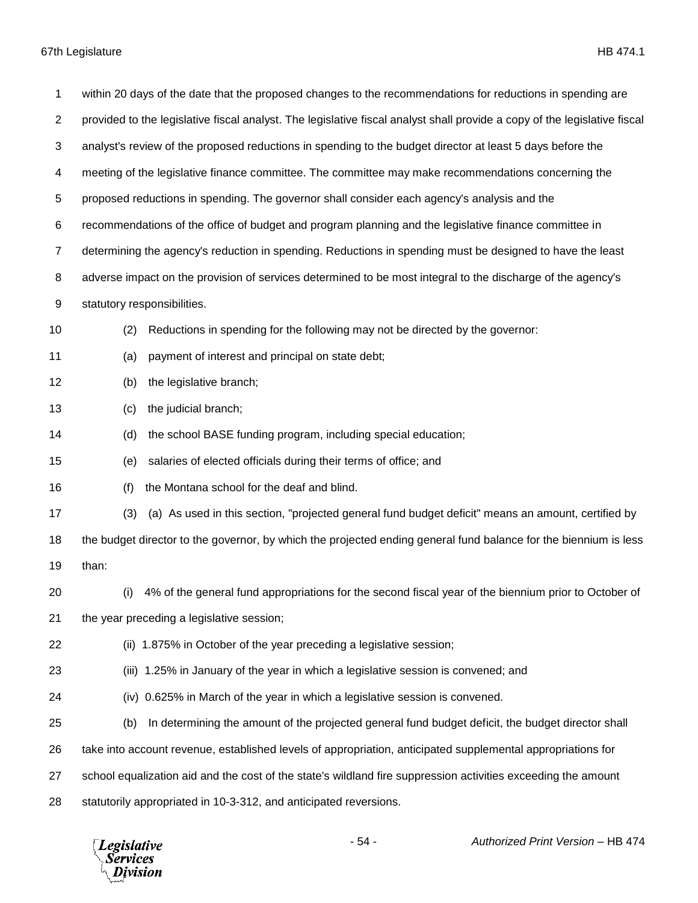within 20 days of the date that the proposed changes to the recommendations for reductions in spending are provided to the legislative fiscal analyst. The legislative fiscal analyst shall provide a copy of the legislative fiscal analyst's review of the proposed reductions in spending to the budget director at least 5 days before the meeting of the legislative finance committee. The committee may make recommendations concerning the proposed reductions in spending. The governor shall consider each agency's analysis and the recommendations of the office of budget and program planning and the legislative finance committee in determining the agency's reduction in spending. Reductions in spending must be designed to have the least adverse impact on the provision of services determined to be most integral to the discharge of the agency's statutory responsibilities.

(2) Reductions in spending for the following may not be directed by the governor:

(a) payment of interest and principal on state debt;

(b) the legislative branch;

(c) the judicial branch;

(d) the school BASE funding program, including special education;

(e) salaries of elected officials during their terms of office; and

(f) the Montana school for the deaf and blind.

(3) (a) As used in this section, "projected general fund budget deficit" means an amount, certified by the budget director to the governor, by which the projected ending general fund balance for the biennium is less than:

(i) 4% of the general fund appropriations for the second fiscal year of the biennium prior to October of the year preceding a legislative session;

(ii) 1.875% in October of the year preceding a legislative session;

(iii) 1.25% in January of the year in which a legislative session is convened; and

(iv) 0.625% in March of the year in which a legislative session is convened.

(b) In determining the amount of the projected general fund budget deficit, the budget director shall take into account revenue, established levels of appropriation, anticipated supplemental appropriations for school equalization aid and the cost of the state's wildland fire suppression activities exceeding the amount statutorily appropriated in 10-3-312, and anticipated reversions.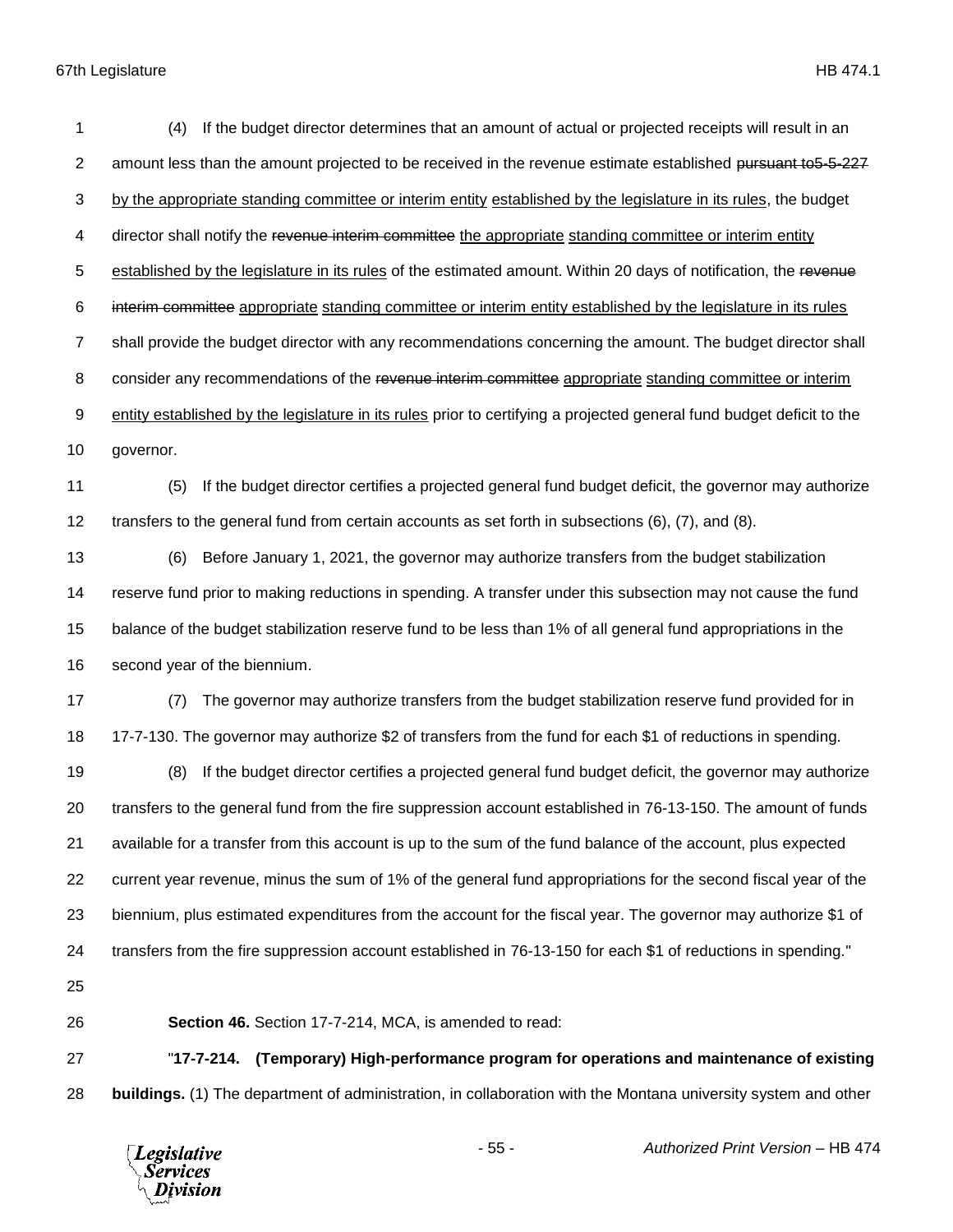(4) If the budget director determines that an amount of actual or projected receipts will result in an amount less than the amount projected to be received in the revenue estimate established ~~pursuant to5-5-227~~ <u>by the appropriate standing committee or interim entity</u> <u>established by the legislature in its rules</u>, the budget director shall notify the ~~revenue interim committee~~ <u>the appropriate</u> <u>standing committee or interim entity</u> <u>established by the legislature in its rules</u> of the estimated amount. Within 20 days of notification, the ~~revenue interim committee~~ <u>appropriate</u> <u>standing committee or interim entity established by the legislature in its rules</u> shall provide the budget director with any recommendations concerning the amount. The budget director shall consider any recommendations of the ~~revenue interim committee~~ <u>appropriate</u> <u>standing committee or interim</u> <u>entity established by the legislature in its rules</u> prior to certifying a projected general fund budget deficit to the governor.

(5) If the budget director certifies a projected general fund budget deficit, the governor may authorize transfers to the general fund from certain accounts as set forth in subsections (6), (7), and (8).

(6) Before January 1, 2021, the governor may authorize transfers from the budget stabilization reserve fund prior to making reductions in spending. A transfer under this subsection may not cause the fund balance of the budget stabilization reserve fund to be less than 1% of all general fund appropriations in the second year of the biennium.

(7) The governor may authorize transfers from the budget stabilization reserve fund provided for in 17-7-130. The governor may authorize $2 of transfers from the fund for each $1 of reductions in spending.

(8) If the budget director certifies a projected general fund budget deficit, the governor may authorize transfers to the general fund from the fire suppression account established in 76-13-150. The amount of funds available for a transfer from this account is up to the sum of the fund balance of the account, plus expected current year revenue, minus the sum of 1% of the general fund appropriations for the second fiscal year of the biennium, plus estimated expenditures from the account for the fiscal year. The governor may authorize $1 of transfers from the fire suppression account established in 76-13-150 for each $1 of reductions in spending."

**Section 46.** Section 17-7-214, MCA, is amended to read:

"**17-7-214. (Temporary) High-performance program for operations and maintenance of existing buildings.** (1) The department of administration, in collaboration with the Montana university system and other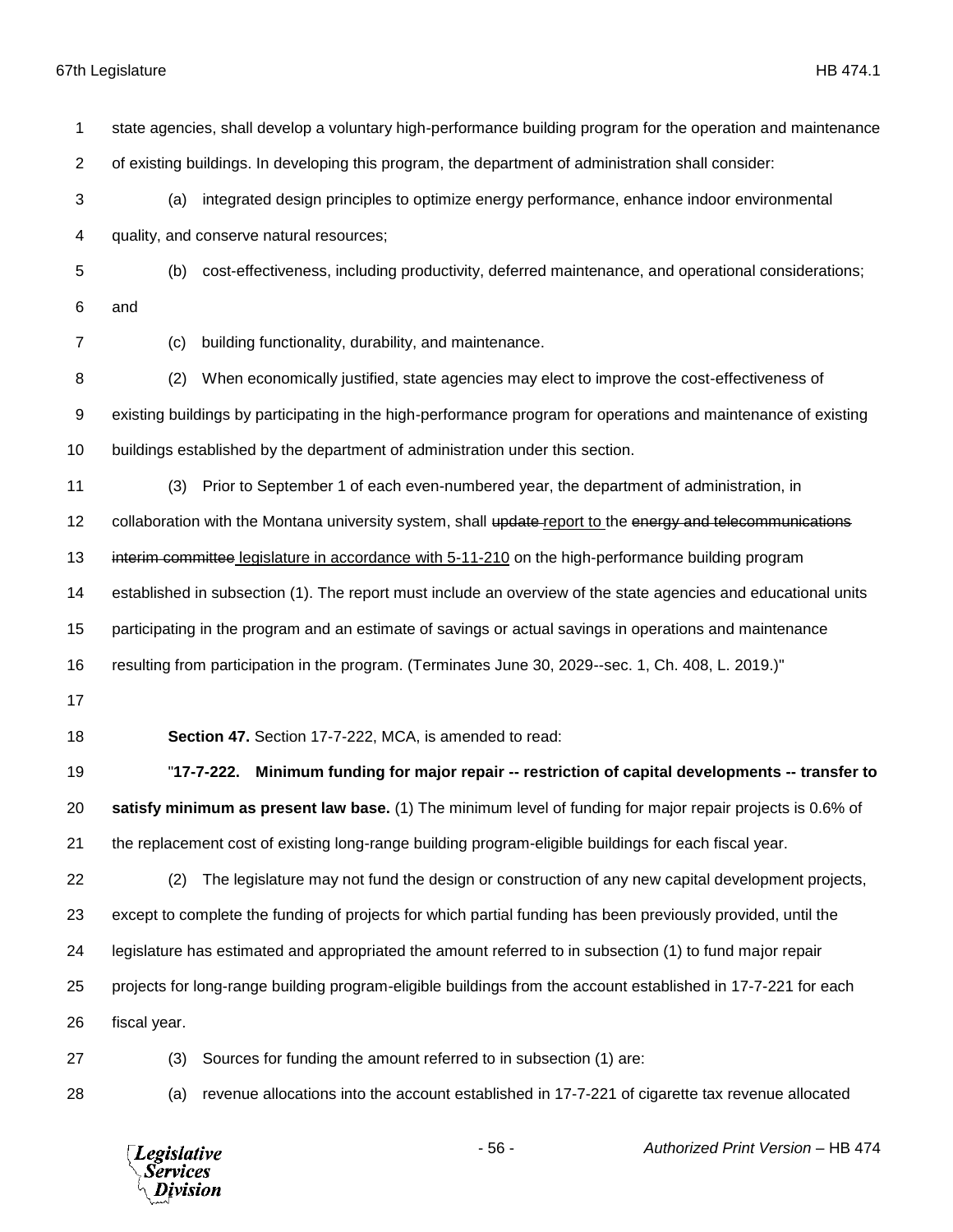state agencies, shall develop a voluntary high-performance building program for the operation and maintenance of existing buildings. In developing this program, the department of administration shall consider:

(a) integrated design principles to optimize energy performance, enhance indoor environmental quality, and conserve natural resources;

(b) cost-effectiveness, including productivity, deferred maintenance, and operational considerations; and

(c) building functionality, durability, and maintenance.

(2) When economically justified, state agencies may elect to improve the cost-effectiveness of existing buildings by participating in the high-performance program for operations and maintenance of existing buildings established by the department of administration under this section.

(3) Prior to September 1 of each even-numbered year, the department of administration, in collaboration with the Montana university system, shall ~~update~~ report to the ~~energy and telecommunications interim committee~~ legislature in accordance with 5-11-210 on the high-performance building program established in subsection (1). The report must include an overview of the state agencies and educational units participating in the program and an estimate of savings or actual savings in operations and maintenance resulting from participation in the program. (Terminates June 30, 2029--sec. 1, Ch. 408, L. 2019.)"

**Section 47.** Section 17-7-222, MCA, is amended to read:

"**17-7-222. Minimum funding for major repair -- restriction of capital developments -- transfer to satisfy minimum as present law base.** (1) The minimum level of funding for major repair projects is 0.6% of the replacement cost of existing long-range building program-eligible buildings for each fiscal year.

(2) The legislature may not fund the design or construction of any new capital development projects, except to complete the funding of projects for which partial funding has been previously provided, until the legislature has estimated and appropriated the amount referred to in subsection (1) to fund major repair projects for long-range building program-eligible buildings from the account established in 17-7-221 for each fiscal year.

(3) Sources for funding the amount referred to in subsection (1) are:

(a) revenue allocations into the account established in 17-7-221 of cigarette tax revenue allocated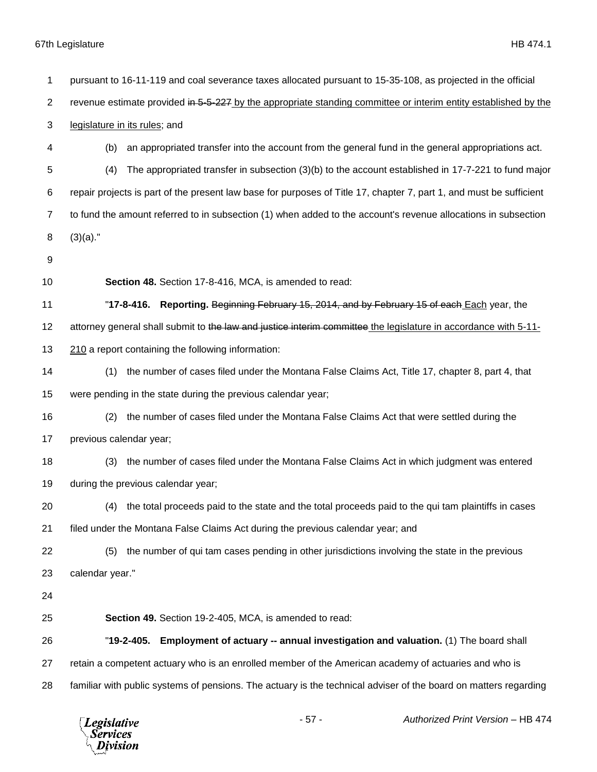pursuant to 16-11-119 and coal severance taxes allocated pursuant to 15-35-108, as projected in the official revenue estimate provided ~~in 5-5-227~~ by the appropriate standing committee or interim entity established by the legislature in its rules; and

(b) an appropriated transfer into the account from the general fund in the general appropriations act.

(4) The appropriated transfer in subsection (3)(b) to the account established in 17-7-221 to fund major repair projects is part of the present law base for purposes of Title 17, chapter 7, part 1, and must be sufficient to fund the amount referred to in subsection (1) when added to the account's revenue allocations in subsection (3)(a)."

**Section 48.** Section 17-8-416, MCA, is amended to read:

"**17-8-416. Reporting.** ~~Beginning February 15, 2014, and by February 15 of each~~ Each year, the attorney general shall submit to ~~the law and justice interim committee~~ the legislature in accordance with 5-11-210 a report containing the following information:

(1) the number of cases filed under the Montana False Claims Act, Title 17, chapter 8, part 4, that were pending in the state during the previous calendar year;

(2) the number of cases filed under the Montana False Claims Act that were settled during the previous calendar year;

(3) the number of cases filed under the Montana False Claims Act in which judgment was entered during the previous calendar year;

(4) the total proceeds paid to the state and the total proceeds paid to the qui tam plaintiffs in cases filed under the Montana False Claims Act during the previous calendar year; and

(5) the number of qui tam cases pending in other jurisdictions involving the state in the previous calendar year."

**Section 49.** Section 19-2-405, MCA, is amended to read:

"**19-2-405. Employment of actuary -- annual investigation and valuation.** (1) The board shall retain a competent actuary who is an enrolled member of the American academy of actuaries and who is familiar with public systems of pensions. The actuary is the technical adviser of the board on matters regarding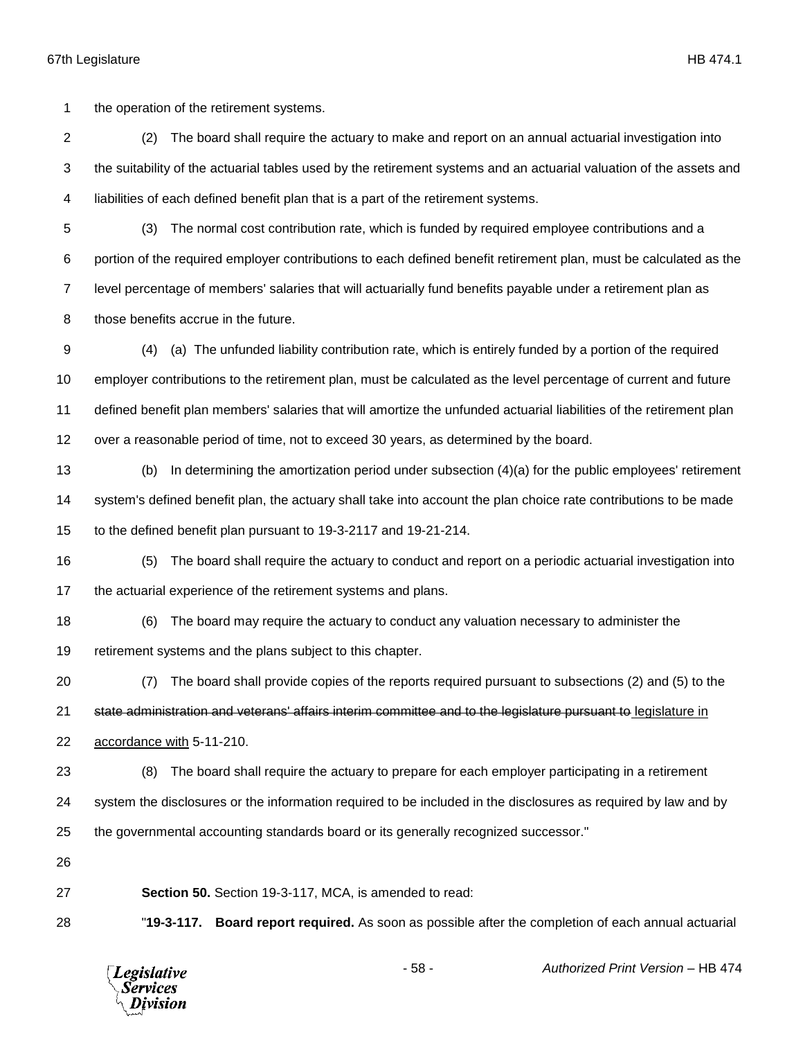the operation of the retirement systems.

(2) The board shall require the actuary to make and report on an annual actuarial investigation into the suitability of the actuarial tables used by the retirement systems and an actuarial valuation of the assets and liabilities of each defined benefit plan that is a part of the retirement systems.

(3) The normal cost contribution rate, which is funded by required employee contributions and a portion of the required employer contributions to each defined benefit retirement plan, must be calculated as the level percentage of members' salaries that will actuarially fund benefits payable under a retirement plan as those benefits accrue in the future.

(4) (a) The unfunded liability contribution rate, which is entirely funded by a portion of the required employer contributions to the retirement plan, must be calculated as the level percentage of current and future defined benefit plan members' salaries that will amortize the unfunded actuarial liabilities of the retirement plan over a reasonable period of time, not to exceed 30 years, as determined by the board.

(b) In determining the amortization period under subsection (4)(a) for the public employees' retirement system's defined benefit plan, the actuary shall take into account the plan choice rate contributions to be made to the defined benefit plan pursuant to 19-3-2117 and 19-21-214.

(5) The board shall require the actuary to conduct and report on a periodic actuarial investigation into the actuarial experience of the retirement systems and plans.

(6) The board may require the actuary to conduct any valuation necessary to administer the retirement systems and the plans subject to this chapter.

(7) The board shall provide copies of the reports required pursuant to subsections (2) and (5) to the ~~state administration and veterans' affairs interim committee and to the legislature pursuant to~~ <u>legislature in accordance with</u> 5-11-210.

(8) The board shall require the actuary to prepare for each employer participating in a retirement system the disclosures or the information required to be included in the disclosures as required by law and by the governmental accounting standards board or its generally recognized successor."

**Section 50.** Section 19-3-117, MCA, is amended to read:

"**19-3-117. Board report required.** As soon as possible after the completion of each annual actuarial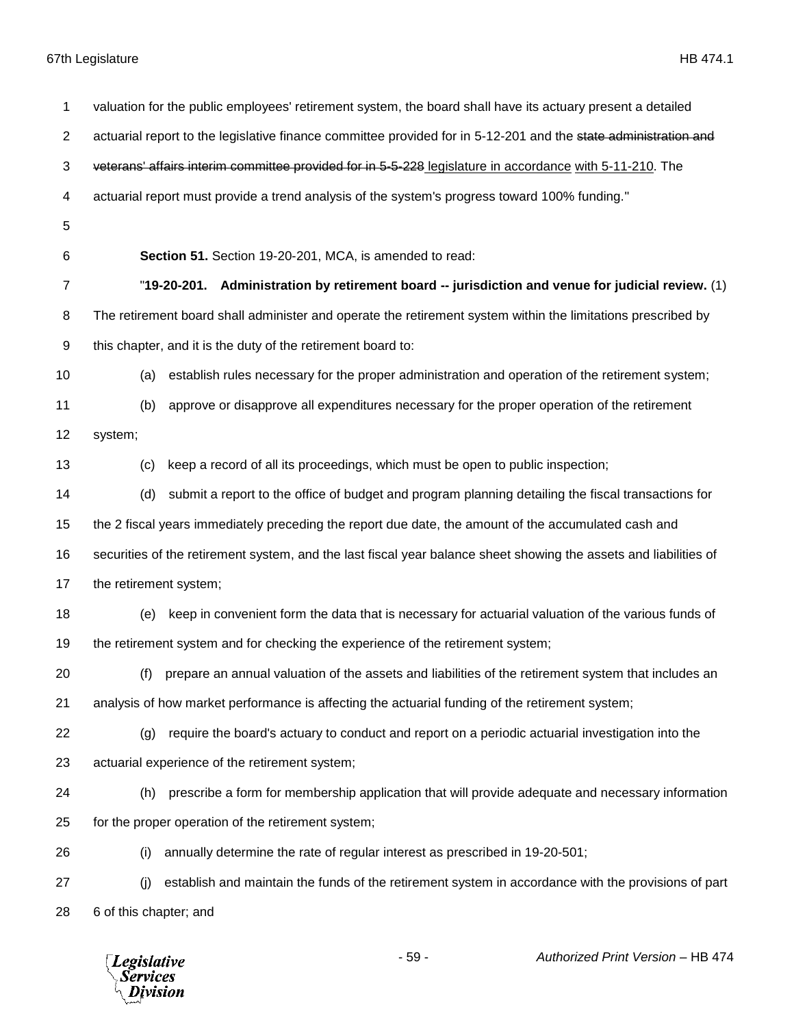valuation for the public employees' retirement system, the board shall have its actuary present a detailed actuarial report to the legislative finance committee provided for in 5-12-201 and the ~~state administration and veterans' affairs interim committee provided for in 5-5-228~~ legislature in accordance with 5-11-210. The actuarial report must provide a trend analysis of the system's progress toward 100% funding."

**Section 51.** Section 19-20-201, MCA, is amended to read:

"**19-20-201. Administration by retirement board -- jurisdiction and venue for judicial review.** (1) The retirement board shall administer and operate the retirement system within the limitations prescribed by this chapter, and it is the duty of the retirement board to:

(a) establish rules necessary for the proper administration and operation of the retirement system;

(b) approve or disapprove all expenditures necessary for the proper operation of the retirement system;

(c) keep a record of all its proceedings, which must be open to public inspection;

(d) submit a report to the office of budget and program planning detailing the fiscal transactions for the 2 fiscal years immediately preceding the report due date, the amount of the accumulated cash and securities of the retirement system, and the last fiscal year balance sheet showing the assets and liabilities of the retirement system;

(e) keep in convenient form the data that is necessary for actuarial valuation of the various funds of the retirement system and for checking the experience of the retirement system;

(f) prepare an annual valuation of the assets and liabilities of the retirement system that includes an analysis of how market performance is affecting the actuarial funding of the retirement system;

(g) require the board's actuary to conduct and report on a periodic actuarial investigation into the actuarial experience of the retirement system;

(h) prescribe a form for membership application that will provide adequate and necessary information for the proper operation of the retirement system;

(i) annually determine the rate of regular interest as prescribed in 19-20-501;

(j) establish and maintain the funds of the retirement system in accordance with the provisions of part 6 of this chapter; and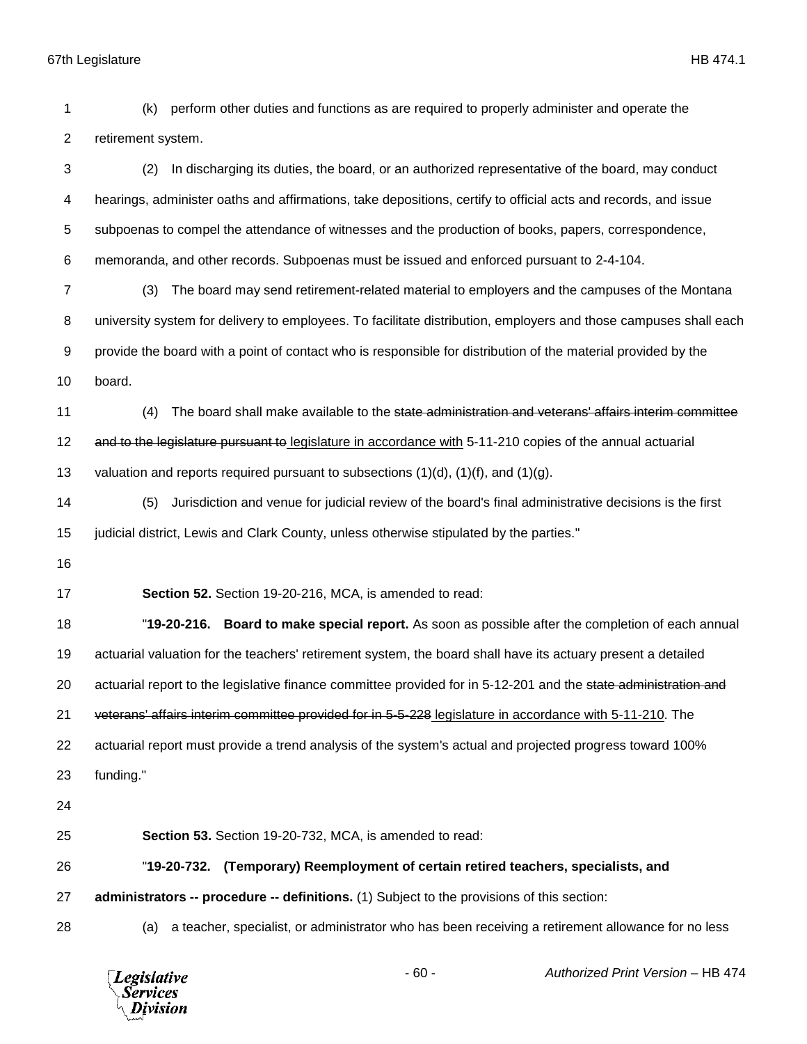(k) perform other duties and functions as are required to properly administer and operate the retirement system.

(2) In discharging its duties, the board, or an authorized representative of the board, may conduct hearings, administer oaths and affirmations, take depositions, certify to official acts and records, and issue subpoenas to compel the attendance of witnesses and the production of books, papers, correspondence, memoranda, and other records. Subpoenas must be issued and enforced pursuant to 2-4-104.

(3) The board may send retirement-related material to employers and the campuses of the Montana university system for delivery to employees. To facilitate distribution, employers and those campuses shall each provide the board with a point of contact who is responsible for distribution of the material provided by the board.

(4) The board shall make available to the ~~state administration and veterans' affairs interim committee and to the legislature pursuant to~~ legislature in accordance with 5-11-210 copies of the annual actuarial valuation and reports required pursuant to subsections (1)(d), (1)(f), and (1)(g).

(5) Jurisdiction and venue for judicial review of the board's final administrative decisions is the first judicial district, Lewis and Clark County, unless otherwise stipulated by the parties."

**Section 52.** Section 19-20-216, MCA, is amended to read:

"**19-20-216. Board to make special report.** As soon as possible after the completion of each annual actuarial valuation for the teachers' retirement system, the board shall have its actuary present a detailed actuarial report to the legislative finance committee provided for in 5-12-201 and the ~~state administration and veterans' affairs interim committee provided for in 5-5-228~~ legislature in accordance with 5-11-210. The actuarial report must provide a trend analysis of the system's actual and projected progress toward 100% funding."

**Section 53.** Section 19-20-732, MCA, is amended to read:

"**19-20-732. (Temporary) Reemployment of certain retired teachers, specialists, and administrators -- procedure -- definitions.** (1) Subject to the provisions of this section:

(a) a teacher, specialist, or administrator who has been receiving a retirement allowance for no less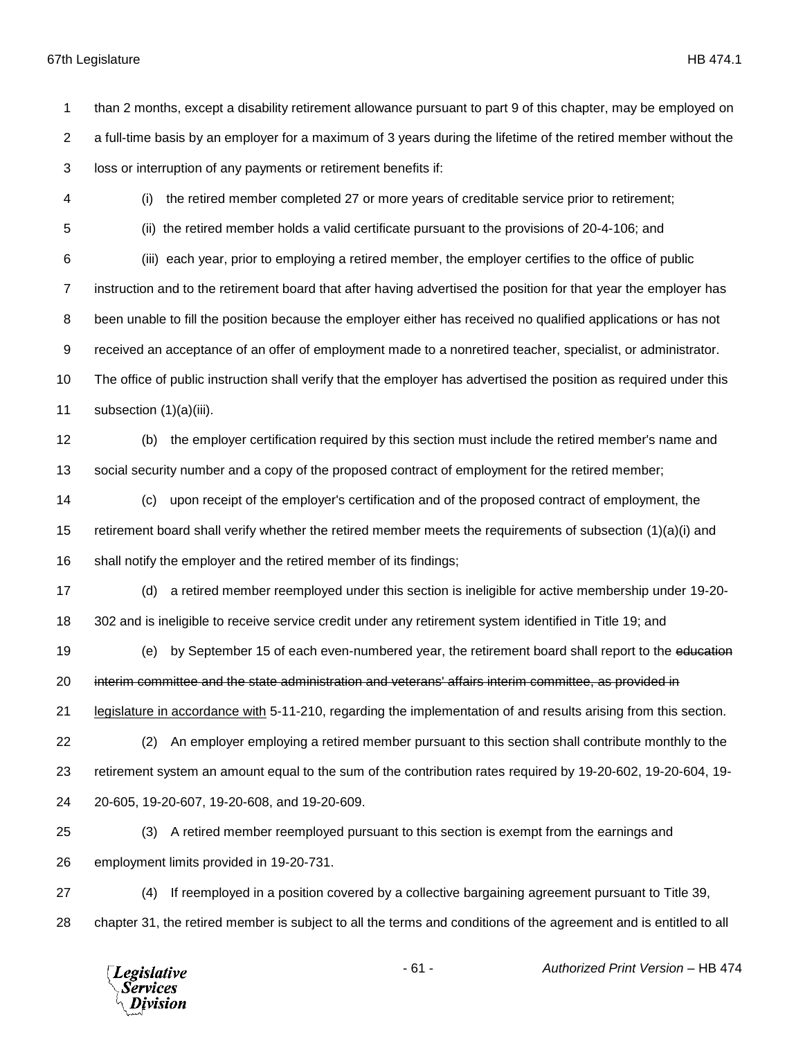than 2 months, except a disability retirement allowance pursuant to part 9 of this chapter, may be employed on a full-time basis by an employer for a maximum of 3 years during the lifetime of the retired member without the loss or interruption of any payments or retirement benefits if:

(i) the retired member completed 27 or more years of creditable service prior to retirement;

(ii) the retired member holds a valid certificate pursuant to the provisions of 20-4-106; and

(iii) each year, prior to employing a retired member, the employer certifies to the office of public instruction and to the retirement board that after having advertised the position for that year the employer has been unable to fill the position because the employer either has received no qualified applications or has not received an acceptance of an offer of employment made to a nonretired teacher, specialist, or administrator. The office of public instruction shall verify that the employer has advertised the position as required under this subsection (1)(a)(iii).

(b) the employer certification required by this section must include the retired member's name and social security number and a copy of the proposed contract of employment for the retired member;

(c) upon receipt of the employer's certification and of the proposed contract of employment, the retirement board shall verify whether the retired member meets the requirements of subsection (1)(a)(i) and shall notify the employer and the retired member of its findings;

(d) a retired member reemployed under this section is ineligible for active membership under 19-20-302 and is ineligible to receive service credit under any retirement system identified in Title 19; and

(e) by September 15 of each even-numbered year, the retirement board shall report to the ~~education interim committee and the state administration and veterans' affairs interim committee, as provided in~~ legislature in accordance with 5-11-210, regarding the implementation of and results arising from this section.

(2) An employer employing a retired member pursuant to this section shall contribute monthly to the retirement system an amount equal to the sum of the contribution rates required by 19-20-602, 19-20-604, 19-20-605, 19-20-607, 19-20-608, and 19-20-609.

(3) A retired member reemployed pursuant to this section is exempt from the earnings and employment limits provided in 19-20-731.

(4) If reemployed in a position covered by a collective bargaining agreement pursuant to Title 39, chapter 31, the retired member is subject to all the terms and conditions of the agreement and is entitled to all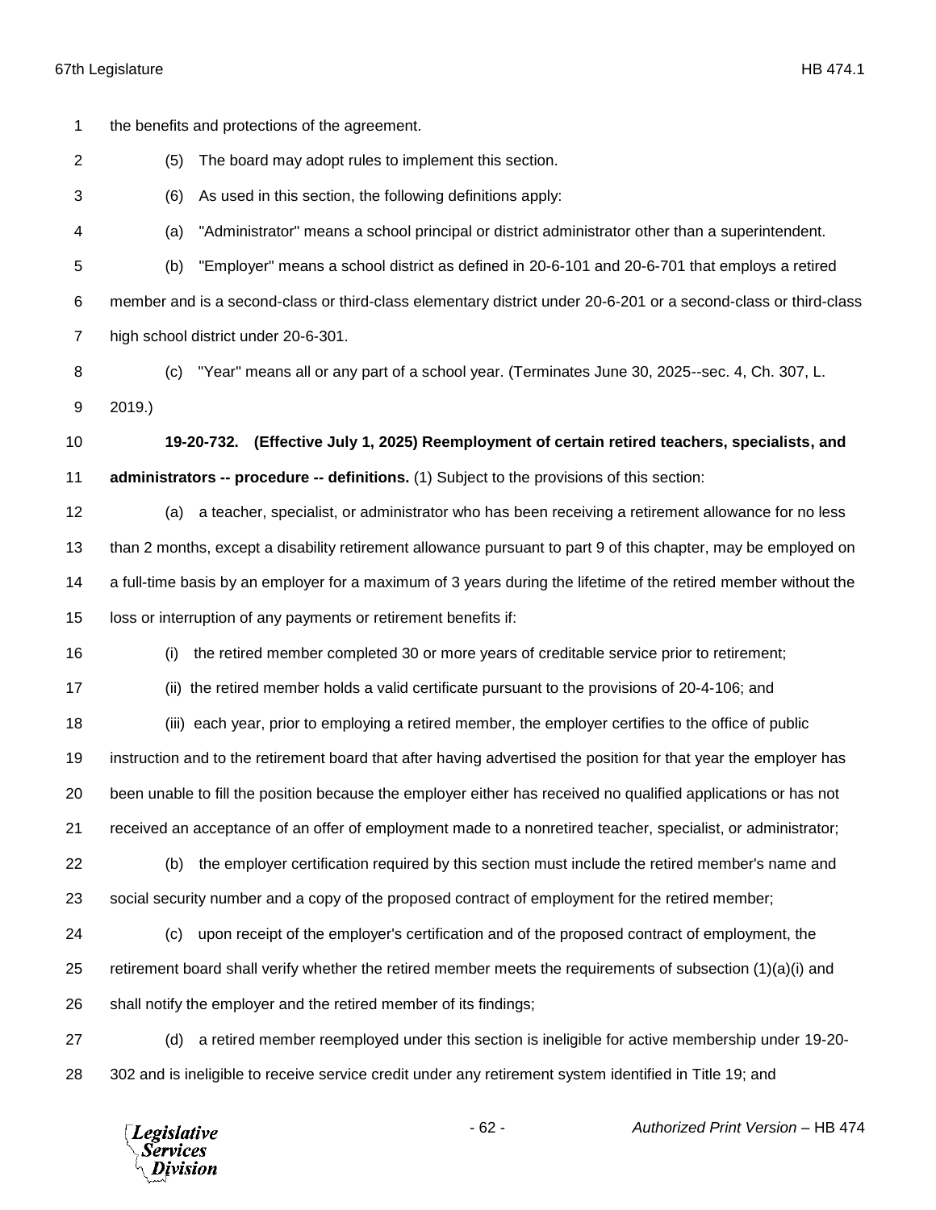the benefits and protections of the agreement.

(5) The board may adopt rules to implement this section.

(6) As used in this section, the following definitions apply:

(a) "Administrator" means a school principal or district administrator other than a superintendent.

(b) "Employer" means a school district as defined in 20-6-101 and 20-6-701 that employs a retired member and is a second-class or third-class elementary district under 20-6-201 or a second-class or third-class high school district under 20-6-301.

(c) "Year" means all or any part of a school year. (Terminates June 30, 2025--sec. 4, Ch. 307, L. 2019.)

**19-20-732. (Effective July 1, 2025) Reemployment of certain retired teachers, specialists, and administrators -- procedure -- definitions.** (1) Subject to the provisions of this section:

(a) a teacher, specialist, or administrator who has been receiving a retirement allowance for no less than 2 months, except a disability retirement allowance pursuant to part 9 of this chapter, may be employed on a full-time basis by an employer for a maximum of 3 years during the lifetime of the retired member without the loss or interruption of any payments or retirement benefits if:

(i) the retired member completed 30 or more years of creditable service prior to retirement;

(ii) the retired member holds a valid certificate pursuant to the provisions of 20-4-106; and

(iii) each year, prior to employing a retired member, the employer certifies to the office of public instruction and to the retirement board that after having advertised the position for that year the employer has been unable to fill the position because the employer either has received no qualified applications or has not received an acceptance of an offer of employment made to a nonretired teacher, specialist, or administrator;

(b) the employer certification required by this section must include the retired member's name and social security number and a copy of the proposed contract of employment for the retired member;

(c) upon receipt of the employer's certification and of the proposed contract of employment, the retirement board shall verify whether the retired member meets the requirements of subsection (1)(a)(i) and shall notify the employer and the retired member of its findings;

(d) a retired member reemployed under this section is ineligible for active membership under 19-20-302 and is ineligible to receive service credit under any retirement system identified in Title 19; and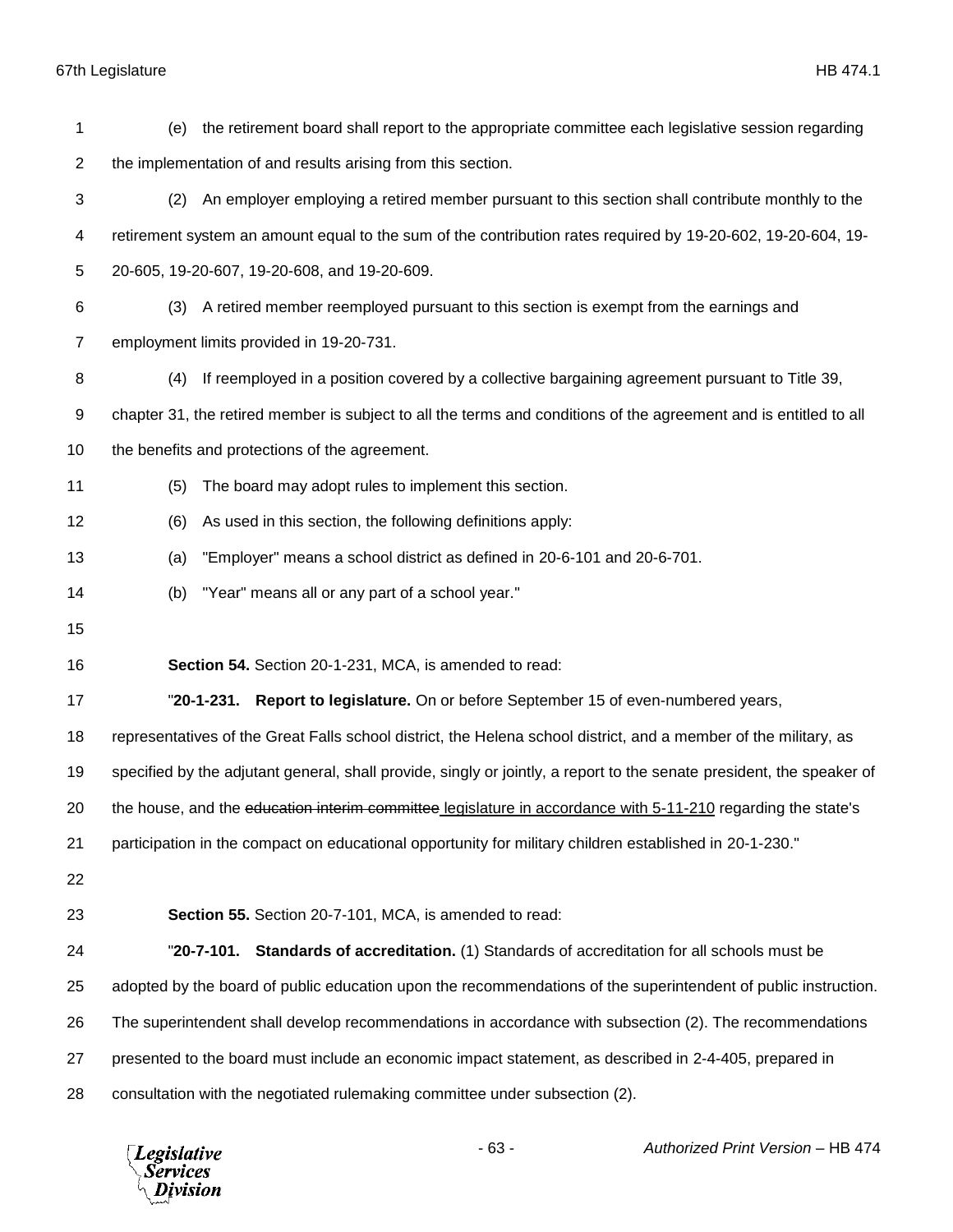(e) the retirement board shall report to the appropriate committee each legislative session regarding the implementation of and results arising from this section.

(2) An employer employing a retired member pursuant to this section shall contribute monthly to the retirement system an amount equal to the sum of the contribution rates required by 19-20-602, 19-20-604, 19-20-605, 19-20-607, 19-20-608, and 19-20-609.

(3) A retired member reemployed pursuant to this section is exempt from the earnings and employment limits provided in 19-20-731.

(4) If reemployed in a position covered by a collective bargaining agreement pursuant to Title 39, chapter 31, the retired member is subject to all the terms and conditions of the agreement and is entitled to all the benefits and protections of the agreement.

(5) The board may adopt rules to implement this section.

(6) As used in this section, the following definitions apply:

(a) "Employer" means a school district as defined in 20-6-101 and 20-6-701.

(b) "Year" means all or any part of a school year."

**Section 54.** Section 20-1-231, MCA, is amended to read:

"**20-1-231. Report to legislature.** On or before September 15 of even-numbered years, representatives of the Great Falls school district, the Helena school district, and a member of the military, as specified by the adjutant general, shall provide, singly or jointly, a report to the senate president, the speaker of the house, and the ~~education interim committee~~ legislature in accordance with 5-11-210 regarding the state's participation in the compact on educational opportunity for military children established in 20-1-230."

**Section 55.** Section 20-7-101, MCA, is amended to read:

"**20-7-101. Standards of accreditation.** (1) Standards of accreditation for all schools must be adopted by the board of public education upon the recommendations of the superintendent of public instruction. The superintendent shall develop recommendations in accordance with subsection (2). The recommendations presented to the board must include an economic impact statement, as described in 2-4-405, prepared in consultation with the negotiated rulemaking committee under subsection (2).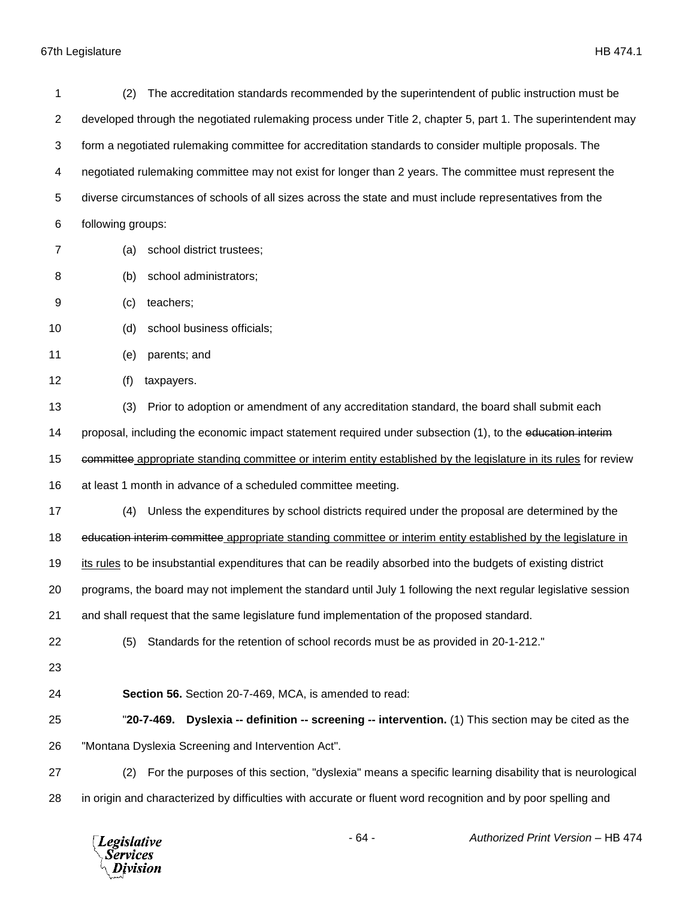(2) The accreditation standards recommended by the superintendent of public instruction must be developed through the negotiated rulemaking process under Title 2, chapter 5, part 1. The superintendent may form a negotiated rulemaking committee for accreditation standards to consider multiple proposals. The negotiated rulemaking committee may not exist for longer than 2 years. The committee must represent the diverse circumstances of schools of all sizes across the state and must include representatives from the following groups:

(a) school district trustees;

(b) school administrators;

(c) teachers;

(d) school business officials;

(e) parents; and

(f) taxpayers.

(3) Prior to adoption or amendment of any accreditation standard, the board shall submit each proposal, including the economic impact statement required under subsection (1), to the ~~education interim committee~~ <u>appropriate standing committee or interim entity established by the legislature in its rules</u> for review at least 1 month in advance of a scheduled committee meeting.

(4) Unless the expenditures by school districts required under the proposal are determined by the ~~education interim committee~~ <u>appropriate standing committee or interim entity established by the legislature in its rules</u> to be insubstantial expenditures that can be readily absorbed into the budgets of existing district programs, the board may not implement the standard until July 1 following the next regular legislative session and shall request that the same legislature fund implementation of the proposed standard.

(5) Standards for the retention of school records must be as provided in 20-1-212."

**Section 56.** Section 20-7-469, MCA, is amended to read:

"**20-7-469. Dyslexia -- definition -- screening -- intervention.** (1) This section may be cited as the "Montana Dyslexia Screening and Intervention Act".

(2) For the purposes of this section, "dyslexia" means a specific learning disability that is neurological in origin and characterized by difficulties with accurate or fluent word recognition and by poor spelling and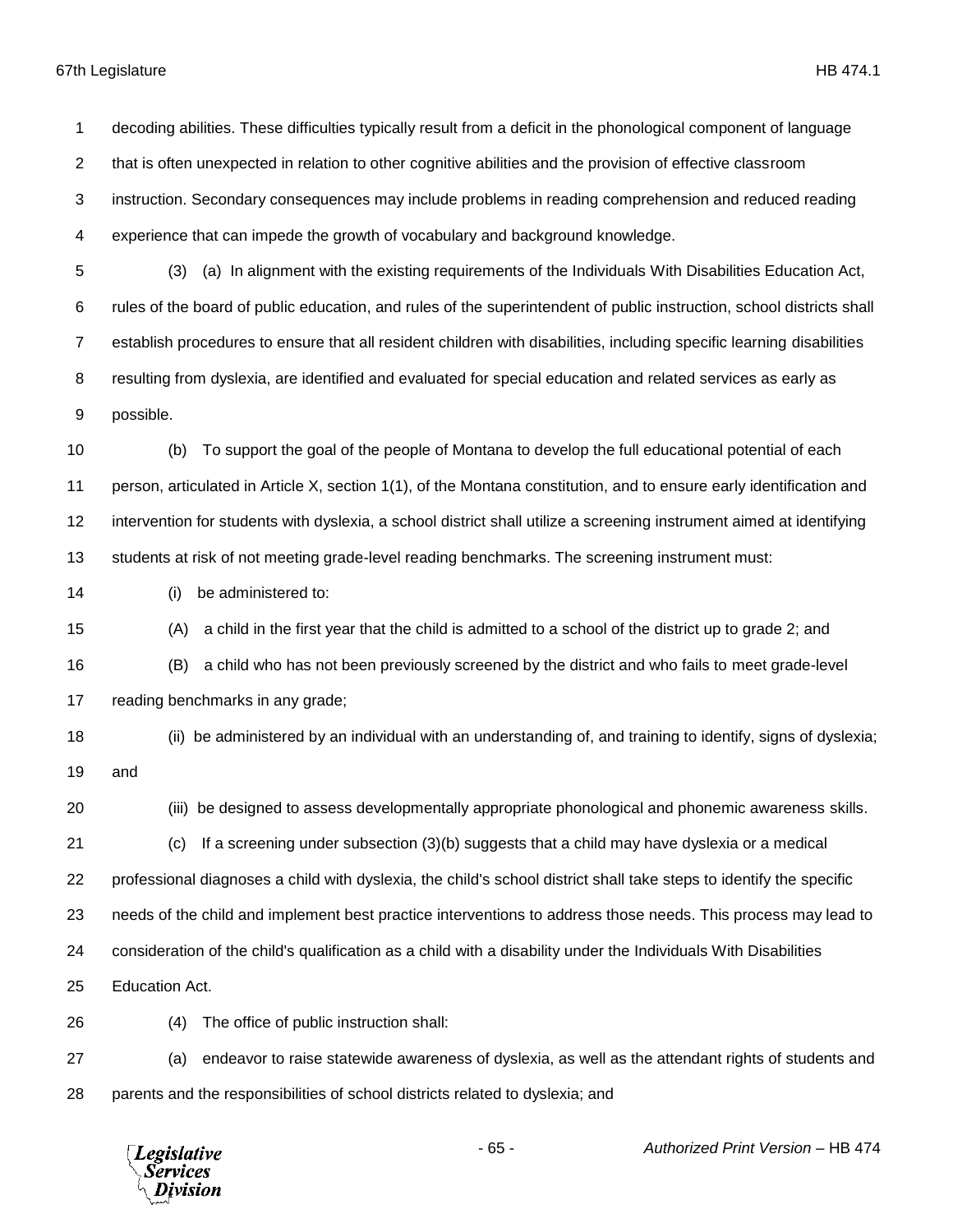decoding abilities. These difficulties typically result from a deficit in the phonological component of language that is often unexpected in relation to other cognitive abilities and the provision of effective classroom instruction. Secondary consequences may include problems in reading comprehension and reduced reading experience that can impede the growth of vocabulary and background knowledge.

(3) (a) In alignment with the existing requirements of the Individuals With Disabilities Education Act, rules of the board of public education, and rules of the superintendent of public instruction, school districts shall establish procedures to ensure that all resident children with disabilities, including specific learning disabilities resulting from dyslexia, are identified and evaluated for special education and related services as early as possible.

(b) To support the goal of the people of Montana to develop the full educational potential of each person, articulated in Article X, section 1(1), of the Montana constitution, and to ensure early identification and intervention for students with dyslexia, a school district shall utilize a screening instrument aimed at identifying students at risk of not meeting grade-level reading benchmarks. The screening instrument must:

(i) be administered to:

(A) a child in the first year that the child is admitted to a school of the district up to grade 2; and

(B) a child who has not been previously screened by the district and who fails to meet grade-level reading benchmarks in any grade;

(ii) be administered by an individual with an understanding of, and training to identify, signs of dyslexia; and

(iii) be designed to assess developmentally appropriate phonological and phonemic awareness skills.

(c) If a screening under subsection (3)(b) suggests that a child may have dyslexia or a medical professional diagnoses a child with dyslexia, the child's school district shall take steps to identify the specific needs of the child and implement best practice interventions to address those needs. This process may lead to consideration of the child's qualification as a child with a disability under the Individuals With Disabilities Education Act.

(4) The office of public instruction shall:

(a) endeavor to raise statewide awareness of dyslexia, as well as the attendant rights of students and parents and the responsibilities of school districts related to dyslexia; and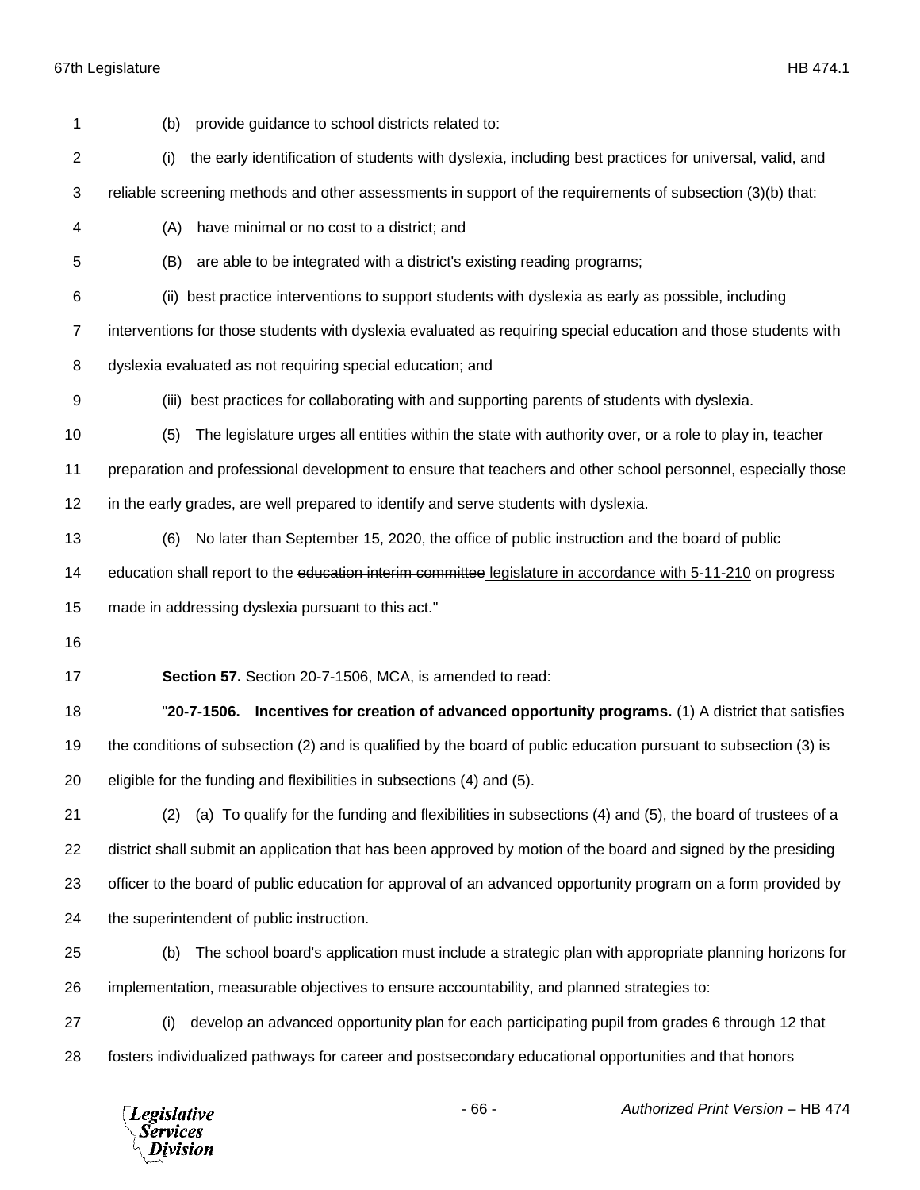(b) provide guidance to school districts related to:

(i) the early identification of students with dyslexia, including best practices for universal, valid, and reliable screening methods and other assessments in support of the requirements of subsection (3)(b) that:

(A) have minimal or no cost to a district; and

(B) are able to be integrated with a district's existing reading programs;

(ii) best practice interventions to support students with dyslexia as early as possible, including interventions for those students with dyslexia evaluated as requiring special education and those students with dyslexia evaluated as not requiring special education; and

(iii) best practices for collaborating with and supporting parents of students with dyslexia.

(5) The legislature urges all entities within the state with authority over, or a role to play in, teacher preparation and professional development to ensure that teachers and other school personnel, especially those in the early grades, are well prepared to identify and serve students with dyslexia.

(6) No later than September 15, 2020, the office of public instruction and the board of public education shall report to the ~~education interim committee~~ <u>legislature in accordance with 5-11-210</u> on progress made in addressing dyslexia pursuant to this act."

**Section 57.** Section 20-7-1506, MCA, is amended to read:

"**20-7-1506. Incentives for creation of advanced opportunity programs.** (1) A district that satisfies the conditions of subsection (2) and is qualified by the board of public education pursuant to subsection (3) is eligible for the funding and flexibilities in subsections (4) and (5).

(2) (a) To qualify for the funding and flexibilities in subsections (4) and (5), the board of trustees of a district shall submit an application that has been approved by motion of the board and signed by the presiding officer to the board of public education for approval of an advanced opportunity program on a form provided by the superintendent of public instruction.

(b) The school board's application must include a strategic plan with appropriate planning horizons for implementation, measurable objectives to ensure accountability, and planned strategies to:

(i) develop an advanced opportunity plan for each participating pupil from grades 6 through 12 that fosters individualized pathways for career and postsecondary educational opportunities and that honors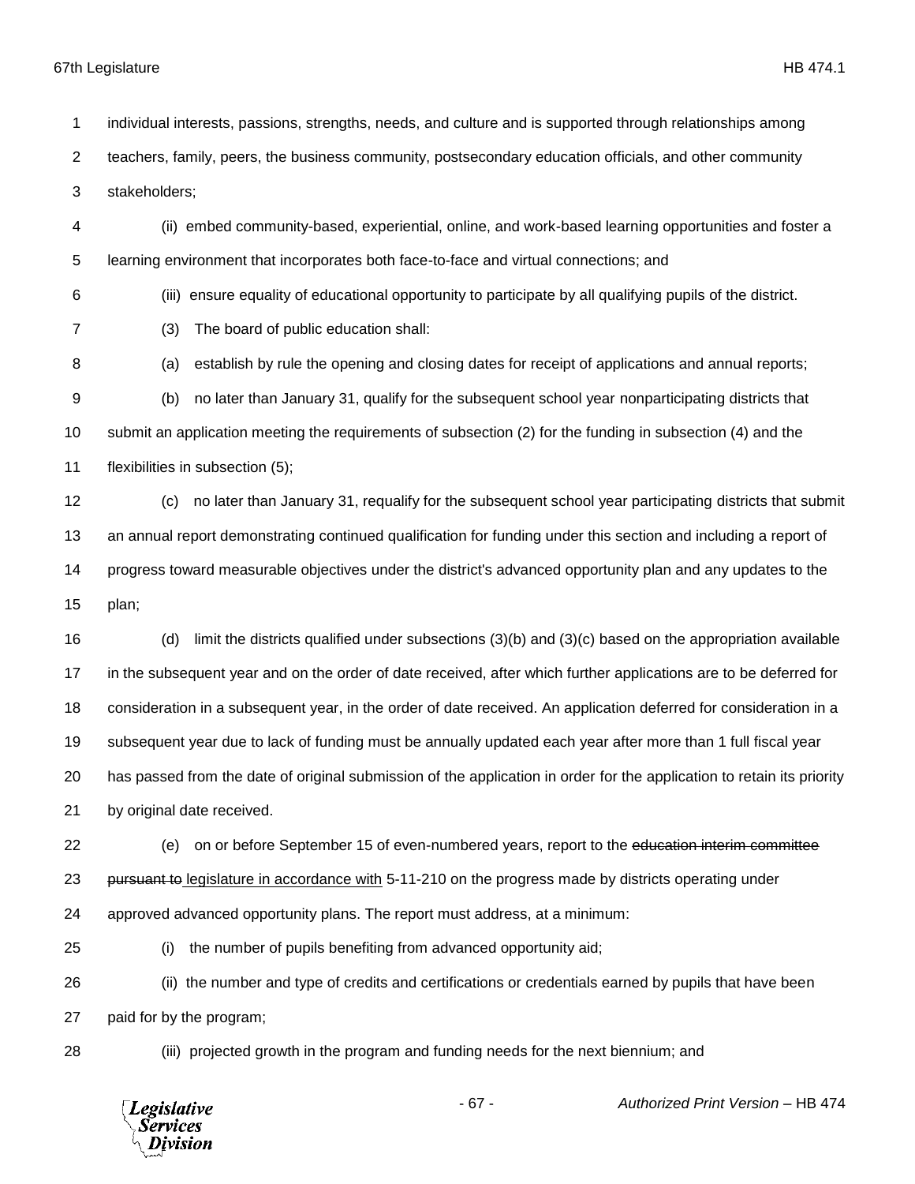individual interests, passions, strengths, needs, and culture and is supported through relationships among teachers, family, peers, the business community, postsecondary education officials, and other community stakeholders;

(ii) embed community-based, experiential, online, and work-based learning opportunities and foster a learning environment that incorporates both face-to-face and virtual connections; and

(iii) ensure equality of educational opportunity to participate by all qualifying pupils of the district.

(3) The board of public education shall:

(a) establish by rule the opening and closing dates for receipt of applications and annual reports;

(b) no later than January 31, qualify for the subsequent school year nonparticipating districts that submit an application meeting the requirements of subsection (2) for the funding in subsection (4) and the flexibilities in subsection (5);

(c) no later than January 31, requalify for the subsequent school year participating districts that submit an annual report demonstrating continued qualification for funding under this section and including a report of progress toward measurable objectives under the district's advanced opportunity plan and any updates to the plan;

(d) limit the districts qualified under subsections (3)(b) and (3)(c) based on the appropriation available in the subsequent year and on the order of date received, after which further applications are to be deferred for consideration in a subsequent year, in the order of date received. An application deferred for consideration in a subsequent year due to lack of funding must be annually updated each year after more than 1 full fiscal year has passed from the date of original submission of the application in order for the application to retain its priority by original date received.

(e) on or before September 15 of even-numbered years, report to the ~~education interim committee pursuant to~~ legislature in accordance with 5-11-210 on the progress made by districts operating under approved advanced opportunity plans. The report must address, at a minimum:

(i) the number of pupils benefiting from advanced opportunity aid;

(ii) the number and type of credits and certifications or credentials earned by pupils that have been paid for by the program;

(iii) projected growth in the program and funding needs for the next biennium; and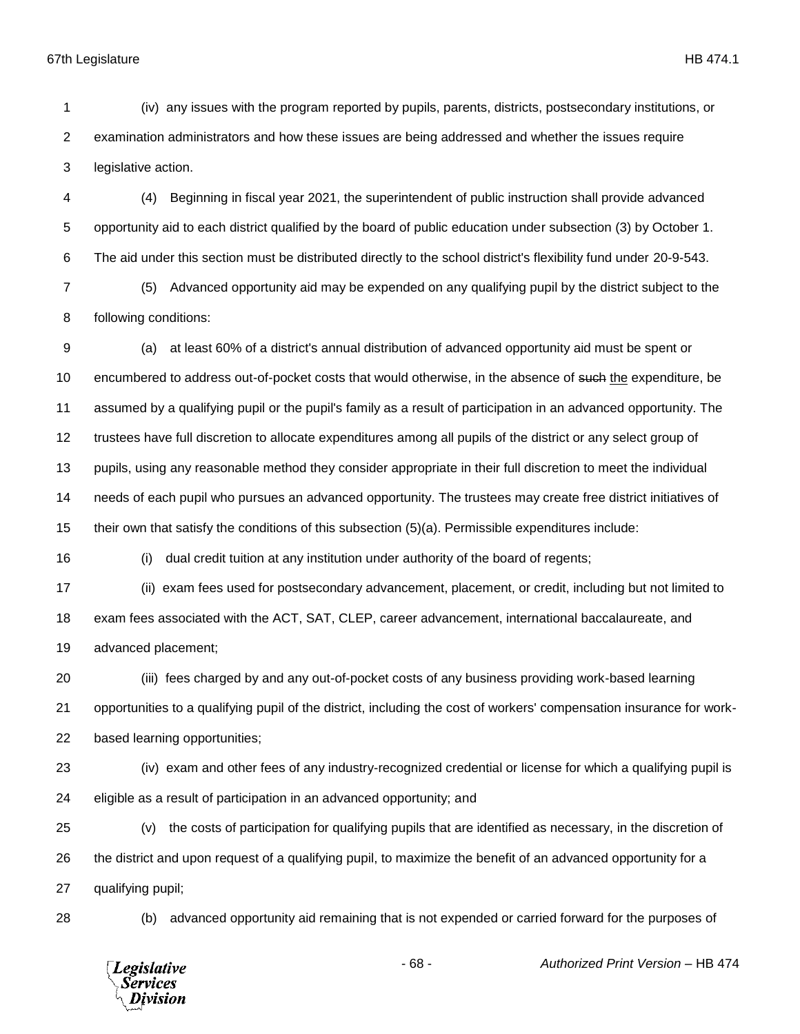(iv) any issues with the program reported by pupils, parents, districts, postsecondary institutions, or examination administrators and how these issues are being addressed and whether the issues require legislative action.

(4) Beginning in fiscal year 2021, the superintendent of public instruction shall provide advanced opportunity aid to each district qualified by the board of public education under subsection (3) by October 1. The aid under this section must be distributed directly to the school district's flexibility fund under 20-9-543.

(5) Advanced opportunity aid may be expended on any qualifying pupil by the district subject to the following conditions:

(a) at least 60% of a district's annual distribution of advanced opportunity aid must be spent or encumbered to address out-of-pocket costs that would otherwise, in the absence of ~~such~~ the expenditure, be assumed by a qualifying pupil or the pupil's family as a result of participation in an advanced opportunity. The trustees have full discretion to allocate expenditures among all pupils of the district or any select group of pupils, using any reasonable method they consider appropriate in their full discretion to meet the individual needs of each pupil who pursues an advanced opportunity. The trustees may create free district initiatives of their own that satisfy the conditions of this subsection (5)(a). Permissible expenditures include:

(i) dual credit tuition at any institution under authority of the board of regents;

(ii) exam fees used for postsecondary advancement, placement, or credit, including but not limited to exam fees associated with the ACT, SAT, CLEP, career advancement, international baccalaureate, and advanced placement;

(iii) fees charged by and any out-of-pocket costs of any business providing work-based learning opportunities to a qualifying pupil of the district, including the cost of workers' compensation insurance for work-based learning opportunities;

(iv) exam and other fees of any industry-recognized credential or license for which a qualifying pupil is eligible as a result of participation in an advanced opportunity; and

(v) the costs of participation for qualifying pupils that are identified as necessary, in the discretion of the district and upon request of a qualifying pupil, to maximize the benefit of an advanced opportunity for a qualifying pupil;

(b) advanced opportunity aid remaining that is not expended or carried forward for the purposes of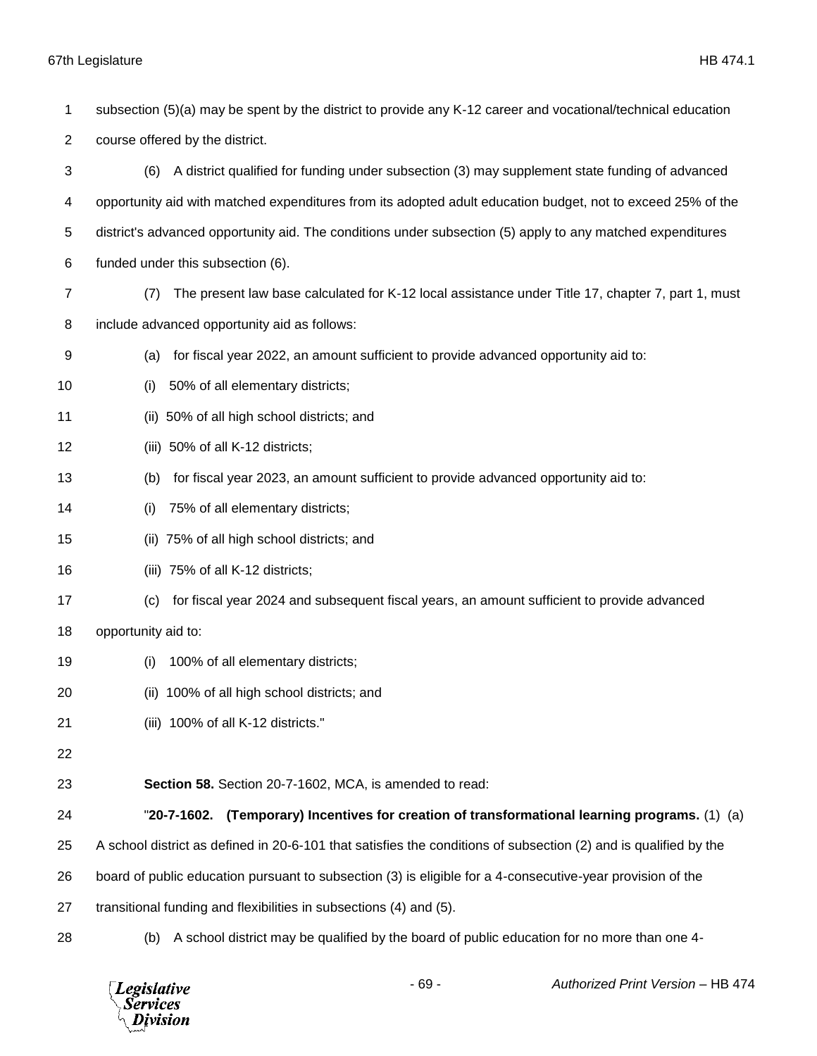subsection (5)(a) may be spent by the district to provide any K-12 career and vocational/technical education course offered by the district.

(6) A district qualified for funding under subsection (3) may supplement state funding of advanced opportunity aid with matched expenditures from its adopted adult education budget, not to exceed 25% of the district's advanced opportunity aid. The conditions under subsection (5) apply to any matched expenditures funded under this subsection (6).

(7) The present law base calculated for K-12 local assistance under Title 17, chapter 7, part 1, must include advanced opportunity aid as follows:

(a) for fiscal year 2022, an amount sufficient to provide advanced opportunity aid to:

(i) 50% of all elementary districts;

(ii) 50% of all high school districts; and

(iii) 50% of all K-12 districts;

(b) for fiscal year 2023, an amount sufficient to provide advanced opportunity aid to:

(i) 75% of all elementary districts;

(ii) 75% of all high school districts; and

(iii) 75% of all K-12 districts;

(c) for fiscal year 2024 and subsequent fiscal years, an amount sufficient to provide advanced opportunity aid to:

(i) 100% of all elementary districts;

(ii) 100% of all high school districts; and

(iii) 100% of all K-12 districts."

**Section 58.** Section 20-7-1602, MCA, is amended to read:

"**20-7-1602. (Temporary) Incentives for creation of transformational learning programs.** (1) (a) A school district as defined in 20-6-101 that satisfies the conditions of subsection (2) and is qualified by the board of public education pursuant to subsection (3) is eligible for a 4-consecutive-year provision of the transitional funding and flexibilities in subsections (4) and (5).

(b) A school district may be qualified by the board of public education for no more than one 4-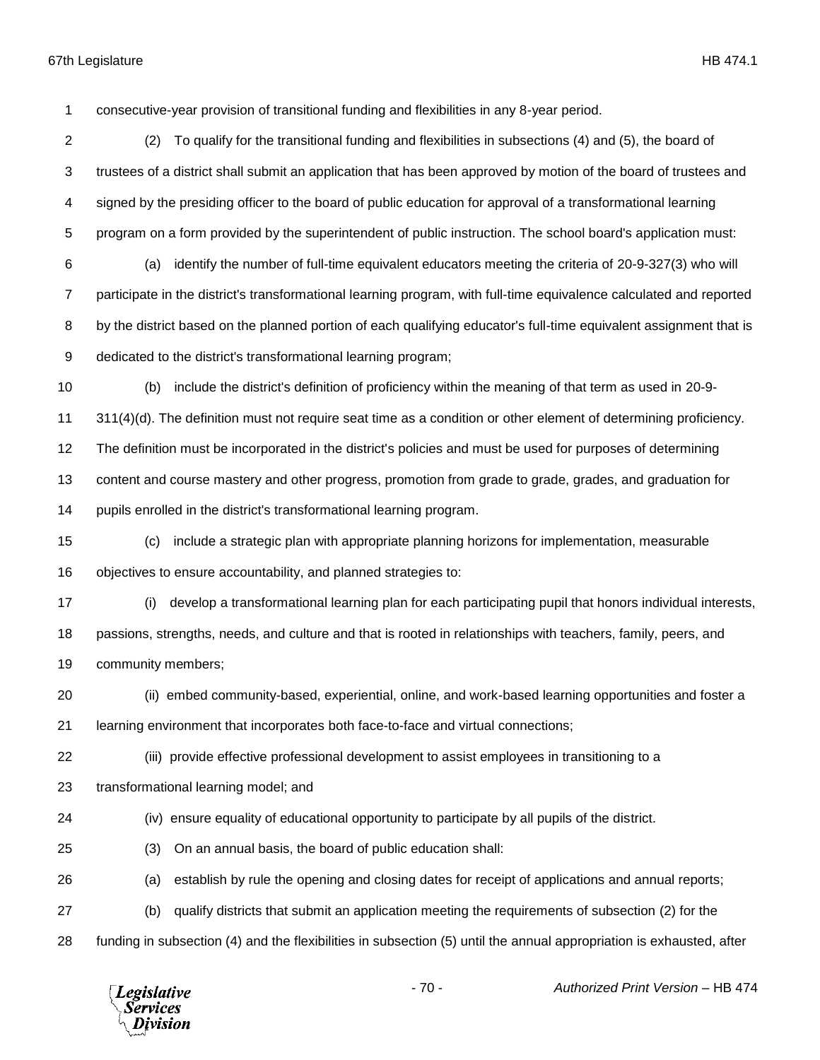consecutive-year provision of transitional funding and flexibilities in any 8-year period.

(2) To qualify for the transitional funding and flexibilities in subsections (4) and (5), the board of trustees of a district shall submit an application that has been approved by motion of the board of trustees and signed by the presiding officer to the board of public education for approval of a transformational learning program on a form provided by the superintendent of public instruction. The school board's application must:

(a) identify the number of full-time equivalent educators meeting the criteria of 20-9-327(3) who will participate in the district's transformational learning program, with full-time equivalence calculated and reported by the district based on the planned portion of each qualifying educator's full-time equivalent assignment that is dedicated to the district's transformational learning program;

(b) include the district's definition of proficiency within the meaning of that term as used in 20-9-311(4)(d). The definition must not require seat time as a condition or other element of determining proficiency. The definition must be incorporated in the district's policies and must be used for purposes of determining content and course mastery and other progress, promotion from grade to grade, grades, and graduation for pupils enrolled in the district's transformational learning program.

(c) include a strategic plan with appropriate planning horizons for implementation, measurable objectives to ensure accountability, and planned strategies to:

(i) develop a transformational learning plan for each participating pupil that honors individual interests, passions, strengths, needs, and culture and that is rooted in relationships with teachers, family, peers, and community members;

(ii) embed community-based, experiential, online, and work-based learning opportunities and foster a learning environment that incorporates both face-to-face and virtual connections;

(iii) provide effective professional development to assist employees in transitioning to a transformational learning model; and

(iv) ensure equality of educational opportunity to participate by all pupils of the district.

(3) On an annual basis, the board of public education shall:

(a) establish by rule the opening and closing dates for receipt of applications and annual reports;

(b) qualify districts that submit an application meeting the requirements of subsection (2) for the funding in subsection (4) and the flexibilities in subsection (5) until the annual appropriation is exhausted, after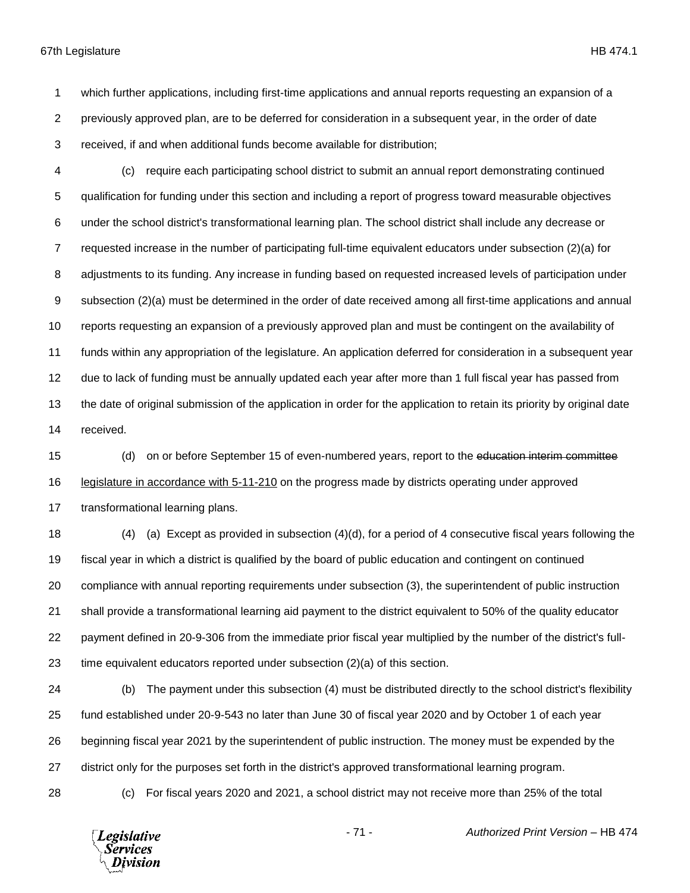which further applications, including first-time applications and annual reports requesting an expansion of a previously approved plan, are to be deferred for consideration in a subsequent year, in the order of date received, if and when additional funds become available for distribution;

(c) require each participating school district to submit an annual report demonstrating continued qualification for funding under this section and including a report of progress toward measurable objectives under the school district's transformational learning plan. The school district shall include any decrease or requested increase in the number of participating full-time equivalent educators under subsection (2)(a) for adjustments to its funding. Any increase in funding based on requested increased levels of participation under subsection (2)(a) must be determined in the order of date received among all first-time applications and annual reports requesting an expansion of a previously approved plan and must be contingent on the availability of funds within any appropriation of the legislature. An application deferred for consideration in a subsequent year due to lack of funding must be annually updated each year after more than 1 full fiscal year has passed from the date of original submission of the application in order for the application to retain its priority by original date received.

(d) on or before September 15 of even-numbered years, report to the ~~education interim committee~~ legislature in accordance with 5-11-210 on the progress made by districts operating under approved transformational learning plans.

(4) (a) Except as provided in subsection (4)(d), for a period of 4 consecutive fiscal years following the fiscal year in which a district is qualified by the board of public education and contingent on continued compliance with annual reporting requirements under subsection (3), the superintendent of public instruction shall provide a transformational learning aid payment to the district equivalent to 50% of the quality educator payment defined in 20-9-306 from the immediate prior fiscal year multiplied by the number of the district's full-time equivalent educators reported under subsection (2)(a) of this section.

(b) The payment under this subsection (4) must be distributed directly to the school district's flexibility fund established under 20-9-543 no later than June 30 of fiscal year 2020 and by October 1 of each year beginning fiscal year 2021 by the superintendent of public instruction. The money must be expended by the district only for the purposes set forth in the district's approved transformational learning program.

(c) For fiscal years 2020 and 2021, a school district may not receive more than 25% of the total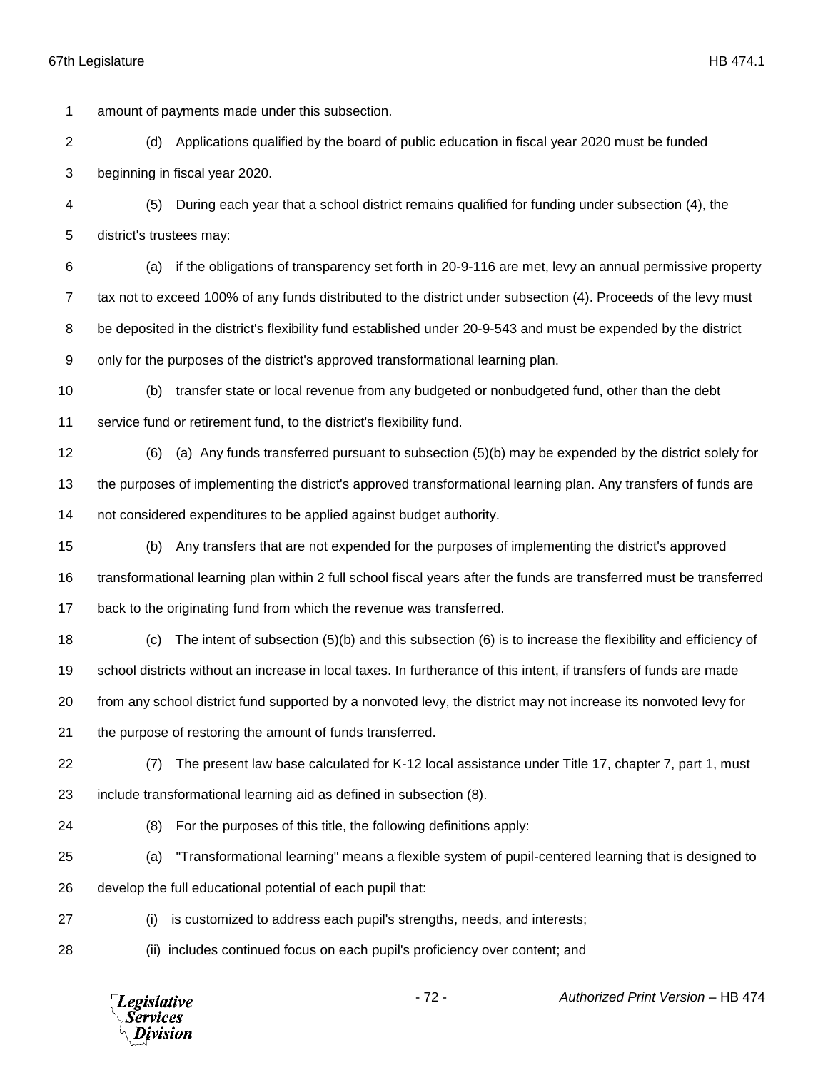amount of payments made under this subsection.

(d) Applications qualified by the board of public education in fiscal year 2020 must be funded beginning in fiscal year 2020.

(5) During each year that a school district remains qualified for funding under subsection (4), the district's trustees may:

(a) if the obligations of transparency set forth in 20-9-116 are met, levy an annual permissive property tax not to exceed 100% of any funds distributed to the district under subsection (4). Proceeds of the levy must be deposited in the district's flexibility fund established under 20-9-543 and must be expended by the district only for the purposes of the district's approved transformational learning plan.

(b) transfer state or local revenue from any budgeted or nonbudgeted fund, other than the debt service fund or retirement fund, to the district's flexibility fund.

(6) (a) Any funds transferred pursuant to subsection (5)(b) may be expended by the district solely for the purposes of implementing the district's approved transformational learning plan. Any transfers of funds are not considered expenditures to be applied against budget authority.

(b) Any transfers that are not expended for the purposes of implementing the district's approved transformational learning plan within 2 full school fiscal years after the funds are transferred must be transferred back to the originating fund from which the revenue was transferred.

(c) The intent of subsection (5)(b) and this subsection (6) is to increase the flexibility and efficiency of school districts without an increase in local taxes. In furtherance of this intent, if transfers of funds are made from any school district fund supported by a nonvoted levy, the district may not increase its nonvoted levy for the purpose of restoring the amount of funds transferred.

(7) The present law base calculated for K-12 local assistance under Title 17, chapter 7, part 1, must include transformational learning aid as defined in subsection (8).

(8) For the purposes of this title, the following definitions apply:

(a) "Transformational learning" means a flexible system of pupil-centered learning that is designed to develop the full educational potential of each pupil that:

(i) is customized to address each pupil's strengths, needs, and interests;

(ii) includes continued focus on each pupil's proficiency over content; and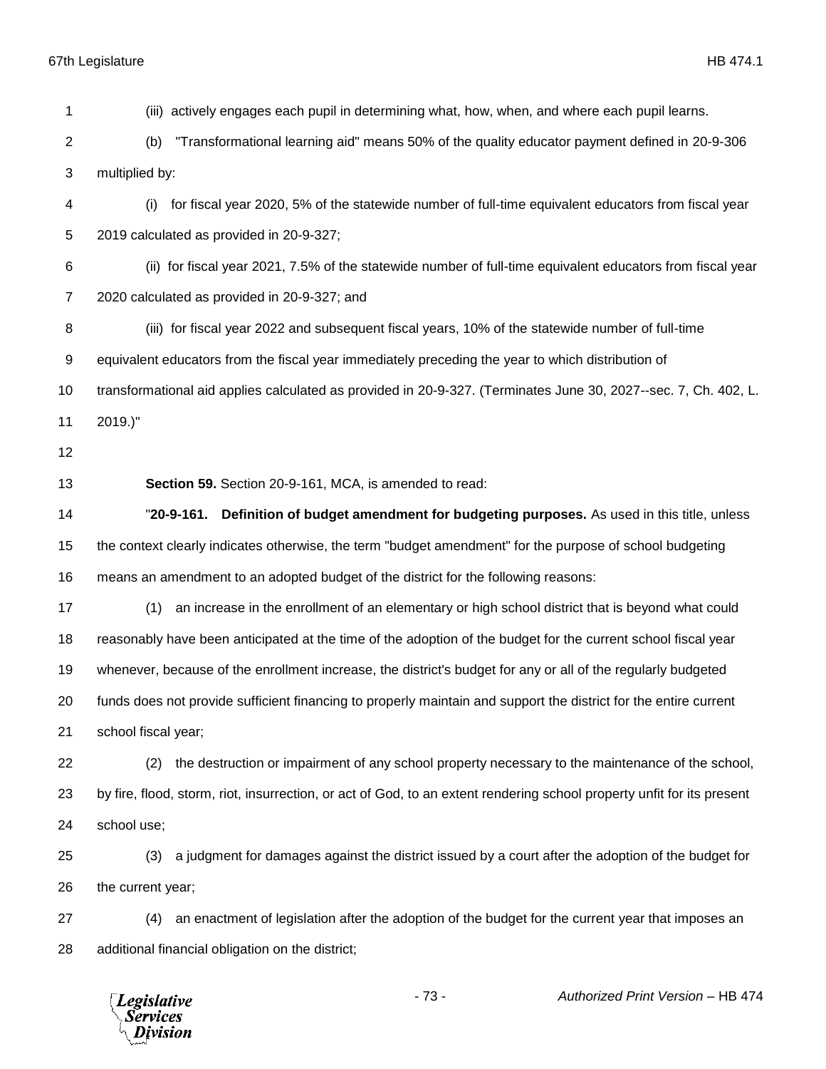(iii) actively engages each pupil in determining what, how, when, and where each pupil learns.

(b) "Transformational learning aid" means 50% of the quality educator payment defined in 20-9-306 multiplied by:

(i) for fiscal year 2020, 5% of the statewide number of full-time equivalent educators from fiscal year 2019 calculated as provided in 20-9-327;

(ii) for fiscal year 2021, 7.5% of the statewide number of full-time equivalent educators from fiscal year 2020 calculated as provided in 20-9-327; and

(iii) for fiscal year 2022 and subsequent fiscal years, 10% of the statewide number of full-time equivalent educators from the fiscal year immediately preceding the year to which distribution of transformational aid applies calculated as provided in 20-9-327. (Terminates June 30, 2027--sec. 7, Ch. 402, L. 2019.)"

**Section 59.** Section 20-9-161, MCA, is amended to read:

"**20-9-161. Definition of budget amendment for budgeting purposes.** As used in this title, unless the context clearly indicates otherwise, the term "budget amendment" for the purpose of school budgeting means an amendment to an adopted budget of the district for the following reasons:

(1) an increase in the enrollment of an elementary or high school district that is beyond what could reasonably have been anticipated at the time of the adoption of the budget for the current school fiscal year whenever, because of the enrollment increase, the district's budget for any or all of the regularly budgeted funds does not provide sufficient financing to properly maintain and support the district for the entire current school fiscal year;

(2) the destruction or impairment of any school property necessary to the maintenance of the school, by fire, flood, storm, riot, insurrection, or act of God, to an extent rendering school property unfit for its present school use;

(3) a judgment for damages against the district issued by a court after the adoption of the budget for the current year;

(4) an enactment of legislation after the adoption of the budget for the current year that imposes an additional financial obligation on the district;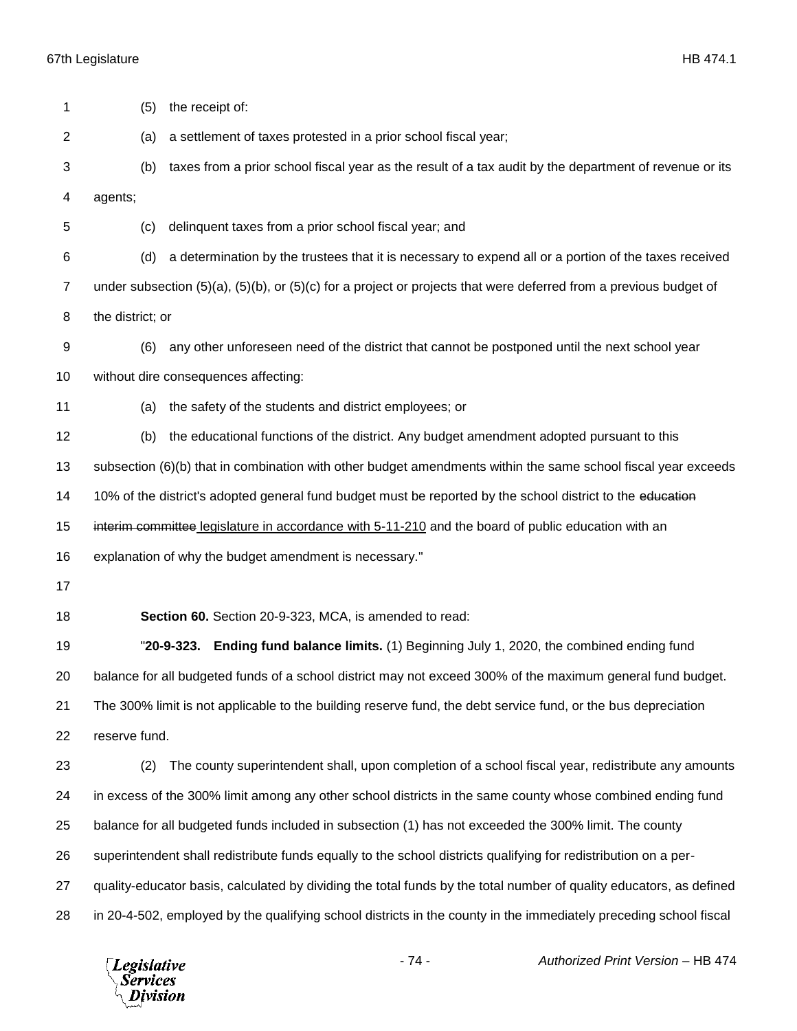(5) the receipt of:

(a) a settlement of taxes protested in a prior school fiscal year;

(b) taxes from a prior school fiscal year as the result of a tax audit by the department of revenue or its agents;

(c) delinquent taxes from a prior school fiscal year; and

(d) a determination by the trustees that it is necessary to expend all or a portion of the taxes received under subsection (5)(a), (5)(b), or (5)(c) for a project or projects that were deferred from a previous budget of the district; or

(6) any other unforeseen need of the district that cannot be postponed until the next school year without dire consequences affecting:

(a) the safety of the students and district employees; or

(b) the educational functions of the district. Any budget amendment adopted pursuant to this subsection (6)(b) that in combination with other budget amendments within the same school fiscal year exceeds 10% of the district's adopted general fund budget must be reported by the school district to the ~~education interim committee~~ legislature in accordance with 5-11-210 and the board of public education with an explanation of why the budget amendment is necessary."

**Section 60.** Section 20-9-323, MCA, is amended to read:

"**20-9-323. Ending fund balance limits.** (1) Beginning July 1, 2020, the combined ending fund balance for all budgeted funds of a school district may not exceed 300% of the maximum general fund budget. The 300% limit is not applicable to the building reserve fund, the debt service fund, or the bus depreciation reserve fund.

(2) The county superintendent shall, upon completion of a school fiscal year, redistribute any amounts in excess of the 300% limit among any other school districts in the same county whose combined ending fund balance for all budgeted funds included in subsection (1) has not exceeded the 300% limit. The county superintendent shall redistribute funds equally to the school districts qualifying for redistribution on a per-quality-educator basis, calculated by dividing the total funds by the total number of quality educators, as defined in 20-4-502, employed by the qualifying school districts in the county in the immediately preceding school fiscal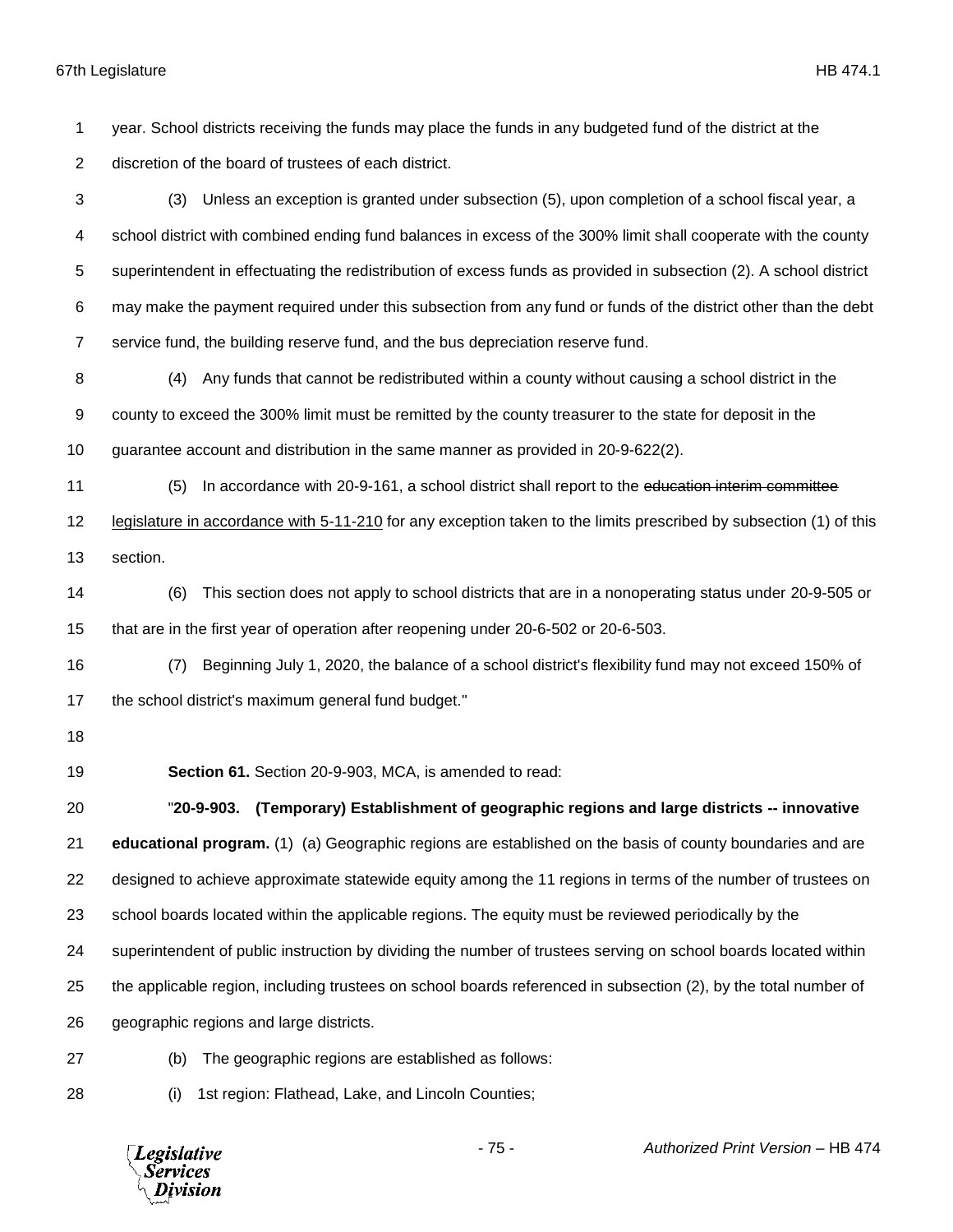year. School districts receiving the funds may place the funds in any budgeted fund of the district at the discretion of the board of trustees of each district.

(3) Unless an exception is granted under subsection (5), upon completion of a school fiscal year, a school district with combined ending fund balances in excess of the 300% limit shall cooperate with the county superintendent in effectuating the redistribution of excess funds as provided in subsection (2). A school district may make the payment required under this subsection from any fund or funds of the district other than the debt service fund, the building reserve fund, and the bus depreciation reserve fund.

(4) Any funds that cannot be redistributed within a county without causing a school district in the county to exceed the 300% limit must be remitted by the county treasurer to the state for deposit in the guarantee account and distribution in the same manner as provided in 20-9-622(2).

(5) In accordance with 20-9-161, a school district shall report to the ~~education interim committee~~ <u>legislature in accordance with 5-11-210</u> for any exception taken to the limits prescribed by subsection (1) of this section.

(6) This section does not apply to school districts that are in a nonoperating status under 20-9-505 or that are in the first year of operation after reopening under 20-6-502 or 20-6-503.

(7) Beginning July 1, 2020, the balance of a school district's flexibility fund may not exceed 150% of the school district's maximum general fund budget."

**Section 61.** Section 20-9-903, MCA, is amended to read:

"**20-9-903. (Temporary) Establishment of geographic regions and large districts -- innovative educational program.** (1) (a) Geographic regions are established on the basis of county boundaries and are designed to achieve approximate statewide equity among the 11 regions in terms of the number of trustees on school boards located within the applicable regions. The equity must be reviewed periodically by the superintendent of public instruction by dividing the number of trustees serving on school boards located within the applicable region, including trustees on school boards referenced in subsection (2), by the total number of geographic regions and large districts.

(b) The geographic regions are established as follows:

(i) 1st region: Flathead, Lake, and Lincoln Counties;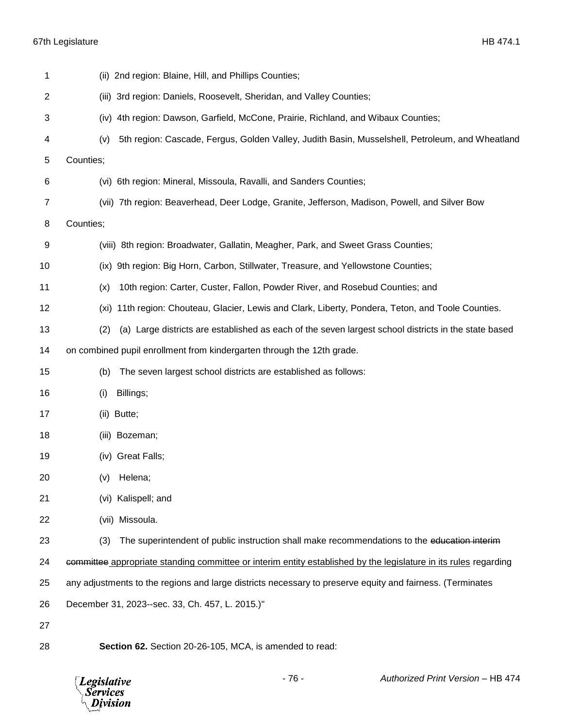(ii) 2nd region: Blaine, Hill, and Phillips Counties;

(iii) 3rd region: Daniels, Roosevelt, Sheridan, and Valley Counties;

(iv) 4th region: Dawson, Garfield, McCone, Prairie, Richland, and Wibaux Counties;

(v) 5th region: Cascade, Fergus, Golden Valley, Judith Basin, Musselshell, Petroleum, and Wheatland Counties;

(vi) 6th region: Mineral, Missoula, Ravalli, and Sanders Counties;

(vii) 7th region: Beaverhead, Deer Lodge, Granite, Jefferson, Madison, Powell, and Silver Bow Counties;

(viii) 8th region: Broadwater, Gallatin, Meagher, Park, and Sweet Grass Counties;

(ix) 9th region: Big Horn, Carbon, Stillwater, Treasure, and Yellowstone Counties;

(x) 10th region: Carter, Custer, Fallon, Powder River, and Rosebud Counties; and

(xi) 11th region: Chouteau, Glacier, Lewis and Clark, Liberty, Pondera, Teton, and Toole Counties.

(2) (a) Large districts are established as each of the seven largest school districts in the state based on combined pupil enrollment from kindergarten through the 12th grade.

(b) The seven largest school districts are established as follows:

(i) Billings;

(ii) Butte;

(iii) Bozeman;

(iv) Great Falls;

(v) Helena;

(vi) Kalispell; and

(vii) Missoula.

(3) The superintendent of public instruction shall make recommendations to the ~~education interim committee~~ appropriate standing committee or interim entity established by the legislature in its rules regarding any adjustments to the regions and large districts necessary to preserve equity and fairness. (Terminates December 31, 2023--sec. 33, Ch. 457, L. 2015.)"

**Section 62.** Section 20-26-105, MCA, is amended to read: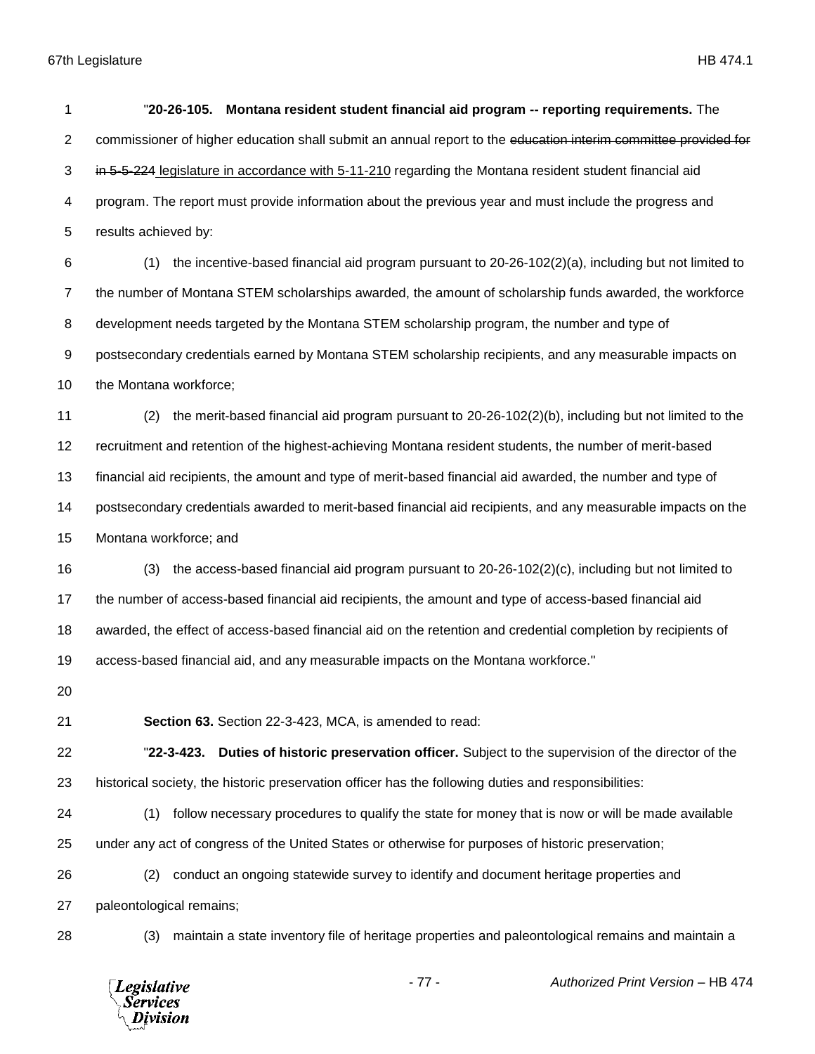"**20-26-105. Montana resident student financial aid program -- reporting requirements.** The commissioner of higher education shall submit an annual report to the ~~education interim committee provided for in 5-5-224~~ legislature in accordance with 5-11-210 regarding the Montana resident student financial aid program. The report must provide information about the previous year and must include the progress and results achieved by:

(1) the incentive-based financial aid program pursuant to 20-26-102(2)(a), including but not limited to the number of Montana STEM scholarships awarded, the amount of scholarship funds awarded, the workforce development needs targeted by the Montana STEM scholarship program, the number and type of postsecondary credentials earned by Montana STEM scholarship recipients, and any measurable impacts on the Montana workforce;

(2) the merit-based financial aid program pursuant to 20-26-102(2)(b), including but not limited to the recruitment and retention of the highest-achieving Montana resident students, the number of merit-based financial aid recipients, the amount and type of merit-based financial aid awarded, the number and type of postsecondary credentials awarded to merit-based financial aid recipients, and any measurable impacts on the Montana workforce; and

(3) the access-based financial aid program pursuant to 20-26-102(2)(c), including but not limited to the number of access-based financial aid recipients, the amount and type of access-based financial aid awarded, the effect of access-based financial aid on the retention and credential completion by recipients of access-based financial aid, and any measurable impacts on the Montana workforce."

**Section 63.** Section 22-3-423, MCA, is amended to read:

"**22-3-423. Duties of historic preservation officer.** Subject to the supervision of the director of the historical society, the historic preservation officer has the following duties and responsibilities:

(1) follow necessary procedures to qualify the state for money that is now or will be made available under any act of congress of the United States or otherwise for purposes of historic preservation;

(2) conduct an ongoing statewide survey to identify and document heritage properties and paleontological remains;

(3) maintain a state inventory file of heritage properties and paleontological remains and maintain a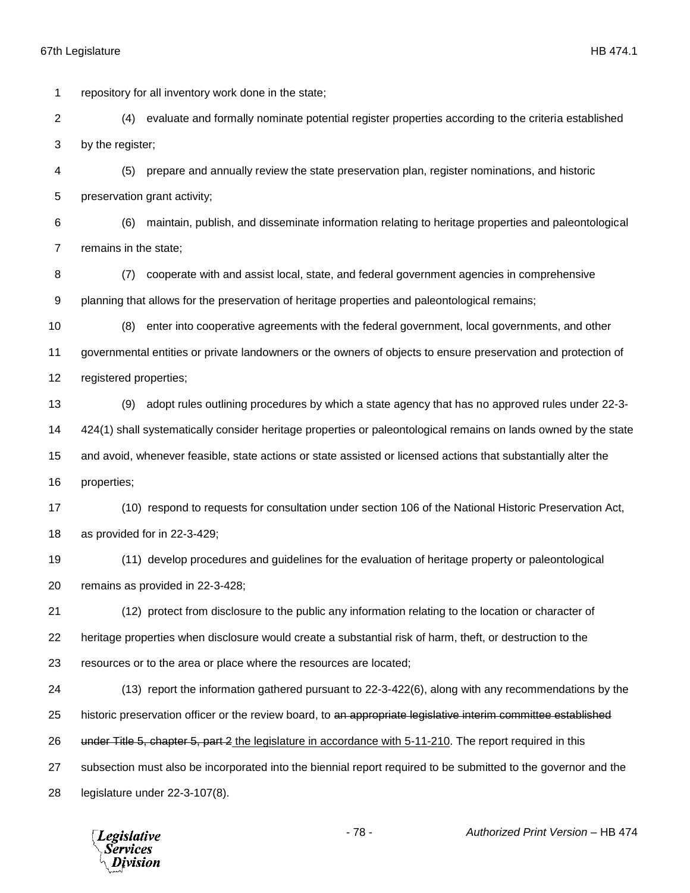repository for all inventory work done in the state;

(4) evaluate and formally nominate potential register properties according to the criteria established by the register;

(5) prepare and annually review the state preservation plan, register nominations, and historic preservation grant activity;

(6) maintain, publish, and disseminate information relating to heritage properties and paleontological remains in the state;

(7) cooperate with and assist local, state, and federal government agencies in comprehensive planning that allows for the preservation of heritage properties and paleontological remains;

(8) enter into cooperative agreements with the federal government, local governments, and other governmental entities or private landowners or the owners of objects to ensure preservation and protection of registered properties;

(9) adopt rules outlining procedures by which a state agency that has no approved rules under 22-3-424(1) shall systematically consider heritage properties or paleontological remains on lands owned by the state and avoid, whenever feasible, state actions or state assisted or licensed actions that substantially alter the properties;

(10) respond to requests for consultation under section 106 of the National Historic Preservation Act, as provided for in 22-3-429;

(11) develop procedures and guidelines for the evaluation of heritage property or paleontological remains as provided in 22-3-428;

(12) protect from disclosure to the public any information relating to the location or character of heritage properties when disclosure would create a substantial risk of harm, theft, or destruction to the resources or to the area or place where the resources are located;

(13) report the information gathered pursuant to 22-3-422(6), along with any recommendations by the historic preservation officer or the review board, to ~~an appropriate legislative interim committee established under Title 5, chapter 5, part 2~~ the legislature in accordance with 5-11-210. The report required in this subsection must also be incorporated into the biennial report required to be submitted to the governor and the legislature under 22-3-107(8).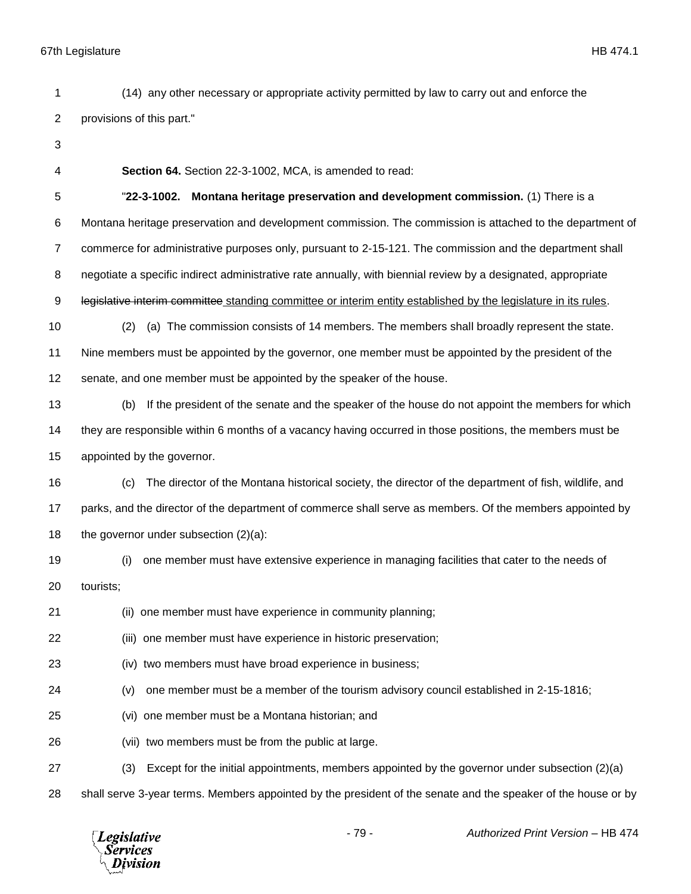(14) any other necessary or appropriate activity permitted by law to carry out and enforce the provisions of this part."

**Section 64.** Section 22-3-1002, MCA, is amended to read:

"**22-3-1002. Montana heritage preservation and development commission.** (1) There is a Montana heritage preservation and development commission. The commission is attached to the department of commerce for administrative purposes only, pursuant to 2-15-121. The commission and the department shall negotiate a specific indirect administrative rate annually, with biennial review by a designated, appropriate ~~legislative interim committee~~ standing committee or interim entity established by the legislature in its rules.

(2) (a) The commission consists of 14 members. The members shall broadly represent the state. Nine members must be appointed by the governor, one member must be appointed by the president of the senate, and one member must be appointed by the speaker of the house.

(b) If the president of the senate and the speaker of the house do not appoint the members for which they are responsible within 6 months of a vacancy having occurred in those positions, the members must be appointed by the governor.

(c) The director of the Montana historical society, the director of the department of fish, wildlife, and parks, and the director of the department of commerce shall serve as members. Of the members appointed by the governor under subsection (2)(a):

(i) one member must have extensive experience in managing facilities that cater to the needs of tourists;

(ii) one member must have experience in community planning;

(iii) one member must have experience in historic preservation;

(iv) two members must have broad experience in business;

(v) one member must be a member of the tourism advisory council established in 2-15-1816;

(vi) one member must be a Montana historian; and

(vii) two members must be from the public at large.

(3) Except for the initial appointments, members appointed by the governor under subsection (2)(a) shall serve 3-year terms. Members appointed by the president of the senate and the speaker of the house or by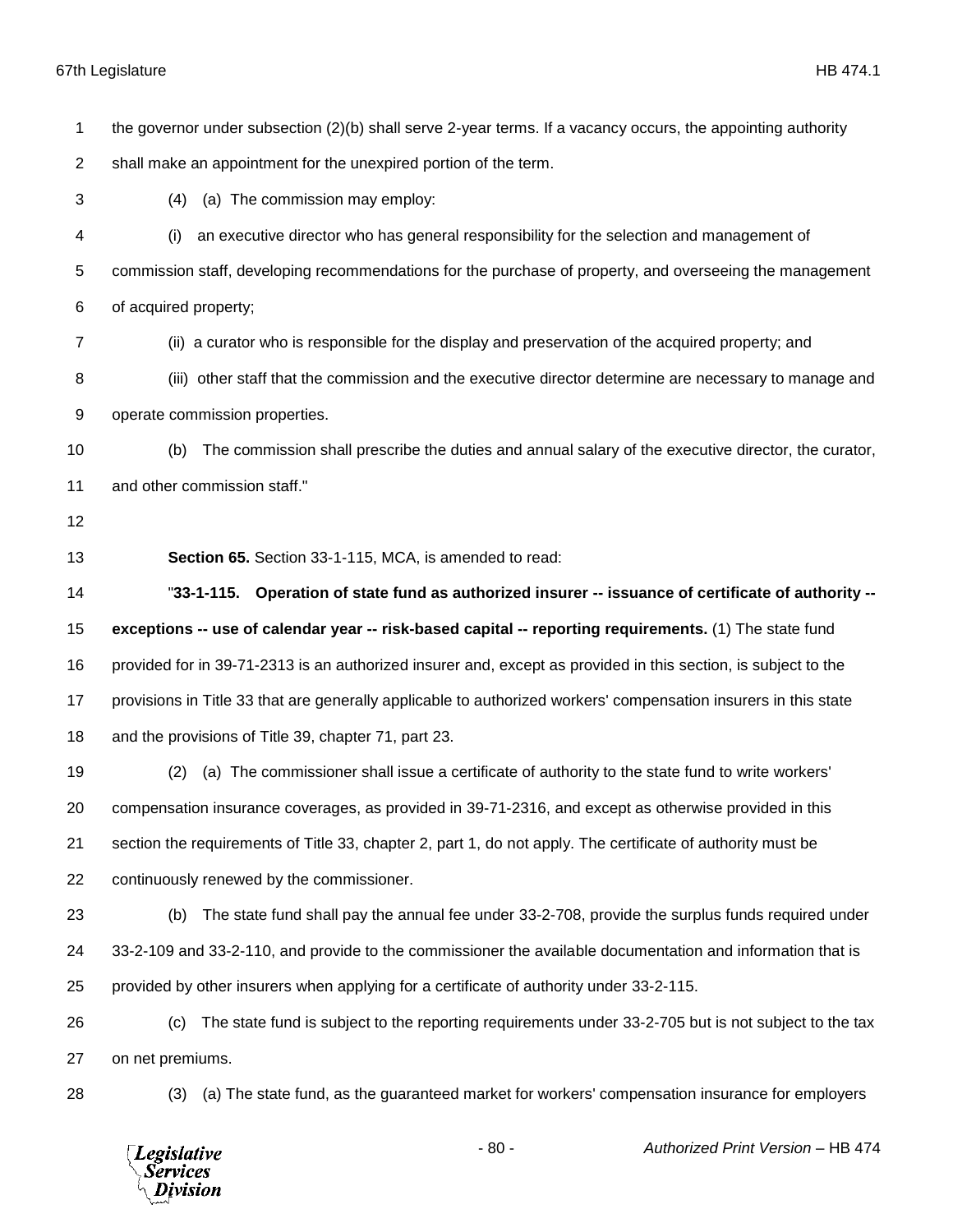the governor under subsection (2)(b) shall serve 2-year terms. If a vacancy occurs, the appointing authority shall make an appointment for the unexpired portion of the term.

(4) (a) The commission may employ:

(i) an executive director who has general responsibility for the selection and management of commission staff, developing recommendations for the purchase of property, and overseeing the management of acquired property;

(ii) a curator who is responsible for the display and preservation of the acquired property; and

(iii) other staff that the commission and the executive director determine are necessary to manage and operate commission properties.

(b) The commission shall prescribe the duties and annual salary of the executive director, the curator, and other commission staff."

**Section 65.** Section 33-1-115, MCA, is amended to read:

"**33-1-115. Operation of state fund as authorized insurer -- issuance of certificate of authority -- exceptions -- use of calendar year -- risk-based capital -- reporting requirements.** (1) The state fund provided for in 39-71-2313 is an authorized insurer and, except as provided in this section, is subject to the provisions in Title 33 that are generally applicable to authorized workers' compensation insurers in this state and the provisions of Title 39, chapter 71, part 23.

(2) (a) The commissioner shall issue a certificate of authority to the state fund to write workers' compensation insurance coverages, as provided in 39-71-2316, and except as otherwise provided in this section the requirements of Title 33, chapter 2, part 1, do not apply. The certificate of authority must be continuously renewed by the commissioner.

(b) The state fund shall pay the annual fee under 33-2-708, provide the surplus funds required under 33-2-109 and 33-2-110, and provide to the commissioner the available documentation and information that is provided by other insurers when applying for a certificate of authority under 33-2-115.

(c) The state fund is subject to the reporting requirements under 33-2-705 but is not subject to the tax on net premiums.

(3) (a) The state fund, as the guaranteed market for workers' compensation insurance for employers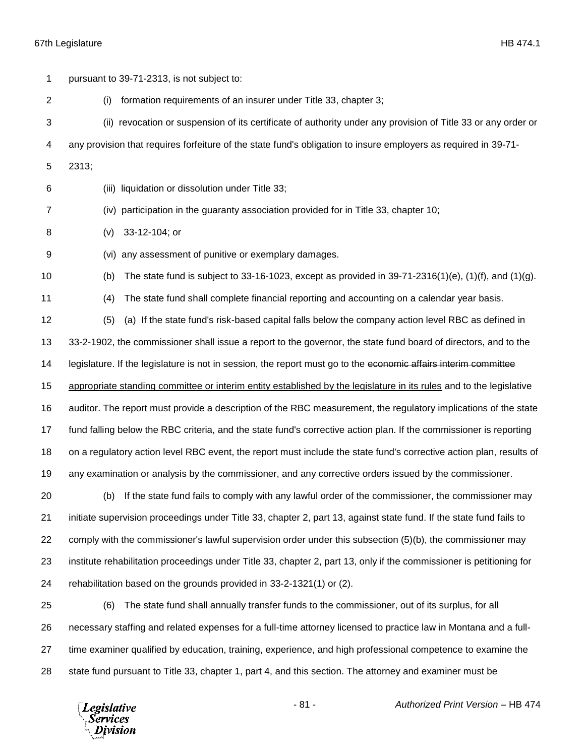pursuant to 39-71-2313, is not subject to:

(i) formation requirements of an insurer under Title 33, chapter 3;

(ii) revocation or suspension of its certificate of authority under any provision of Title 33 or any order or any provision that requires forfeiture of the state fund's obligation to insure employers as required in 39-71-2313;

(iii) liquidation or dissolution under Title 33;

(iv) participation in the guaranty association provided for in Title 33, chapter 10;

(v) 33-12-104; or

(vi) any assessment of punitive or exemplary damages.

(b) The state fund is subject to 33-16-1023, except as provided in 39-71-2316(1)(e), (1)(f), and (1)(g).

(4) The state fund shall complete financial reporting and accounting on a calendar year basis.

(5) (a) If the state fund's risk-based capital falls below the company action level RBC as defined in 33-2-1902, the commissioner shall issue a report to the governor, the state fund board of directors, and to the legislature. If the legislature is not in session, the report must go to the ~~economic affairs interim committee~~ appropriate standing committee or interim entity established by the legislature in its rules and to the legislative auditor. The report must provide a description of the RBC measurement, the regulatory implications of the state fund falling below the RBC criteria, and the state fund's corrective action plan. If the commissioner is reporting on a regulatory action level RBC event, the report must include the state fund's corrective action plan, results of any examination or analysis by the commissioner, and any corrective orders issued by the commissioner.

(b) If the state fund fails to comply with any lawful order of the commissioner, the commissioner may initiate supervision proceedings under Title 33, chapter 2, part 13, against state fund. If the state fund fails to comply with the commissioner's lawful supervision order under this subsection (5)(b), the commissioner may institute rehabilitation proceedings under Title 33, chapter 2, part 13, only if the commissioner is petitioning for rehabilitation based on the grounds provided in 33-2-1321(1) or (2).

(6) The state fund shall annually transfer funds to the commissioner, out of its surplus, for all necessary staffing and related expenses for a full-time attorney licensed to practice law in Montana and a full-time examiner qualified by education, training, experience, and high professional competence to examine the state fund pursuant to Title 33, chapter 1, part 4, and this section. The attorney and examiner must be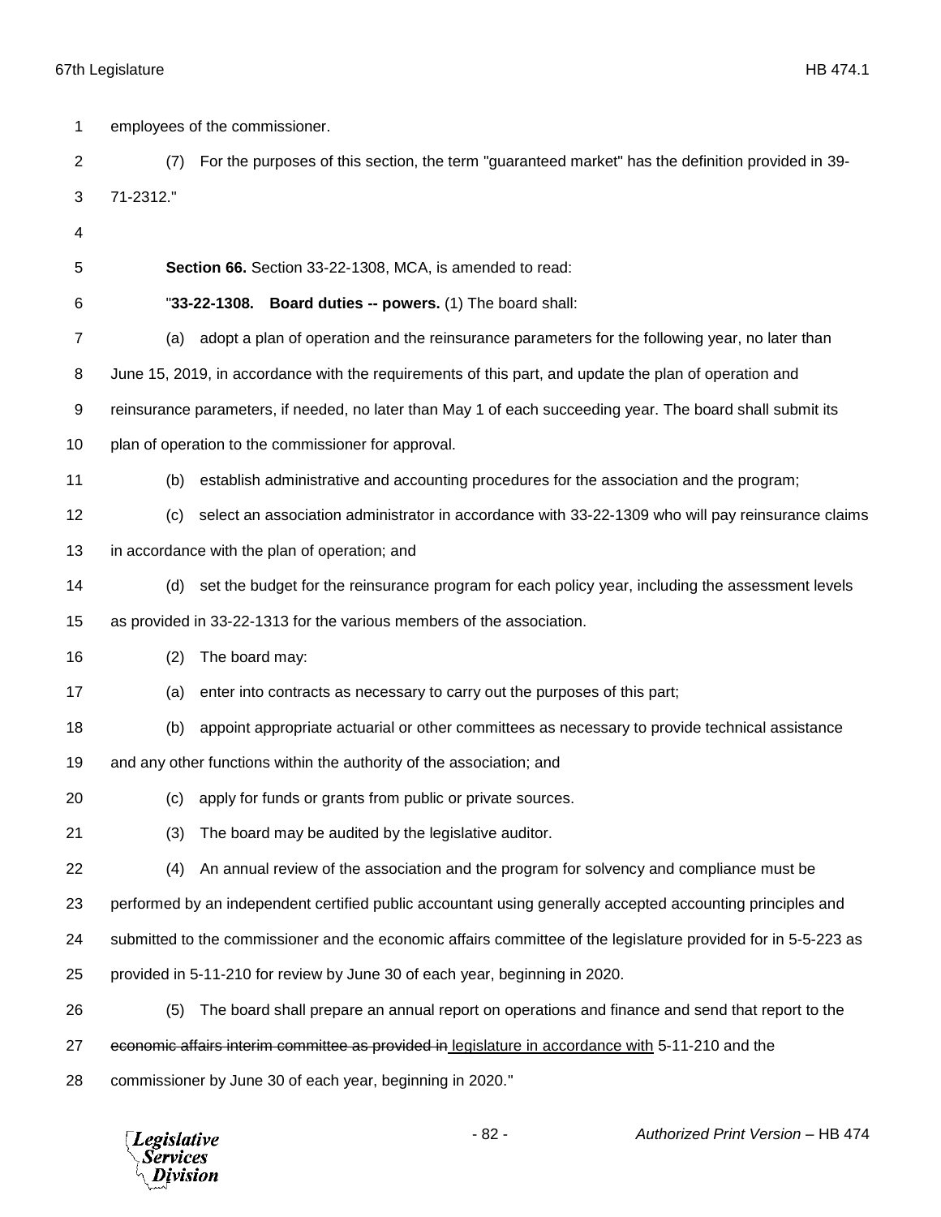employees of the commissioner.

(7) For the purposes of this section, the term "guaranteed market" has the definition provided in 39-71-2312."

**Section 66.** Section 33-22-1308, MCA, is amended to read:

"**33-22-1308. Board duties -- powers.** (1) The board shall:

(a) adopt a plan of operation and the reinsurance parameters for the following year, no later than June 15, 2019, in accordance with the requirements of this part, and update the plan of operation and reinsurance parameters, if needed, no later than May 1 of each succeeding year. The board shall submit its plan of operation to the commissioner for approval.

(b) establish administrative and accounting procedures for the association and the program;

(c) select an association administrator in accordance with 33-22-1309 who will pay reinsurance claims in accordance with the plan of operation; and

(d) set the budget for the reinsurance program for each policy year, including the assessment levels as provided in 33-22-1313 for the various members of the association.

(2) The board may:

(a) enter into contracts as necessary to carry out the purposes of this part;

(b) appoint appropriate actuarial or other committees as necessary to provide technical assistance and any other functions within the authority of the association; and

(c) apply for funds or grants from public or private sources.

(3) The board may be audited by the legislative auditor.

(4) An annual review of the association and the program for solvency and compliance must be performed by an independent certified public accountant using generally accepted accounting principles and submitted to the commissioner and the economic affairs committee of the legislature provided for in 5-5-223 as provided in 5-11-210 for review by June 30 of each year, beginning in 2020.

(5) The board shall prepare an annual report on operations and finance and send that report to the ~~economic affairs interim committee as provided in~~ <u>legislature in accordance with</u> 5-11-210 and the commissioner by June 30 of each year, beginning in 2020."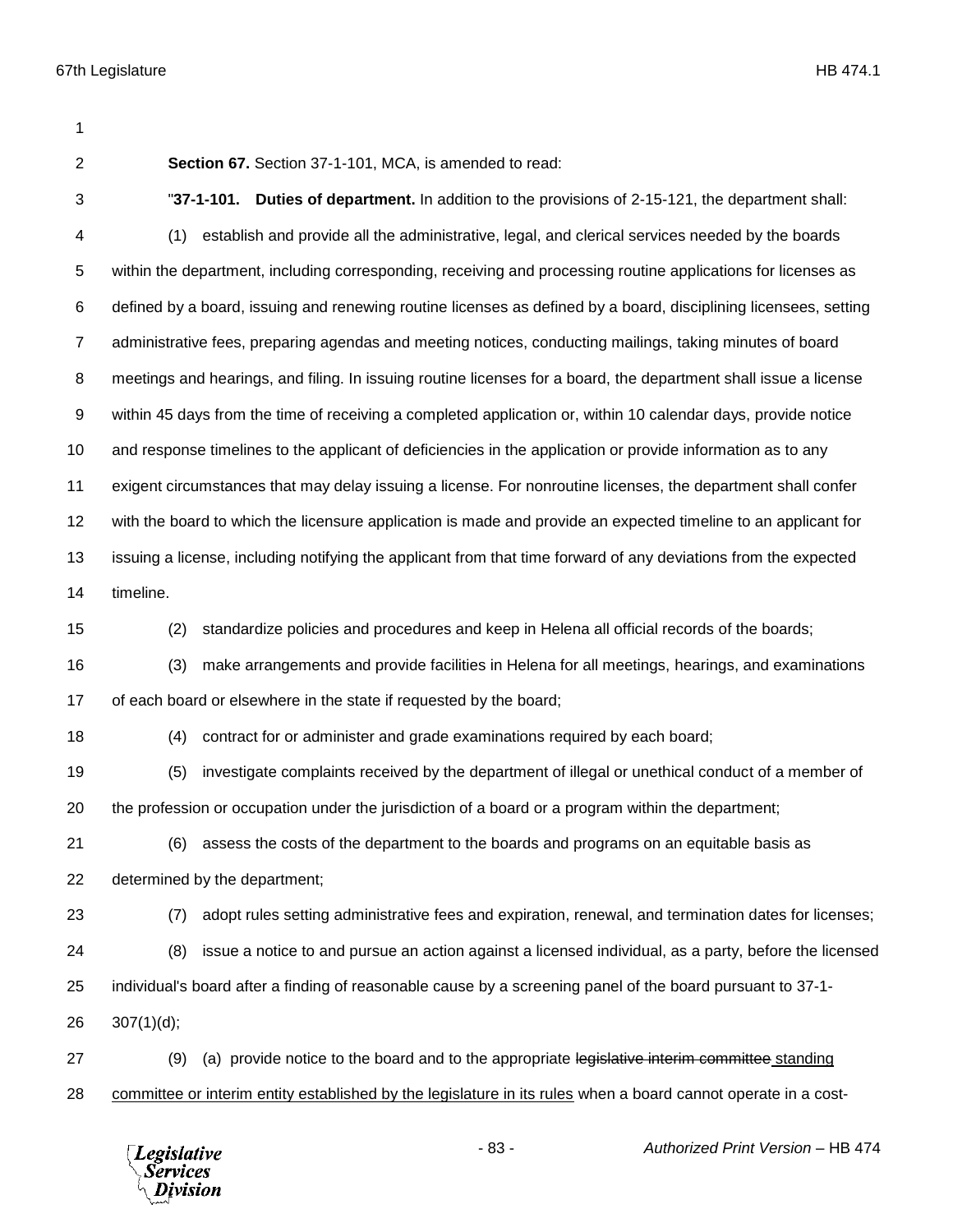**Section 67.** Section 37-1-101, MCA, is amended to read:

"**37-1-101. Duties of department.** In addition to the provisions of 2-15-121, the department shall:

(1) establish and provide all the administrative, legal, and clerical services needed by the boards within the department, including corresponding, receiving and processing routine applications for licenses as defined by a board, issuing and renewing routine licenses as defined by a board, disciplining licensees, setting administrative fees, preparing agendas and meeting notices, conducting mailings, taking minutes of board meetings and hearings, and filing. In issuing routine licenses for a board, the department shall issue a license within 45 days from the time of receiving a completed application or, within 10 calendar days, provide notice and response timelines to the applicant of deficiencies in the application or provide information as to any exigent circumstances that may delay issuing a license. For nonroutine licenses, the department shall confer with the board to which the licensure application is made and provide an expected timeline to an applicant for issuing a license, including notifying the applicant from that time forward of any deviations from the expected timeline.

(2) standardize policies and procedures and keep in Helena all official records of the boards;

(3) make arrangements and provide facilities in Helena for all meetings, hearings, and examinations of each board or elsewhere in the state if requested by the board;

(4) contract for or administer and grade examinations required by each board;

(5) investigate complaints received by the department of illegal or unethical conduct of a member of the profession or occupation under the jurisdiction of a board or a program within the department;

(6) assess the costs of the department to the boards and programs on an equitable basis as determined by the department;

(7) adopt rules setting administrative fees and expiration, renewal, and termination dates for licenses;

(8) issue a notice to and pursue an action against a licensed individual, as a party, before the licensed individual's board after a finding of reasonable cause by a screening panel of the board pursuant to 37-1-307(1)(d);

(9) (a) provide notice to the board and to the appropriate ~~legislative interim committee~~ <u>standing committee or interim entity established by the legislature in its rules</u> when a board cannot operate in a cost-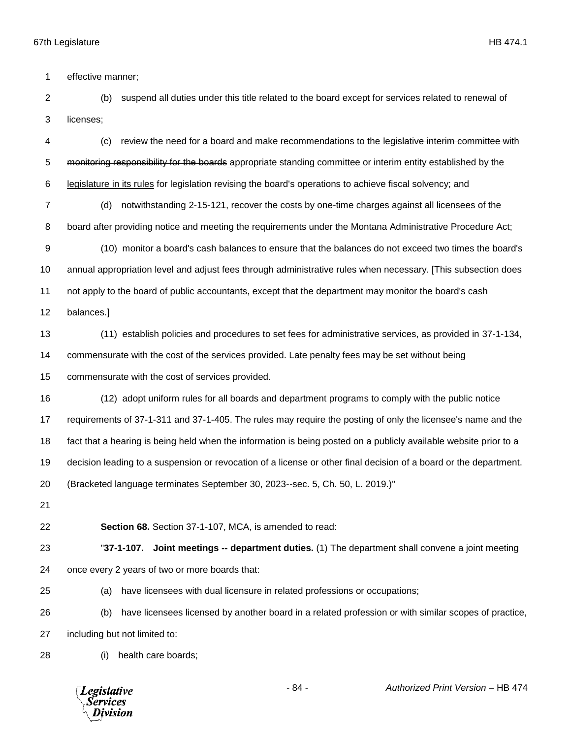effective manner;

(b) suspend all duties under this title related to the board except for services related to renewal of licenses;

(c) review the need for a board and make recommendations to the ~~legislative interim committee with monitoring responsibility for the boards~~ <u>appropriate standing committee or interim entity established by the legislature in its rules</u> for legislation revising the board's operations to achieve fiscal solvency; and

(d) notwithstanding 2-15-121, recover the costs by one-time charges against all licensees of the board after providing notice and meeting the requirements under the Montana Administrative Procedure Act;

(10) monitor a board's cash balances to ensure that the balances do not exceed two times the board's annual appropriation level and adjust fees through administrative rules when necessary. [This subsection does not apply to the board of public accountants, except that the department may monitor the board's cash balances.]

(11) establish policies and procedures to set fees for administrative services, as provided in 37-1-134, commensurate with the cost of the services provided. Late penalty fees may be set without being commensurate with the cost of services provided.

(12) adopt uniform rules for all boards and department programs to comply with the public notice requirements of 37-1-311 and 37-1-405. The rules may require the posting of only the licensee's name and the fact that a hearing is being held when the information is being posted on a publicly available website prior to a decision leading to a suspension or revocation of a license or other final decision of a board or the department. (Bracketed language terminates September 30, 2023--sec. 5, Ch. 50, L. 2019.)"

**Section 68.** Section 37-1-107, MCA, is amended to read:

"**37-1-107. Joint meetings -- department duties.** (1) The department shall convene a joint meeting once every 2 years of two or more boards that:

(a) have licensees with dual licensure in related professions or occupations;

(b) have licensees licensed by another board in a related profession or with similar scopes of practice, including but not limited to:

(i) health care boards;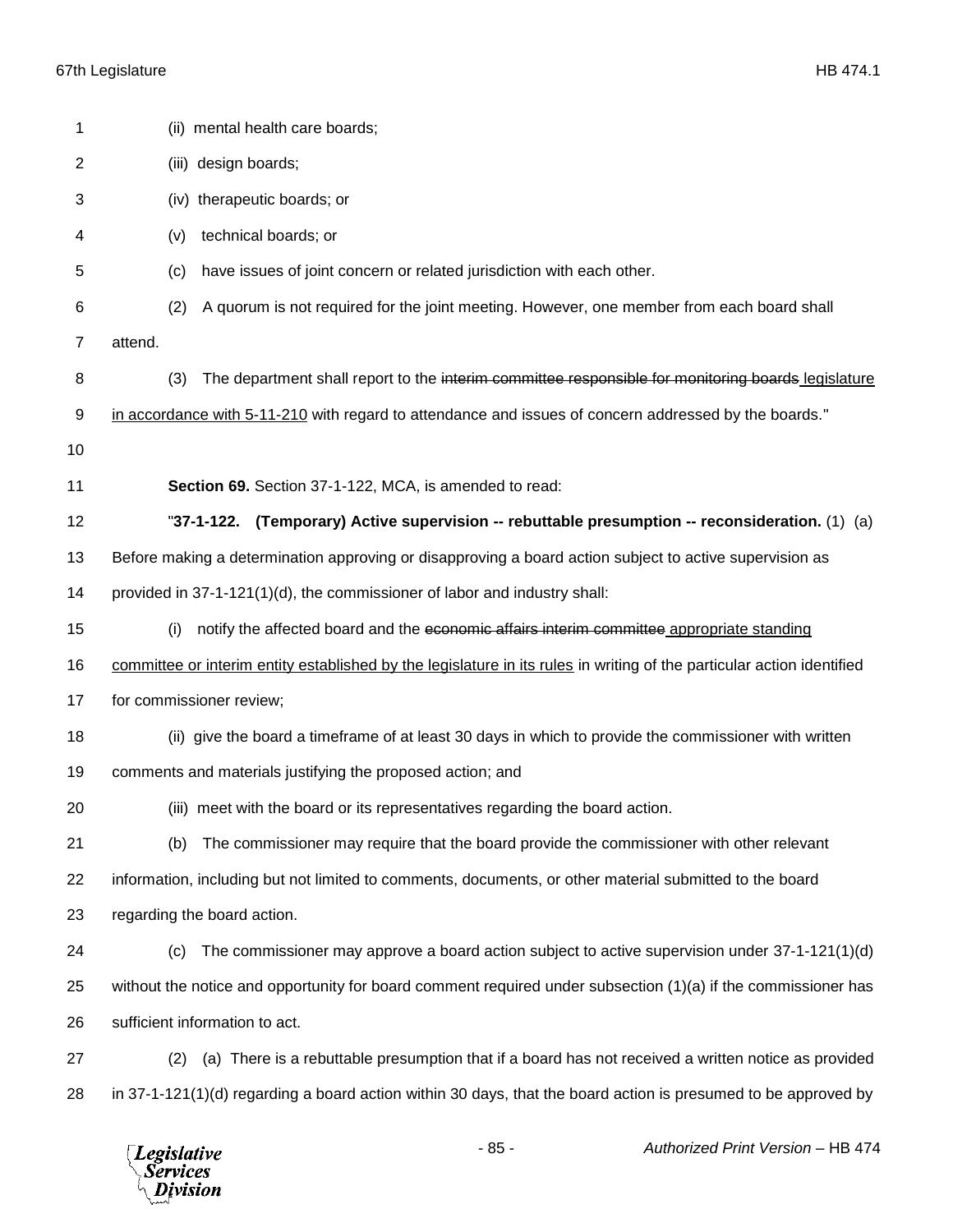(ii) mental health care boards;

(iii) design boards;

(iv) therapeutic boards; or

(v) technical boards; or

(c) have issues of joint concern or related jurisdiction with each other.

(2) A quorum is not required for the joint meeting. However, one member from each board shall attend.

(3) The department shall report to the ~~interim committee responsible for monitoring boards~~ legislature in accordance with 5-11-210 with regard to attendance and issues of concern addressed by the boards."

**Section 69.** Section 37-1-122, MCA, is amended to read:

"**37-1-122. (Temporary) Active supervision -- rebuttable presumption -- reconsideration.** (1) (a) Before making a determination approving or disapproving a board action subject to active supervision as provided in 37-1-121(1)(d), the commissioner of labor and industry shall:

(i) notify the affected board and the ~~economic affairs interim committee~~ appropriate standing committee or interim entity established by the legislature in its rules in writing of the particular action identified for commissioner review;

(ii) give the board a timeframe of at least 30 days in which to provide the commissioner with written comments and materials justifying the proposed action; and

(iii) meet with the board or its representatives regarding the board action.

(b) The commissioner may require that the board provide the commissioner with other relevant information, including but not limited to comments, documents, or other material submitted to the board regarding the board action.

(c) The commissioner may approve a board action subject to active supervision under 37-1-121(1)(d) without the notice and opportunity for board comment required under subsection (1)(a) if the commissioner has sufficient information to act.

(2) (a) There is a rebuttable presumption that if a board has not received a written notice as provided in 37-1-121(1)(d) regarding a board action within 30 days, that the board action is presumed to be approved by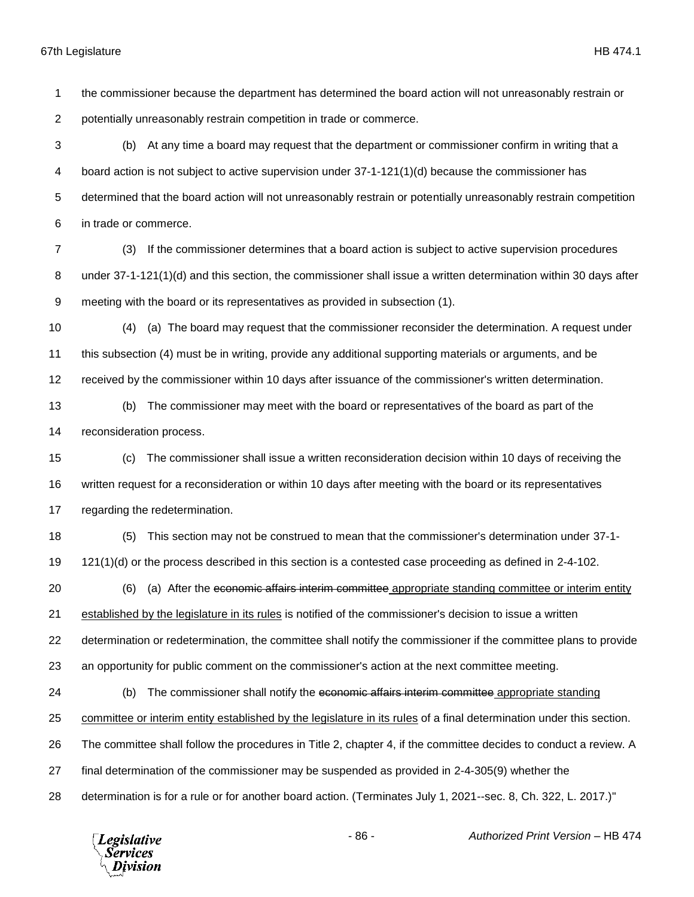the commissioner because the department has determined the board action will not unreasonably restrain or potentially unreasonably restrain competition in trade or commerce.

(b) At any time a board may request that the department or commissioner confirm in writing that a board action is not subject to active supervision under 37-1-121(1)(d) because the commissioner has determined that the board action will not unreasonably restrain or potentially unreasonably restrain competition in trade or commerce.

(3) If the commissioner determines that a board action is subject to active supervision procedures under 37-1-121(1)(d) and this section, the commissioner shall issue a written determination within 30 days after meeting with the board or its representatives as provided in subsection (1).

(4) (a) The board may request that the commissioner reconsider the determination. A request under this subsection (4) must be in writing, provide any additional supporting materials or arguments, and be received by the commissioner within 10 days after issuance of the commissioner's written determination.

(b) The commissioner may meet with the board or representatives of the board as part of the reconsideration process.

(c) The commissioner shall issue a written reconsideration decision within 10 days of receiving the written request for a reconsideration or within 10 days after meeting with the board or its representatives regarding the redetermination.

(5) This section may not be construed to mean that the commissioner's determination under 37-1-121(1)(d) or the process described in this section is a contested case proceeding as defined in 2-4-102.

(6) (a) After the ~~economic affairs interim committee~~ appropriate standing committee or interim entity established by the legislature in its rules is notified of the commissioner's decision to issue a written determination or redetermination, the committee shall notify the commissioner if the committee plans to provide an opportunity for public comment on the commissioner's action at the next committee meeting.

(b) The commissioner shall notify the ~~economic affairs interim committee~~ appropriate standing committee or interim entity established by the legislature in its rules of a final determination under this section. The committee shall follow the procedures in Title 2, chapter 4, if the committee decides to conduct a review. A final determination of the commissioner may be suspended as provided in 2-4-305(9) whether the determination is for a rule or for another board action. (Terminates July 1, 2021--sec. 8, Ch. 322, L. 2017.)"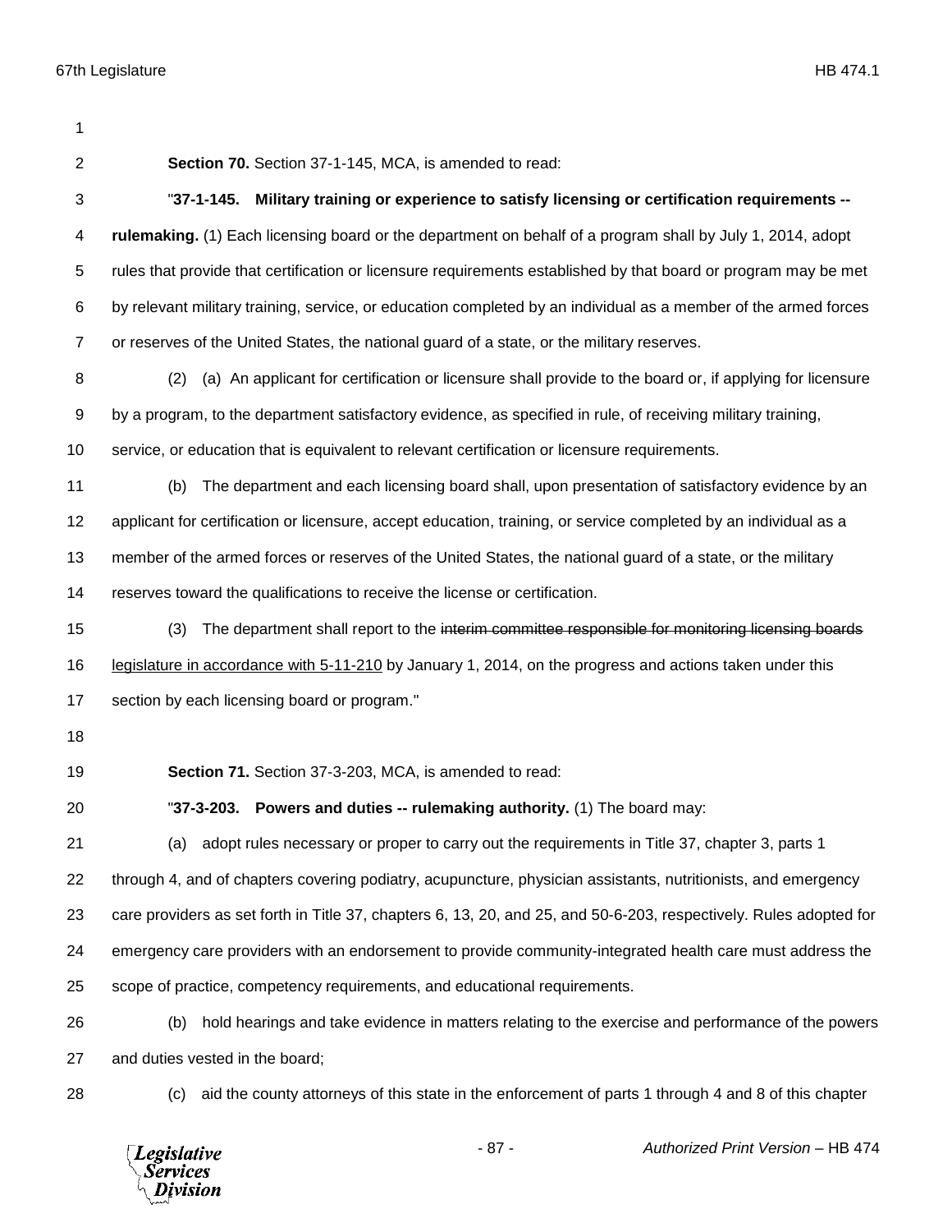**Section 70.** Section 37-1-145, MCA, is amended to read:

"**37-1-145. Military training or experience to satisfy licensing or certification requirements -- rulemaking.** (1) Each licensing board or the department on behalf of a program shall by July 1, 2014, adopt rules that provide that certification or licensure requirements established by that board or program may be met by relevant military training, service, or education completed by an individual as a member of the armed forces or reserves of the United States, the national guard of a state, or the military reserves.

(2) (a) An applicant for certification or licensure shall provide to the board or, if applying for licensure by a program, to the department satisfactory evidence, as specified in rule, of receiving military training, service, or education that is equivalent to relevant certification or licensure requirements.

(b) The department and each licensing board shall, upon presentation of satisfactory evidence by an applicant for certification or licensure, accept education, training, or service completed by an individual as a member of the armed forces or reserves of the United States, the national guard of a state, or the military reserves toward the qualifications to receive the license or certification.

(3) The department shall report to the ~~interim committee responsible for monitoring licensing boards~~ <u>legislature in accordance with 5-11-210</u> by January 1, 2014, on the progress and actions taken under this section by each licensing board or program."

**Section 71.** Section 37-3-203, MCA, is amended to read:

"**37-3-203. Powers and duties -- rulemaking authority.** (1) The board may:

(a) adopt rules necessary or proper to carry out the requirements in Title 37, chapter 3, parts 1 through 4, and of chapters covering podiatry, acupuncture, physician assistants, nutritionists, and emergency care providers as set forth in Title 37, chapters 6, 13, 20, and 25, and 50-6-203, respectively. Rules adopted for emergency care providers with an endorsement to provide community-integrated health care must address the scope of practice, competency requirements, and educational requirements.

(b) hold hearings and take evidence in matters relating to the exercise and performance of the powers and duties vested in the board;

(c) aid the county attorneys of this state in the enforcement of parts 1 through 4 and 8 of this chapter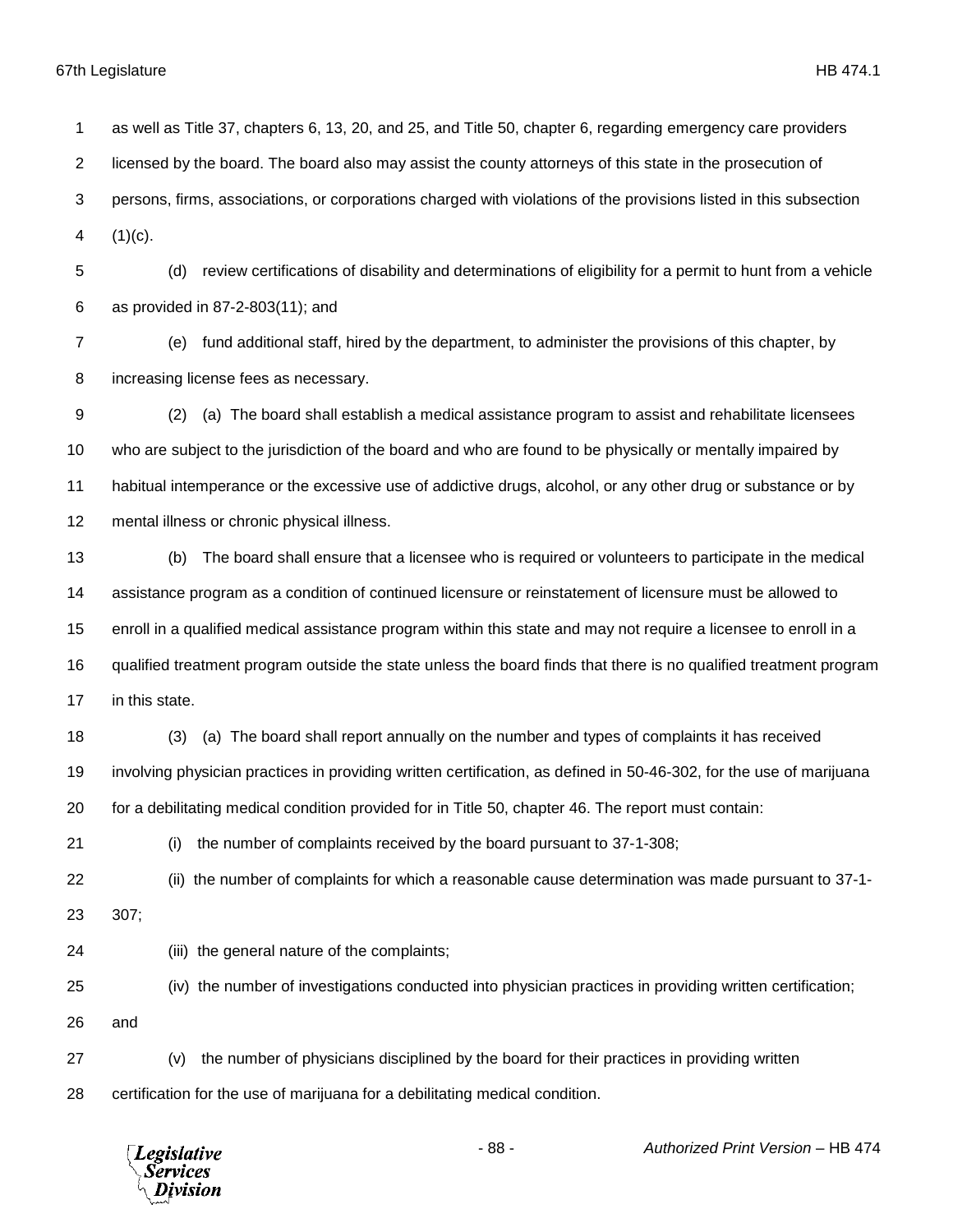as well as Title 37, chapters 6, 13, 20, and 25, and Title 50, chapter 6, regarding emergency care providers licensed by the board. The board also may assist the county attorneys of this state in the prosecution of persons, firms, associations, or corporations charged with violations of the provisions listed in this subsection (1)(c).

(d) review certifications of disability and determinations of eligibility for a permit to hunt from a vehicle as provided in 87-2-803(11); and

(e) fund additional staff, hired by the department, to administer the provisions of this chapter, by increasing license fees as necessary.

(2) (a) The board shall establish a medical assistance program to assist and rehabilitate licensees who are subject to the jurisdiction of the board and who are found to be physically or mentally impaired by habitual intemperance or the excessive use of addictive drugs, alcohol, or any other drug or substance or by mental illness or chronic physical illness.

(b) The board shall ensure that a licensee who is required or volunteers to participate in the medical assistance program as a condition of continued licensure or reinstatement of licensure must be allowed to enroll in a qualified medical assistance program within this state and may not require a licensee to enroll in a qualified treatment program outside the state unless the board finds that there is no qualified treatment program in this state.

(3) (a) The board shall report annually on the number and types of complaints it has received involving physician practices in providing written certification, as defined in 50-46-302, for the use of marijuana for a debilitating medical condition provided for in Title 50, chapter 46. The report must contain:

(i) the number of complaints received by the board pursuant to 37-1-308;

(ii) the number of complaints for which a reasonable cause determination was made pursuant to 37-1-307;

(iii) the general nature of the complaints;

(iv) the number of investigations conducted into physician practices in providing written certification; and

(v) the number of physicians disciplined by the board for their practices in providing written certification for the use of marijuana for a debilitating medical condition.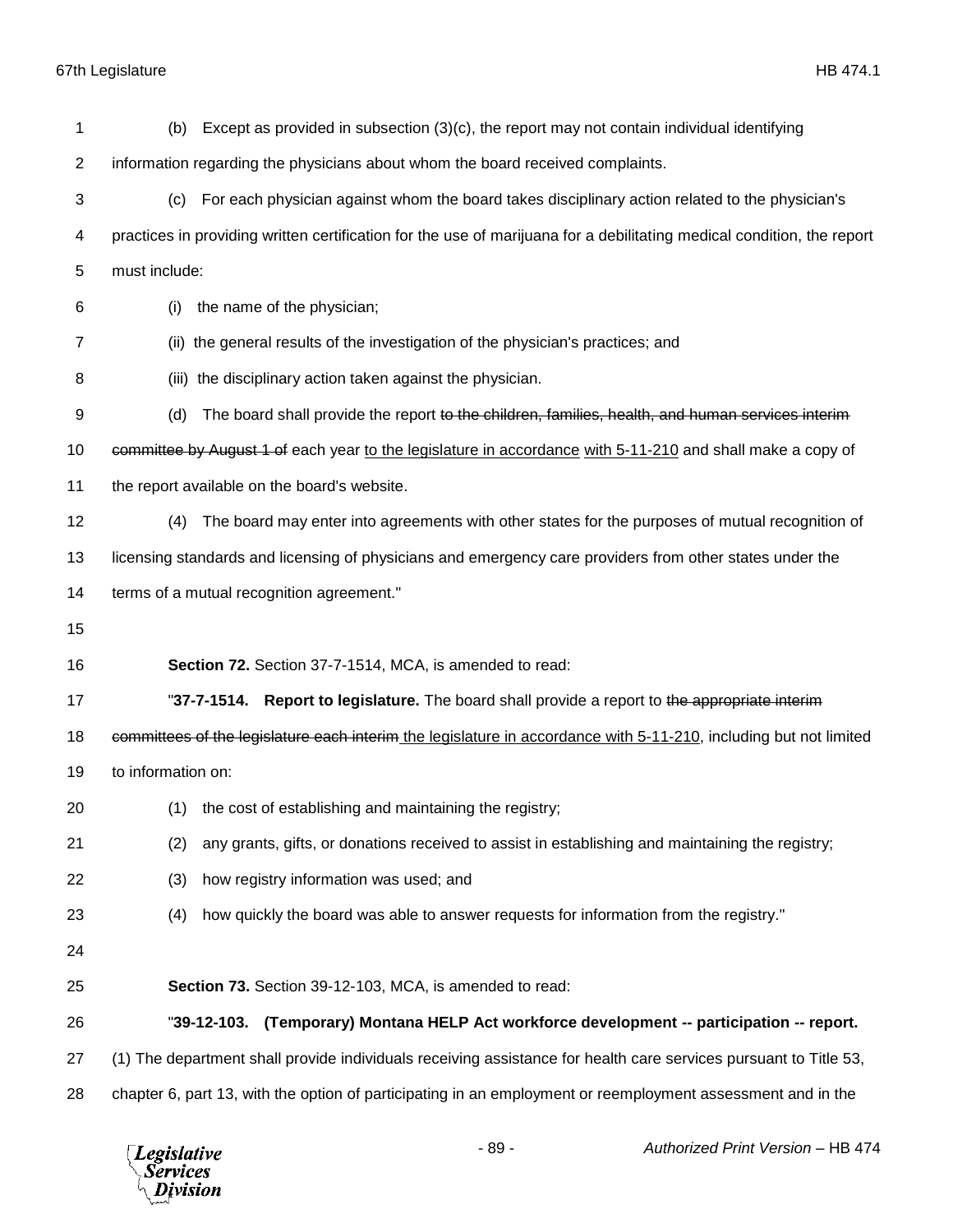(b) Except as provided in subsection (3)(c), the report may not contain individual identifying information regarding the physicians about whom the board received complaints.

(c) For each physician against whom the board takes disciplinary action related to the physician's practices in providing written certification for the use of marijuana for a debilitating medical condition, the report must include:

(i) the name of the physician;

(ii) the general results of the investigation of the physician's practices; and

(iii) the disciplinary action taken against the physician.

(d) The board shall provide the report ~~to the children, families, health, and human services interim committee by August 1 of~~ each year <u>to the legislature in accordance</u> <u>with 5-11-210</u> and shall make a copy of the report available on the board's website.

(4) The board may enter into agreements with other states for the purposes of mutual recognition of licensing standards and licensing of physicians and emergency care providers from other states under the terms of a mutual recognition agreement."

**Section 72.** Section 37-7-1514, MCA, is amended to read:

"**37-7-1514. Report to legislature.** The board shall provide a report to ~~the appropriate interim committees of the legislature each interim~~ <u>the legislature in accordance with 5-11-210</u>, including but not limited to information on:

(1) the cost of establishing and maintaining the registry;

(2) any grants, gifts, or donations received to assist in establishing and maintaining the registry;

(3) how registry information was used; and

(4) how quickly the board was able to answer requests for information from the registry."

**Section 73.** Section 39-12-103, MCA, is amended to read:

"**39-12-103. (Temporary) Montana HELP Act workforce development -- participation -- report.** (1) The department shall provide individuals receiving assistance for health care services pursuant to Title 53, chapter 6, part 13, with the option of participating in an employment or reemployment assessment and in the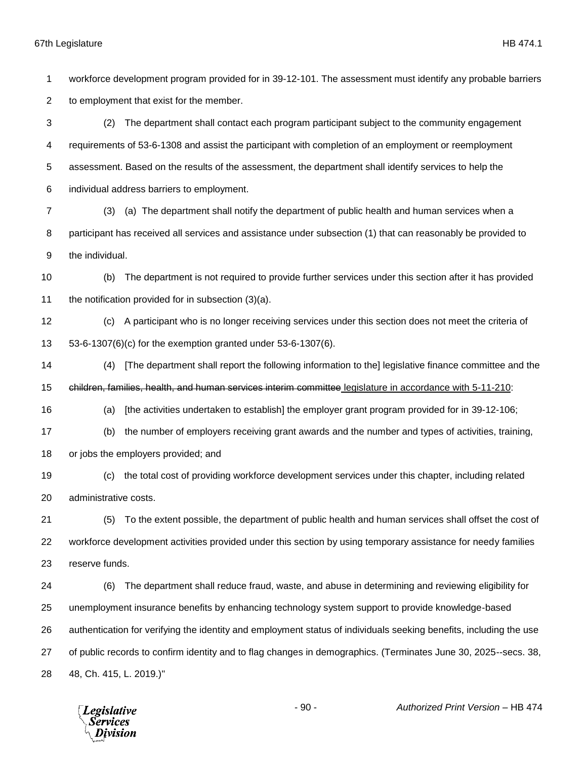workforce development program provided for in 39-12-101. The assessment must identify any probable barriers to employment that exist for the member.

(2) The department shall contact each program participant subject to the community engagement requirements of 53-6-1308 and assist the participant with completion of an employment or reemployment assessment. Based on the results of the assessment, the department shall identify services to help the individual address barriers to employment.

(3) (a) The department shall notify the department of public health and human services when a participant has received all services and assistance under subsection (1) that can reasonably be provided to the individual.

(b) The department is not required to provide further services under this section after it has provided the notification provided for in subsection (3)(a).

(c) A participant who is no longer receiving services under this section does not meet the criteria of 53-6-1307(6)(c) for the exemption granted under 53-6-1307(6).

(4) [The department shall report the following information to the] legislative finance committee and the ~~children, families, health, and human services interim committee~~ legislature in accordance with 5-11-210:

(a) [the activities undertaken to establish] the employer grant program provided for in 39-12-106;

(b) the number of employers receiving grant awards and the number and types of activities, training, or jobs the employers provided; and

(c) the total cost of providing workforce development services under this chapter, including related administrative costs.

(5) To the extent possible, the department of public health and human services shall offset the cost of workforce development activities provided under this section by using temporary assistance for needy families reserve funds.

(6) The department shall reduce fraud, waste, and abuse in determining and reviewing eligibility for unemployment insurance benefits by enhancing technology system support to provide knowledge-based authentication for verifying the identity and employment status of individuals seeking benefits, including the use of public records to confirm identity and to flag changes in demographics. (Terminates June 30, 2025--secs. 38, 48, Ch. 415, L. 2019.)"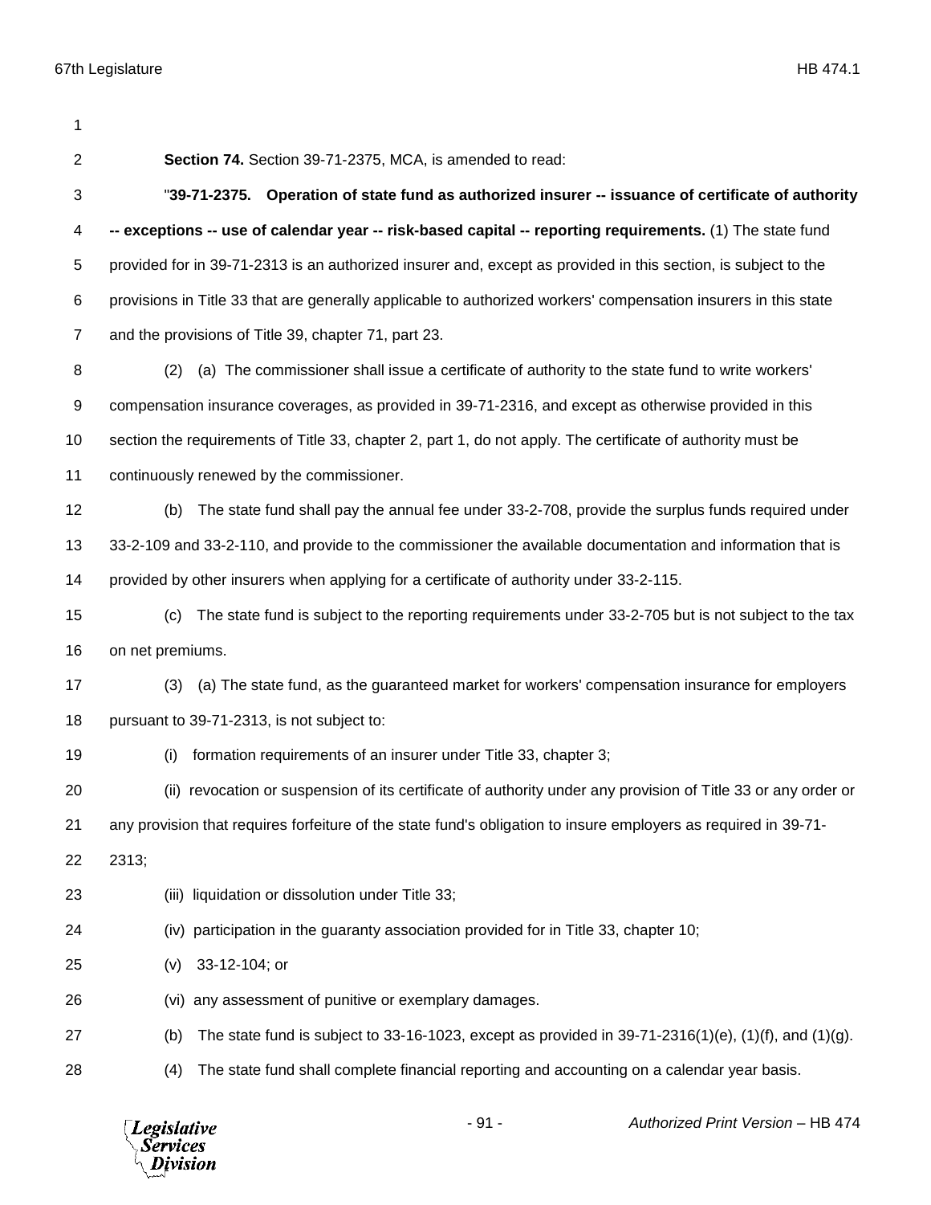**Section 74.** Section 39-71-2375, MCA, is amended to read:

"**39-71-2375. Operation of state fund as authorized insurer -- issuance of certificate of authority -- exceptions -- use of calendar year -- risk-based capital -- reporting requirements.** (1) The state fund provided for in 39-71-2313 is an authorized insurer and, except as provided in this section, is subject to the provisions in Title 33 that are generally applicable to authorized workers' compensation insurers in this state and the provisions of Title 39, chapter 71, part 23.

(2) (a) The commissioner shall issue a certificate of authority to the state fund to write workers' compensation insurance coverages, as provided in 39-71-2316, and except as otherwise provided in this section the requirements of Title 33, chapter 2, part 1, do not apply. The certificate of authority must be continuously renewed by the commissioner.

(b) The state fund shall pay the annual fee under 33-2-708, provide the surplus funds required under 33-2-109 and 33-2-110, and provide to the commissioner the available documentation and information that is provided by other insurers when applying for a certificate of authority under 33-2-115.

(c) The state fund is subject to the reporting requirements under 33-2-705 but is not subject to the tax on net premiums.

(3) (a) The state fund, as the guaranteed market for workers' compensation insurance for employers pursuant to 39-71-2313, is not subject to:

(i) formation requirements of an insurer under Title 33, chapter 3;

(ii) revocation or suspension of its certificate of authority under any provision of Title 33 or any order or any provision that requires forfeiture of the state fund's obligation to insure employers as required in 39-71-2313;

(iii) liquidation or dissolution under Title 33;

(iv) participation in the guaranty association provided for in Title 33, chapter 10;

(v) 33-12-104; or

(vi) any assessment of punitive or exemplary damages.

(b) The state fund is subject to 33-16-1023, except as provided in 39-71-2316(1)(e), (1)(f), and (1)(g).

(4) The state fund shall complete financial reporting and accounting on a calendar year basis.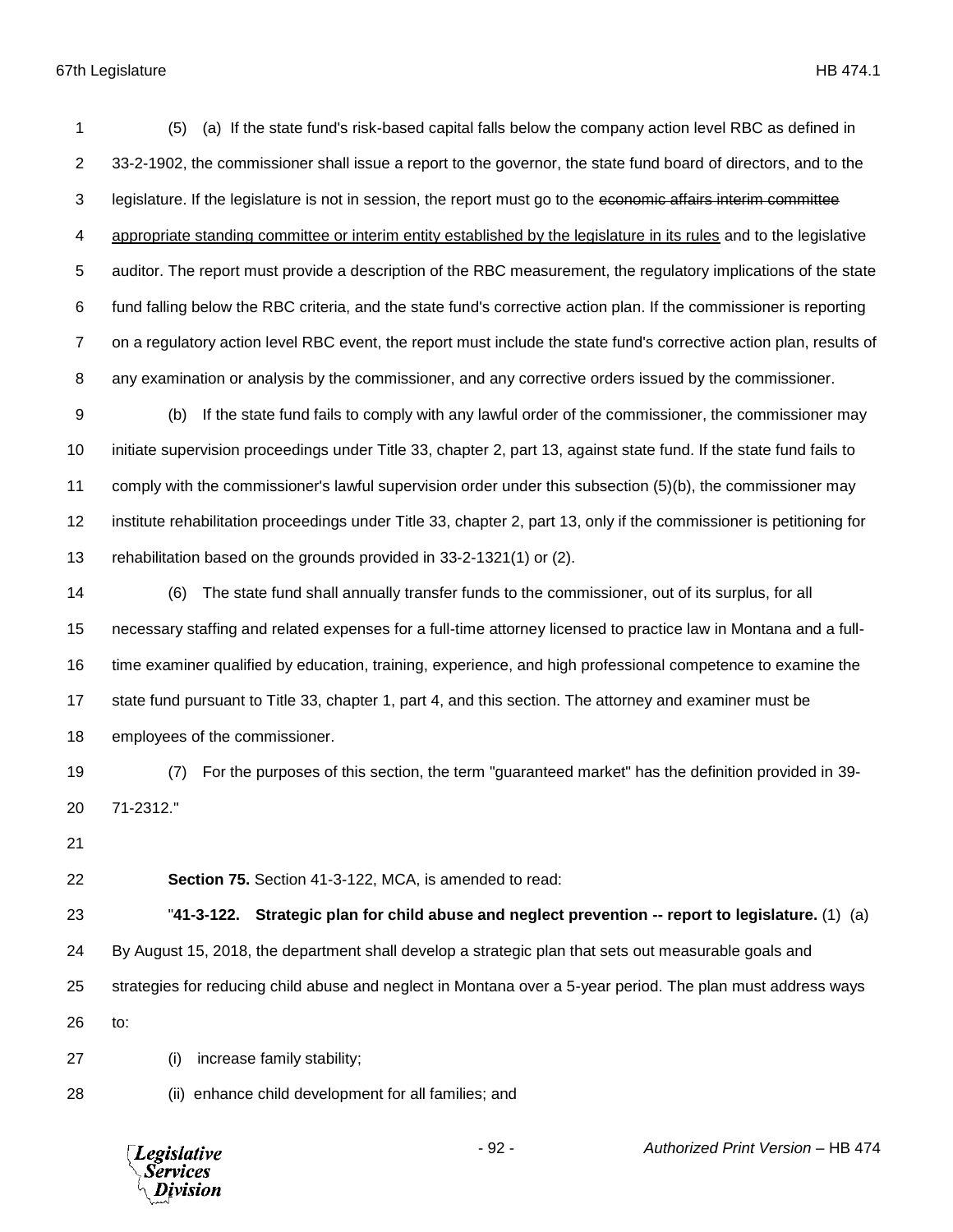(5) (a) If the state fund's risk-based capital falls below the company action level RBC as defined in 33-2-1902, the commissioner shall issue a report to the governor, the state fund board of directors, and to the legislature. If the legislature is not in session, the report must go to the ~~economic affairs interim committee~~ <u>appropriate standing committee or interim entity established by the legislature in its rules</u> and to the legislative auditor. The report must provide a description of the RBC measurement, the regulatory implications of the state fund falling below the RBC criteria, and the state fund's corrective action plan. If the commissioner is reporting on a regulatory action level RBC event, the report must include the state fund's corrective action plan, results of any examination or analysis by the commissioner, and any corrective orders issued by the commissioner.

(b) If the state fund fails to comply with any lawful order of the commissioner, the commissioner may initiate supervision proceedings under Title 33, chapter 2, part 13, against state fund. If the state fund fails to comply with the commissioner's lawful supervision order under this subsection (5)(b), the commissioner may institute rehabilitation proceedings under Title 33, chapter 2, part 13, only if the commissioner is petitioning for rehabilitation based on the grounds provided in 33-2-1321(1) or (2).

(6) The state fund shall annually transfer funds to the commissioner, out of its surplus, for all necessary staffing and related expenses for a full-time attorney licensed to practice law in Montana and a full-time examiner qualified by education, training, experience, and high professional competence to examine the state fund pursuant to Title 33, chapter 1, part 4, and this section. The attorney and examiner must be employees of the commissioner.

(7) For the purposes of this section, the term "guaranteed market" has the definition provided in 39-71-2312."

**Section 75.** Section 41-3-122, MCA, is amended to read:

"**41-3-122. Strategic plan for child abuse and neglect prevention -- report to legislature.** (1) (a) By August 15, 2018, the department shall develop a strategic plan that sets out measurable goals and strategies for reducing child abuse and neglect in Montana over a 5-year period. The plan must address ways to:

(i) increase family stability;

(ii) enhance child development for all families; and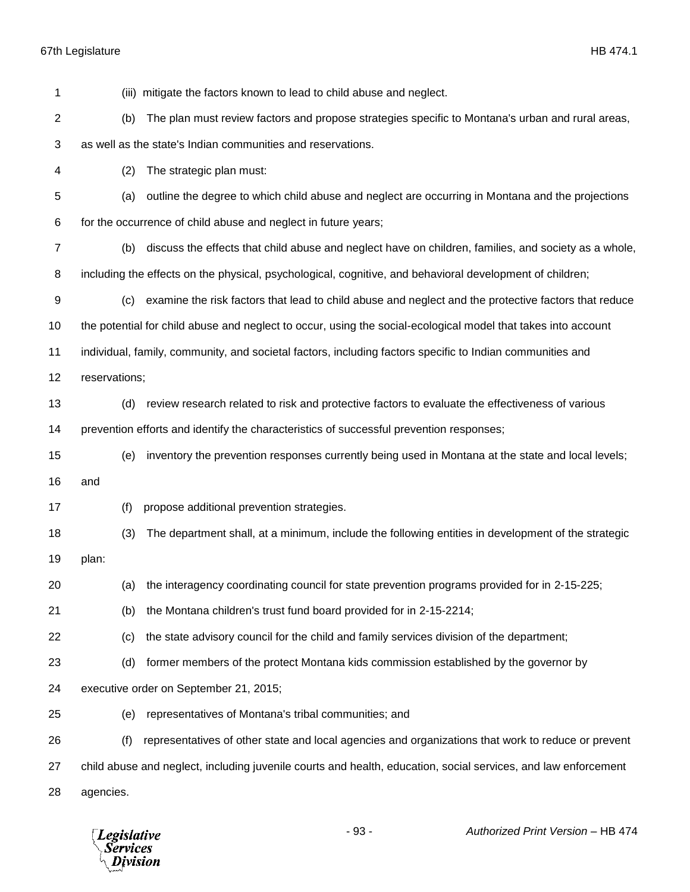(iii) mitigate the factors known to lead to child abuse and neglect.

(b) The plan must review factors and propose strategies specific to Montana's urban and rural areas, as well as the state's Indian communities and reservations.

(2) The strategic plan must:

(a) outline the degree to which child abuse and neglect are occurring in Montana and the projections for the occurrence of child abuse and neglect in future years;

(b) discuss the effects that child abuse and neglect have on children, families, and society as a whole, including the effects on the physical, psychological, cognitive, and behavioral development of children;

(c) examine the risk factors that lead to child abuse and neglect and the protective factors that reduce the potential for child abuse and neglect to occur, using the social-ecological model that takes into account individual, family, community, and societal factors, including factors specific to Indian communities and reservations;

(d) review research related to risk and protective factors to evaluate the effectiveness of various prevention efforts and identify the characteristics of successful prevention responses;

(e) inventory the prevention responses currently being used in Montana at the state and local levels; and

(f) propose additional prevention strategies.

(3) The department shall, at a minimum, include the following entities in development of the strategic plan:

(a) the interagency coordinating council for state prevention programs provided for in 2-15-225;

(b) the Montana children's trust fund board provided for in 2-15-2214;

(c) the state advisory council for the child and family services division of the department;

(d) former members of the protect Montana kids commission established by the governor by executive order on September 21, 2015;

(e) representatives of Montana's tribal communities; and

(f) representatives of other state and local agencies and organizations that work to reduce or prevent child abuse and neglect, including juvenile courts and health, education, social services, and law enforcement agencies.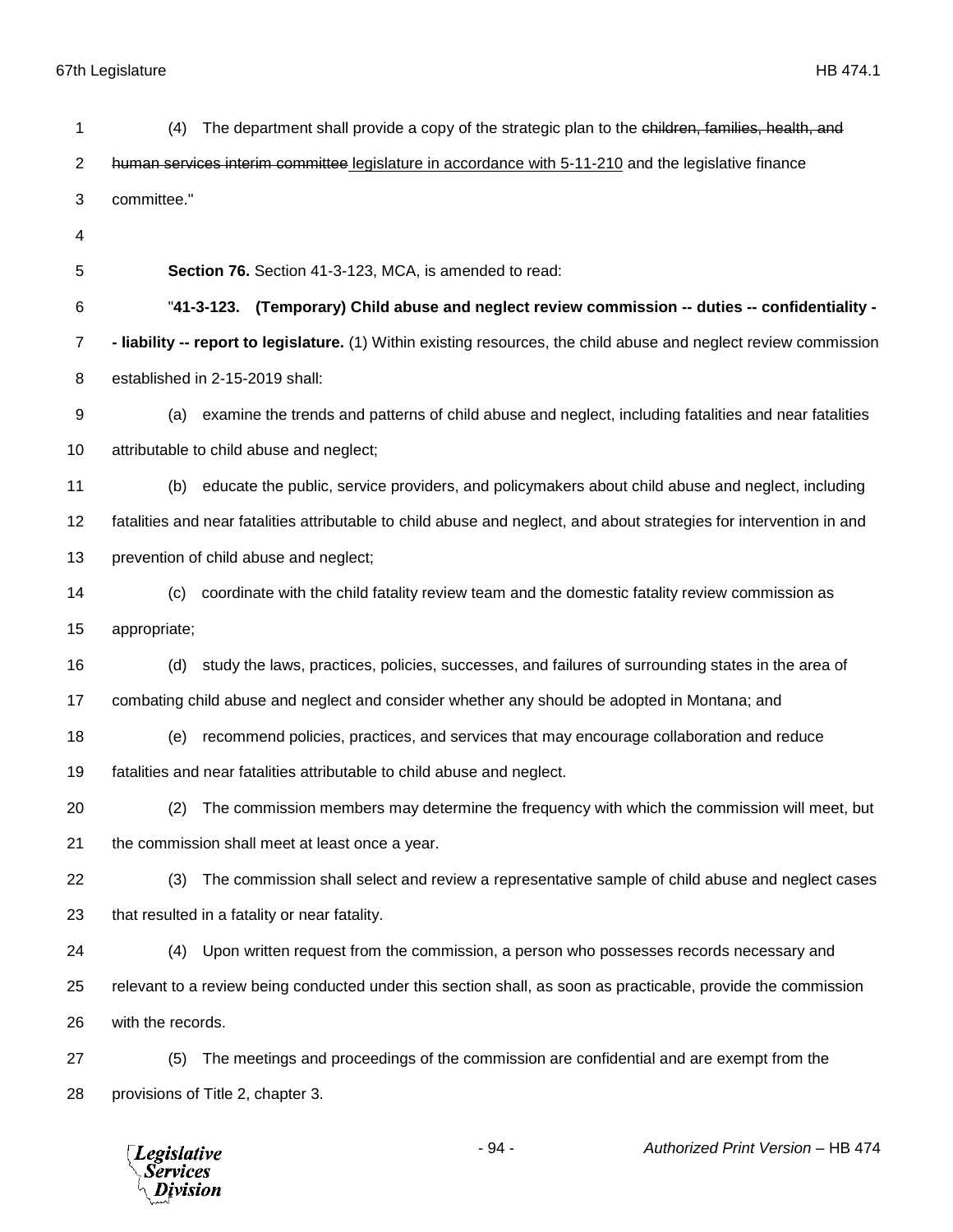(4) The department shall provide a copy of the strategic plan to the ~~children, families, health, and human services interim committee~~ <u>legislature in accordance with 5-11-210</u> and the legislative finance committee."

**Section 76.** Section 41-3-123, MCA, is amended to read:

"**41-3-123. (Temporary) Child abuse and neglect review commission -- duties -- confidentiality -- liability -- report to legislature.** (1) Within existing resources, the child abuse and neglect review commission established in 2-15-2019 shall:

(a) examine the trends and patterns of child abuse and neglect, including fatalities and near fatalities attributable to child abuse and neglect;

(b) educate the public, service providers, and policymakers about child abuse and neglect, including fatalities and near fatalities attributable to child abuse and neglect, and about strategies for intervention in and prevention of child abuse and neglect;

(c) coordinate with the child fatality review team and the domestic fatality review commission as appropriate;

(d) study the laws, practices, policies, successes, and failures of surrounding states in the area of combating child abuse and neglect and consider whether any should be adopted in Montana; and

(e) recommend policies, practices, and services that may encourage collaboration and reduce fatalities and near fatalities attributable to child abuse and neglect.

(2) The commission members may determine the frequency with which the commission will meet, but the commission shall meet at least once a year.

(3) The commission shall select and review a representative sample of child abuse and neglect cases that resulted in a fatality or near fatality.

(4) Upon written request from the commission, a person who possesses records necessary and relevant to a review being conducted under this section shall, as soon as practicable, provide the commission with the records.

(5) The meetings and proceedings of the commission are confidential and are exempt from the provisions of Title 2, chapter 3.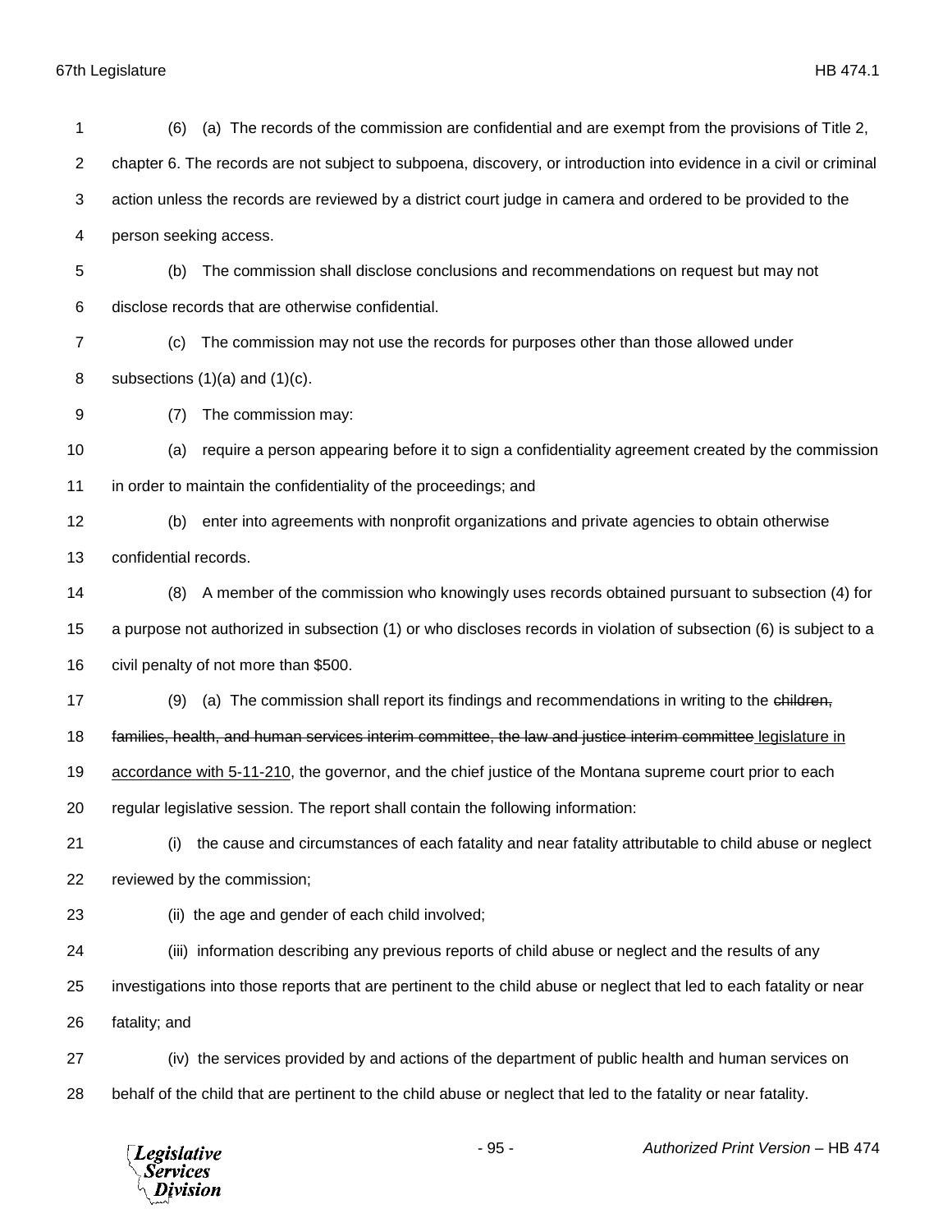(6) (a) The records of the commission are confidential and are exempt from the provisions of Title 2, chapter 6. The records are not subject to subpoena, discovery, or introduction into evidence in a civil or criminal action unless the records are reviewed by a district court judge in camera and ordered to be provided to the person seeking access.

(b) The commission shall disclose conclusions and recommendations on request but may not disclose records that are otherwise confidential.

(c) The commission may not use the records for purposes other than those allowed under subsections (1)(a) and (1)(c).

(7) The commission may:

(a) require a person appearing before it to sign a confidentiality agreement created by the commission in order to maintain the confidentiality of the proceedings; and

(b) enter into agreements with nonprofit organizations and private agencies to obtain otherwise confidential records.

(8) A member of the commission who knowingly uses records obtained pursuant to subsection (4) for a purpose not authorized in subsection (1) or who discloses records in violation of subsection (6) is subject to a civil penalty of not more than $500.

(9) (a) The commission shall report its findings and recommendations in writing to the ~~children, families, health, and human services interim committee, the law and justice interim committee~~ <u>legislature in accordance with 5-11-210</u>, the governor, and the chief justice of the Montana supreme court prior to each regular legislative session. The report shall contain the following information:

(i) the cause and circumstances of each fatality and near fatality attributable to child abuse or neglect reviewed by the commission;

(ii) the age and gender of each child involved;

(iii) information describing any previous reports of child abuse or neglect and the results of any investigations into those reports that are pertinent to the child abuse or neglect that led to each fatality or near fatality; and

(iv) the services provided by and actions of the department of public health and human services on behalf of the child that are pertinent to the child abuse or neglect that led to the fatality or near fatality.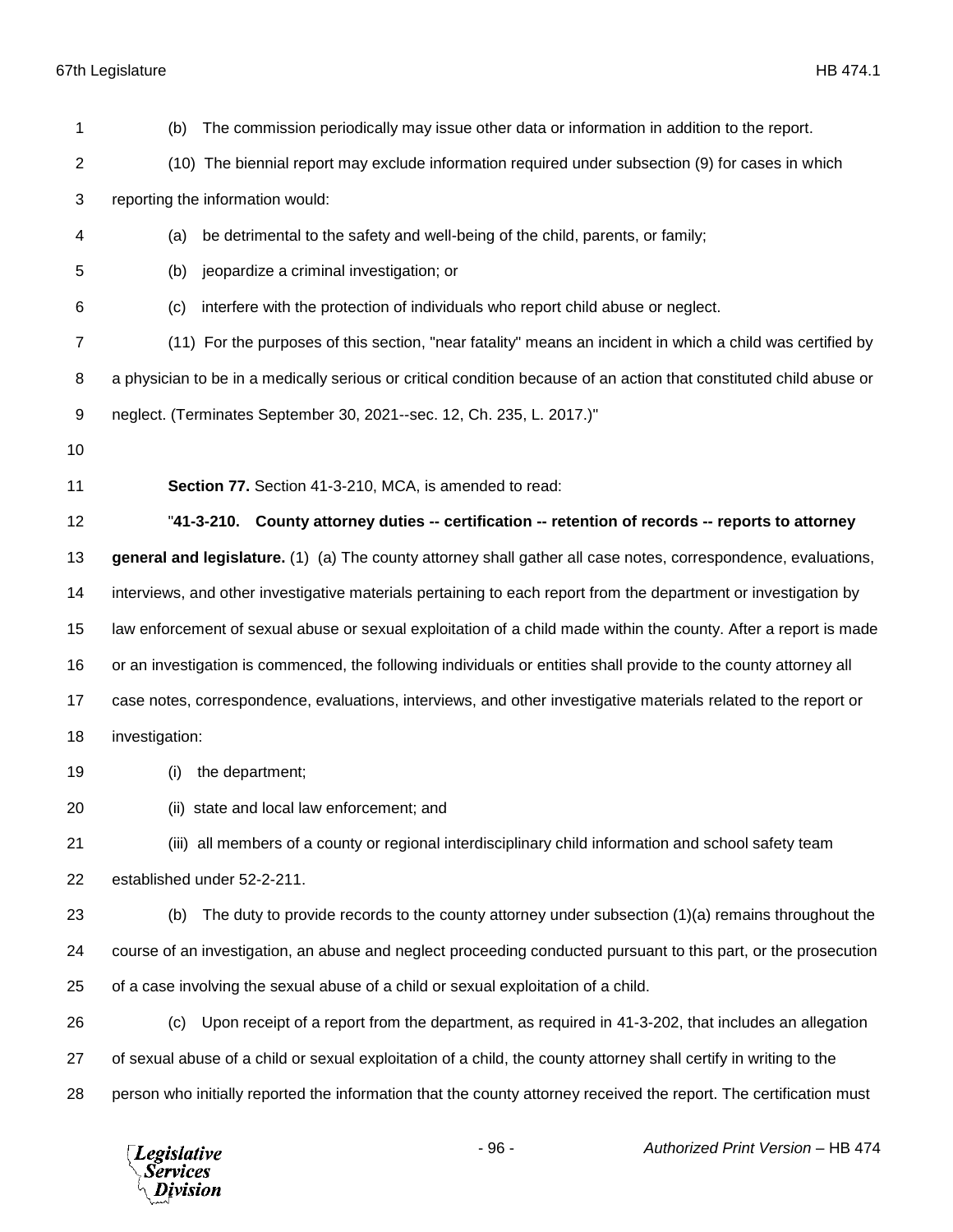(b) The commission periodically may issue other data or information in addition to the report.

(10) The biennial report may exclude information required under subsection (9) for cases in which reporting the information would:

(a) be detrimental to the safety and well-being of the child, parents, or family;

(b) jeopardize a criminal investigation; or

(c) interfere with the protection of individuals who report child abuse or neglect.

(11) For the purposes of this section, "near fatality" means an incident in which a child was certified by a physician to be in a medically serious or critical condition because of an action that constituted child abuse or neglect. (Terminates September 30, 2021--sec. 12, Ch. 235, L. 2017.)"

**Section 77.** Section 41-3-210, MCA, is amended to read:

"**41-3-210. County attorney duties -- certification -- retention of records -- reports to attorney general and legislature.** (1) (a) The county attorney shall gather all case notes, correspondence, evaluations, interviews, and other investigative materials pertaining to each report from the department or investigation by law enforcement of sexual abuse or sexual exploitation of a child made within the county. After a report is made or an investigation is commenced, the following individuals or entities shall provide to the county attorney all case notes, correspondence, evaluations, interviews, and other investigative materials related to the report or investigation:

(i) the department;

(ii) state and local law enforcement; and

(iii) all members of a county or regional interdisciplinary child information and school safety team established under 52-2-211.

(b) The duty to provide records to the county attorney under subsection (1)(a) remains throughout the course of an investigation, an abuse and neglect proceeding conducted pursuant to this part, or the prosecution of a case involving the sexual abuse of a child or sexual exploitation of a child.

(c) Upon receipt of a report from the department, as required in 41-3-202, that includes an allegation of sexual abuse of a child or sexual exploitation of a child, the county attorney shall certify in writing to the person who initially reported the information that the county attorney received the report. The certification must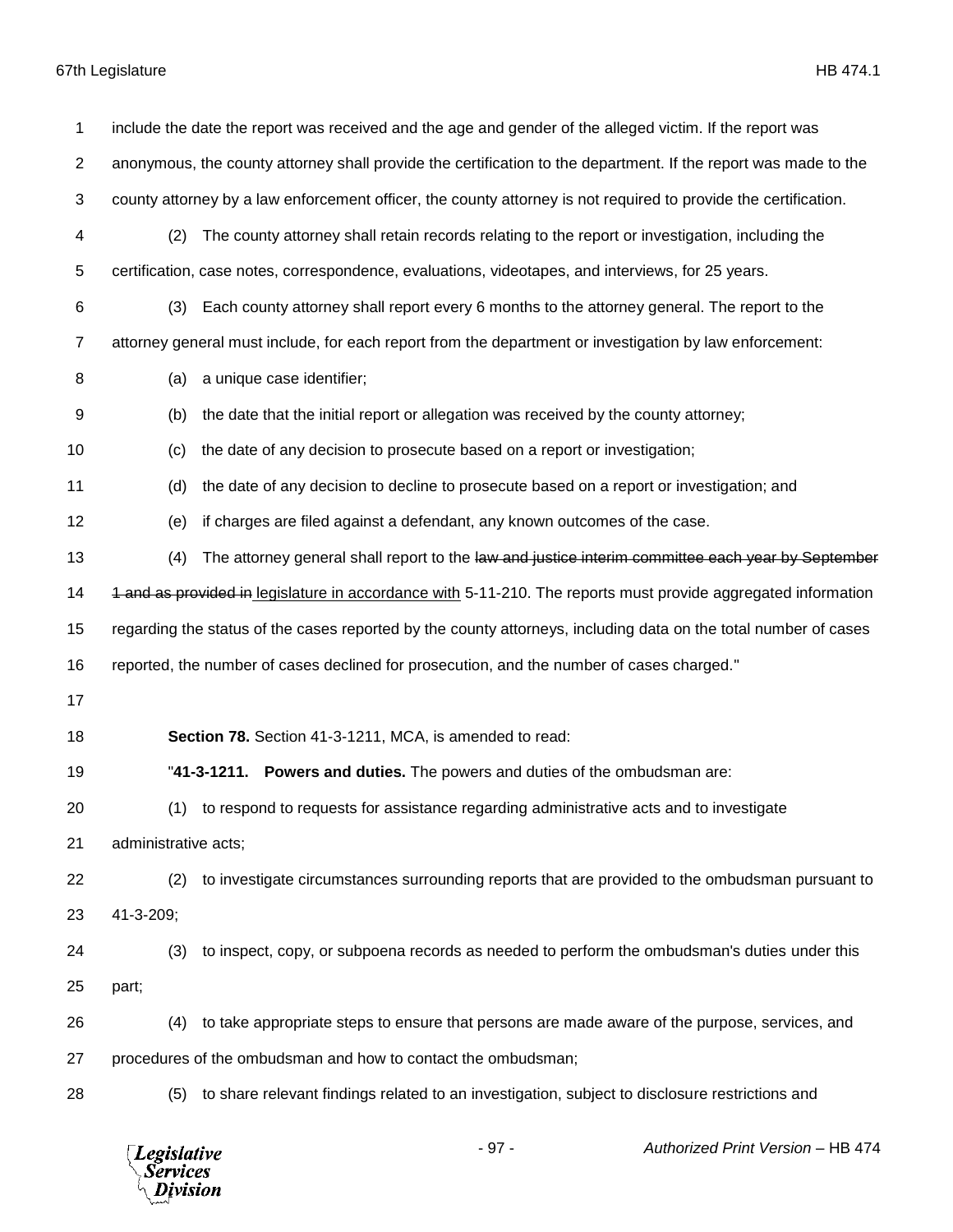include the date the report was received and the age and gender of the alleged victim. If the report was anonymous, the county attorney shall provide the certification to the department. If the report was made to the county attorney by a law enforcement officer, the county attorney is not required to provide the certification.

(2) The county attorney shall retain records relating to the report or investigation, including the certification, case notes, correspondence, evaluations, videotapes, and interviews, for 25 years.

(3) Each county attorney shall report every 6 months to the attorney general. The report to the attorney general must include, for each report from the department or investigation by law enforcement:

(a) a unique case identifier;

(b) the date that the initial report or allegation was received by the county attorney;

(c) the date of any decision to prosecute based on a report or investigation;

(d) the date of any decision to decline to prosecute based on a report or investigation; and

(e) if charges are filed against a defendant, any known outcomes of the case.

(4) The attorney general shall report to the ~~law and justice interim committee each year by September 1 and as provided in~~ <u>legislature in accordance with</u> 5-11-210. The reports must provide aggregated information regarding the status of the cases reported by the county attorneys, including data on the total number of cases reported, the number of cases declined for prosecution, and the number of cases charged."

**Section 78.** Section 41-3-1211, MCA, is amended to read:

"**41-3-1211. Powers and duties.** The powers and duties of the ombudsman are:

(1) to respond to requests for assistance regarding administrative acts and to investigate administrative acts;

(2) to investigate circumstances surrounding reports that are provided to the ombudsman pursuant to 41-3-209;

(3) to inspect, copy, or subpoena records as needed to perform the ombudsman's duties under this part;

(4) to take appropriate steps to ensure that persons are made aware of the purpose, services, and procedures of the ombudsman and how to contact the ombudsman;

(5) to share relevant findings related to an investigation, subject to disclosure restrictions and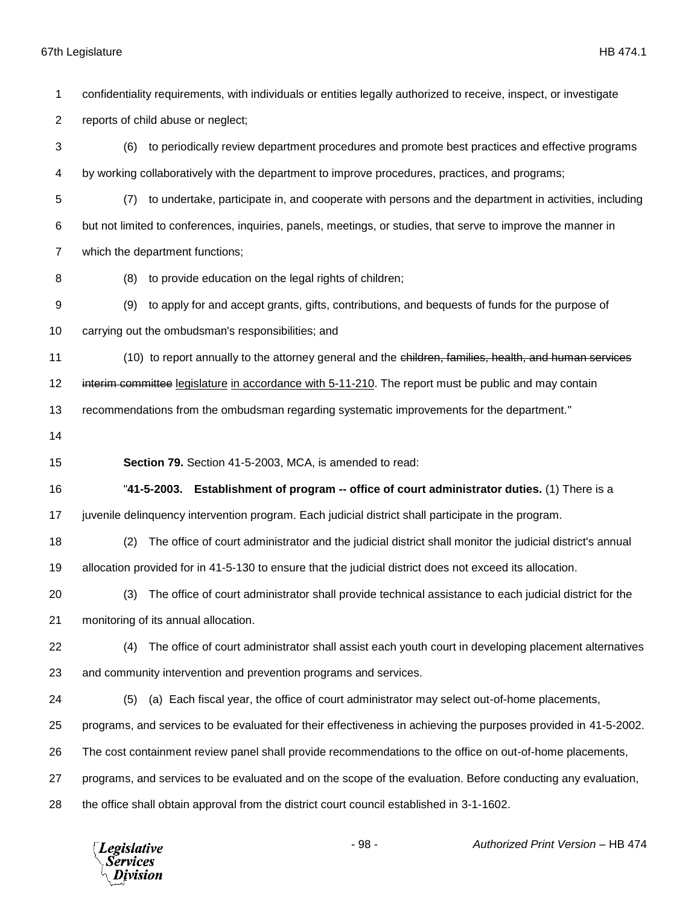confidentiality requirements, with individuals or entities legally authorized to receive, inspect, or investigate reports of child abuse or neglect;

(6) to periodically review department procedures and promote best practices and effective programs by working collaboratively with the department to improve procedures, practices, and programs;

(7) to undertake, participate in, and cooperate with persons and the department in activities, including but not limited to conferences, inquiries, panels, meetings, or studies, that serve to improve the manner in which the department functions;

(8) to provide education on the legal rights of children;

(9) to apply for and accept grants, gifts, contributions, and bequests of funds for the purpose of carrying out the ombudsman's responsibilities; and

(10) to report annually to the attorney general and the ~~children, families, health, and human services interim committee~~ <u>legislature</u> <u>in accordance with 5-11-210</u>. The report must be public and may contain recommendations from the ombudsman regarding systematic improvements for the department."

**Section 79.** Section 41-5-2003, MCA, is amended to read:

"**41-5-2003. Establishment of program -- office of court administrator duties.** (1) There is a juvenile delinquency intervention program. Each judicial district shall participate in the program.

(2) The office of court administrator and the judicial district shall monitor the judicial district's annual allocation provided for in 41-5-130 to ensure that the judicial district does not exceed its allocation.

(3) The office of court administrator shall provide technical assistance to each judicial district for the monitoring of its annual allocation.

(4) The office of court administrator shall assist each youth court in developing placement alternatives and community intervention and prevention programs and services.

(5) (a) Each fiscal year, the office of court administrator may select out-of-home placements, programs, and services to be evaluated for their effectiveness in achieving the purposes provided in 41-5-2002. The cost containment review panel shall provide recommendations to the office on out-of-home placements, programs, and services to be evaluated and on the scope of the evaluation. Before conducting any evaluation, the office shall obtain approval from the district court council established in 3-1-1602.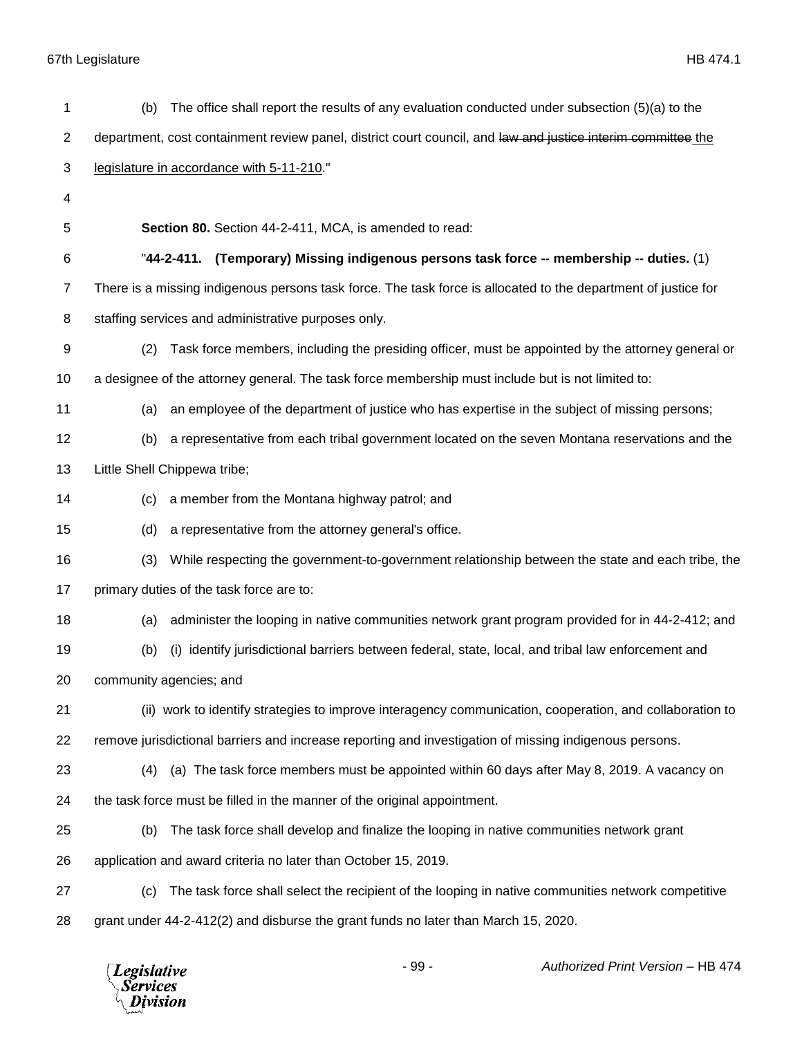(b) The office shall report the results of any evaluation conducted under subsection (5)(a) to the department, cost containment review panel, district court council, and ~~law and justice interim committee~~ the legislature in accordance with 5-11-210."

**Section 80.** Section 44-2-411, MCA, is amended to read:

"**44-2-411. (Temporary) Missing indigenous persons task force -- membership -- duties.** (1) There is a missing indigenous persons task force. The task force is allocated to the department of justice for staffing services and administrative purposes only.

(2) Task force members, including the presiding officer, must be appointed by the attorney general or a designee of the attorney general. The task force membership must include but is not limited to:

(a) an employee of the department of justice who has expertise in the subject of missing persons;

(b) a representative from each tribal government located on the seven Montana reservations and the Little Shell Chippewa tribe;

(c) a member from the Montana highway patrol; and

(d) a representative from the attorney general's office.

(3) While respecting the government-to-government relationship between the state and each tribe, the primary duties of the task force are to:

(a) administer the looping in native communities network grant program provided for in 44-2-412; and

(b) (i) identify jurisdictional barriers between federal, state, local, and tribal law enforcement and community agencies; and

(ii) work to identify strategies to improve interagency communication, cooperation, and collaboration to remove jurisdictional barriers and increase reporting and investigation of missing indigenous persons.

(4) (a) The task force members must be appointed within 60 days after May 8, 2019. A vacancy on the task force must be filled in the manner of the original appointment.

(b) The task force shall develop and finalize the looping in native communities network grant application and award criteria no later than October 15, 2019.

(c) The task force shall select the recipient of the looping in native communities network competitive grant under 44-2-412(2) and disburse the grant funds no later than March 15, 2020.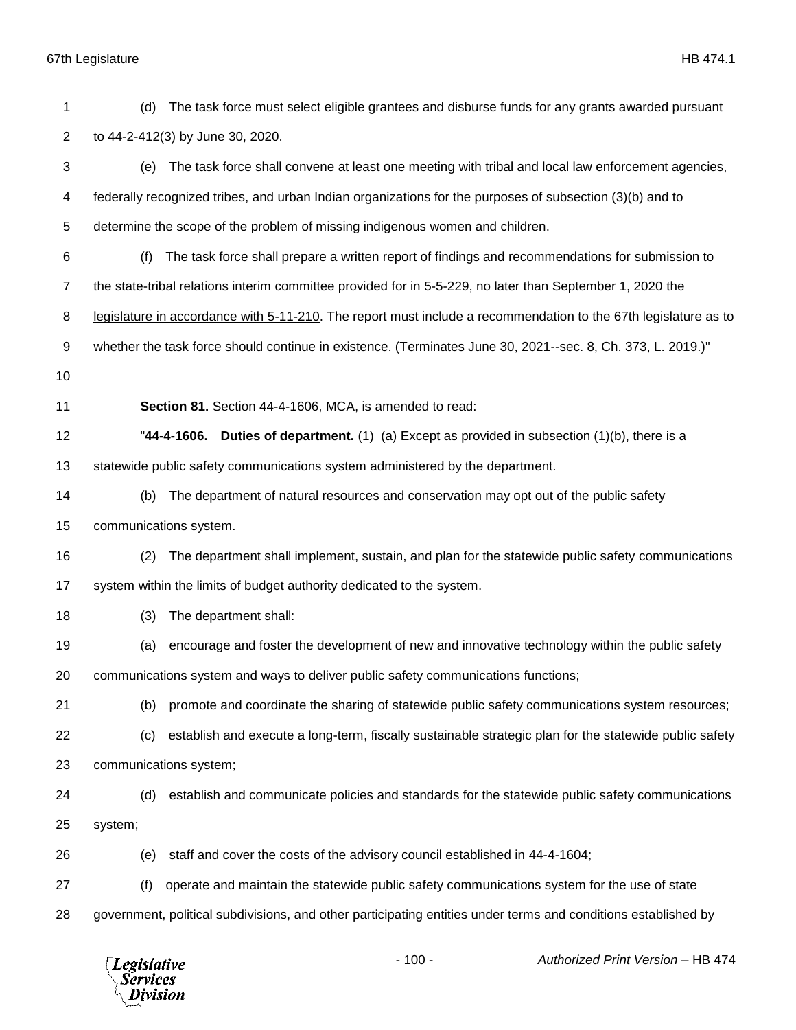(d) The task force must select eligible grantees and disburse funds for any grants awarded pursuant to 44-2-412(3) by June 30, 2020.

(e) The task force shall convene at least one meeting with tribal and local law enforcement agencies, federally recognized tribes, and urban Indian organizations for the purposes of subsection (3)(b) and to determine the scope of the problem of missing indigenous women and children.

(f) The task force shall prepare a written report of findings and recommendations for submission to ~~the state-tribal relations interim committee provided for in 5-5-229, no later than September 1, 2020~~ <u>the legislature in accordance with 5-11-210</u>. The report must include a recommendation to the 67th legislature as to whether the task force should continue in existence. (Terminates June 30, 2021--sec. 8, Ch. 373, L. 2019.)"

**Section 81.** Section 44-4-1606, MCA, is amended to read:

"**44-4-1606. Duties of department.** (1) (a) Except as provided in subsection (1)(b), there is a statewide public safety communications system administered by the department.

(b) The department of natural resources and conservation may opt out of the public safety communications system.

(2) The department shall implement, sustain, and plan for the statewide public safety communications system within the limits of budget authority dedicated to the system.

(3) The department shall:

(a) encourage and foster the development of new and innovative technology within the public safety communications system and ways to deliver public safety communications functions;

(b) promote and coordinate the sharing of statewide public safety communications system resources;

(c) establish and execute a long-term, fiscally sustainable strategic plan for the statewide public safety communications system;

(d) establish and communicate policies and standards for the statewide public safety communications system;

(e) staff and cover the costs of the advisory council established in 44-4-1604;

(f) operate and maintain the statewide public safety communications system for the use of state government, political subdivisions, and other participating entities under terms and conditions established by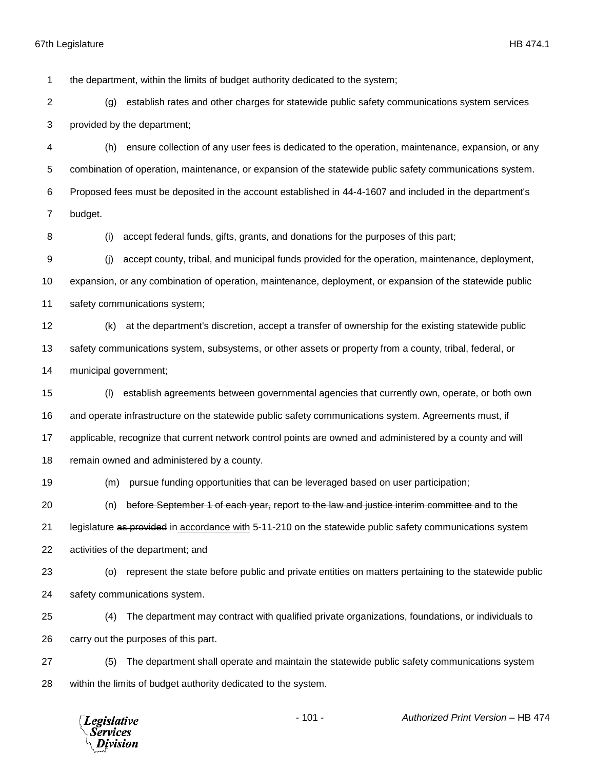the department, within the limits of budget authority dedicated to the system;

(g) establish rates and other charges for statewide public safety communications system services provided by the department;

(h) ensure collection of any user fees is dedicated to the operation, maintenance, expansion, or any combination of operation, maintenance, or expansion of the statewide public safety communications system. Proposed fees must be deposited in the account established in 44-4-1607 and included in the department's budget.

(i) accept federal funds, gifts, grants, and donations for the purposes of this part;

(j) accept county, tribal, and municipal funds provided for the operation, maintenance, deployment, expansion, or any combination of operation, maintenance, deployment, or expansion of the statewide public safety communications system;

(k) at the department's discretion, accept a transfer of ownership for the existing statewide public safety communications system, subsystems, or other assets or property from a county, tribal, federal, or municipal government;

(l) establish agreements between governmental agencies that currently own, operate, or both own and operate infrastructure on the statewide public safety communications system. Agreements must, if applicable, recognize that current network control points are owned and administered by a county and will remain owned and administered by a county.

(m) pursue funding opportunities that can be leveraged based on user participation;

(n) ~~before September 1 of each year,~~ report ~~to the law and justice interim committee and~~ to the legislature ~~as provided~~ in <u>accordance with</u> 5-11-210 on the statewide public safety communications system activities of the department; and

(o) represent the state before public and private entities on matters pertaining to the statewide public safety communications system.

(4) The department may contract with qualified private organizations, foundations, or individuals to carry out the purposes of this part.

(5) The department shall operate and maintain the statewide public safety communications system within the limits of budget authority dedicated to the system.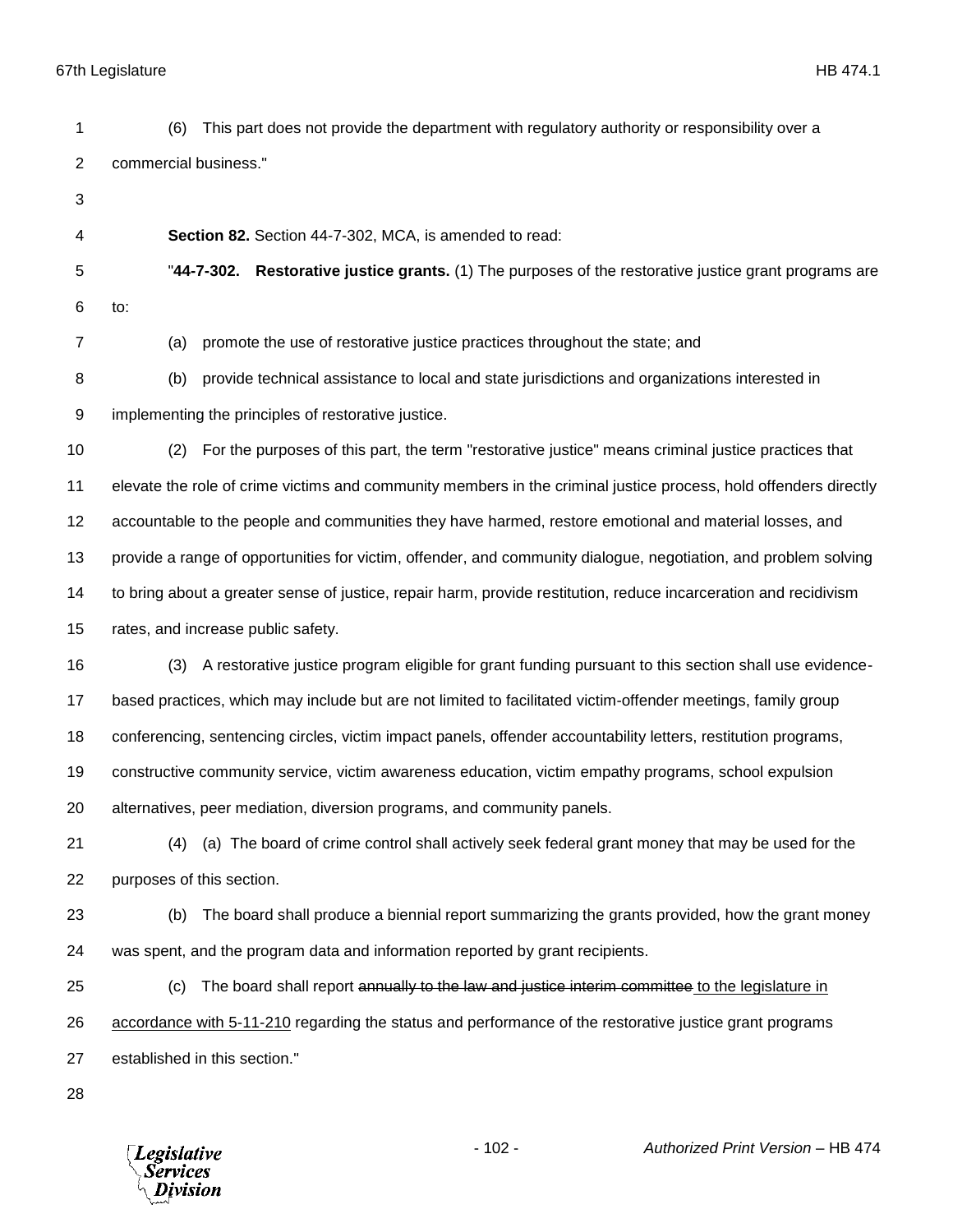(6) This part does not provide the department with regulatory authority or responsibility over a commercial business."

**Section 82.** Section 44-7-302, MCA, is amended to read:

"**44-7-302. Restorative justice grants.** (1) The purposes of the restorative justice grant programs are to:

(a) promote the use of restorative justice practices throughout the state; and

(b) provide technical assistance to local and state jurisdictions and organizations interested in implementing the principles of restorative justice.

(2) For the purposes of this part, the term "restorative justice" means criminal justice practices that elevate the role of crime victims and community members in the criminal justice process, hold offenders directly accountable to the people and communities they have harmed, restore emotional and material losses, and provide a range of opportunities for victim, offender, and community dialogue, negotiation, and problem solving to bring about a greater sense of justice, repair harm, provide restitution, reduce incarceration and recidivism rates, and increase public safety.

(3) A restorative justice program eligible for grant funding pursuant to this section shall use evidence-based practices, which may include but are not limited to facilitated victim-offender meetings, family group conferencing, sentencing circles, victim impact panels, offender accountability letters, restitution programs, constructive community service, victim awareness education, victim empathy programs, school expulsion alternatives, peer mediation, diversion programs, and community panels.

(4) (a) The board of crime control shall actively seek federal grant money that may be used for the purposes of this section.

(b) The board shall produce a biennial report summarizing the grants provided, how the grant money was spent, and the program data and information reported by grant recipients.

(c) The board shall report ~~annually to the law and justice interim committee~~ to the legislature in accordance with 5-11-210 regarding the status and performance of the restorative justice grant programs established in this section."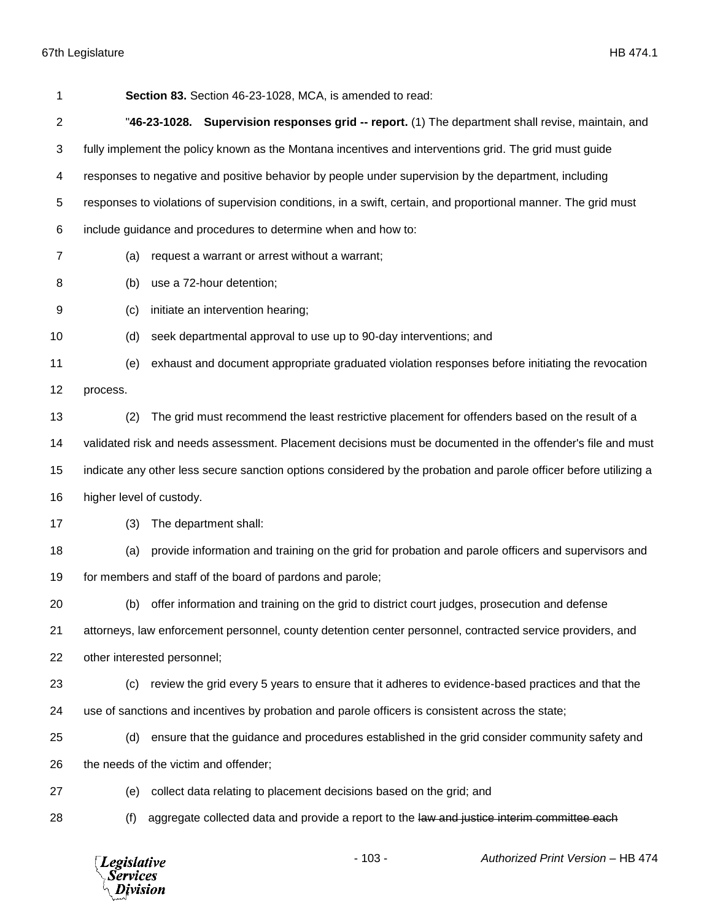**Section 83.** Section 46-23-1028, MCA, is amended to read:

"**46-23-1028. Supervision responses grid -- report.** (1) The department shall revise, maintain, and fully implement the policy known as the Montana incentives and interventions grid. The grid must guide responses to negative and positive behavior by people under supervision by the department, including responses to violations of supervision conditions, in a swift, certain, and proportional manner. The grid must include guidance and procedures to determine when and how to:

(a) request a warrant or arrest without a warrant;

(b) use a 72-hour detention;

(c) initiate an intervention hearing;

(d) seek departmental approval to use up to 90-day interventions; and

(e) exhaust and document appropriate graduated violation responses before initiating the revocation process.

(2) The grid must recommend the least restrictive placement for offenders based on the result of a validated risk and needs assessment. Placement decisions must be documented in the offender's file and must indicate any other less secure sanction options considered by the probation and parole officer before utilizing a higher level of custody.

(3) The department shall:

(a) provide information and training on the grid for probation and parole officers and supervisors and for members and staff of the board of pardons and parole;

(b) offer information and training on the grid to district court judges, prosecution and defense attorneys, law enforcement personnel, county detention center personnel, contracted service providers, and other interested personnel;

(c) review the grid every 5 years to ensure that it adheres to evidence-based practices and that the use of sanctions and incentives by probation and parole officers is consistent across the state;

(d) ensure that the guidance and procedures established in the grid consider community safety and the needs of the victim and offender;

(e) collect data relating to placement decisions based on the grid; and

(f) aggregate collected data and provide a report to the ~~law and justice interim committee each~~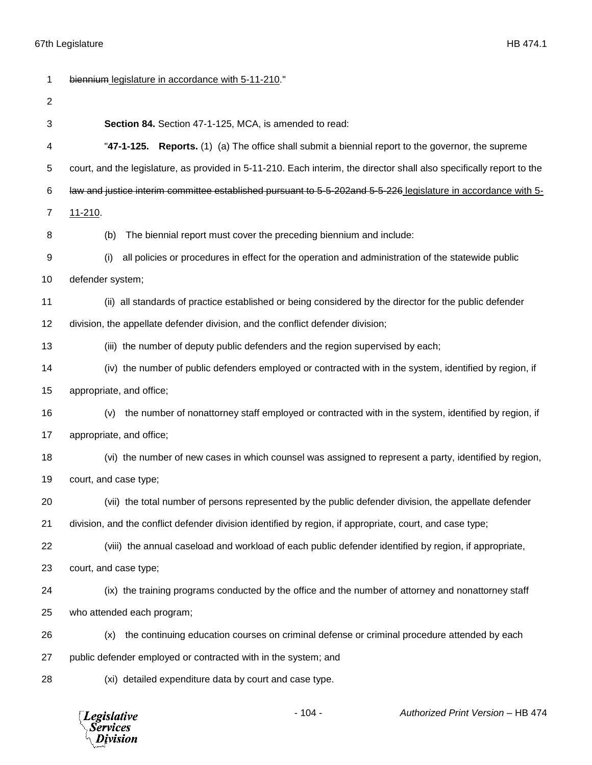~~biennium~~ legislature in accordance with 5-11-210."

**Section 84.** Section 47-1-125, MCA, is amended to read:

"**47-1-125. Reports.** (1) (a) The office shall submit a biennial report to the governor, the supreme court, and the legislature, as provided in 5-11-210. Each interim, the director shall also specifically report to the ~~law and justice interim committee established pursuant to 5-5-202and 5-5-226~~ legislature in accordance with 5-11-210.

(b) The biennial report must cover the preceding biennium and include:

(i) all policies or procedures in effect for the operation and administration of the statewide public defender system;

(ii) all standards of practice established or being considered by the director for the public defender division, the appellate defender division, and the conflict defender division;

(iii) the number of deputy public defenders and the region supervised by each;

(iv) the number of public defenders employed or contracted with in the system, identified by region, if appropriate, and office;

(v) the number of nonattorney staff employed or contracted with in the system, identified by region, if appropriate, and office;

(vi) the number of new cases in which counsel was assigned to represent a party, identified by region, court, and case type;

(vii) the total number of persons represented by the public defender division, the appellate defender division, and the conflict defender division identified by region, if appropriate, court, and case type;

(viii) the annual caseload and workload of each public defender identified by region, if appropriate, court, and case type;

(ix) the training programs conducted by the office and the number of attorney and nonattorney staff who attended each program;

(x) the continuing education courses on criminal defense or criminal procedure attended by each public defender employed or contracted with in the system; and

(xi) detailed expenditure data by court and case type.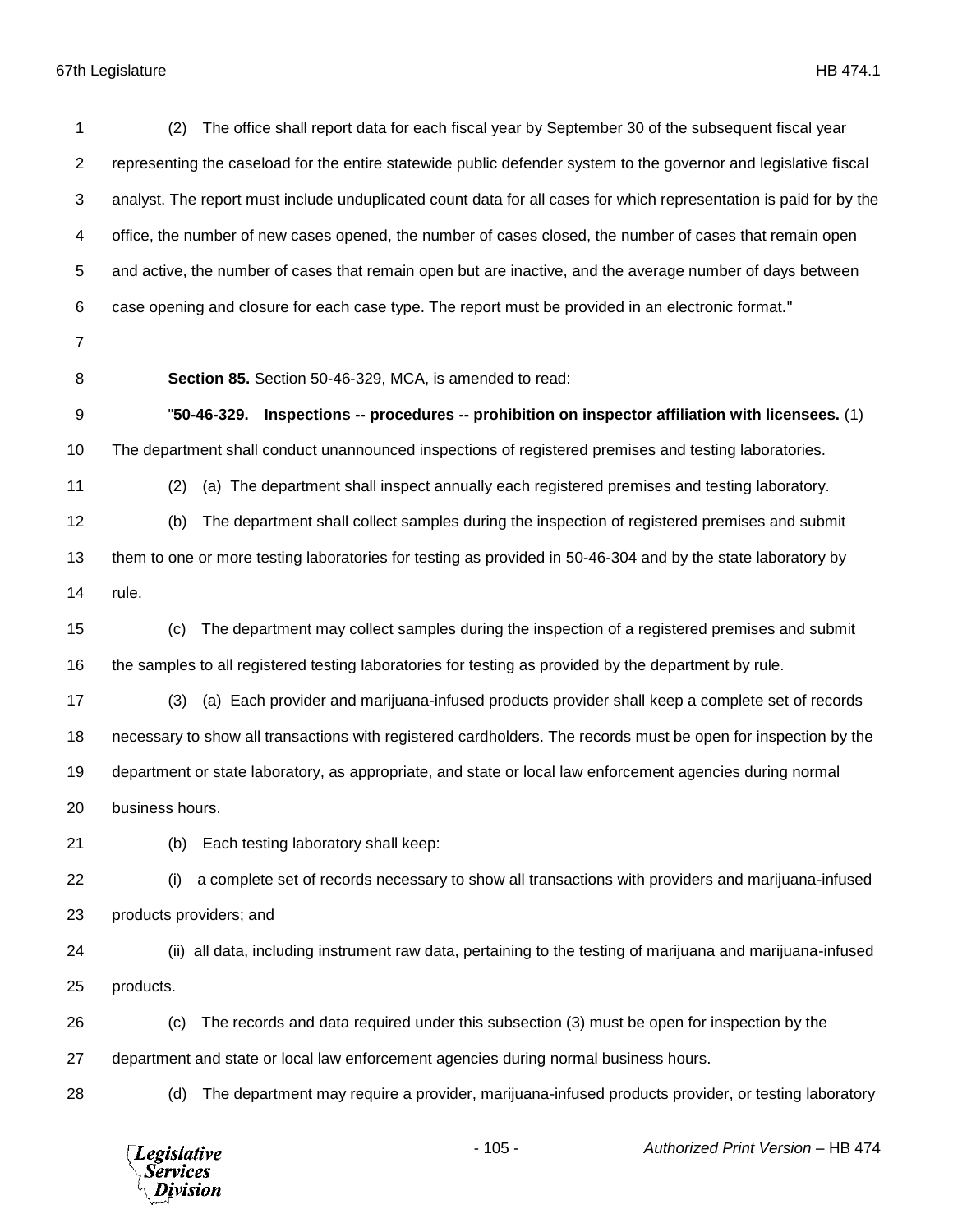(2) The office shall report data for each fiscal year by September 30 of the subsequent fiscal year representing the caseload for the entire statewide public defender system to the governor and legislative fiscal analyst. The report must include unduplicated count data for all cases for which representation is paid for by the office, the number of new cases opened, the number of cases closed, the number of cases that remain open and active, the number of cases that remain open but are inactive, and the average number of days between case opening and closure for each case type. The report must be provided in an electronic format."

**Section 85.** Section 50-46-329, MCA, is amended to read:

"**50-46-329. Inspections -- procedures -- prohibition on inspector affiliation with licensees.** (1) The department shall conduct unannounced inspections of registered premises and testing laboratories.

(2) (a) The department shall inspect annually each registered premises and testing laboratory.

(b) The department shall collect samples during the inspection of registered premises and submit them to one or more testing laboratories for testing as provided in 50-46-304 and by the state laboratory by rule.

(c) The department may collect samples during the inspection of a registered premises and submit the samples to all registered testing laboratories for testing as provided by the department by rule.

(3) (a) Each provider and marijuana-infused products provider shall keep a complete set of records necessary to show all transactions with registered cardholders. The records must be open for inspection by the department or state laboratory, as appropriate, and state or local law enforcement agencies during normal business hours.

(b) Each testing laboratory shall keep:

(i) a complete set of records necessary to show all transactions with providers and marijuana-infused products providers; and

(ii) all data, including instrument raw data, pertaining to the testing of marijuana and marijuana-infused products.

(c) The records and data required under this subsection (3) must be open for inspection by the department and state or local law enforcement agencies during normal business hours.

(d) The department may require a provider, marijuana-infused products provider, or testing laboratory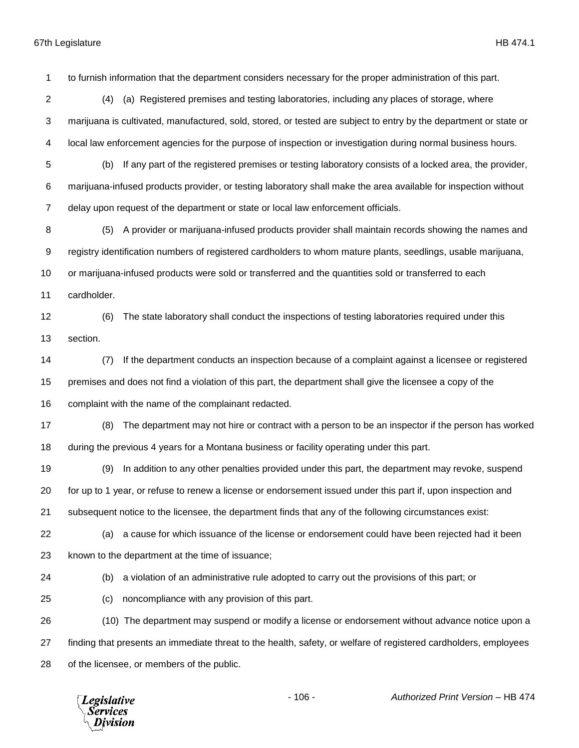to furnish information that the department considers necessary for the proper administration of this part.

(4) (a) Registered premises and testing laboratories, including any places of storage, where marijuana is cultivated, manufactured, sold, stored, or tested are subject to entry by the department or state or local law enforcement agencies for the purpose of inspection or investigation during normal business hours.

(b) If any part of the registered premises or testing laboratory consists of a locked area, the provider, marijuana-infused products provider, or testing laboratory shall make the area available for inspection without delay upon request of the department or state or local law enforcement officials.

(5) A provider or marijuana-infused products provider shall maintain records showing the names and registry identification numbers of registered cardholders to whom mature plants, seedlings, usable marijuana, or marijuana-infused products were sold or transferred and the quantities sold or transferred to each cardholder.

(6) The state laboratory shall conduct the inspections of testing laboratories required under this section.

(7) If the department conducts an inspection because of a complaint against a licensee or registered premises and does not find a violation of this part, the department shall give the licensee a copy of the complaint with the name of the complainant redacted.

(8) The department may not hire or contract with a person to be an inspector if the person has worked during the previous 4 years for a Montana business or facility operating under this part.

(9) In addition to any other penalties provided under this part, the department may revoke, suspend for up to 1 year, or refuse to renew a license or endorsement issued under this part if, upon inspection and subsequent notice to the licensee, the department finds that any of the following circumstances exist:

(a) a cause for which issuance of the license or endorsement could have been rejected had it been known to the department at the time of issuance;

(b) a violation of an administrative rule adopted to carry out the provisions of this part; or

(c) noncompliance with any provision of this part.

(10) The department may suspend or modify a license or endorsement without advance notice upon a finding that presents an immediate threat to the health, safety, or welfare of registered cardholders, employees of the licensee, or members of the public.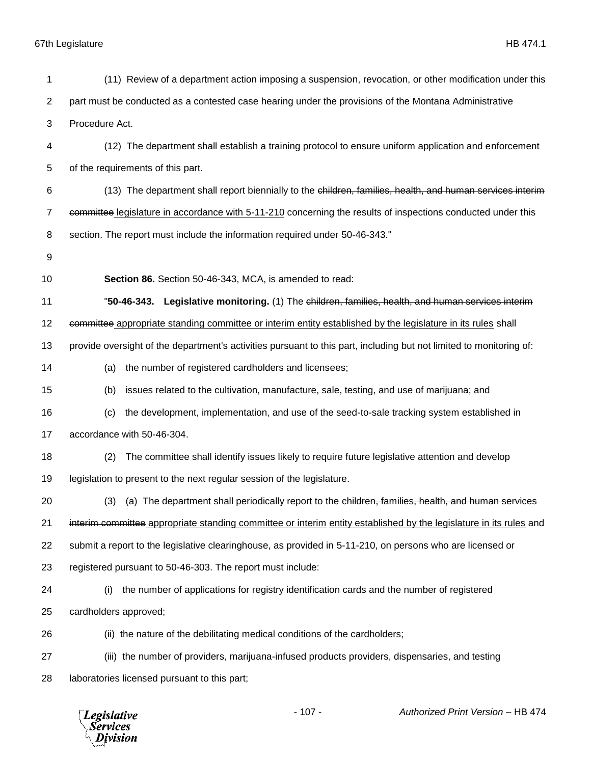(11) Review of a department action imposing a suspension, revocation, or other modification under this part must be conducted as a contested case hearing under the provisions of the Montana Administrative Procedure Act.

(12) The department shall establish a training protocol to ensure uniform application and enforcement of the requirements of this part.

(13) The department shall report biennially to the ~~children, families, health, and human services interim committee~~ <u>legislature in accordance with 5-11-210</u> concerning the results of inspections conducted under this section. The report must include the information required under 50-46-343."

**Section 86.** Section 50-46-343, MCA, is amended to read:

"**50-46-343. Legislative monitoring.** (1) The ~~children, families, health, and human services interim committee~~ <u>appropriate standing committee or interim entity established by the legislature in its rules</u> shall provide oversight of the department's activities pursuant to this part, including but not limited to monitoring of:

(a) the number of registered cardholders and licensees;

(b) issues related to the cultivation, manufacture, sale, testing, and use of marijuana; and

(c) the development, implementation, and use of the seed-to-sale tracking system established in accordance with 50-46-304.

(2) The committee shall identify issues likely to require future legislative attention and develop legislation to present to the next regular session of the legislature.

(3) (a) The department shall periodically report to the ~~children, families, health, and human services interim committee~~ <u>appropriate standing committee or interim entity established by the legislature in its rules</u> and submit a report to the legislative clearinghouse, as provided in 5-11-210, on persons who are licensed or registered pursuant to 50-46-303. The report must include:

(i) the number of applications for registry identification cards and the number of registered cardholders approved;

(ii) the nature of the debilitating medical conditions of the cardholders;

(iii) the number of providers, marijuana-infused products providers, dispensaries, and testing laboratories licensed pursuant to this part;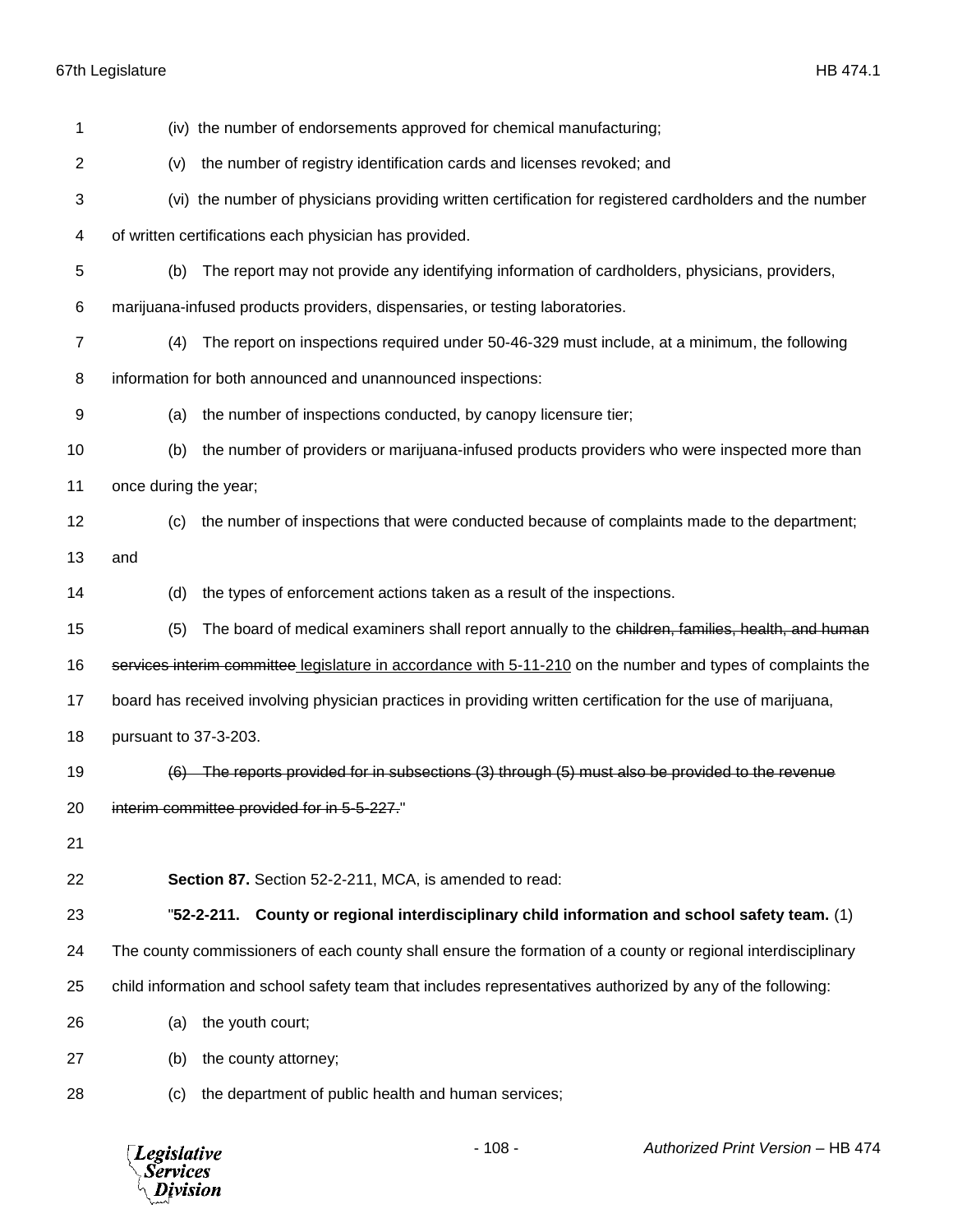(iv) the number of endorsements approved for chemical manufacturing;

(v) the number of registry identification cards and licenses revoked; and

(vi) the number of physicians providing written certification for registered cardholders and the number of written certifications each physician has provided.

(b) The report may not provide any identifying information of cardholders, physicians, providers, marijuana-infused products providers, dispensaries, or testing laboratories.

(4) The report on inspections required under 50-46-329 must include, at a minimum, the following information for both announced and unannounced inspections:

(a) the number of inspections conducted, by canopy licensure tier;

(b) the number of providers or marijuana-infused products providers who were inspected more than once during the year;

(c) the number of inspections that were conducted because of complaints made to the department; and

(d) the types of enforcement actions taken as a result of the inspections.

(5) The board of medical examiners shall report annually to the ~~children, families, health, and human services interim committee~~ <u>legislature in accordance with 5-11-210</u> on the number and types of complaints the board has received involving physician practices in providing written certification for the use of marijuana, pursuant to 37-3-203.

~~(6) The reports provided for in subsections (3) through (5) must also be provided to the revenue interim committee provided for in 5-5-227.~~"

**Section 87.** Section 52-2-211, MCA, is amended to read:

"**52-2-211. County or regional interdisciplinary child information and school safety team.** (1) The county commissioners of each county shall ensure the formation of a county or regional interdisciplinary child information and school safety team that includes representatives authorized by any of the following:

(a) the youth court;

(b) the county attorney;

(c) the department of public health and human services;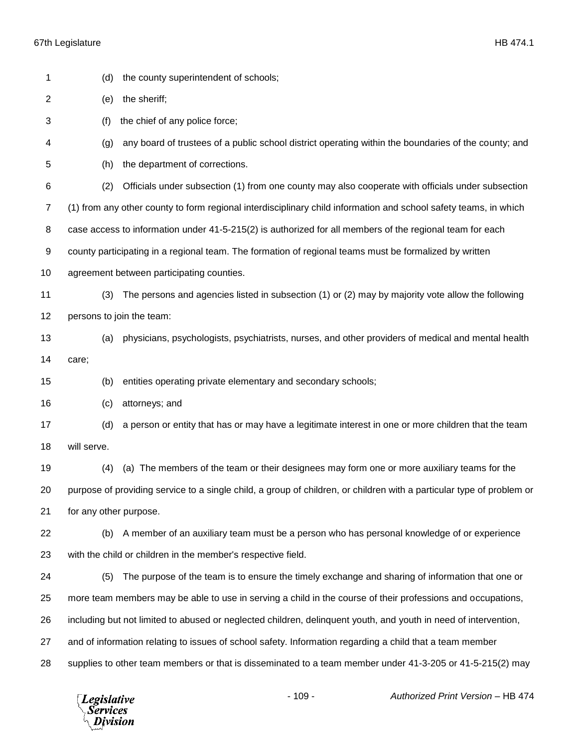(d) the county superintendent of schools;

(e) the sheriff;

(f) the chief of any police force;

(g) any board of trustees of a public school district operating within the boundaries of the county; and

(h) the department of corrections.

(2) Officials under subsection (1) from one county may also cooperate with officials under subsection (1) from any other county to form regional interdisciplinary child information and school safety teams, in which case access to information under 41-5-215(2) is authorized for all members of the regional team for each county participating in a regional team. The formation of regional teams must be formalized by written agreement between participating counties.

(3) The persons and agencies listed in subsection (1) or (2) may by majority vote allow the following persons to join the team:

(a) physicians, psychologists, psychiatrists, nurses, and other providers of medical and mental health care;

(b) entities operating private elementary and secondary schools;

(c) attorneys; and

(d) a person or entity that has or may have a legitimate interest in one or more children that the team will serve.

(4) (a) The members of the team or their designees may form one or more auxiliary teams for the purpose of providing service to a single child, a group of children, or children with a particular type of problem or for any other purpose.

(b) A member of an auxiliary team must be a person who has personal knowledge of or experience with the child or children in the member's respective field.

(5) The purpose of the team is to ensure the timely exchange and sharing of information that one or more team members may be able to use in serving a child in the course of their professions and occupations, including but not limited to abused or neglected children, delinquent youth, and youth in need of intervention, and of information relating to issues of school safety. Information regarding a child that a team member supplies to other team members or that is disseminated to a team member under 41-3-205 or 41-5-215(2) may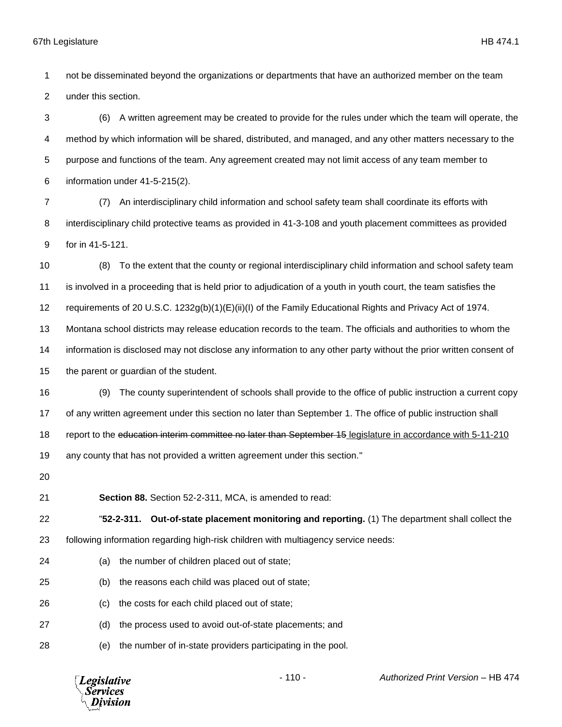not be disseminated beyond the organizations or departments that have an authorized member on the team under this section.

(6) A written agreement may be created to provide for the rules under which the team will operate, the method by which information will be shared, distributed, and managed, and any other matters necessary to the purpose and functions of the team. Any agreement created may not limit access of any team member to information under 41-5-215(2).

(7) An interdisciplinary child information and school safety team shall coordinate its efforts with interdisciplinary child protective teams as provided in 41-3-108 and youth placement committees as provided for in 41-5-121.

(8) To the extent that the county or regional interdisciplinary child information and school safety team is involved in a proceeding that is held prior to adjudication of a youth in youth court, the team satisfies the requirements of 20 U.S.C. 1232g(b)(1)(E)(ii)(I) of the Family Educational Rights and Privacy Act of 1974. Montana school districts may release education records to the team. The officials and authorities to whom the information is disclosed may not disclose any information to any other party without the prior written consent of the parent or guardian of the student.

(9) The county superintendent of schools shall provide to the office of public instruction a current copy of any written agreement under this section no later than September 1. The office of public instruction shall report to the ~~education interim committee no later than September 15~~ <u>legislature in accordance with 5-11-210</u> any county that has not provided a written agreement under this section."

**Section 88.** Section 52-2-311, MCA, is amended to read:

"**52-2-311. Out-of-state placement monitoring and reporting.** (1) The department shall collect the following information regarding high-risk children with multiagency service needs:

(a) the number of children placed out of state;

(b) the reasons each child was placed out of state;

(c) the costs for each child placed out of state;

(d) the process used to avoid out-of-state placements; and

(e) the number of in-state providers participating in the pool.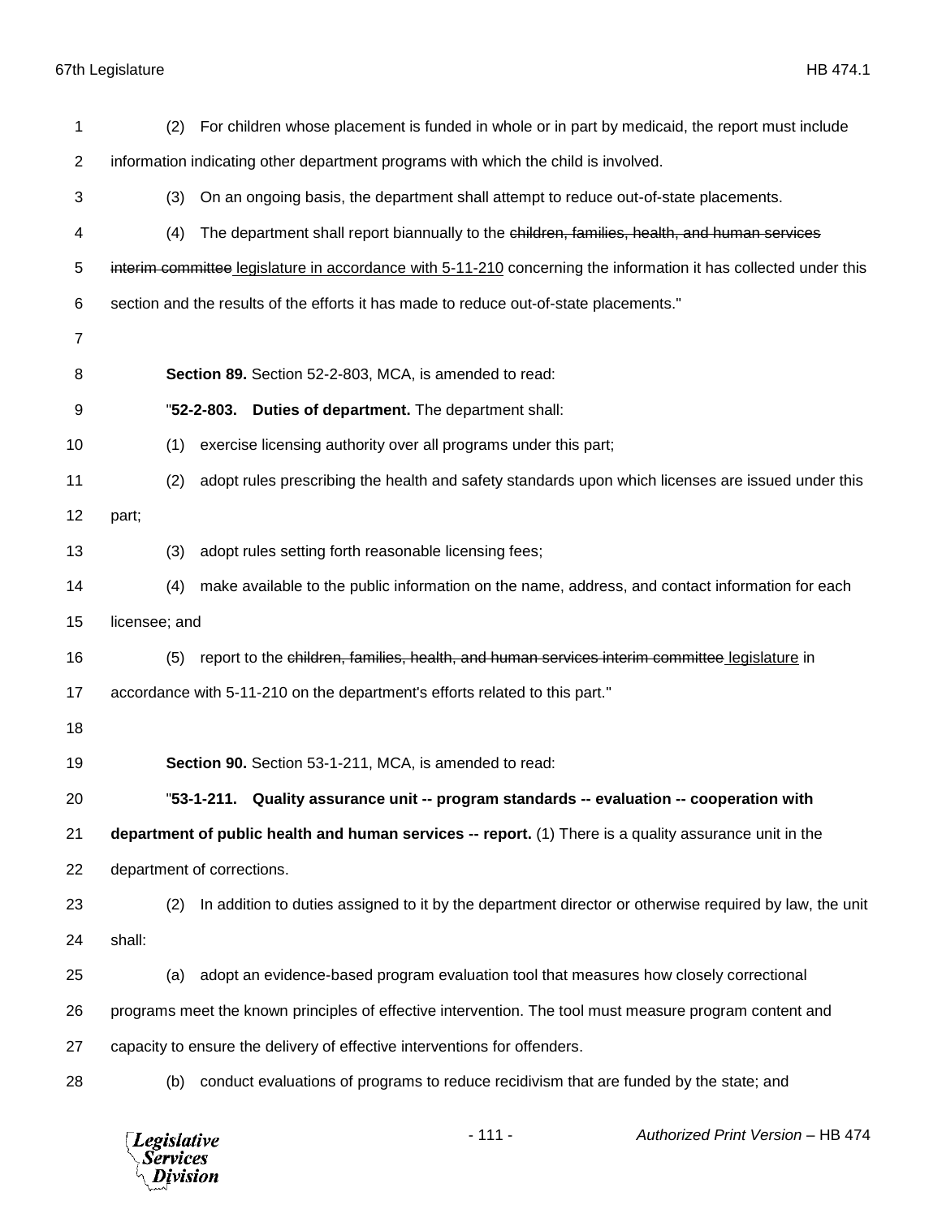(2) For children whose placement is funded in whole or in part by medicaid, the report must include information indicating other department programs with which the child is involved.

(3) On an ongoing basis, the department shall attempt to reduce out-of-state placements.

(4) The department shall report biannually to the ~~children, families, health, and human services interim committee~~ legislature in accordance with 5-11-210 concerning the information it has collected under this section and the results of the efforts it has made to reduce out-of-state placements."

**Section 89.** Section 52-2-803, MCA, is amended to read:

"**52-2-803. Duties of department.** The department shall:

(1) exercise licensing authority over all programs under this part;

(2) adopt rules prescribing the health and safety standards upon which licenses are issued under this part;

(3) adopt rules setting forth reasonable licensing fees;

(4) make available to the public information on the name, address, and contact information for each licensee; and

(5) report to the ~~children, families, health, and human services interim committee~~ legislature in accordance with 5-11-210 on the department's efforts related to this part."

**Section 90.** Section 53-1-211, MCA, is amended to read:

"**53-1-211. Quality assurance unit -- program standards -- evaluation -- cooperation with department of public health and human services -- report.** (1) There is a quality assurance unit in the department of corrections.

(2) In addition to duties assigned to it by the department director or otherwise required by law, the unit shall:

(a) adopt an evidence-based program evaluation tool that measures how closely correctional programs meet the known principles of effective intervention. The tool must measure program content and capacity to ensure the delivery of effective interventions for offenders.

(b) conduct evaluations of programs to reduce recidivism that are funded by the state; and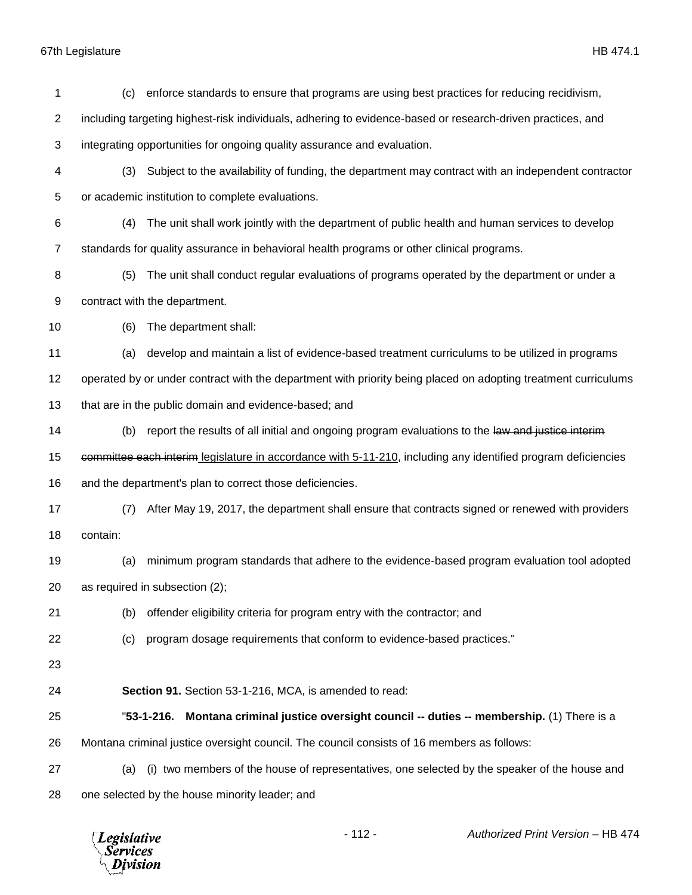(c) enforce standards to ensure that programs are using best practices for reducing recidivism, including targeting highest-risk individuals, adhering to evidence-based or research-driven practices, and integrating opportunities for ongoing quality assurance and evaluation.

(3) Subject to the availability of funding, the department may contract with an independent contractor or academic institution to complete evaluations.

(4) The unit shall work jointly with the department of public health and human services to develop standards for quality assurance in behavioral health programs or other clinical programs.

(5) The unit shall conduct regular evaluations of programs operated by the department or under a contract with the department.

(6) The department shall:

(a) develop and maintain a list of evidence-based treatment curriculums to be utilized in programs operated by or under contract with the department with priority being placed on adopting treatment curriculums that are in the public domain and evidence-based; and

(b) report the results of all initial and ongoing program evaluations to the ~~law and justice interim committee each interim~~ legislature in accordance with 5-11-210, including any identified program deficiencies and the department's plan to correct those deficiencies.

(7) After May 19, 2017, the department shall ensure that contracts signed or renewed with providers contain:

(a) minimum program standards that adhere to the evidence-based program evaluation tool adopted as required in subsection (2);

(b) offender eligibility criteria for program entry with the contractor; and

(c) program dosage requirements that conform to evidence-based practices."

**Section 91.** Section 53-1-216, MCA, is amended to read:

"**53-1-216. Montana criminal justice oversight council -- duties -- membership.** (1) There is a Montana criminal justice oversight council. The council consists of 16 members as follows:

(a) (i) two members of the house of representatives, one selected by the speaker of the house and one selected by the house minority leader; and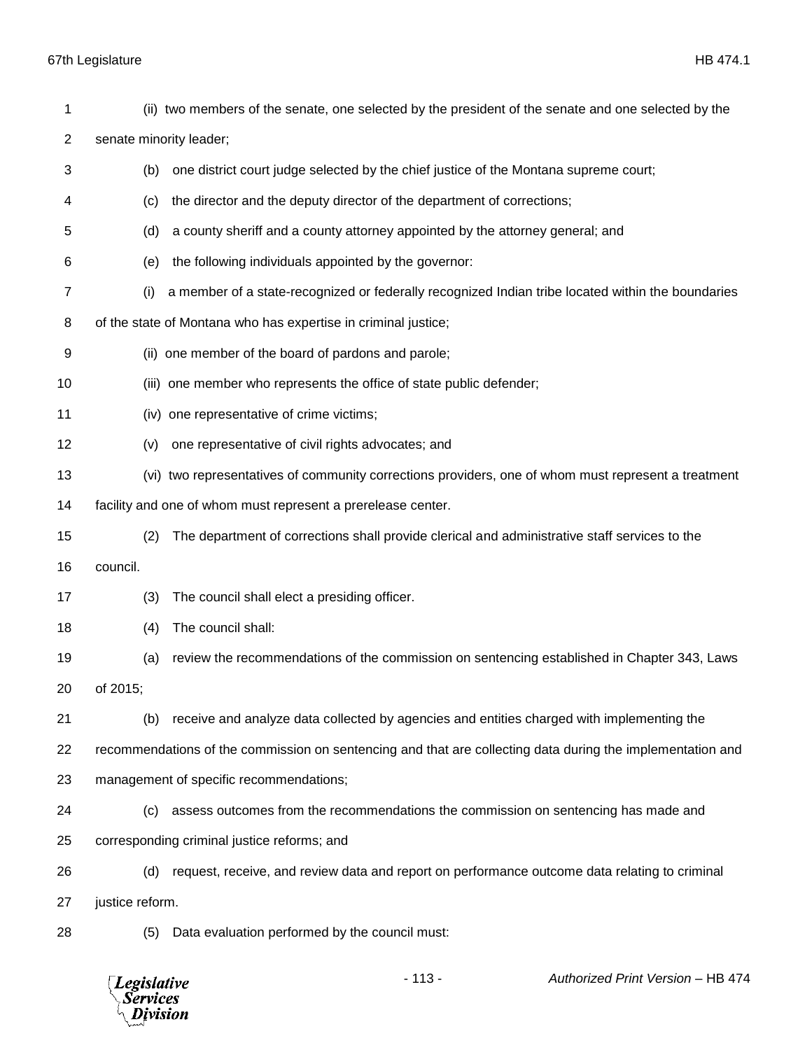(ii) two members of the senate, one selected by the president of the senate and one selected by the senate minority leader;

(b) one district court judge selected by the chief justice of the Montana supreme court;

(c) the director and the deputy director of the department of corrections;

(d) a county sheriff and a county attorney appointed by the attorney general; and

(e) the following individuals appointed by the governor:

(i) a member of a state-recognized or federally recognized Indian tribe located within the boundaries of the state of Montana who has expertise in criminal justice;

(ii) one member of the board of pardons and parole;

(iii) one member who represents the office of state public defender;

(iv) one representative of crime victims;

(v) one representative of civil rights advocates; and

(vi) two representatives of community corrections providers, one of whom must represent a treatment facility and one of whom must represent a prerelease center.

(2) The department of corrections shall provide clerical and administrative staff services to the council.

(3) The council shall elect a presiding officer.

(4) The council shall:

(a) review the recommendations of the commission on sentencing established in Chapter 343, Laws of 2015;

(b) receive and analyze data collected by agencies and entities charged with implementing the recommendations of the commission on sentencing and that are collecting data during the implementation and management of specific recommendations;

(c) assess outcomes from the recommendations the commission on sentencing has made and corresponding criminal justice reforms; and

(d) request, receive, and review data and report on performance outcome data relating to criminal justice reform.

(5) Data evaluation performed by the council must: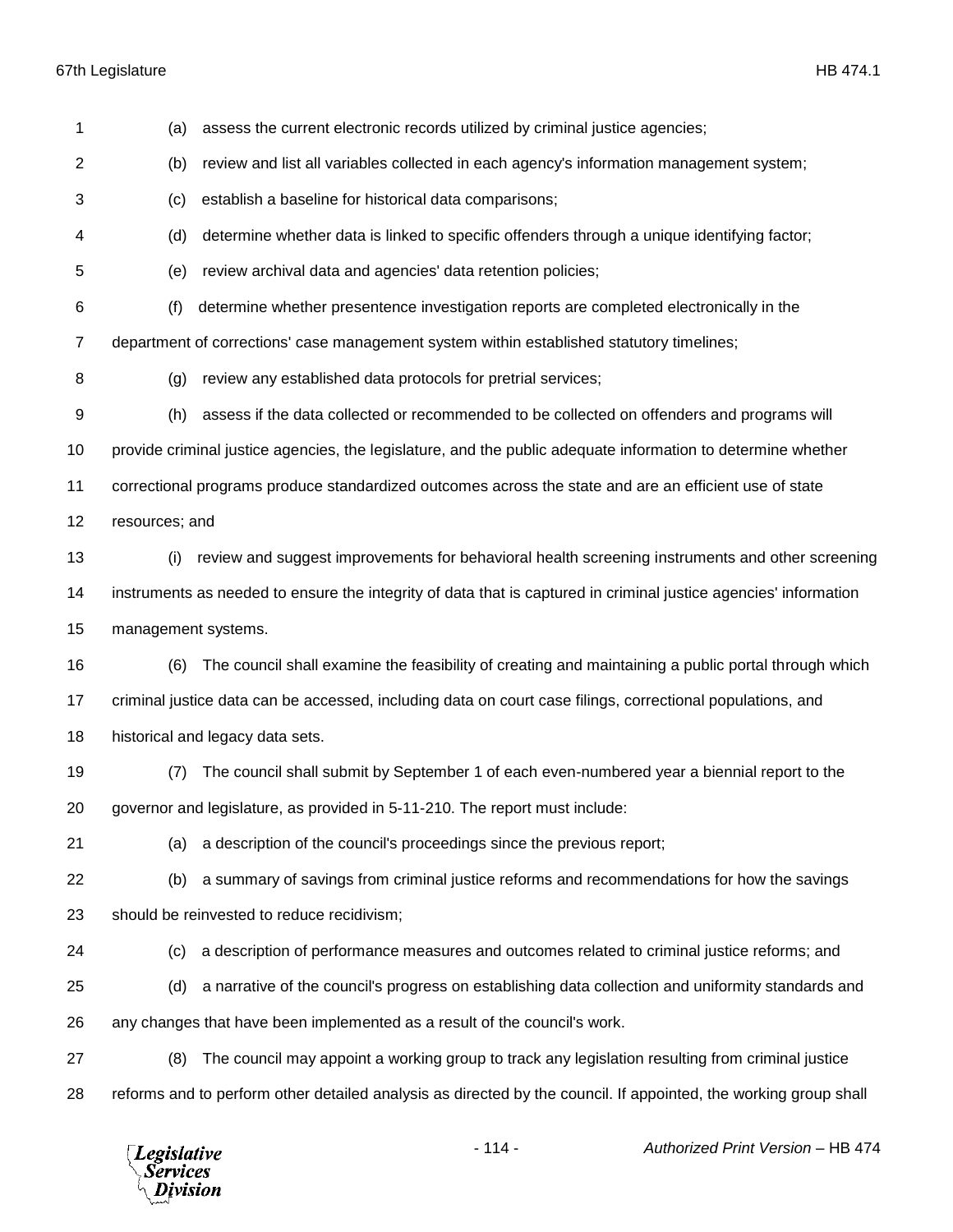(a) assess the current electronic records utilized by criminal justice agencies;

(b) review and list all variables collected in each agency's information management system;

(c) establish a baseline for historical data comparisons;

(d) determine whether data is linked to specific offenders through a unique identifying factor;

(e) review archival data and agencies' data retention policies;

(f) determine whether presentence investigation reports are completed electronically in the department of corrections' case management system within established statutory timelines;

(g) review any established data protocols for pretrial services;

(h) assess if the data collected or recommended to be collected on offenders and programs will provide criminal justice agencies, the legislature, and the public adequate information to determine whether correctional programs produce standardized outcomes across the state and are an efficient use of state resources; and

(i) review and suggest improvements for behavioral health screening instruments and other screening instruments as needed to ensure the integrity of data that is captured in criminal justice agencies' information management systems.

(6) The council shall examine the feasibility of creating and maintaining a public portal through which criminal justice data can be accessed, including data on court case filings, correctional populations, and historical and legacy data sets.

(7) The council shall submit by September 1 of each even-numbered year a biennial report to the governor and legislature, as provided in 5-11-210. The report must include:

(a) a description of the council's proceedings since the previous report;

(b) a summary of savings from criminal justice reforms and recommendations for how the savings should be reinvested to reduce recidivism;

(c) a description of performance measures and outcomes related to criminal justice reforms; and

(d) a narrative of the council's progress on establishing data collection and uniformity standards and any changes that have been implemented as a result of the council's work.

(8) The council may appoint a working group to track any legislation resulting from criminal justice reforms and to perform other detailed analysis as directed by the council. If appointed, the working group shall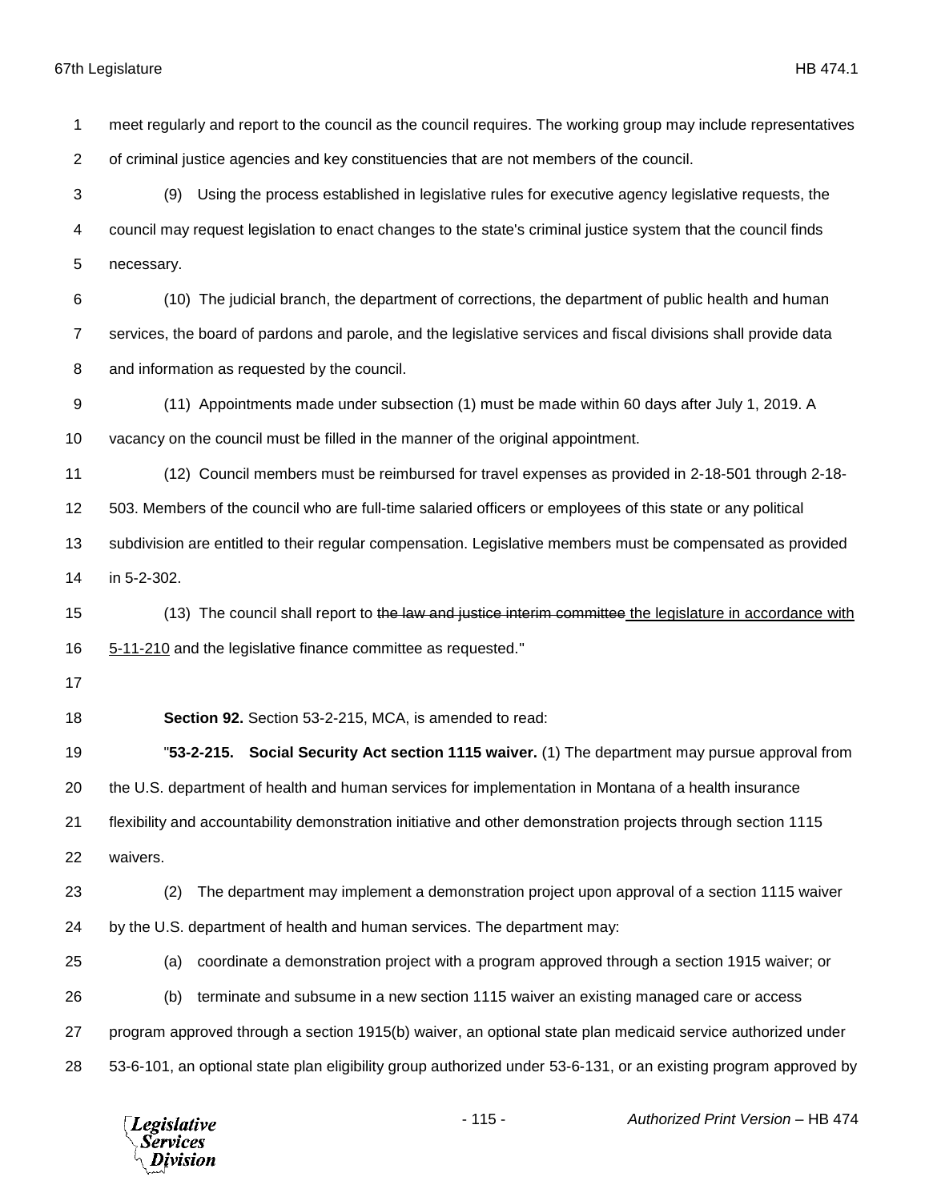meet regularly and report to the council as the council requires. The working group may include representatives of criminal justice agencies and key constituencies that are not members of the council.

(9) Using the process established in legislative rules for executive agency legislative requests, the council may request legislation to enact changes to the state's criminal justice system that the council finds necessary.

(10) The judicial branch, the department of corrections, the department of public health and human services, the board of pardons and parole, and the legislative services and fiscal divisions shall provide data and information as requested by the council.

(11) Appointments made under subsection (1) must be made within 60 days after July 1, 2019. A vacancy on the council must be filled in the manner of the original appointment.

(12) Council members must be reimbursed for travel expenses as provided in 2-18-501 through 2-18-503. Members of the council who are full-time salaried officers or employees of this state or any political subdivision are entitled to their regular compensation. Legislative members must be compensated as provided in 5-2-302.

(13) The council shall report to ~~the law and justice interim committee~~ the legislature in accordance with 5-11-210 and the legislative finance committee as requested."

**Section 92.** Section 53-2-215, MCA, is amended to read:

"**53-2-215. Social Security Act section 1115 waiver.** (1) The department may pursue approval from the U.S. department of health and human services for implementation in Montana of a health insurance flexibility and accountability demonstration initiative and other demonstration projects through section 1115 waivers.

(2) The department may implement a demonstration project upon approval of a section 1115 waiver by the U.S. department of health and human services. The department may:

(a) coordinate a demonstration project with a program approved through a section 1915 waiver; or

(b) terminate and subsume in a new section 1115 waiver an existing managed care or access program approved through a section 1915(b) waiver, an optional state plan medicaid service authorized under 53-6-101, an optional state plan eligibility group authorized under 53-6-131, or an existing program approved by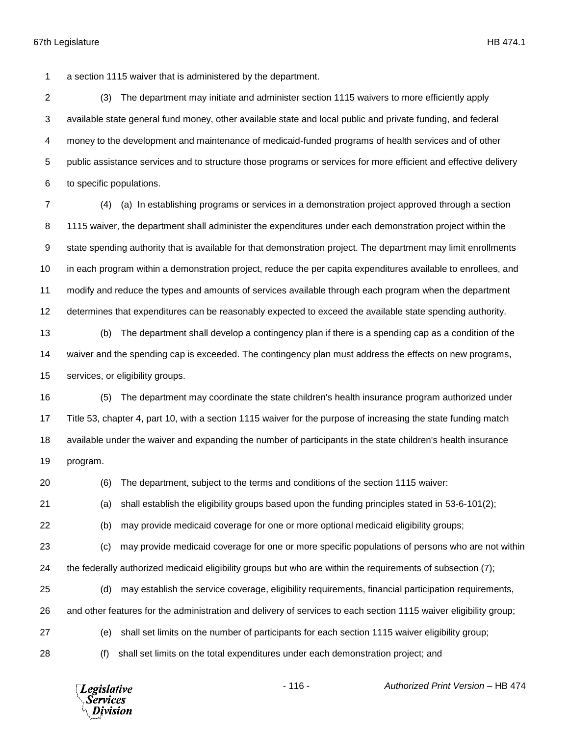a section 1115 waiver that is administered by the department.

(3) The department may initiate and administer section 1115 waivers to more efficiently apply available state general fund money, other available state and local public and private funding, and federal money to the development and maintenance of medicaid-funded programs of health services and of other public assistance services and to structure those programs or services for more efficient and effective delivery to specific populations.

(4) (a) In establishing programs or services in a demonstration project approved through a section 1115 waiver, the department shall administer the expenditures under each demonstration project within the state spending authority that is available for that demonstration project. The department may limit enrollments in each program within a demonstration project, reduce the per capita expenditures available to enrollees, and modify and reduce the types and amounts of services available through each program when the department determines that expenditures can be reasonably expected to exceed the available state spending authority.

(b) The department shall develop a contingency plan if there is a spending cap as a condition of the waiver and the spending cap is exceeded. The contingency plan must address the effects on new programs, services, or eligibility groups.

(5) The department may coordinate the state children's health insurance program authorized under Title 53, chapter 4, part 10, with a section 1115 waiver for the purpose of increasing the state funding match available under the waiver and expanding the number of participants in the state children's health insurance program.

(6) The department, subject to the terms and conditions of the section 1115 waiver:

(a) shall establish the eligibility groups based upon the funding principles stated in 53-6-101(2);

(b) may provide medicaid coverage for one or more optional medicaid eligibility groups;

(c) may provide medicaid coverage for one or more specific populations of persons who are not within the federally authorized medicaid eligibility groups but who are within the requirements of subsection (7);

(d) may establish the service coverage, eligibility requirements, financial participation requirements, and other features for the administration and delivery of services to each section 1115 waiver eligibility group;

(e) shall set limits on the number of participants for each section 1115 waiver eligibility group;

(f) shall set limits on the total expenditures under each demonstration project; and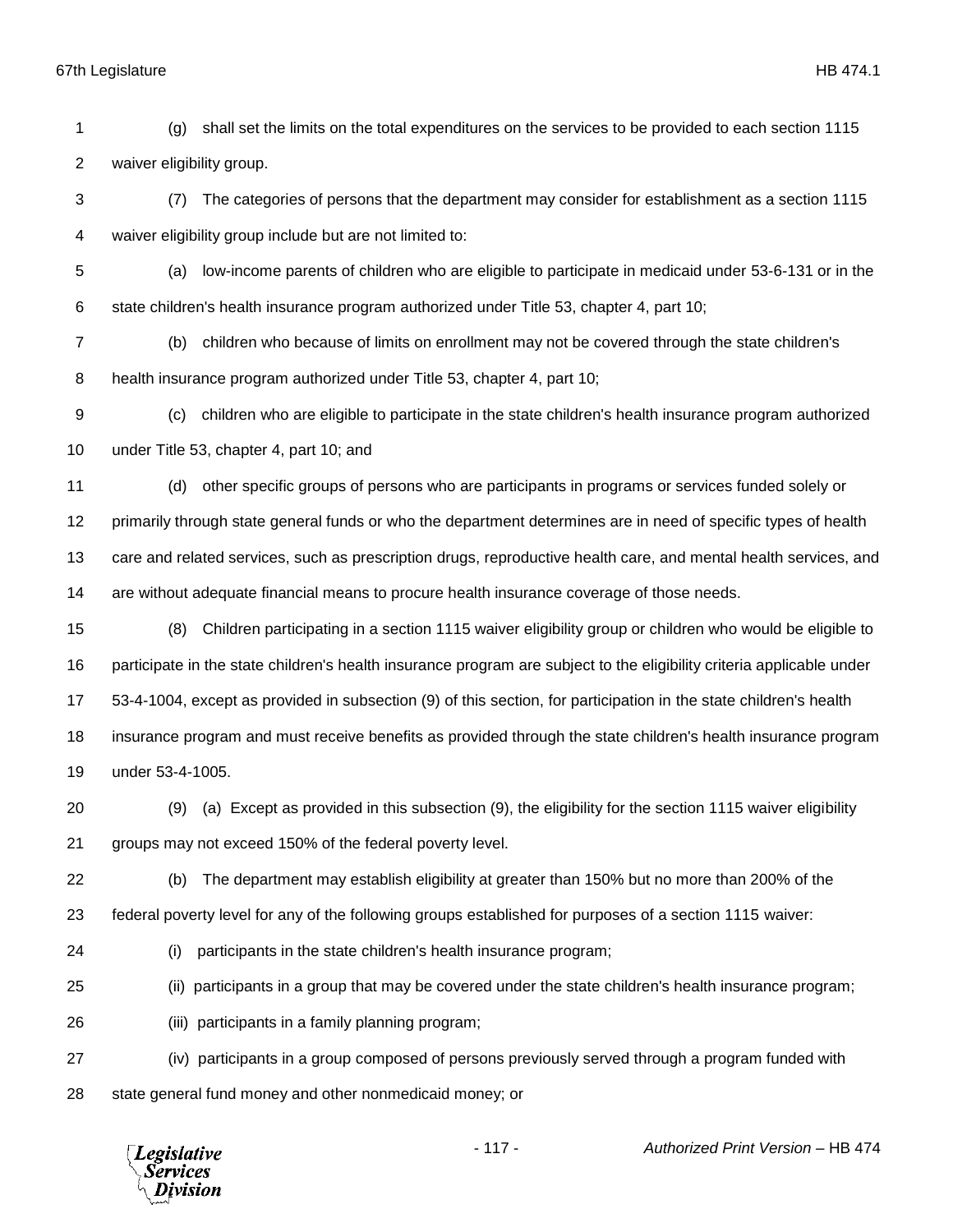(g) shall set the limits on the total expenditures on the services to be provided to each section 1115 waiver eligibility group.

(7) The categories of persons that the department may consider for establishment as a section 1115 waiver eligibility group include but are not limited to:

(a) low-income parents of children who are eligible to participate in medicaid under 53-6-131 or in the state children's health insurance program authorized under Title 53, chapter 4, part 10;

(b) children who because of limits on enrollment may not be covered through the state children's health insurance program authorized under Title 53, chapter 4, part 10;

(c) children who are eligible to participate in the state children's health insurance program authorized under Title 53, chapter 4, part 10; and

(d) other specific groups of persons who are participants in programs or services funded solely or primarily through state general funds or who the department determines are in need of specific types of health care and related services, such as prescription drugs, reproductive health care, and mental health services, and are without adequate financial means to procure health insurance coverage of those needs.

(8) Children participating in a section 1115 waiver eligibility group or children who would be eligible to participate in the state children's health insurance program are subject to the eligibility criteria applicable under 53-4-1004, except as provided in subsection (9) of this section, for participation in the state children's health insurance program and must receive benefits as provided through the state children's health insurance program under 53-4-1005.

(9) (a) Except as provided in this subsection (9), the eligibility for the section 1115 waiver eligibility groups may not exceed 150% of the federal poverty level.

(b) The department may establish eligibility at greater than 150% but no more than 200% of the federal poverty level for any of the following groups established for purposes of a section 1115 waiver:

(i) participants in the state children's health insurance program;

(ii) participants in a group that may be covered under the state children's health insurance program;

(iii) participants in a family planning program;

(iv) participants in a group composed of persons previously served through a program funded with state general fund money and other nonmedicaid money; or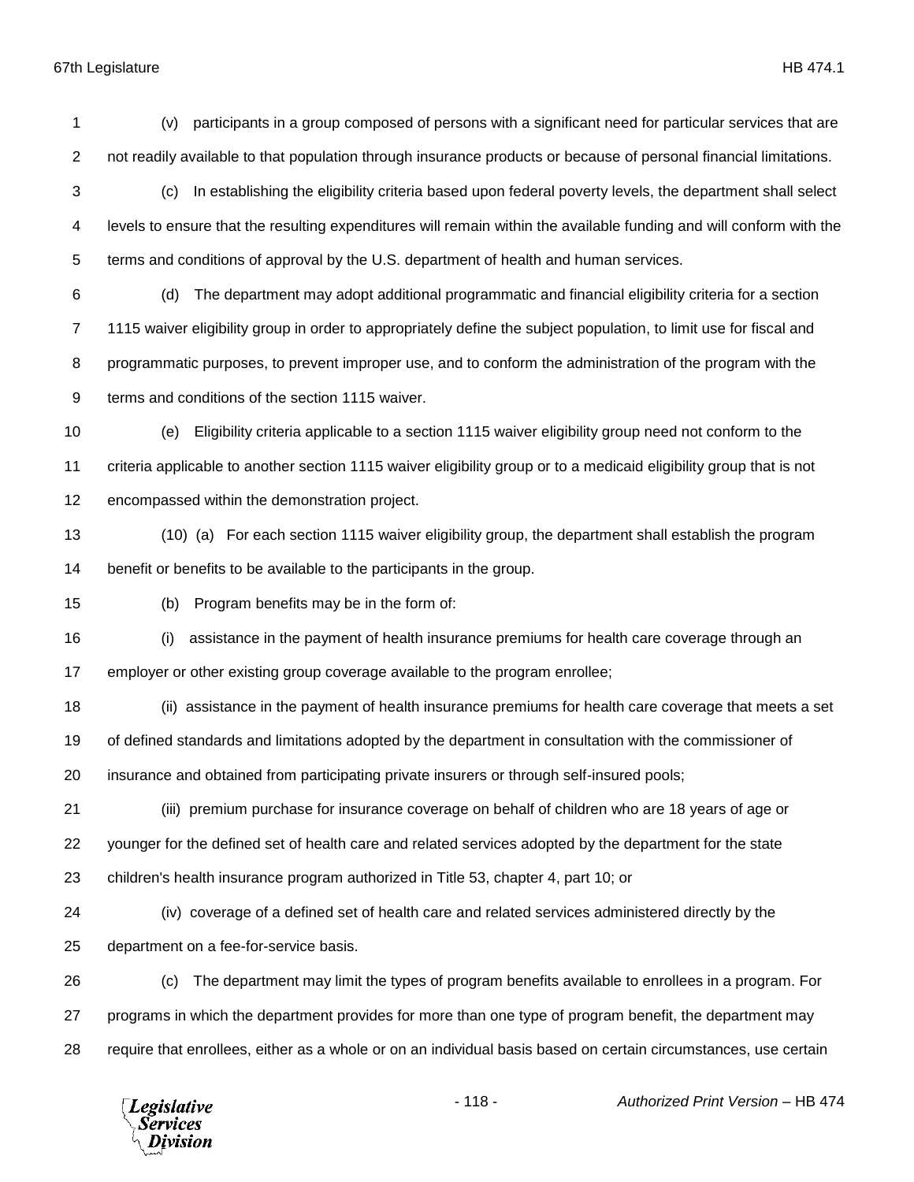(v) participants in a group composed of persons with a significant need for particular services that are not readily available to that population through insurance products or because of personal financial limitations.

(c) In establishing the eligibility criteria based upon federal poverty levels, the department shall select levels to ensure that the resulting expenditures will remain within the available funding and will conform with the terms and conditions of approval by the U.S. department of health and human services.

(d) The department may adopt additional programmatic and financial eligibility criteria for a section 1115 waiver eligibility group in order to appropriately define the subject population, to limit use for fiscal and programmatic purposes, to prevent improper use, and to conform the administration of the program with the terms and conditions of the section 1115 waiver.

(e) Eligibility criteria applicable to a section 1115 waiver eligibility group need not conform to the criteria applicable to another section 1115 waiver eligibility group or to a medicaid eligibility group that is not encompassed within the demonstration project.

(10) (a) For each section 1115 waiver eligibility group, the department shall establish the program benefit or benefits to be available to the participants in the group.

(b) Program benefits may be in the form of:

(i) assistance in the payment of health insurance premiums for health care coverage through an employer or other existing group coverage available to the program enrollee;

(ii) assistance in the payment of health insurance premiums for health care coverage that meets a set of defined standards and limitations adopted by the department in consultation with the commissioner of insurance and obtained from participating private insurers or through self-insured pools;

(iii) premium purchase for insurance coverage on behalf of children who are 18 years of age or younger for the defined set of health care and related services adopted by the department for the state children's health insurance program authorized in Title 53, chapter 4, part 10; or

(iv) coverage of a defined set of health care and related services administered directly by the department on a fee-for-service basis.

(c) The department may limit the types of program benefits available to enrollees in a program. For programs in which the department provides for more than one type of program benefit, the department may require that enrollees, either as a whole or on an individual basis based on certain circumstances, use certain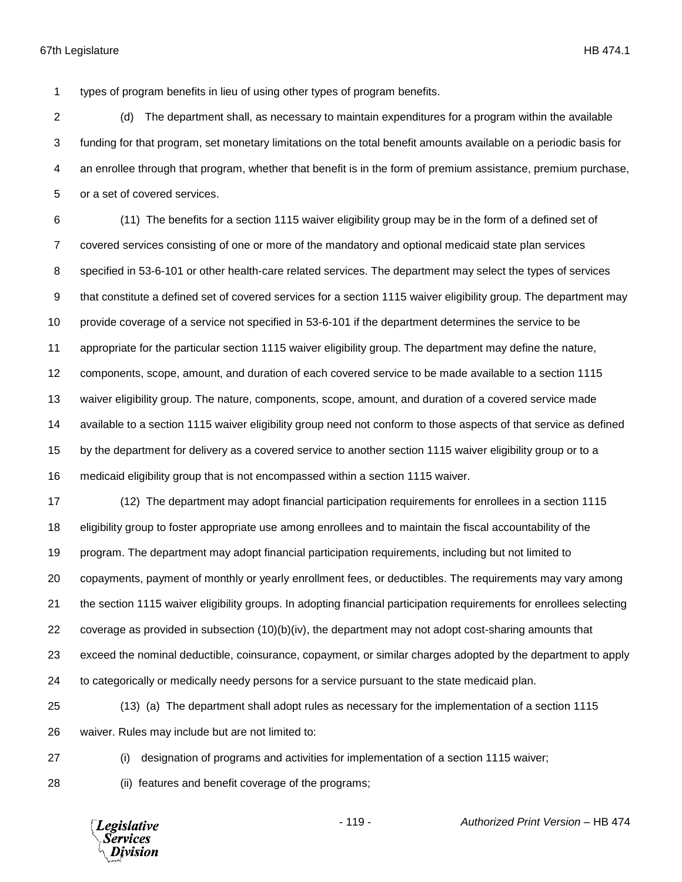types of program benefits in lieu of using other types of program benefits.

(d) The department shall, as necessary to maintain expenditures for a program within the available funding for that program, set monetary limitations on the total benefit amounts available on a periodic basis for an enrollee through that program, whether that benefit is in the form of premium assistance, premium purchase, or a set of covered services.

(11) The benefits for a section 1115 waiver eligibility group may be in the form of a defined set of covered services consisting of one or more of the mandatory and optional medicaid state plan services specified in 53-6-101 or other health-care related services. The department may select the types of services that constitute a defined set of covered services for a section 1115 waiver eligibility group. The department may provide coverage of a service not specified in 53-6-101 if the department determines the service to be appropriate for the particular section 1115 waiver eligibility group. The department may define the nature, components, scope, amount, and duration of each covered service to be made available to a section 1115 waiver eligibility group. The nature, components, scope, amount, and duration of a covered service made available to a section 1115 waiver eligibility group need not conform to those aspects of that service as defined by the department for delivery as a covered service to another section 1115 waiver eligibility group or to a medicaid eligibility group that is not encompassed within a section 1115 waiver.

(12) The department may adopt financial participation requirements for enrollees in a section 1115 eligibility group to foster appropriate use among enrollees and to maintain the fiscal accountability of the program. The department may adopt financial participation requirements, including but not limited to copayments, payment of monthly or yearly enrollment fees, or deductibles. The requirements may vary among the section 1115 waiver eligibility groups. In adopting financial participation requirements for enrollees selecting coverage as provided in subsection (10)(b)(iv), the department may not adopt cost-sharing amounts that exceed the nominal deductible, coinsurance, copayment, or similar charges adopted by the department to apply to categorically or medically needy persons for a service pursuant to the state medicaid plan.

(13) (a) The department shall adopt rules as necessary for the implementation of a section 1115 waiver. Rules may include but are not limited to:

(i) designation of programs and activities for implementation of a section 1115 waiver;

(ii) features and benefit coverage of the programs;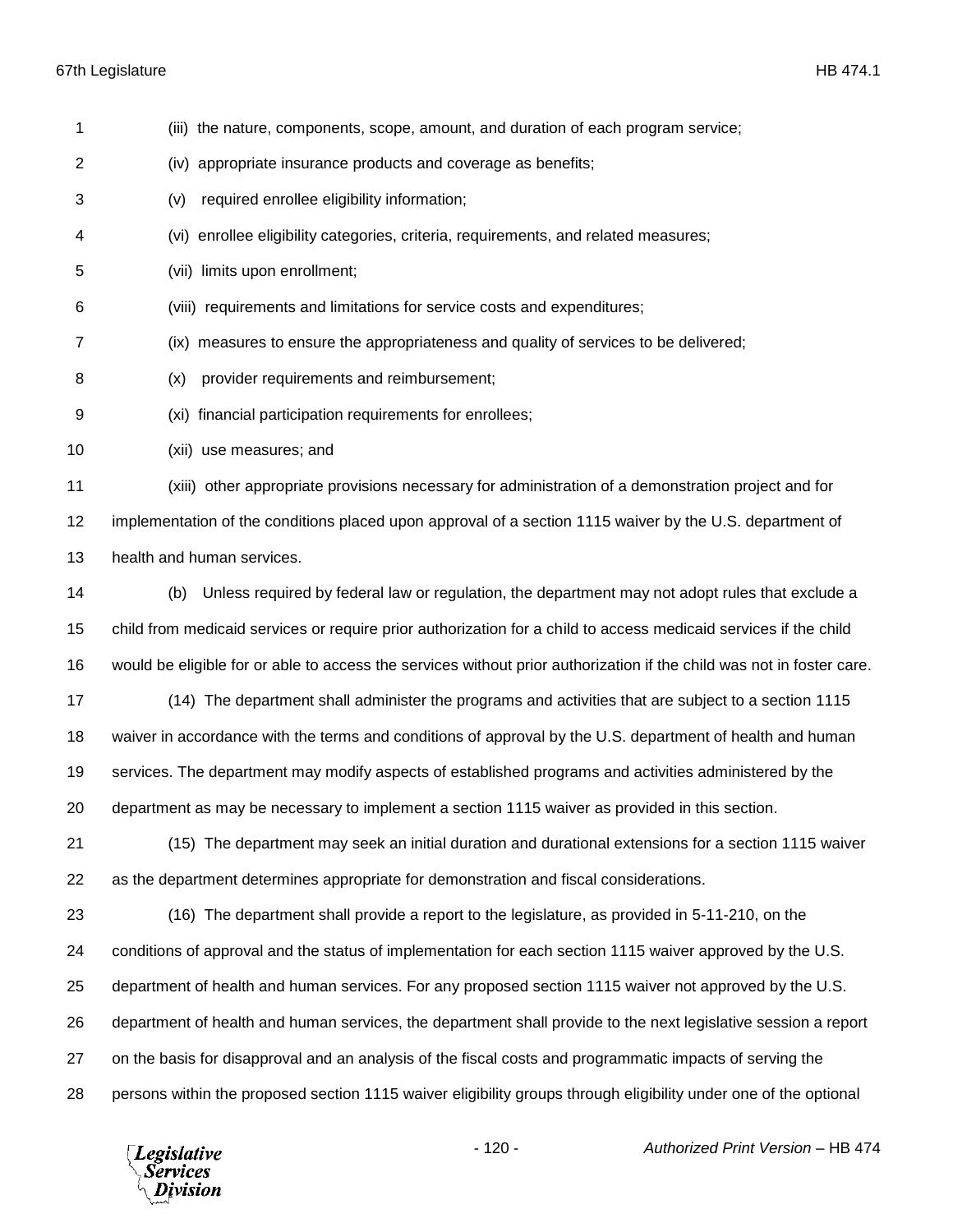(iii) the nature, components, scope, amount, and duration of each program service;

(iv) appropriate insurance products and coverage as benefits;

(v) required enrollee eligibility information;

(vi) enrollee eligibility categories, criteria, requirements, and related measures;

(vii) limits upon enrollment;

(viii) requirements and limitations for service costs and expenditures;

(ix) measures to ensure the appropriateness and quality of services to be delivered;

(x) provider requirements and reimbursement;

(xi) financial participation requirements for enrollees;

(xii) use measures; and

(xiii) other appropriate provisions necessary for administration of a demonstration project and for implementation of the conditions placed upon approval of a section 1115 waiver by the U.S. department of health and human services.

(b) Unless required by federal law or regulation, the department may not adopt rules that exclude a child from medicaid services or require prior authorization for a child to access medicaid services if the child would be eligible for or able to access the services without prior authorization if the child was not in foster care.

(14) The department shall administer the programs and activities that are subject to a section 1115 waiver in accordance with the terms and conditions of approval by the U.S. department of health and human services. The department may modify aspects of established programs and activities administered by the department as may be necessary to implement a section 1115 waiver as provided in this section.

(15) The department may seek an initial duration and durational extensions for a section 1115 waiver as the department determines appropriate for demonstration and fiscal considerations.

(16) The department shall provide a report to the legislature, as provided in 5-11-210, on the conditions of approval and the status of implementation for each section 1115 waiver approved by the U.S. department of health and human services. For any proposed section 1115 waiver not approved by the U.S. department of health and human services, the department shall provide to the next legislative session a report on the basis for disapproval and an analysis of the fiscal costs and programmatic impacts of serving the persons within the proposed section 1115 waiver eligibility groups through eligibility under one of the optional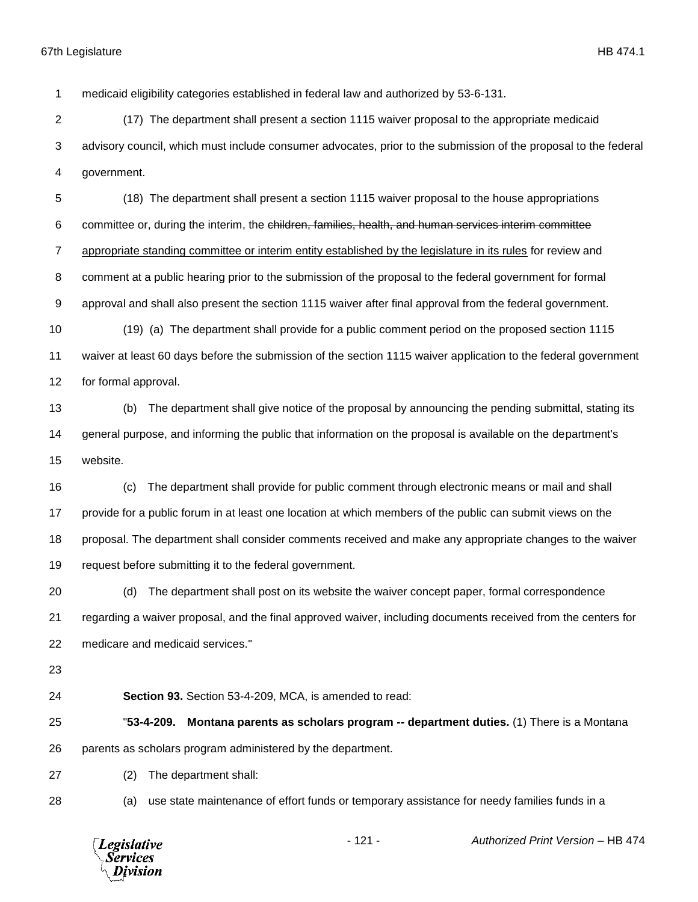medicaid eligibility categories established in federal law and authorized by 53-6-131.

(17) The department shall present a section 1115 waiver proposal to the appropriate medicaid advisory council, which must include consumer advocates, prior to the submission of the proposal to the federal government.

(18) The department shall present a section 1115 waiver proposal to the house appropriations committee or, during the interim, the ~~children, families, health, and human services interim committee~~ <u>appropriate standing committee or interim entity established by the legislature in its rules</u> for review and comment at a public hearing prior to the submission of the proposal to the federal government for formal approval and shall also present the section 1115 waiver after final approval from the federal government.

(19) (a) The department shall provide for a public comment period on the proposed section 1115 waiver at least 60 days before the submission of the section 1115 waiver application to the federal government for formal approval.

(b) The department shall give notice of the proposal by announcing the pending submittal, stating its general purpose, and informing the public that information on the proposal is available on the department's website.

(c) The department shall provide for public comment through electronic means or mail and shall provide for a public forum in at least one location at which members of the public can submit views on the proposal. The department shall consider comments received and make any appropriate changes to the waiver request before submitting it to the federal government.

(d) The department shall post on its website the waiver concept paper, formal correspondence regarding a waiver proposal, and the final approved waiver, including documents received from the centers for medicare and medicaid services."

**Section 93.** Section 53-4-209, MCA, is amended to read:

"**53-4-209. Montana parents as scholars program -- department duties.** (1) There is a Montana parents as scholars program administered by the department.

(2) The department shall:

(a) use state maintenance of effort funds or temporary assistance for needy families funds in a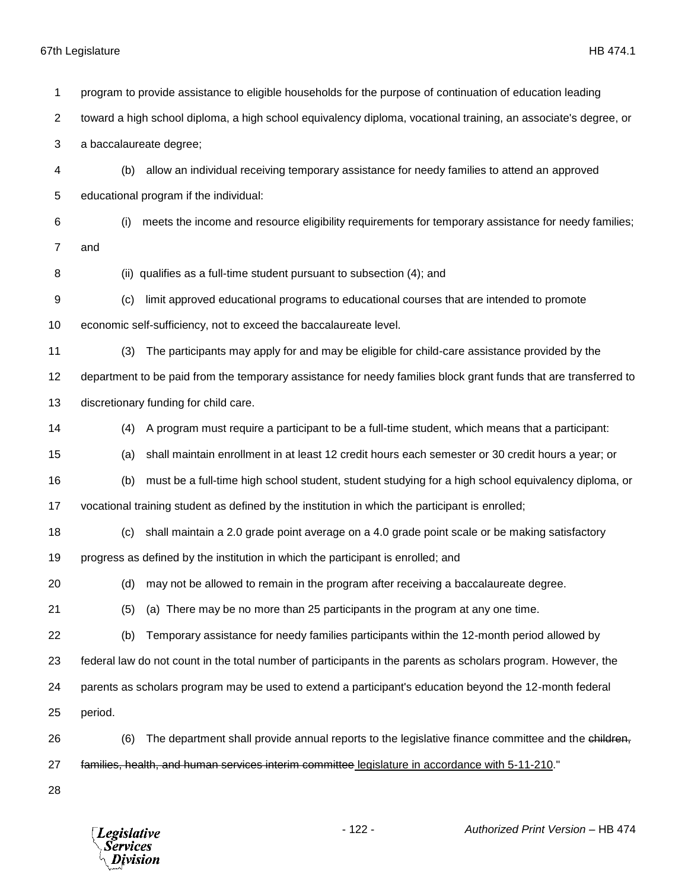program to provide assistance to eligible households for the purpose of continuation of education leading toward a high school diploma, a high school equivalency diploma, vocational training, an associate's degree, or a baccalaureate degree;

(b) allow an individual receiving temporary assistance for needy families to attend an approved educational program if the individual:

(i) meets the income and resource eligibility requirements for temporary assistance for needy families; and

(ii) qualifies as a full-time student pursuant to subsection (4); and

(c) limit approved educational programs to educational courses that are intended to promote economic self-sufficiency, not to exceed the baccalaureate level.

(3) The participants may apply for and may be eligible for child-care assistance provided by the department to be paid from the temporary assistance for needy families block grant funds that are transferred to discretionary funding for child care.

(4) A program must require a participant to be a full-time student, which means that a participant:

(a) shall maintain enrollment in at least 12 credit hours each semester or 30 credit hours a year; or

(b) must be a full-time high school student, student studying for a high school equivalency diploma, or vocational training student as defined by the institution in which the participant is enrolled;

(c) shall maintain a 2.0 grade point average on a 4.0 grade point scale or be making satisfactory progress as defined by the institution in which the participant is enrolled; and

(d) may not be allowed to remain in the program after receiving a baccalaureate degree.

(5) (a) There may be no more than 25 participants in the program at any one time.

(b) Temporary assistance for needy families participants within the 12-month period allowed by federal law do not count in the total number of participants in the parents as scholars program. However, the parents as scholars program may be used to extend a participant's education beyond the 12-month federal period.

(6) The department shall provide annual reports to the legislative finance committee and the ~~children, families, health, and human services interim committee~~ <u>legislature in accordance with 5-11-210</u>."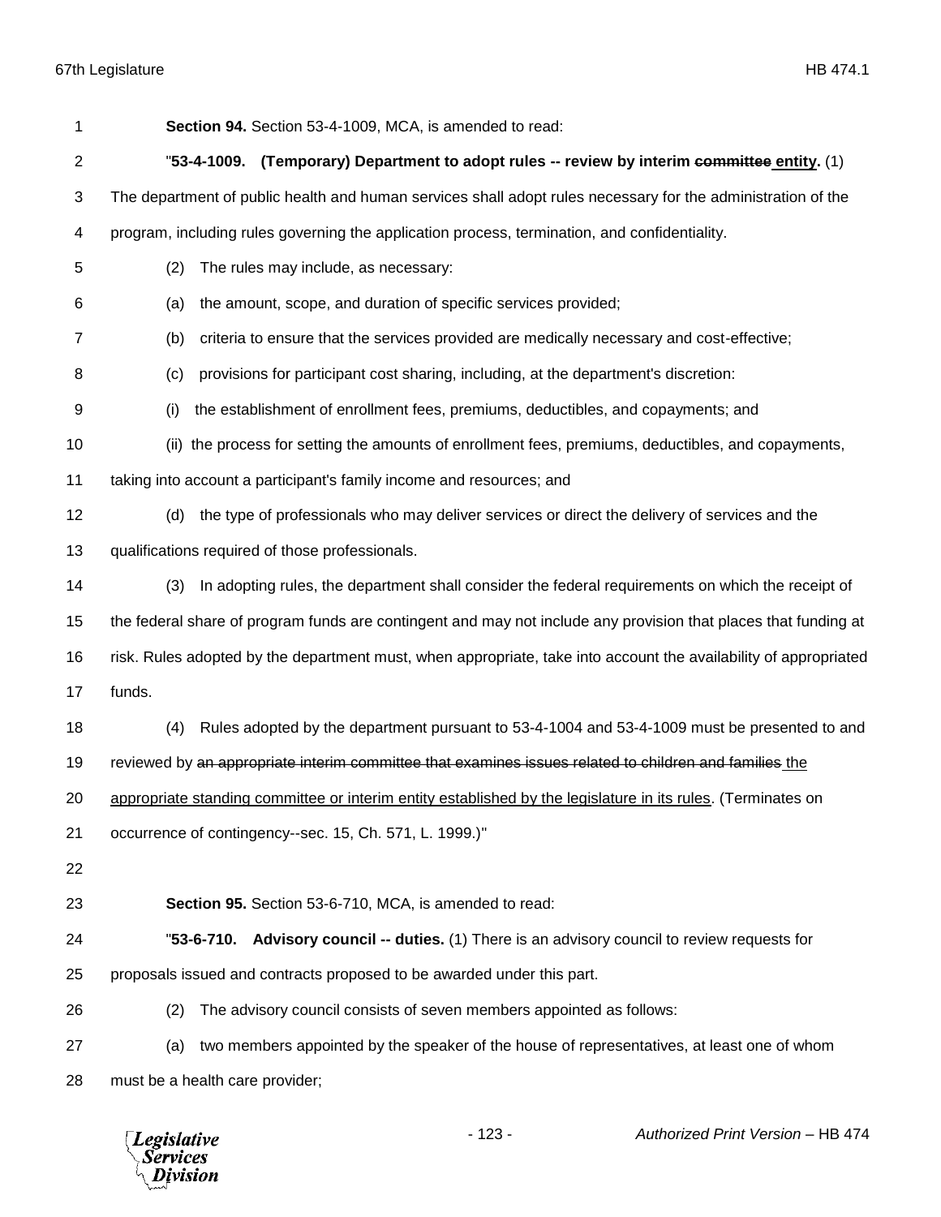**Section 94.** Section 53-4-1009, MCA, is amended to read:

"**53-4-1009. (Temporary) Department to adopt rules -- review by interim ~~committee~~ entity.** (1) The department of public health and human services shall adopt rules necessary for the administration of the program, including rules governing the application process, termination, and confidentiality.

(2) The rules may include, as necessary:

(a) the amount, scope, and duration of specific services provided;

(b) criteria to ensure that the services provided are medically necessary and cost-effective;

(c) provisions for participant cost sharing, including, at the department's discretion:

(i) the establishment of enrollment fees, premiums, deductibles, and copayments; and

(ii) the process for setting the amounts of enrollment fees, premiums, deductibles, and copayments, taking into account a participant's family income and resources; and

(d) the type of professionals who may deliver services or direct the delivery of services and the qualifications required of those professionals.

(3) In adopting rules, the department shall consider the federal requirements on which the receipt of the federal share of program funds are contingent and may not include any provision that places that funding at risk. Rules adopted by the department must, when appropriate, take into account the availability of appropriated funds.

(4) Rules adopted by the department pursuant to 53-4-1004 and 53-4-1009 must be presented to and reviewed by ~~an appropriate interim committee that examines issues related to children and families~~ the appropriate standing committee or interim entity established by the legislature in its rules. (Terminates on occurrence of contingency--sec. 15, Ch. 571, L. 1999.)"

**Section 95.** Section 53-6-710, MCA, is amended to read:

"**53-6-710. Advisory council -- duties.** (1) There is an advisory council to review requests for proposals issued and contracts proposed to be awarded under this part.

(2) The advisory council consists of seven members appointed as follows:

(a) two members appointed by the speaker of the house of representatives, at least one of whom must be a health care provider;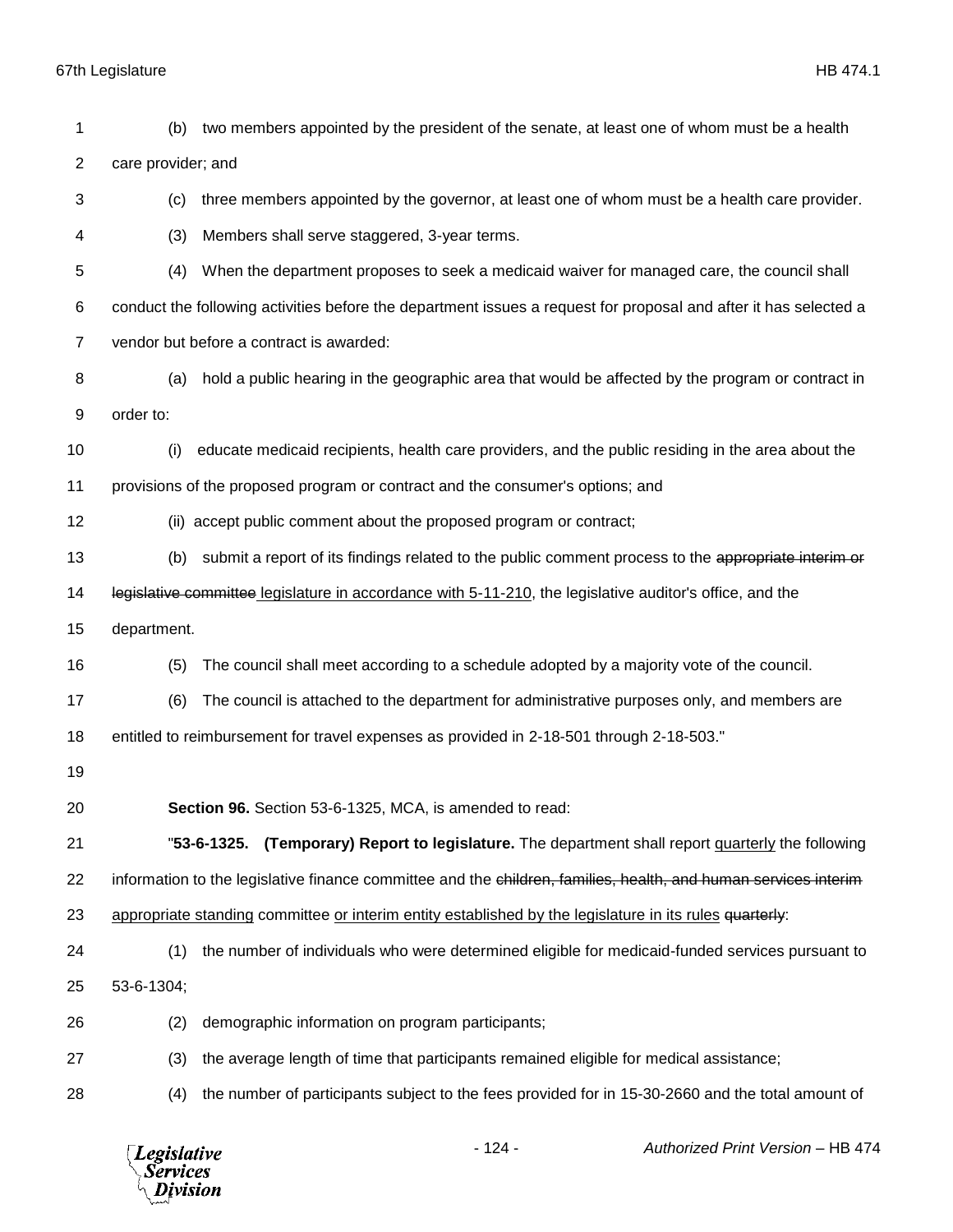(b) two members appointed by the president of the senate, at least one of whom must be a health care provider; and

(c) three members appointed by the governor, at least one of whom must be a health care provider.

(3) Members shall serve staggered, 3-year terms.

(4) When the department proposes to seek a medicaid waiver for managed care, the council shall conduct the following activities before the department issues a request for proposal and after it has selected a vendor but before a contract is awarded:

(a) hold a public hearing in the geographic area that would be affected by the program or contract in order to:

(i) educate medicaid recipients, health care providers, and the public residing in the area about the provisions of the proposed program or contract and the consumer's options; and

(ii) accept public comment about the proposed program or contract;

(b) submit a report of its findings related to the public comment process to the ~~appropriate interim or legislative committee~~ legislature in accordance with 5-11-210, the legislative auditor's office, and the department.

(5) The council shall meet according to a schedule adopted by a majority vote of the council.

(6) The council is attached to the department for administrative purposes only, and members are entitled to reimbursement for travel expenses as provided in 2-18-501 through 2-18-503."

**Section 96.** Section 53-6-1325, MCA, is amended to read:

"**53-6-1325. (Temporary) Report to legislature.** The department shall report quarterly the following information to the legislative finance committee and the ~~children, families, health, and human services interim~~ appropriate standing committee or interim entity established by the legislature in its rules ~~quarterly~~:

(1) the number of individuals who were determined eligible for medicaid-funded services pursuant to 53-6-1304;

(2) demographic information on program participants;

(3) the average length of time that participants remained eligible for medical assistance;

(4) the number of participants subject to the fees provided for in 15-30-2660 and the total amount of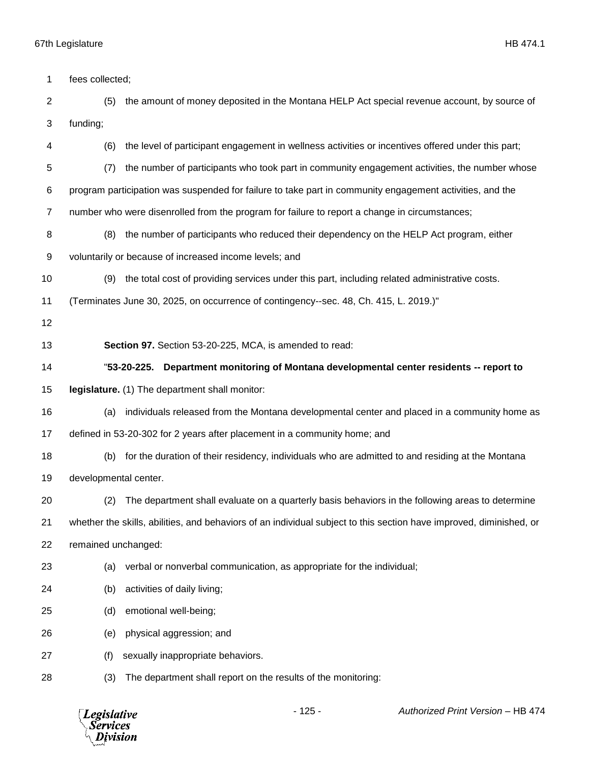fees collected;

(5) the amount of money deposited in the Montana HELP Act special revenue account, by source of funding;

(6) the level of participant engagement in wellness activities or incentives offered under this part;

(7) the number of participants who took part in community engagement activities, the number whose program participation was suspended for failure to take part in community engagement activities, and the number who were disenrolled from the program for failure to report a change in circumstances;

(8) the number of participants who reduced their dependency on the HELP Act program, either voluntarily or because of increased income levels; and

(9) the total cost of providing services under this part, including related administrative costs. (Terminates June 30, 2025, on occurrence of contingency--sec. 48, Ch. 415, L. 2019.)"

**Section 97.** Section 53-20-225, MCA, is amended to read:

"**53-20-225. Department monitoring of Montana developmental center residents -- report to legislature.** (1) The department shall monitor:

(a) individuals released from the Montana developmental center and placed in a community home as defined in 53-20-302 for 2 years after placement in a community home; and

(b) for the duration of their residency, individuals who are admitted to and residing at the Montana developmental center.

(2) The department shall evaluate on a quarterly basis behaviors in the following areas to determine whether the skills, abilities, and behaviors of an individual subject to this section have improved, diminished, or remained unchanged:

(a) verbal or nonverbal communication, as appropriate for the individual;

(b) activities of daily living;

(d) emotional well-being;

(e) physical aggression; and

(f) sexually inappropriate behaviors.

(3) The department shall report on the results of the monitoring: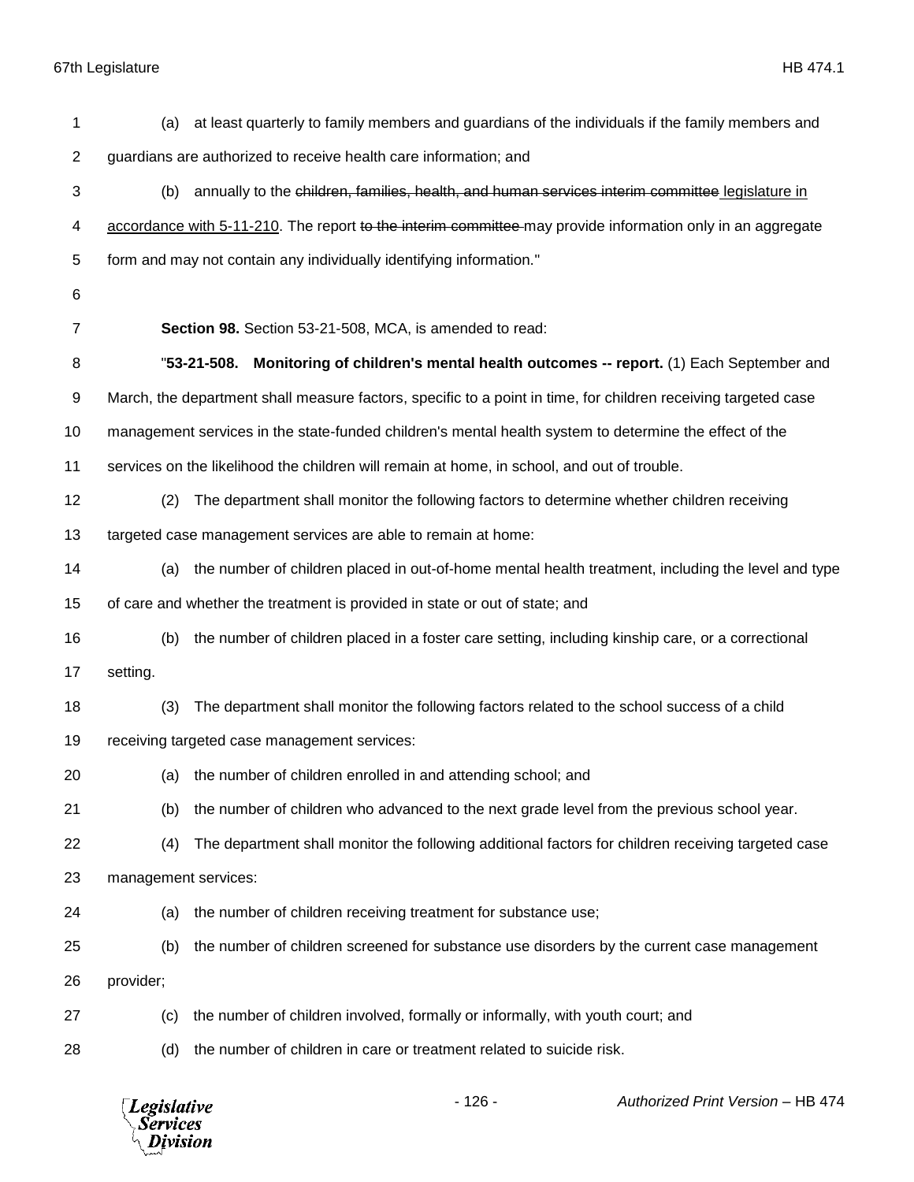(a) at least quarterly to family members and guardians of the individuals if the family members and guardians are authorized to receive health care information; and

(b) annually to the ~~children, families, health, and human services interim committee~~ <u>legislature in accordance with 5-11-210</u>. The report ~~to the interim committee~~ may provide information only in an aggregate form and may not contain any individually identifying information."

**Section 98.** Section 53-21-508, MCA, is amended to read:

"**53-21-508. Monitoring of children's mental health outcomes -- report.** (1) Each September and March, the department shall measure factors, specific to a point in time, for children receiving targeted case management services in the state-funded children's mental health system to determine the effect of the services on the likelihood the children will remain at home, in school, and out of trouble.

(2) The department shall monitor the following factors to determine whether children receiving targeted case management services are able to remain at home:

(a) the number of children placed in out-of-home mental health treatment, including the level and type of care and whether the treatment is provided in state or out of state; and

(b) the number of children placed in a foster care setting, including kinship care, or a correctional setting.

(3) The department shall monitor the following factors related to the school success of a child receiving targeted case management services:

(a) the number of children enrolled in and attending school; and

(b) the number of children who advanced to the next grade level from the previous school year.

(4) The department shall monitor the following additional factors for children receiving targeted case management services:

(a) the number of children receiving treatment for substance use;

(b) the number of children screened for substance use disorders by the current case management provider;

(c) the number of children involved, formally or informally, with youth court; and

(d) the number of children in care or treatment related to suicide risk.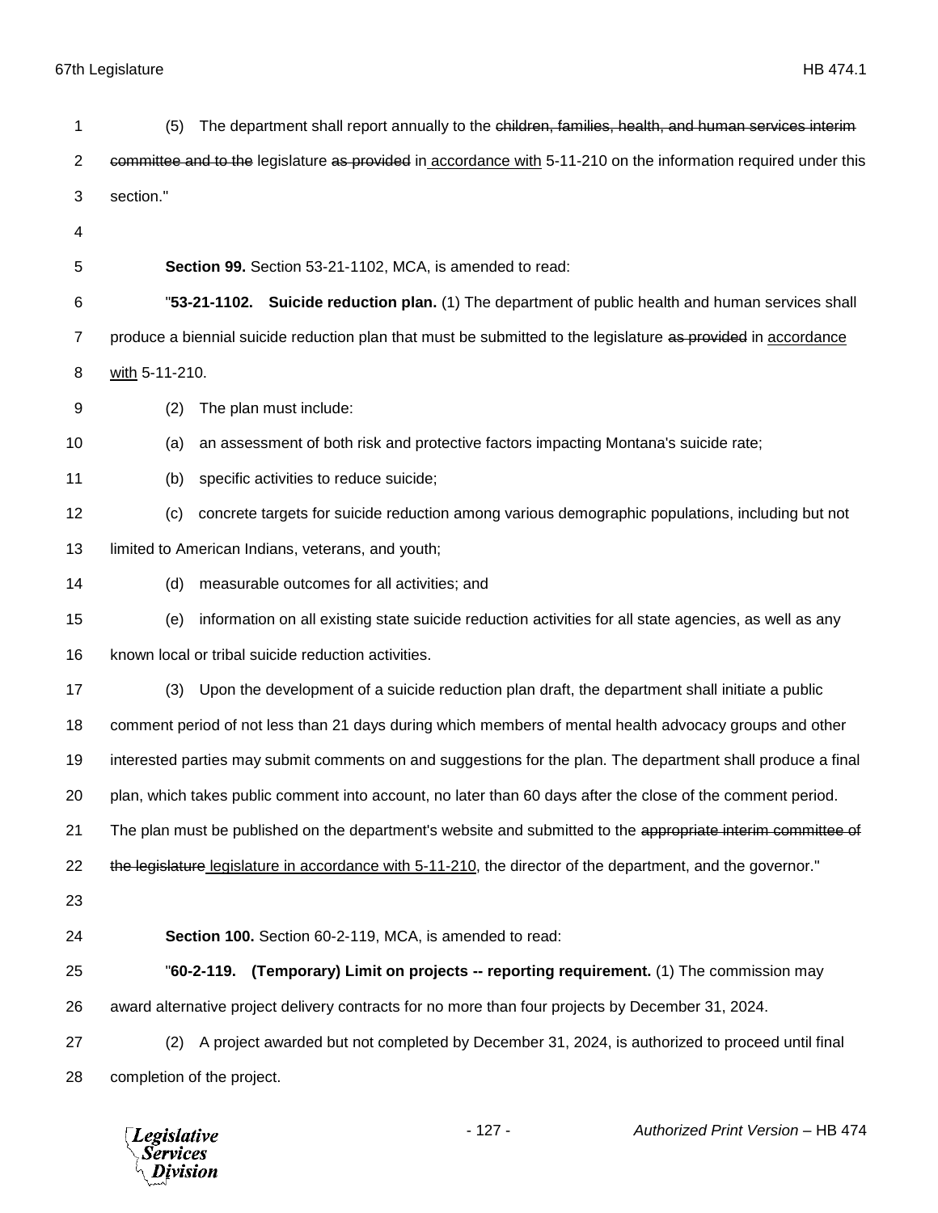(5) The department shall report annually to the ~~children, families, health, and human services interim committee and to the~~ legislature ~~as provided~~ in accordance with 5-11-210 on the information required under this section."

**Section 99.** Section 53-21-1102, MCA, is amended to read:

"**53-21-1102. Suicide reduction plan.** (1) The department of public health and human services shall produce a biennial suicide reduction plan that must be submitted to the legislature ~~as provided~~ in accordance with 5-11-210.

(2) The plan must include:

(a) an assessment of both risk and protective factors impacting Montana's suicide rate;

(b) specific activities to reduce suicide;

(c) concrete targets for suicide reduction among various demographic populations, including but not limited to American Indians, veterans, and youth;

(d) measurable outcomes for all activities; and

(e) information on all existing state suicide reduction activities for all state agencies, as well as any known local or tribal suicide reduction activities.

(3) Upon the development of a suicide reduction plan draft, the department shall initiate a public comment period of not less than 21 days during which members of mental health advocacy groups and other interested parties may submit comments on and suggestions for the plan. The department shall produce a final plan, which takes public comment into account, no later than 60 days after the close of the comment period. The plan must be published on the department's website and submitted to the ~~appropriate interim committee of the legislature~~ legislature in accordance with 5-11-210, the director of the department, and the governor."

**Section 100.** Section 60-2-119, MCA, is amended to read:

"**60-2-119. (Temporary) Limit on projects -- reporting requirement.** (1) The commission may award alternative project delivery contracts for no more than four projects by December 31, 2024.

(2) A project awarded but not completed by December 31, 2024, is authorized to proceed until final completion of the project.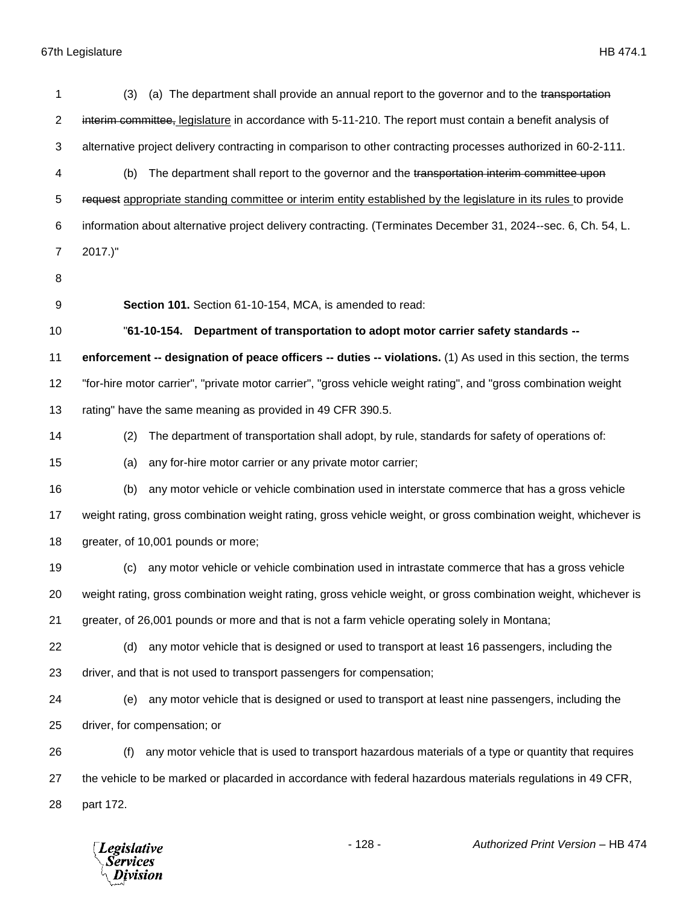(3) (a) The department shall provide an annual report to the governor and to the ~~transportation interim committee,~~ legislature in accordance with 5-11-210. The report must contain a benefit analysis of alternative project delivery contracting in comparison to other contracting processes authorized in 60-2-111.

(b) The department shall report to the governor and the ~~transportation interim committee upon request~~ appropriate standing committee or interim entity established by the legislature in its rules to provide information about alternative project delivery contracting. (Terminates December 31, 2024--sec. 6, Ch. 54, L. 2017.)"

**Section 101.** Section 61-10-154, MCA, is amended to read:

"**61-10-154. Department of transportation to adopt motor carrier safety standards -- enforcement -- designation of peace officers -- duties -- violations.** (1) As used in this section, the terms "for-hire motor carrier", "private motor carrier", "gross vehicle weight rating", and "gross combination weight rating" have the same meaning as provided in 49 CFR 390.5.

(2) The department of transportation shall adopt, by rule, standards for safety of operations of:

(a) any for-hire motor carrier or any private motor carrier;

(b) any motor vehicle or vehicle combination used in interstate commerce that has a gross vehicle weight rating, gross combination weight rating, gross vehicle weight, or gross combination weight, whichever is greater, of 10,001 pounds or more;

(c) any motor vehicle or vehicle combination used in intrastate commerce that has a gross vehicle weight rating, gross combination weight rating, gross vehicle weight, or gross combination weight, whichever is greater, of 26,001 pounds or more and that is not a farm vehicle operating solely in Montana;

(d) any motor vehicle that is designed or used to transport at least 16 passengers, including the driver, and that is not used to transport passengers for compensation;

(e) any motor vehicle that is designed or used to transport at least nine passengers, including the driver, for compensation; or

(f) any motor vehicle that is used to transport hazardous materials of a type or quantity that requires the vehicle to be marked or placarded in accordance with federal hazardous materials regulations in 49 CFR, part 172.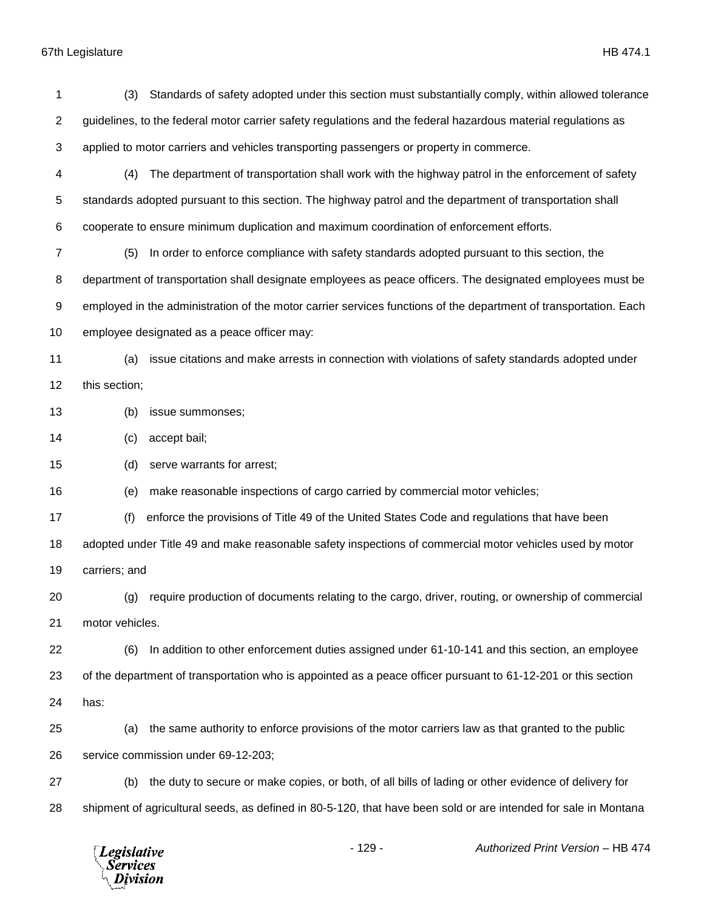(3) Standards of safety adopted under this section must substantially comply, within allowed tolerance guidelines, to the federal motor carrier safety regulations and the federal hazardous material regulations as applied to motor carriers and vehicles transporting passengers or property in commerce.

(4) The department of transportation shall work with the highway patrol in the enforcement of safety standards adopted pursuant to this section. The highway patrol and the department of transportation shall cooperate to ensure minimum duplication and maximum coordination of enforcement efforts.

(5) In order to enforce compliance with safety standards adopted pursuant to this section, the department of transportation shall designate employees as peace officers. The designated employees must be employed in the administration of the motor carrier services functions of the department of transportation. Each employee designated as a peace officer may:

(a) issue citations and make arrests in connection with violations of safety standards adopted under this section;

(b) issue summonses;

(c) accept bail;

(d) serve warrants for arrest;

(e) make reasonable inspections of cargo carried by commercial motor vehicles;

(f) enforce the provisions of Title 49 of the United States Code and regulations that have been adopted under Title 49 and make reasonable safety inspections of commercial motor vehicles used by motor carriers; and

(g) require production of documents relating to the cargo, driver, routing, or ownership of commercial motor vehicles.

(6) In addition to other enforcement duties assigned under 61-10-141 and this section, an employee of the department of transportation who is appointed as a peace officer pursuant to 61-12-201 or this section has:

(a) the same authority to enforce provisions of the motor carriers law as that granted to the public service commission under 69-12-203;

(b) the duty to secure or make copies, or both, of all bills of lading or other evidence of delivery for shipment of agricultural seeds, as defined in 80-5-120, that have been sold or are intended for sale in Montana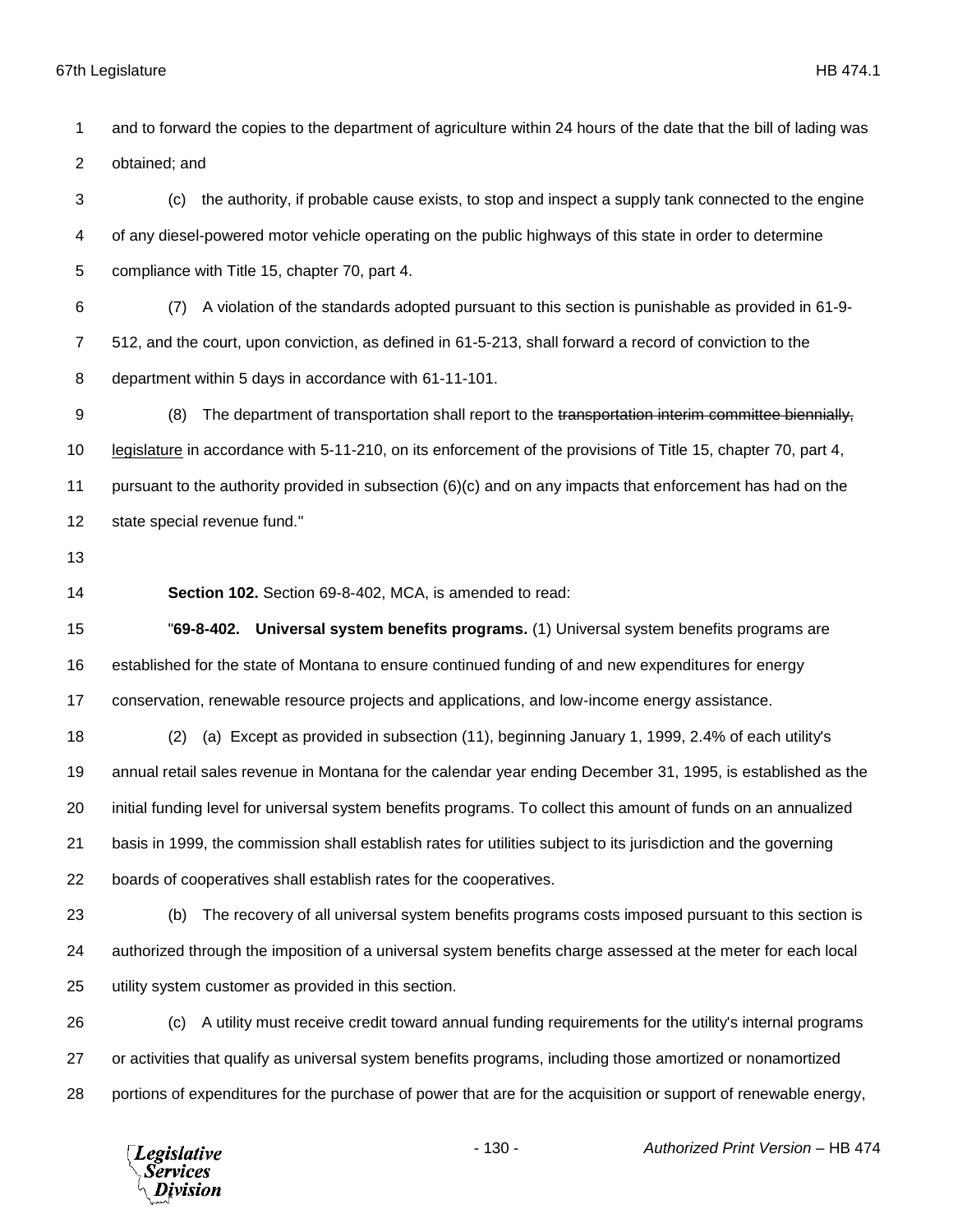and to forward the copies to the department of agriculture within 24 hours of the date that the bill of lading was obtained; and

(c) the authority, if probable cause exists, to stop and inspect a supply tank connected to the engine of any diesel-powered motor vehicle operating on the public highways of this state in order to determine compliance with Title 15, chapter 70, part 4.

(7) A violation of the standards adopted pursuant to this section is punishable as provided in 61-9-512, and the court, upon conviction, as defined in 61-5-213, shall forward a record of conviction to the department within 5 days in accordance with 61-11-101.

(8) The department of transportation shall report to the ~~transportation interim committee biennially,~~ legislature in accordance with 5-11-210, on its enforcement of the provisions of Title 15, chapter 70, part 4, pursuant to the authority provided in subsection (6)(c) and on any impacts that enforcement has had on the state special revenue fund."

**Section 102.** Section 69-8-402, MCA, is amended to read:

"**69-8-402. Universal system benefits programs.** (1) Universal system benefits programs are established for the state of Montana to ensure continued funding of and new expenditures for energy conservation, renewable resource projects and applications, and low-income energy assistance.

(2) (a) Except as provided in subsection (11), beginning January 1, 1999, 2.4% of each utility's annual retail sales revenue in Montana for the calendar year ending December 31, 1995, is established as the initial funding level for universal system benefits programs. To collect this amount of funds on an annualized basis in 1999, the commission shall establish rates for utilities subject to its jurisdiction and the governing boards of cooperatives shall establish rates for the cooperatives.

(b) The recovery of all universal system benefits programs costs imposed pursuant to this section is authorized through the imposition of a universal system benefits charge assessed at the meter for each local utility system customer as provided in this section.

(c) A utility must receive credit toward annual funding requirements for the utility's internal programs or activities that qualify as universal system benefits programs, including those amortized or nonamortized portions of expenditures for the purchase of power that are for the acquisition or support of renewable energy,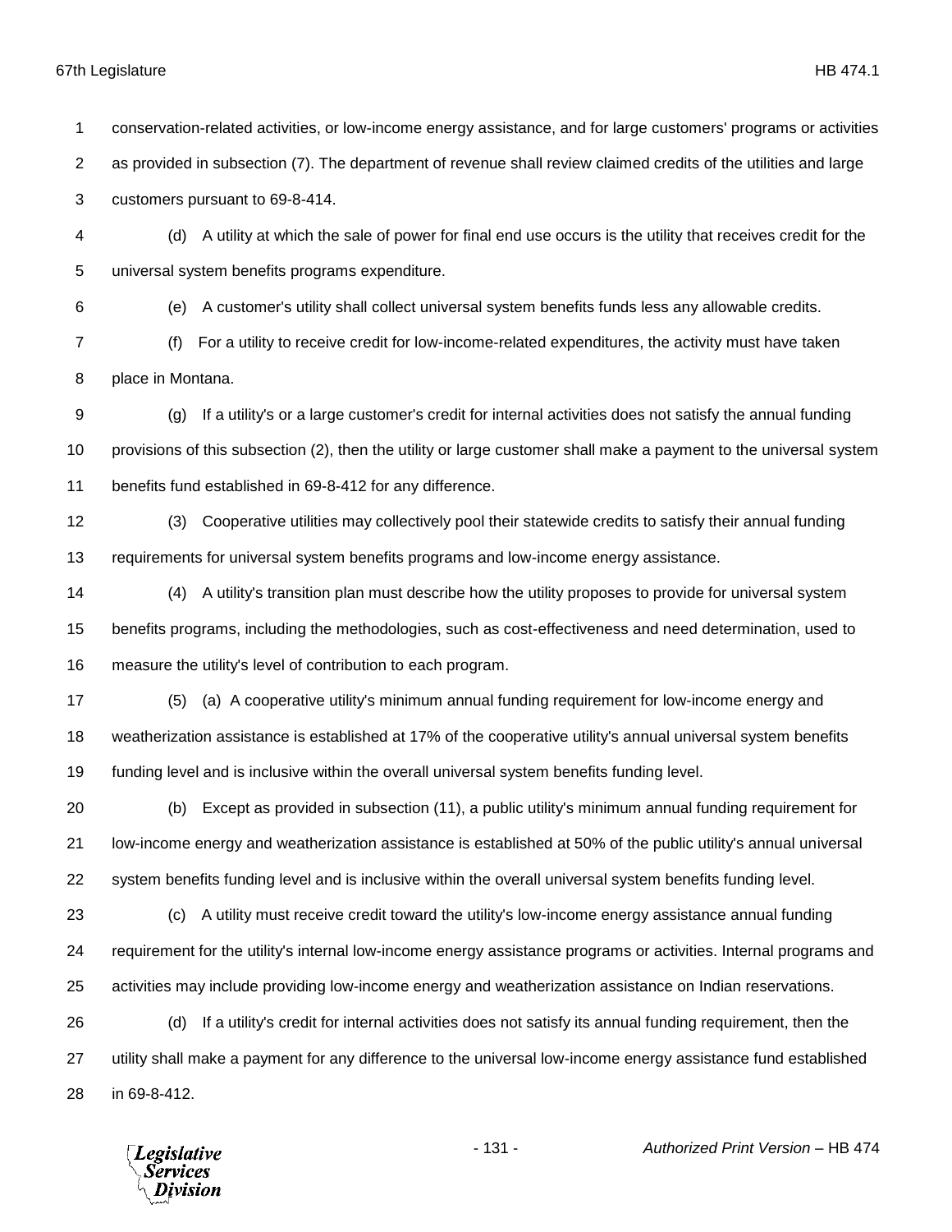conservation-related activities, or low-income energy assistance, and for large customers' programs or activities as provided in subsection (7). The department of revenue shall review claimed credits of the utilities and large customers pursuant to 69-8-414.

(d) A utility at which the sale of power for final end use occurs is the utility that receives credit for the universal system benefits programs expenditure.

(e) A customer's utility shall collect universal system benefits funds less any allowable credits.

(f) For a utility to receive credit for low-income-related expenditures, the activity must have taken place in Montana.

(g) If a utility's or a large customer's credit for internal activities does not satisfy the annual funding provisions of this subsection (2), then the utility or large customer shall make a payment to the universal system benefits fund established in 69-8-412 for any difference.

(3) Cooperative utilities may collectively pool their statewide credits to satisfy their annual funding requirements for universal system benefits programs and low-income energy assistance.

(4) A utility's transition plan must describe how the utility proposes to provide for universal system benefits programs, including the methodologies, such as cost-effectiveness and need determination, used to measure the utility's level of contribution to each program.

(5) (a) A cooperative utility's minimum annual funding requirement for low-income energy and weatherization assistance is established at 17% of the cooperative utility's annual universal system benefits funding level and is inclusive within the overall universal system benefits funding level.

(b) Except as provided in subsection (11), a public utility's minimum annual funding requirement for low-income energy and weatherization assistance is established at 50% of the public utility's annual universal system benefits funding level and is inclusive within the overall universal system benefits funding level.

(c) A utility must receive credit toward the utility's low-income energy assistance annual funding requirement for the utility's internal low-income energy assistance programs or activities. Internal programs and activities may include providing low-income energy and weatherization assistance on Indian reservations.

(d) If a utility's credit for internal activities does not satisfy its annual funding requirement, then the utility shall make a payment for any difference to the universal low-income energy assistance fund established in 69-8-412.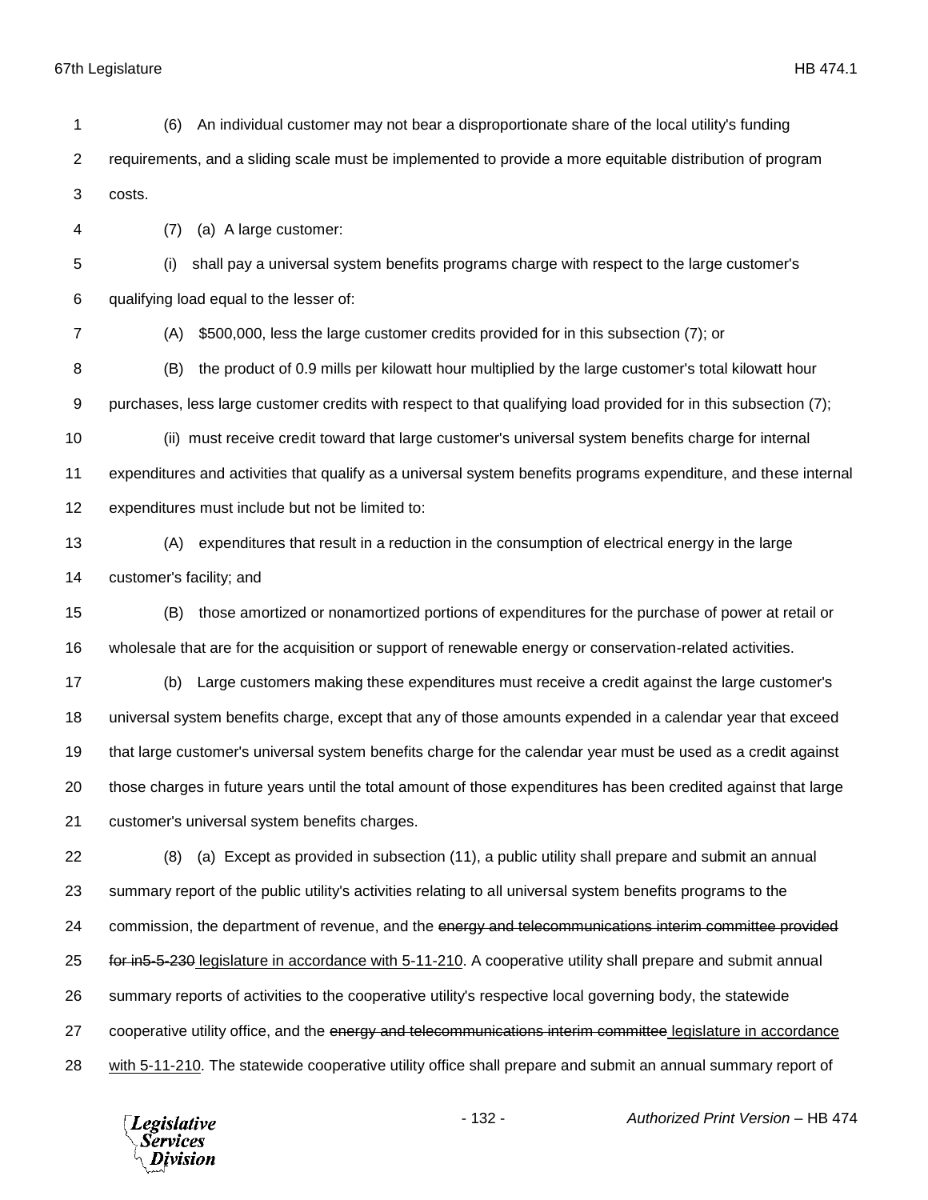(6) An individual customer may not bear a disproportionate share of the local utility's funding requirements, and a sliding scale must be implemented to provide a more equitable distribution of program costs.

(7) (a) A large customer:

(i) shall pay a universal system benefits programs charge with respect to the large customer's qualifying load equal to the lesser of:

(A) $500,000, less the large customer credits provided for in this subsection (7); or

(B) the product of 0.9 mills per kilowatt hour multiplied by the large customer's total kilowatt hour purchases, less large customer credits with respect to that qualifying load provided for in this subsection (7);

(ii) must receive credit toward that large customer's universal system benefits charge for internal expenditures and activities that qualify as a universal system benefits programs expenditure, and these internal expenditures must include but not be limited to:

(A) expenditures that result in a reduction in the consumption of electrical energy in the large customer's facility; and

(B) those amortized or nonamortized portions of expenditures for the purchase of power at retail or wholesale that are for the acquisition or support of renewable energy or conservation-related activities.

(b) Large customers making these expenditures must receive a credit against the large customer's universal system benefits charge, except that any of those amounts expended in a calendar year that exceed that large customer's universal system benefits charge for the calendar year must be used as a credit against those charges in future years until the total amount of those expenditures has been credited against that large customer's universal system benefits charges.

(8) (a) Except as provided in subsection (11), a public utility shall prepare and submit an annual summary report of the public utility's activities relating to all universal system benefits programs to the commission, the department of revenue, and the ~~energy and telecommunications interim committee provided for in5-5-230~~ legislature in accordance with 5-11-210. A cooperative utility shall prepare and submit annual summary reports of activities to the cooperative utility's respective local governing body, the statewide cooperative utility office, and the ~~energy and telecommunications interim committee~~ legislature in accordance with 5-11-210. The statewide cooperative utility office shall prepare and submit an annual summary report of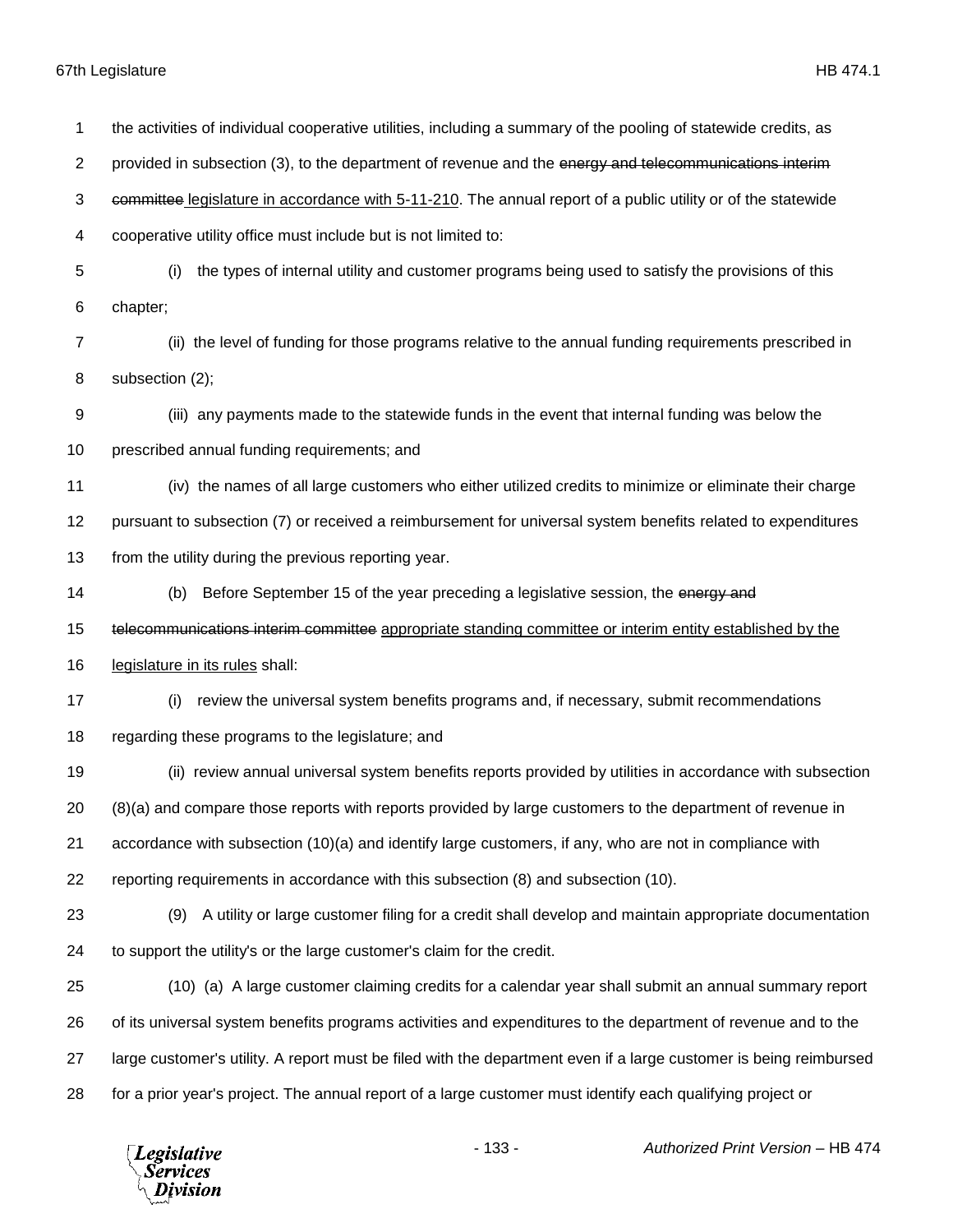the activities of individual cooperative utilities, including a summary of the pooling of statewide credits, as provided in subsection (3), to the department of revenue and the ~~energy and telecommunications interim committee~~ legislature in accordance with 5-11-210. The annual report of a public utility or of the statewide cooperative utility office must include but is not limited to:

(i) the types of internal utility and customer programs being used to satisfy the provisions of this chapter;

(ii) the level of funding for those programs relative to the annual funding requirements prescribed in subsection (2);

(iii) any payments made to the statewide funds in the event that internal funding was below the prescribed annual funding requirements; and

(iv) the names of all large customers who either utilized credits to minimize or eliminate their charge pursuant to subsection (7) or received a reimbursement for universal system benefits related to expenditures from the utility during the previous reporting year.

(b) Before September 15 of the year preceding a legislative session, the ~~energy and telecommunications interim committee~~ appropriate standing committee or interim entity established by the legislature in its rules shall:

(i) review the universal system benefits programs and, if necessary, submit recommendations regarding these programs to the legislature; and

(ii) review annual universal system benefits reports provided by utilities in accordance with subsection (8)(a) and compare those reports with reports provided by large customers to the department of revenue in accordance with subsection (10)(a) and identify large customers, if any, who are not in compliance with reporting requirements in accordance with this subsection (8) and subsection (10).

(9) A utility or large customer filing for a credit shall develop and maintain appropriate documentation to support the utility's or the large customer's claim for the credit.

(10) (a) A large customer claiming credits for a calendar year shall submit an annual summary report of its universal system benefits programs activities and expenditures to the department of revenue and to the large customer's utility. A report must be filed with the department even if a large customer is being reimbursed for a prior year's project. The annual report of a large customer must identify each qualifying project or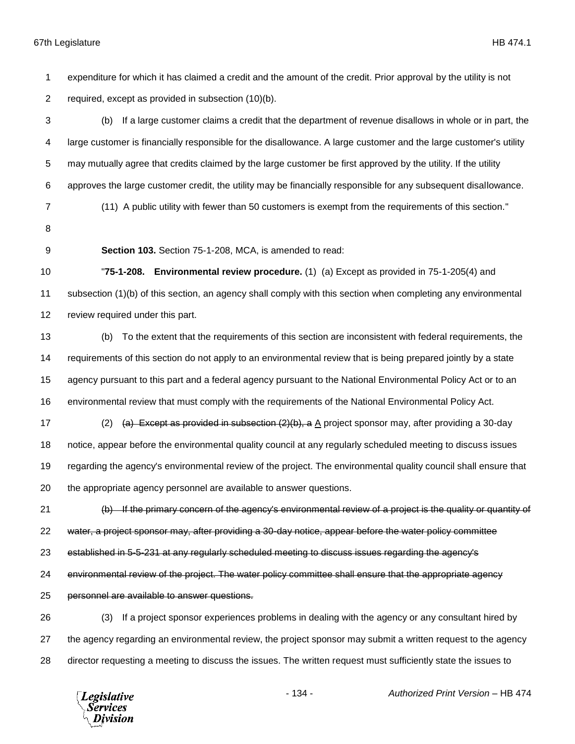expenditure for which it has claimed a credit and the amount of the credit. Prior approval by the utility is not required, except as provided in subsection (10)(b).

(b) If a large customer claims a credit that the department of revenue disallows in whole or in part, the large customer is financially responsible for the disallowance. A large customer and the large customer's utility may mutually agree that credits claimed by the large customer be first approved by the utility. If the utility approves the large customer credit, the utility may be financially responsible for any subsequent disallowance.

(11) A public utility with fewer than 50 customers is exempt from the requirements of this section."

**Section 103.** Section 75-1-208, MCA, is amended to read:

"**75-1-208. Environmental review procedure.** (1) (a) Except as provided in 75-1-205(4) and subsection (1)(b) of this section, an agency shall comply with this section when completing any environmental review required under this part.

(b) To the extent that the requirements of this section are inconsistent with federal requirements, the requirements of this section do not apply to an environmental review that is being prepared jointly by a state agency pursuant to this part and a federal agency pursuant to the National Environmental Policy Act or to an environmental review that must comply with the requirements of the National Environmental Policy Act.

(2) ~~(a) Except as provided in subsection (2)(b), a~~ <u>A</u> project sponsor may, after providing a 30-day notice, appear before the environmental quality council at any regularly scheduled meeting to discuss issues regarding the agency's environmental review of the project. The environmental quality council shall ensure that the appropriate agency personnel are available to answer questions.

~~(b) If the primary concern of the agency's environmental review of a project is the quality or quantity of water, a project sponsor may, after providing a 30-day notice, appear before the water policy committee established in 5-5-231 at any regularly scheduled meeting to discuss issues regarding the agency's environmental review of the project. The water policy committee shall ensure that the appropriate agency personnel are available to answer questions.~~

(3) If a project sponsor experiences problems in dealing with the agency or any consultant hired by the agency regarding an environmental review, the project sponsor may submit a written request to the agency director requesting a meeting to discuss the issues. The written request must sufficiently state the issues to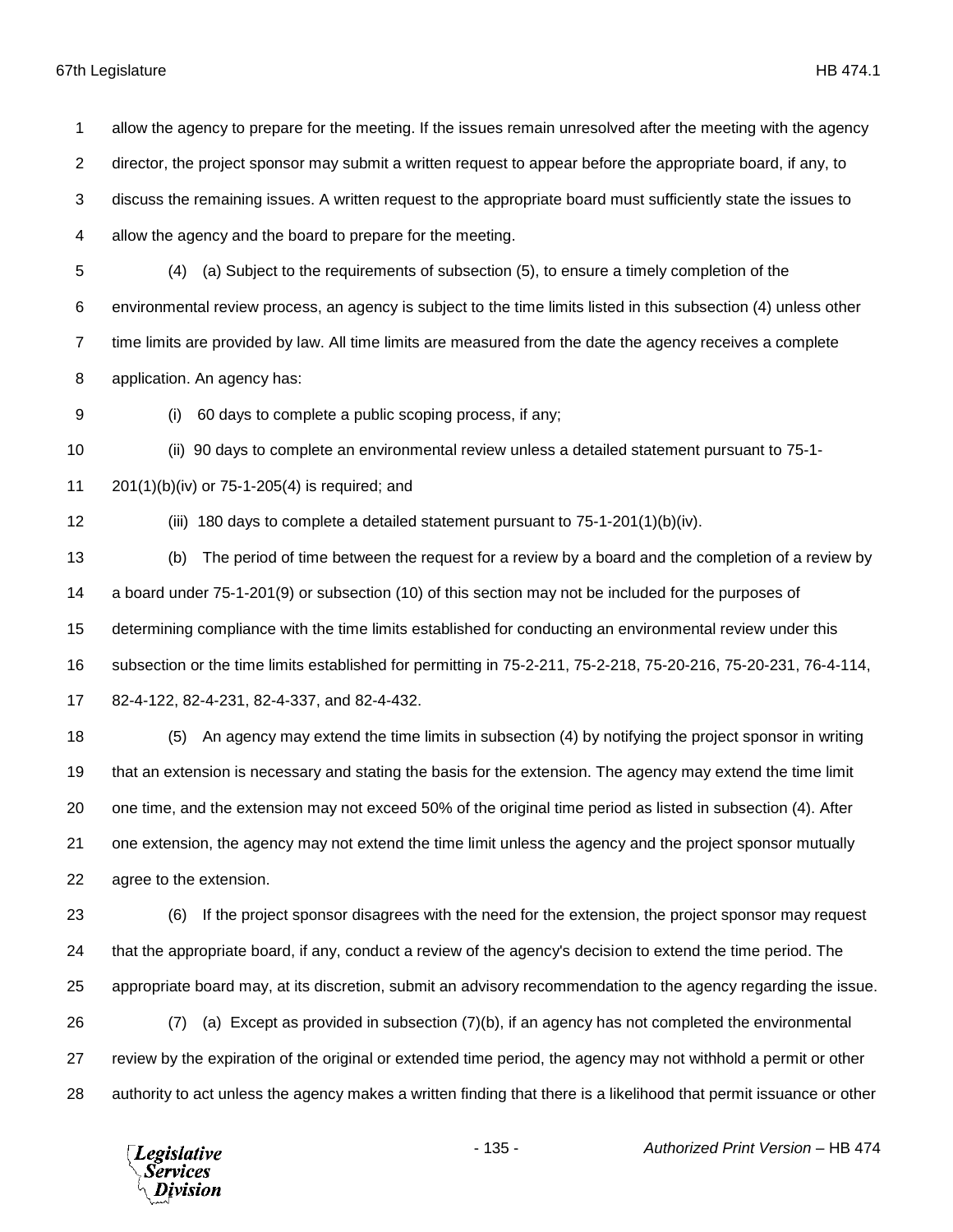allow the agency to prepare for the meeting. If the issues remain unresolved after the meeting with the agency director, the project sponsor may submit a written request to appear before the appropriate board, if any, to discuss the remaining issues. A written request to the appropriate board must sufficiently state the issues to allow the agency and the board to prepare for the meeting.

(4) (a) Subject to the requirements of subsection (5), to ensure a timely completion of the environmental review process, an agency is subject to the time limits listed in this subsection (4) unless other time limits are provided by law. All time limits are measured from the date the agency receives a complete application. An agency has:

(i) 60 days to complete a public scoping process, if any;

(ii) 90 days to complete an environmental review unless a detailed statement pursuant to 75-1-201(1)(b)(iv) or 75-1-205(4) is required; and

(iii) 180 days to complete a detailed statement pursuant to 75-1-201(1)(b)(iv).

(b) The period of time between the request for a review by a board and the completion of a review by a board under 75-1-201(9) or subsection (10) of this section may not be included for the purposes of determining compliance with the time limits established for conducting an environmental review under this subsection or the time limits established for permitting in 75-2-211, 75-2-218, 75-20-216, 75-20-231, 76-4-114, 82-4-122, 82-4-231, 82-4-337, and 82-4-432.

(5) An agency may extend the time limits in subsection (4) by notifying the project sponsor in writing that an extension is necessary and stating the basis for the extension. The agency may extend the time limit one time, and the extension may not exceed 50% of the original time period as listed in subsection (4). After one extension, the agency may not extend the time limit unless the agency and the project sponsor mutually agree to the extension.

(6) If the project sponsor disagrees with the need for the extension, the project sponsor may request that the appropriate board, if any, conduct a review of the agency's decision to extend the time period. The appropriate board may, at its discretion, submit an advisory recommendation to the agency regarding the issue.

(7) (a) Except as provided in subsection (7)(b), if an agency has not completed the environmental review by the expiration of the original or extended time period, the agency may not withhold a permit or other authority to act unless the agency makes a written finding that there is a likelihood that permit issuance or other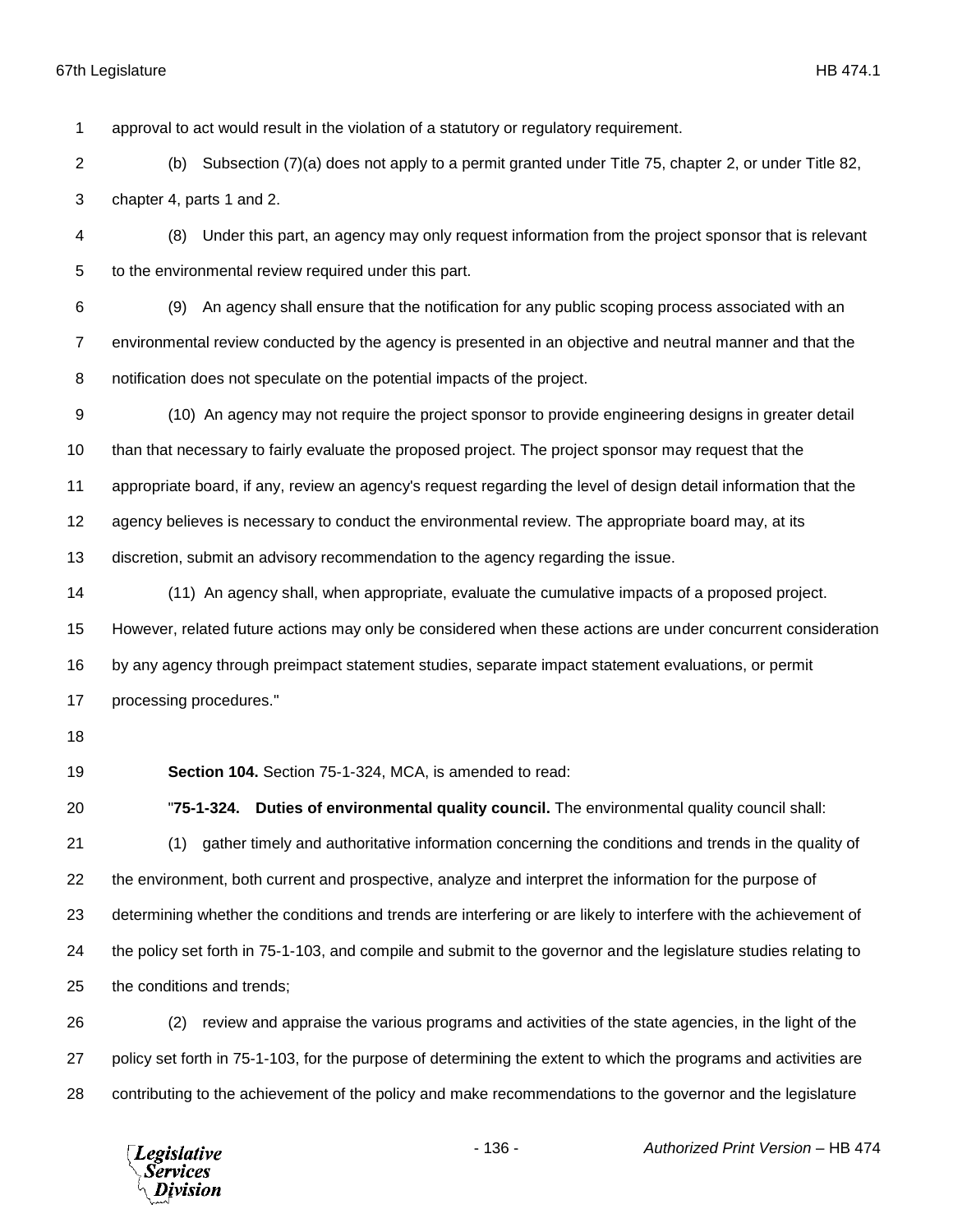approval to act would result in the violation of a statutory or regulatory requirement.

(b) Subsection (7)(a) does not apply to a permit granted under Title 75, chapter 2, or under Title 82, chapter 4, parts 1 and 2.

(8) Under this part, an agency may only request information from the project sponsor that is relevant to the environmental review required under this part.

(9) An agency shall ensure that the notification for any public scoping process associated with an environmental review conducted by the agency is presented in an objective and neutral manner and that the notification does not speculate on the potential impacts of the project.

(10) An agency may not require the project sponsor to provide engineering designs in greater detail than that necessary to fairly evaluate the proposed project. The project sponsor may request that the appropriate board, if any, review an agency's request regarding the level of design detail information that the agency believes is necessary to conduct the environmental review. The appropriate board may, at its discretion, submit an advisory recommendation to the agency regarding the issue.

(11) An agency shall, when appropriate, evaluate the cumulative impacts of a proposed project. However, related future actions may only be considered when these actions are under concurrent consideration by any agency through preimpact statement studies, separate impact statement evaluations, or permit processing procedures."

**Section 104.** Section 75-1-324, MCA, is amended to read:

"**75-1-324. Duties of environmental quality council.** The environmental quality council shall:

(1) gather timely and authoritative information concerning the conditions and trends in the quality of the environment, both current and prospective, analyze and interpret the information for the purpose of determining whether the conditions and trends are interfering or are likely to interfere with the achievement of the policy set forth in 75-1-103, and compile and submit to the governor and the legislature studies relating to the conditions and trends;

(2) review and appraise the various programs and activities of the state agencies, in the light of the policy set forth in 75-1-103, for the purpose of determining the extent to which the programs and activities are contributing to the achievement of the policy and make recommendations to the governor and the legislature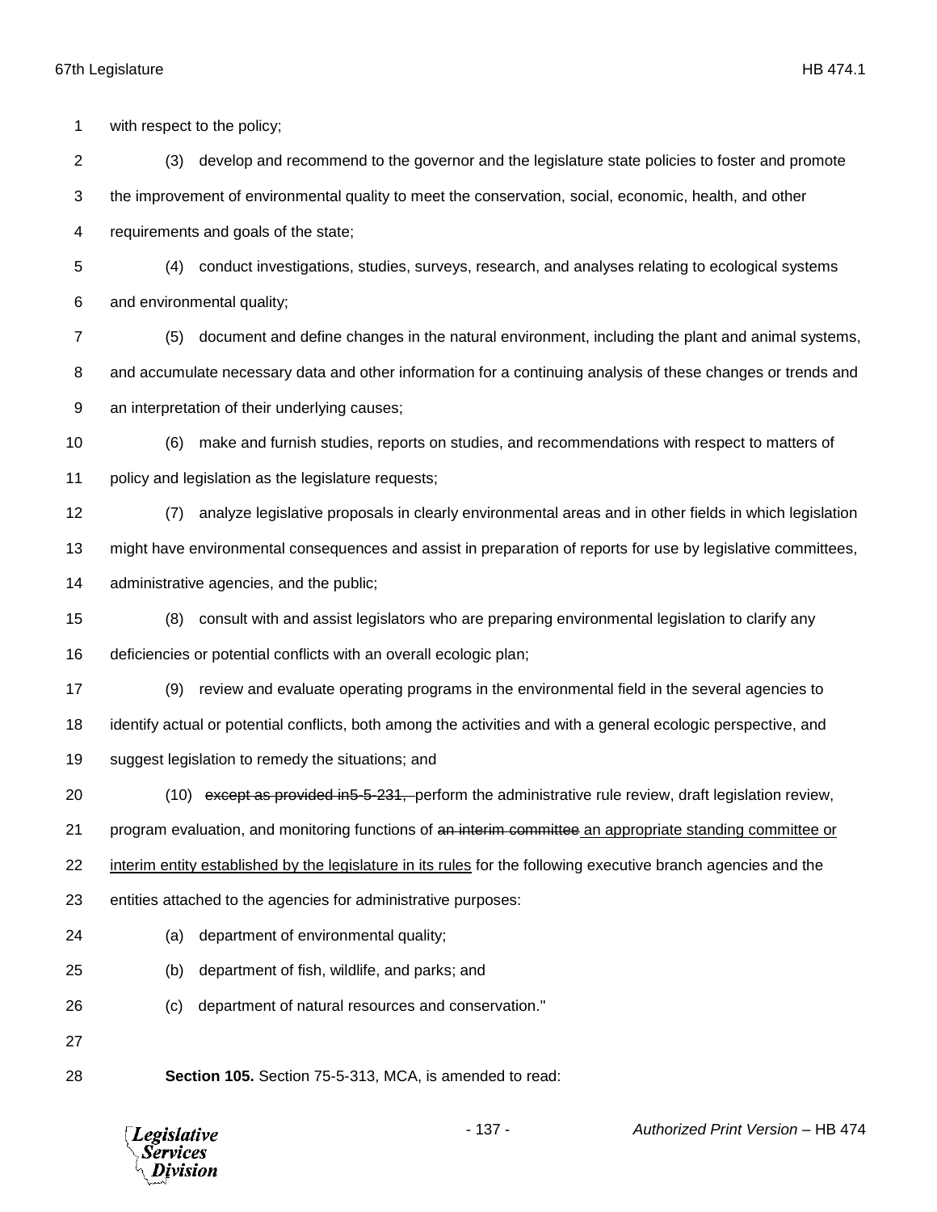with respect to the policy;

(3) develop and recommend to the governor and the legislature state policies to foster and promote the improvement of environmental quality to meet the conservation, social, economic, health, and other requirements and goals of the state;

(4) conduct investigations, studies, surveys, research, and analyses relating to ecological systems and environmental quality;

(5) document and define changes in the natural environment, including the plant and animal systems, and accumulate necessary data and other information for a continuing analysis of these changes or trends and an interpretation of their underlying causes;

(6) make and furnish studies, reports on studies, and recommendations with respect to matters of policy and legislation as the legislature requests;

(7) analyze legislative proposals in clearly environmental areas and in other fields in which legislation might have environmental consequences and assist in preparation of reports for use by legislative committees, administrative agencies, and the public;

(8) consult with and assist legislators who are preparing environmental legislation to clarify any deficiencies or potential conflicts with an overall ecologic plan;

(9) review and evaluate operating programs in the environmental field in the several agencies to identify actual or potential conflicts, both among the activities and with a general ecologic perspective, and suggest legislation to remedy the situations; and

(10) ~~except as provided in5-5-231,~~ perform the administrative rule review, draft legislation review, program evaluation, and monitoring functions of ~~an interim committee~~ <u>an appropriate standing committee or interim entity established by the legislature in its rules</u> for the following executive branch agencies and the entities attached to the agencies for administrative purposes:

(a) department of environmental quality;

(b) department of fish, wildlife, and parks; and

(c) department of natural resources and conservation."

**Section 105.** Section 75-5-313, MCA, is amended to read: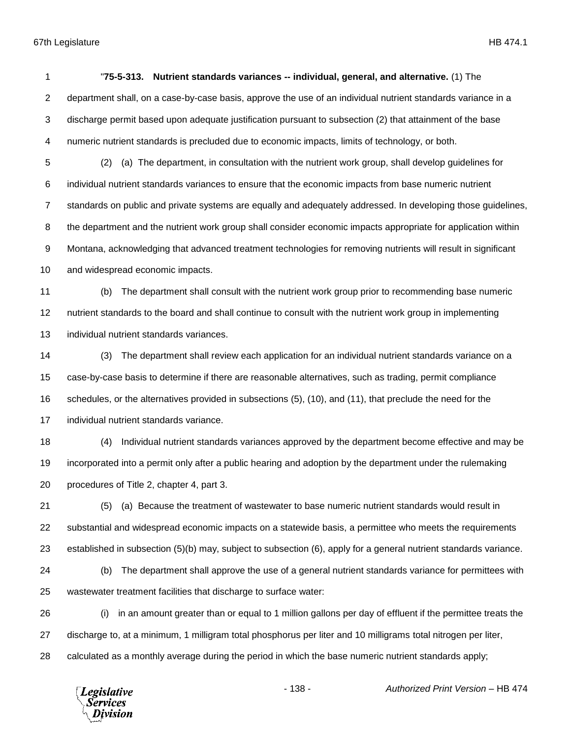"**75-5-313. Nutrient standards variances -- individual, general, and alternative.** (1) The department shall, on a case-by-case basis, approve the use of an individual nutrient standards variance in a discharge permit based upon adequate justification pursuant to subsection (2) that attainment of the base numeric nutrient standards is precluded due to economic impacts, limits of technology, or both.

(2) (a) The department, in consultation with the nutrient work group, shall develop guidelines for individual nutrient standards variances to ensure that the economic impacts from base numeric nutrient standards on public and private systems are equally and adequately addressed. In developing those guidelines, the department and the nutrient work group shall consider economic impacts appropriate for application within Montana, acknowledging that advanced treatment technologies for removing nutrients will result in significant and widespread economic impacts.

(b) The department shall consult with the nutrient work group prior to recommending base numeric nutrient standards to the board and shall continue to consult with the nutrient work group in implementing individual nutrient standards variances.

(3) The department shall review each application for an individual nutrient standards variance on a case-by-case basis to determine if there are reasonable alternatives, such as trading, permit compliance schedules, or the alternatives provided in subsections (5), (10), and (11), that preclude the need for the individual nutrient standards variance.

(4) Individual nutrient standards variances approved by the department become effective and may be incorporated into a permit only after a public hearing and adoption by the department under the rulemaking procedures of Title 2, chapter 4, part 3.

(5) (a) Because the treatment of wastewater to base numeric nutrient standards would result in substantial and widespread economic impacts on a statewide basis, a permittee who meets the requirements established in subsection (5)(b) may, subject to subsection (6), apply for a general nutrient standards variance.

(b) The department shall approve the use of a general nutrient standards variance for permittees with wastewater treatment facilities that discharge to surface water:

(i) in an amount greater than or equal to 1 million gallons per day of effluent if the permittee treats the discharge to, at a minimum, 1 milligram total phosphorus per liter and 10 milligrams total nitrogen per liter, calculated as a monthly average during the period in which the base numeric nutrient standards apply;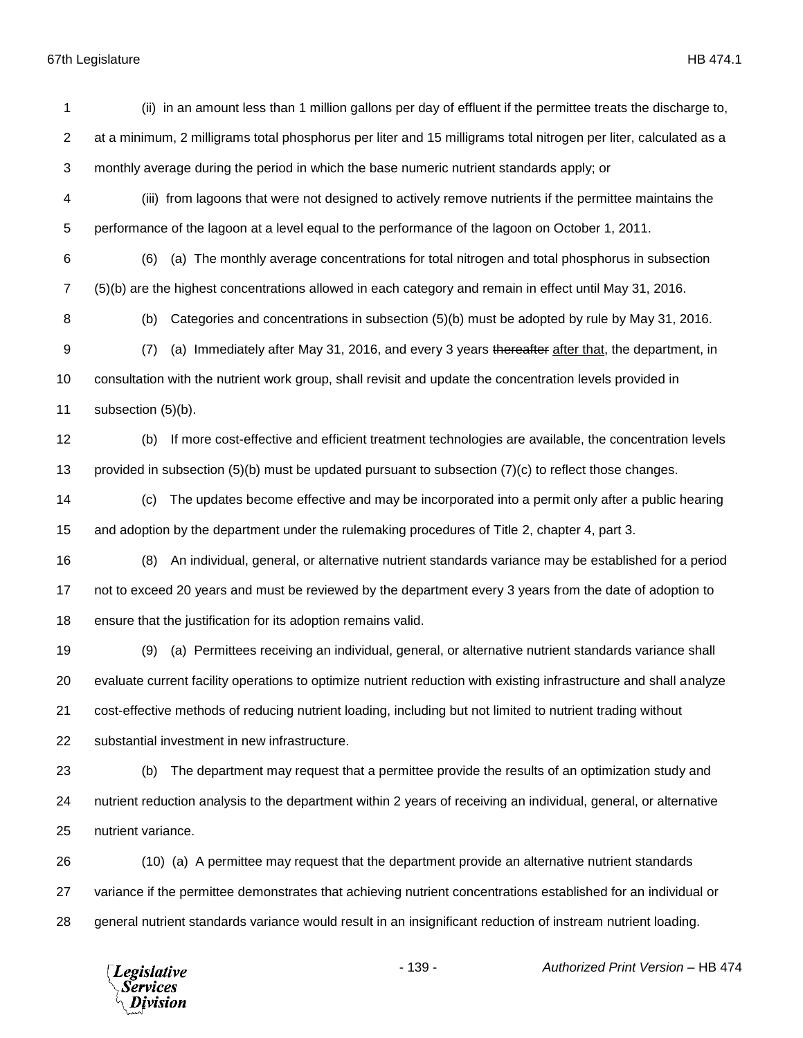(ii) in an amount less than 1 million gallons per day of effluent if the permittee treats the discharge to, at a minimum, 2 milligrams total phosphorus per liter and 15 milligrams total nitrogen per liter, calculated as a monthly average during the period in which the base numeric nutrient standards apply; or

(iii) from lagoons that were not designed to actively remove nutrients if the permittee maintains the performance of the lagoon at a level equal to the performance of the lagoon on October 1, 2011.

(6) (a) The monthly average concentrations for total nitrogen and total phosphorus in subsection (5)(b) are the highest concentrations allowed in each category and remain in effect until May 31, 2016.

(b) Categories and concentrations in subsection (5)(b) must be adopted by rule by May 31, 2016.

(7) (a) Immediately after May 31, 2016, and every 3 years ~~thereafter~~ after that, the department, in consultation with the nutrient work group, shall revisit and update the concentration levels provided in subsection (5)(b).

(b) If more cost-effective and efficient treatment technologies are available, the concentration levels provided in subsection (5)(b) must be updated pursuant to subsection (7)(c) to reflect those changes.

(c) The updates become effective and may be incorporated into a permit only after a public hearing and adoption by the department under the rulemaking procedures of Title 2, chapter 4, part 3.

(8) An individual, general, or alternative nutrient standards variance may be established for a period not to exceed 20 years and must be reviewed by the department every 3 years from the date of adoption to ensure that the justification for its adoption remains valid.

(9) (a) Permittees receiving an individual, general, or alternative nutrient standards variance shall evaluate current facility operations to optimize nutrient reduction with existing infrastructure and shall analyze cost-effective methods of reducing nutrient loading, including but not limited to nutrient trading without substantial investment in new infrastructure.

(b) The department may request that a permittee provide the results of an optimization study and nutrient reduction analysis to the department within 2 years of receiving an individual, general, or alternative nutrient variance.

(10) (a) A permittee may request that the department provide an alternative nutrient standards variance if the permittee demonstrates that achieving nutrient concentrations established for an individual or general nutrient standards variance would result in an insignificant reduction of instream nutrient loading.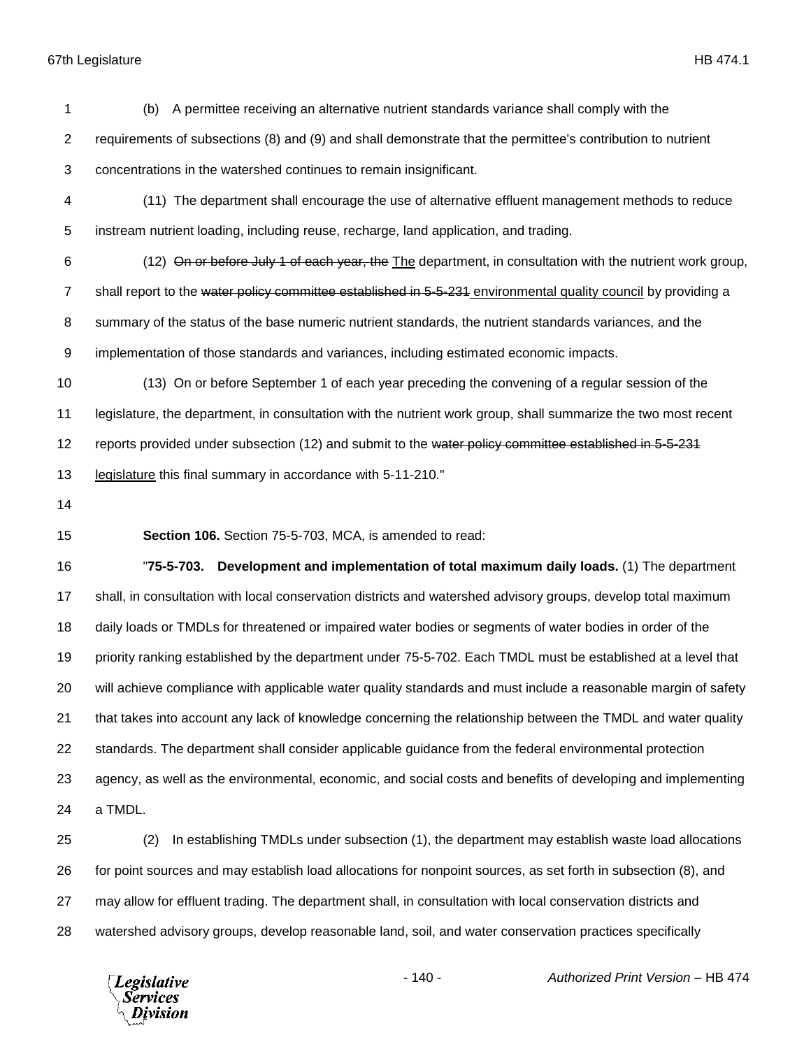(b) A permittee receiving an alternative nutrient standards variance shall comply with the requirements of subsections (8) and (9) and shall demonstrate that the permittee's contribution to nutrient concentrations in the watershed continues to remain insignificant.

(11) The department shall encourage the use of alternative effluent management methods to reduce instream nutrient loading, including reuse, recharge, land application, and trading.

(12) ~~On or before July 1 of each year, the~~ The department, in consultation with the nutrient work group, shall report to the ~~water policy committee established in 5-5-231~~ environmental quality council by providing a summary of the status of the base numeric nutrient standards, the nutrient standards variances, and the implementation of those standards and variances, including estimated economic impacts.

(13) On or before September 1 of each year preceding the convening of a regular session of the legislature, the department, in consultation with the nutrient work group, shall summarize the two most recent reports provided under subsection (12) and submit to the ~~water policy committee established in 5-5-231~~ legislature this final summary in accordance with 5-11-210."

**Section 106.** Section 75-5-703, MCA, is amended to read:

"**75-5-703. Development and implementation of total maximum daily loads.** (1) The department shall, in consultation with local conservation districts and watershed advisory groups, develop total maximum daily loads or TMDLs for threatened or impaired water bodies or segments of water bodies in order of the priority ranking established by the department under 75-5-702. Each TMDL must be established at a level that will achieve compliance with applicable water quality standards and must include a reasonable margin of safety that takes into account any lack of knowledge concerning the relationship between the TMDL and water quality standards. The department shall consider applicable guidance from the federal environmental protection agency, as well as the environmental, economic, and social costs and benefits of developing and implementing a TMDL.

(2) In establishing TMDLs under subsection (1), the department may establish waste load allocations for point sources and may establish load allocations for nonpoint sources, as set forth in subsection (8), and may allow for effluent trading. The department shall, in consultation with local conservation districts and watershed advisory groups, develop reasonable land, soil, and water conservation practices specifically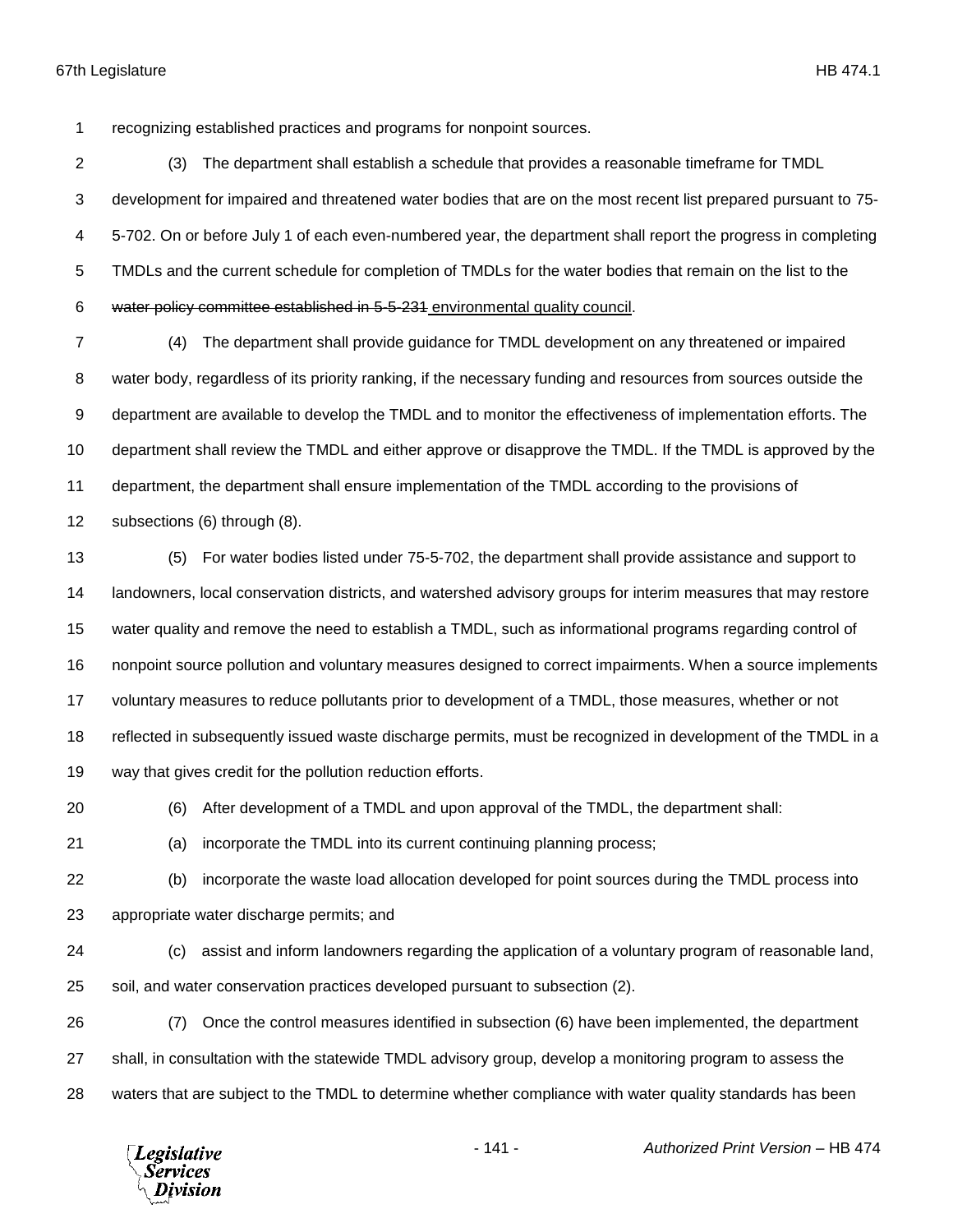recognizing established practices and programs for nonpoint sources.

(3) The department shall establish a schedule that provides a reasonable timeframe for TMDL development for impaired and threatened water bodies that are on the most recent list prepared pursuant to 75-5-702. On or before July 1 of each even-numbered year, the department shall report the progress in completing TMDLs and the current schedule for completion of TMDLs for the water bodies that remain on the list to the ~~water policy committee established in 5-5-231~~ environmental quality council.

(4) The department shall provide guidance for TMDL development on any threatened or impaired water body, regardless of its priority ranking, if the necessary funding and resources from sources outside the department are available to develop the TMDL and to monitor the effectiveness of implementation efforts. The department shall review the TMDL and either approve or disapprove the TMDL. If the TMDL is approved by the department, the department shall ensure implementation of the TMDL according to the provisions of subsections (6) through (8).

(5) For water bodies listed under 75-5-702, the department shall provide assistance and support to landowners, local conservation districts, and watershed advisory groups for interim measures that may restore water quality and remove the need to establish a TMDL, such as informational programs regarding control of nonpoint source pollution and voluntary measures designed to correct impairments. When a source implements voluntary measures to reduce pollutants prior to development of a TMDL, those measures, whether or not reflected in subsequently issued waste discharge permits, must be recognized in development of the TMDL in a way that gives credit for the pollution reduction efforts.

(6) After development of a TMDL and upon approval of the TMDL, the department shall:

(a) incorporate the TMDL into its current continuing planning process;

(b) incorporate the waste load allocation developed for point sources during the TMDL process into appropriate water discharge permits; and

(c) assist and inform landowners regarding the application of a voluntary program of reasonable land, soil, and water conservation practices developed pursuant to subsection (2).

(7) Once the control measures identified in subsection (6) have been implemented, the department shall, in consultation with the statewide TMDL advisory group, develop a monitoring program to assess the waters that are subject to the TMDL to determine whether compliance with water quality standards has been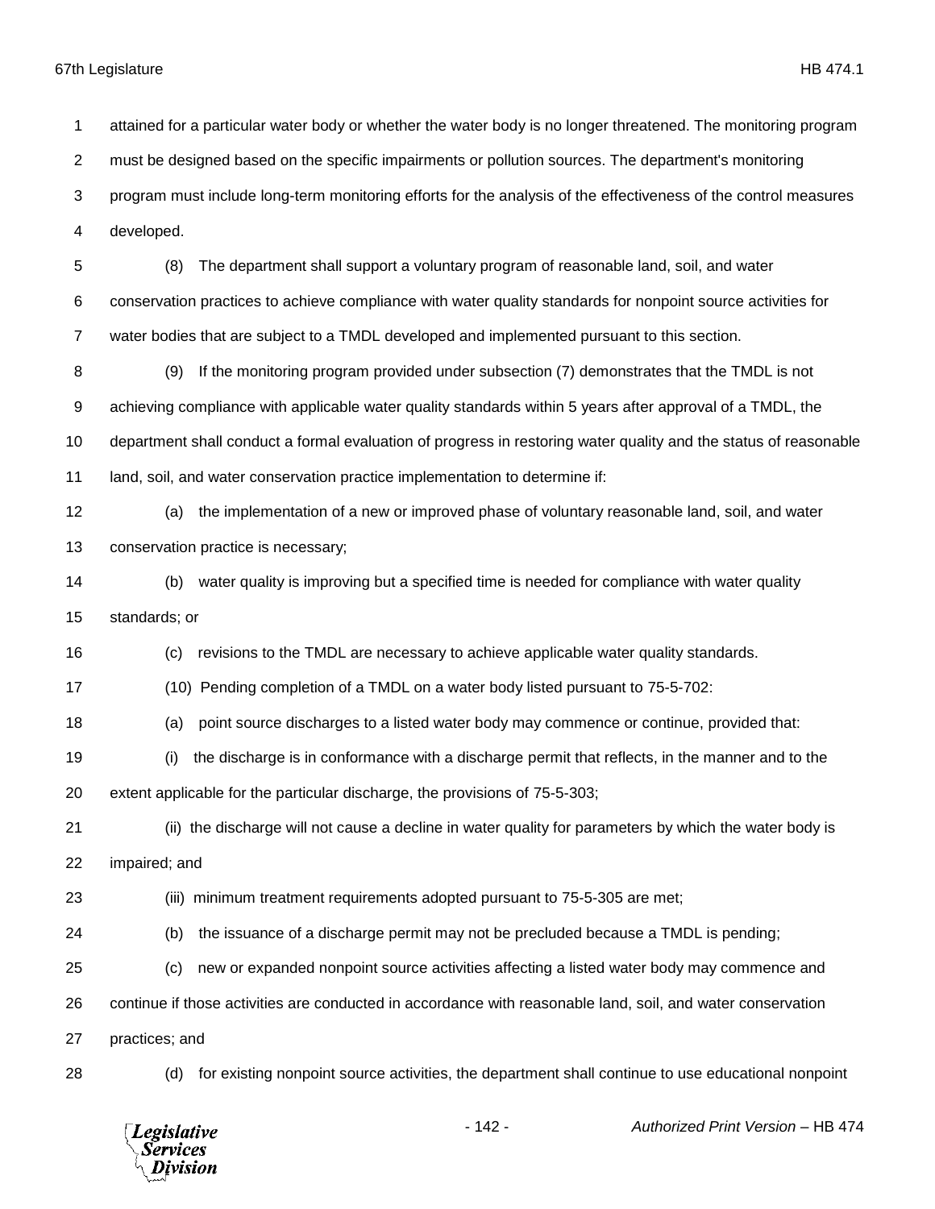attained for a particular water body or whether the water body is no longer threatened. The monitoring program must be designed based on the specific impairments or pollution sources. The department's monitoring program must include long-term monitoring efforts for the analysis of the effectiveness of the control measures developed.

(8) The department shall support a voluntary program of reasonable land, soil, and water conservation practices to achieve compliance with water quality standards for nonpoint source activities for water bodies that are subject to a TMDL developed and implemented pursuant to this section.

(9) If the monitoring program provided under subsection (7) demonstrates that the TMDL is not achieving compliance with applicable water quality standards within 5 years after approval of a TMDL, the department shall conduct a formal evaluation of progress in restoring water quality and the status of reasonable land, soil, and water conservation practice implementation to determine if:

(a) the implementation of a new or improved phase of voluntary reasonable land, soil, and water conservation practice is necessary;

(b) water quality is improving but a specified time is needed for compliance with water quality standards; or

(c) revisions to the TMDL are necessary to achieve applicable water quality standards.

(10) Pending completion of a TMDL on a water body listed pursuant to 75-5-702:

(a) point source discharges to a listed water body may commence or continue, provided that:

(i) the discharge is in conformance with a discharge permit that reflects, in the manner and to the extent applicable for the particular discharge, the provisions of 75-5-303;

(ii) the discharge will not cause a decline in water quality for parameters by which the water body is impaired; and

(iii) minimum treatment requirements adopted pursuant to 75-5-305 are met;

(b) the issuance of a discharge permit may not be precluded because a TMDL is pending;

(c) new or expanded nonpoint source activities affecting a listed water body may commence and continue if those activities are conducted in accordance with reasonable land, soil, and water conservation practices; and

(d) for existing nonpoint source activities, the department shall continue to use educational nonpoint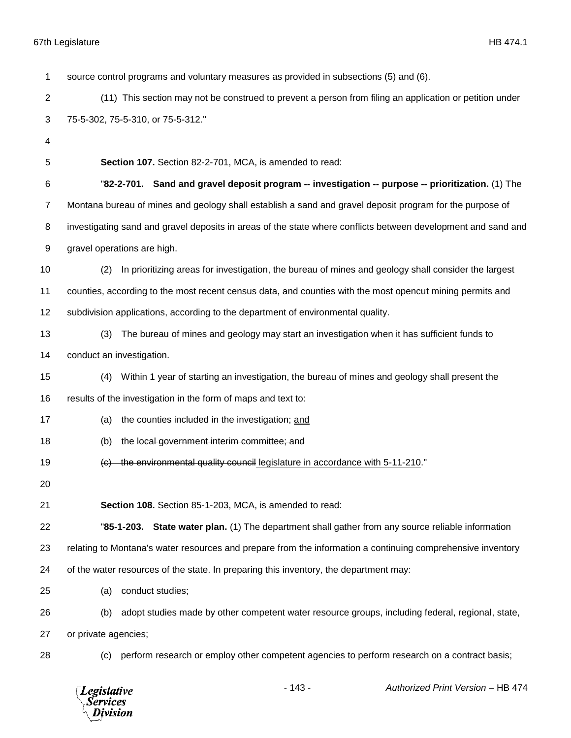source control programs and voluntary measures as provided in subsections (5) and (6).

(11) This section may not be construed to prevent a person from filing an application or petition under 75-5-302, 75-5-310, or 75-5-312."

**Section 107.** Section 82-2-701, MCA, is amended to read:

"**82-2-701. Sand and gravel deposit program -- investigation -- purpose -- prioritization.** (1) The Montana bureau of mines and geology shall establish a sand and gravel deposit program for the purpose of investigating sand and gravel deposits in areas of the state where conflicts between development and sand and gravel operations are high.

(2) In prioritizing areas for investigation, the bureau of mines and geology shall consider the largest counties, according to the most recent census data, and counties with the most opencut mining permits and subdivision applications, according to the department of environmental quality.

(3) The bureau of mines and geology may start an investigation when it has sufficient funds to conduct an investigation.

(4) Within 1 year of starting an investigation, the bureau of mines and geology shall present the results of the investigation in the form of maps and text to:

(a) the counties included in the investigation; <u>and</u>

(b) the ~~local government interim committee; and~~

~~(c) the environmental quality council~~ <u>legislature in accordance with 5-11-210</u>."

**Section 108.** Section 85-1-203, MCA, is amended to read:

"**85-1-203. State water plan.** (1) The department shall gather from any source reliable information relating to Montana's water resources and prepare from the information a continuing comprehensive inventory of the water resources of the state. In preparing this inventory, the department may:

(a) conduct studies;

(b) adopt studies made by other competent water resource groups, including federal, regional, state, or private agencies;

(c) perform research or employ other competent agencies to perform research on a contract basis;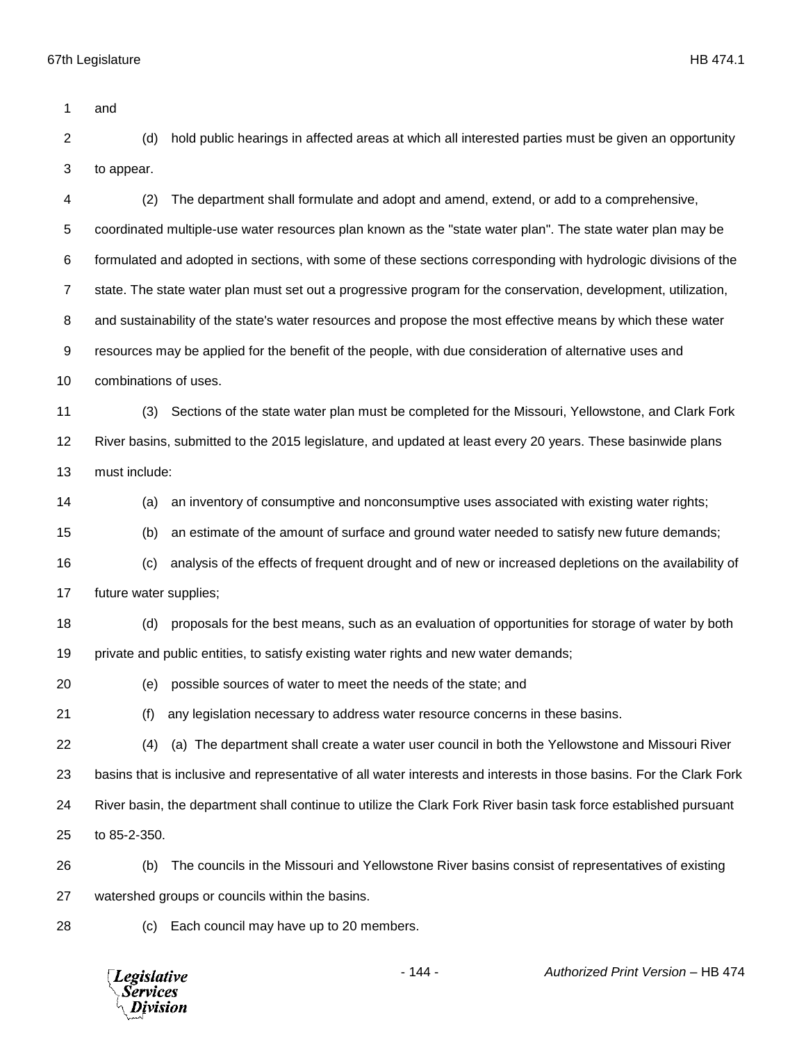and

(d) hold public hearings in affected areas at which all interested parties must be given an opportunity to appear.

(2) The department shall formulate and adopt and amend, extend, or add to a comprehensive, coordinated multiple-use water resources plan known as the "state water plan". The state water plan may be formulated and adopted in sections, with some of these sections corresponding with hydrologic divisions of the state. The state water plan must set out a progressive program for the conservation, development, utilization, and sustainability of the state's water resources and propose the most effective means by which these water resources may be applied for the benefit of the people, with due consideration of alternative uses and combinations of uses.

(3) Sections of the state water plan must be completed for the Missouri, Yellowstone, and Clark Fork River basins, submitted to the 2015 legislature, and updated at least every 20 years. These basinwide plans must include:

(a) an inventory of consumptive and nonconsumptive uses associated with existing water rights;

(b) an estimate of the amount of surface and ground water needed to satisfy new future demands;

(c) analysis of the effects of frequent drought and of new or increased depletions on the availability of future water supplies;

(d) proposals for the best means, such as an evaluation of opportunities for storage of water by both private and public entities, to satisfy existing water rights and new water demands;

(e) possible sources of water to meet the needs of the state; and

(f) any legislation necessary to address water resource concerns in these basins.

(4) (a) The department shall create a water user council in both the Yellowstone and Missouri River basins that is inclusive and representative of all water interests and interests in those basins. For the Clark Fork River basin, the department shall continue to utilize the Clark Fork River basin task force established pursuant to 85-2-350.

(b) The councils in the Missouri and Yellowstone River basins consist of representatives of existing watershed groups or councils within the basins.

(c) Each council may have up to 20 members.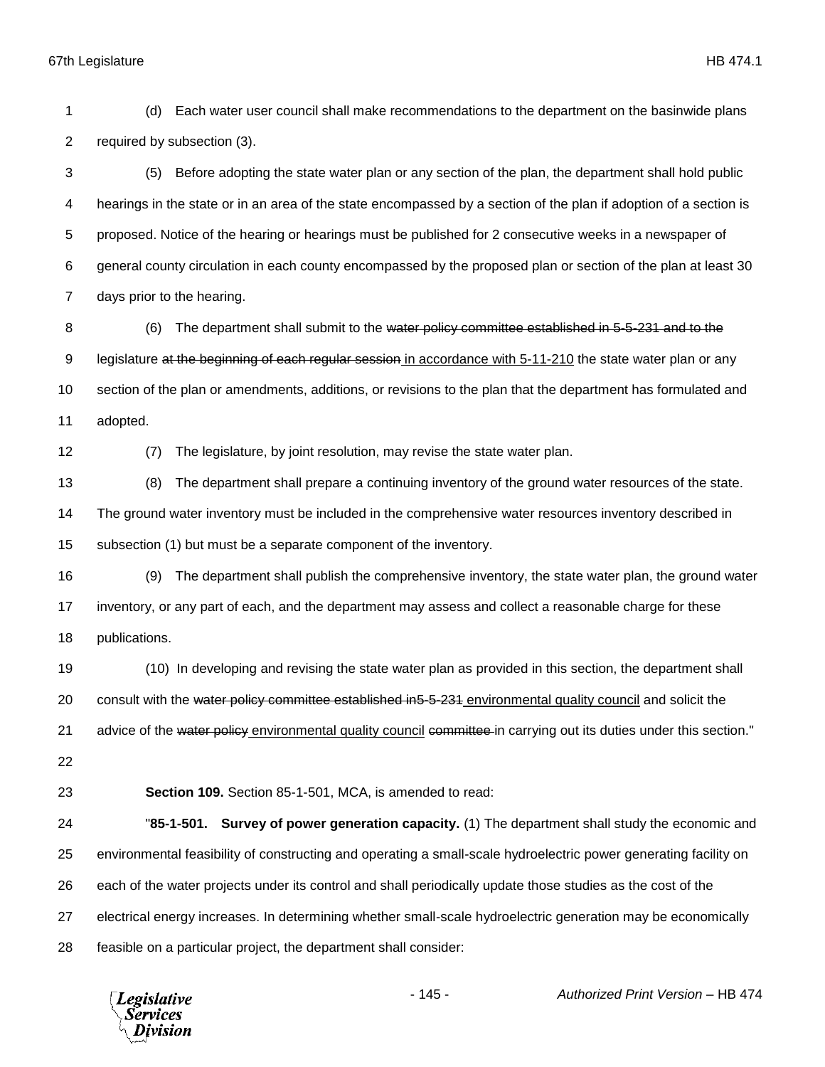(d) Each water user council shall make recommendations to the department on the basinwide plans required by subsection (3).

(5) Before adopting the state water plan or any section of the plan, the department shall hold public hearings in the state or in an area of the state encompassed by a section of the plan if adoption of a section is proposed. Notice of the hearing or hearings must be published for 2 consecutive weeks in a newspaper of general county circulation in each county encompassed by the proposed plan or section of the plan at least 30 days prior to the hearing.

(6) The department shall submit to the ~~water policy committee established in 5-5-231 and to the~~ legislature ~~at the beginning of each regular session~~ <u>in accordance with 5-11-210</u> the state water plan or any section of the plan or amendments, additions, or revisions to the plan that the department has formulated and adopted.

(7) The legislature, by joint resolution, may revise the state water plan.

(8) The department shall prepare a continuing inventory of the ground water resources of the state. The ground water inventory must be included in the comprehensive water resources inventory described in subsection (1) but must be a separate component of the inventory.

(9) The department shall publish the comprehensive inventory, the state water plan, the ground water inventory, or any part of each, and the department may assess and collect a reasonable charge for these publications.

(10) In developing and revising the state water plan as provided in this section, the department shall consult with the ~~water policy committee established in5-5-231~~ <u>environmental quality council</u> and solicit the advice of the ~~water policy~~ <u>environmental quality council</u> ~~committee~~ in carrying out its duties under this section."

**Section 109.** Section 85-1-501, MCA, is amended to read:

"**85-1-501. Survey of power generation capacity.** (1) The department shall study the economic and environmental feasibility of constructing and operating a small-scale hydroelectric power generating facility on each of the water projects under its control and shall periodically update those studies as the cost of the electrical energy increases. In determining whether small-scale hydroelectric generation may be economically feasible on a particular project, the department shall consider: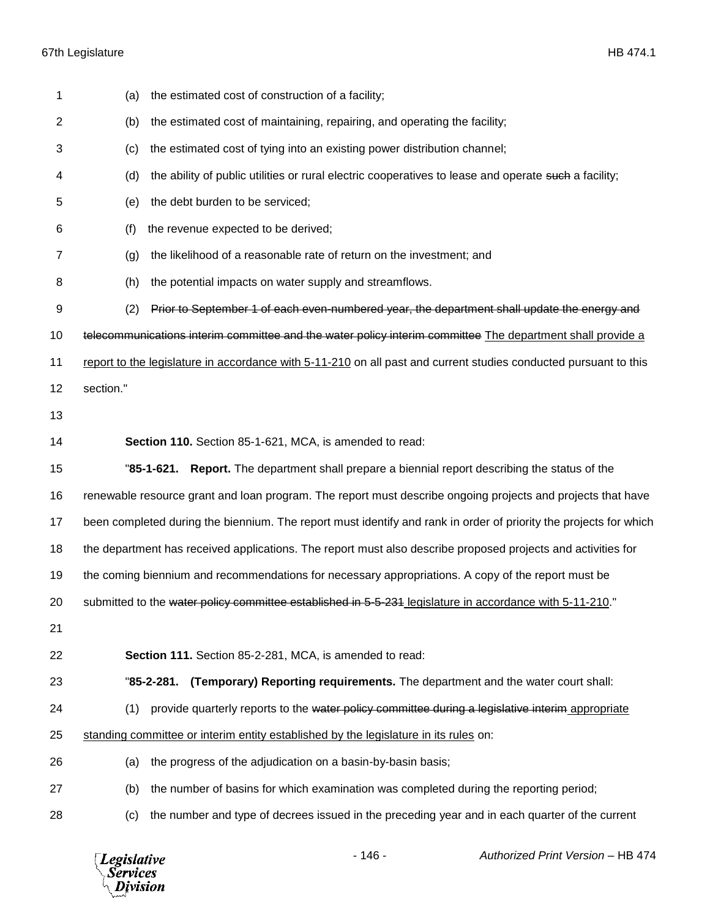(a) the estimated cost of construction of a facility;

(b) the estimated cost of maintaining, repairing, and operating the facility;

(c) the estimated cost of tying into an existing power distribution channel;

(d) the ability of public utilities or rural electric cooperatives to lease and operate ~~such~~ a facility;

(e) the debt burden to be serviced;

(f) the revenue expected to be derived;

(g) the likelihood of a reasonable rate of return on the investment; and

(h) the potential impacts on water supply and streamflows.

(2) ~~Prior to September 1 of each even-numbered year, the department shall update the energy and telecommunications interim committee and the water policy interim committee~~ <u>The department shall provide a report to the legislature in accordance with 5-11-210</u> on all past and current studies conducted pursuant to this section."

**Section 110.** Section 85-1-621, MCA, is amended to read:

"**85-1-621. Report.** The department shall prepare a biennial report describing the status of the renewable resource grant and loan program. The report must describe ongoing projects and projects that have been completed during the biennium. The report must identify and rank in order of priority the projects for which the department has received applications. The report must also describe proposed projects and activities for the coming biennium and recommendations for necessary appropriations. A copy of the report must be submitted to the ~~water policy committee established in 5-5-231~~ <u>legislature in accordance with 5-11-210</u>."

**Section 111.** Section 85-2-281, MCA, is amended to read:

"**85-2-281. (Temporary) Reporting requirements.** The department and the water court shall:

(1) provide quarterly reports to the ~~water policy committee during a legislative interim~~ <u>appropriate standing committee or interim entity established by the legislature in its rules</u> on:

(a) the progress of the adjudication on a basin-by-basin basis;

(b) the number of basins for which examination was completed during the reporting period;

(c) the number and type of decrees issued in the preceding year and in each quarter of the current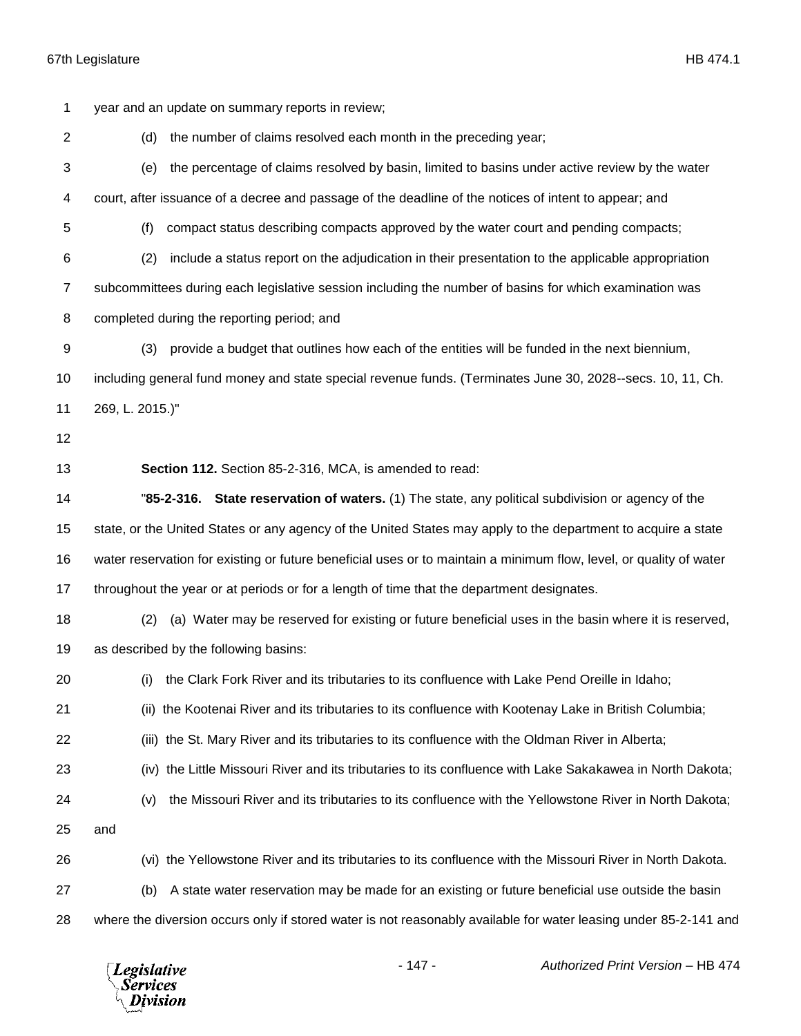year and an update on summary reports in review;

(d) the number of claims resolved each month in the preceding year;

(e) the percentage of claims resolved by basin, limited to basins under active review by the water court, after issuance of a decree and passage of the deadline of the notices of intent to appear; and

(f) compact status describing compacts approved by the water court and pending compacts;

(2) include a status report on the adjudication in their presentation to the applicable appropriation subcommittees during each legislative session including the number of basins for which examination was completed during the reporting period; and

(3) provide a budget that outlines how each of the entities will be funded in the next biennium, including general fund money and state special revenue funds. (Terminates June 30, 2028--secs. 10, 11, Ch. 269, L. 2015.)"

**Section 112.** Section 85-2-316, MCA, is amended to read:

"**85-2-316. State reservation of waters.** (1) The state, any political subdivision or agency of the state, or the United States or any agency of the United States may apply to the department to acquire a state water reservation for existing or future beneficial uses or to maintain a minimum flow, level, or quality of water throughout the year or at periods or for a length of time that the department designates.

(2) (a) Water may be reserved for existing or future beneficial uses in the basin where it is reserved, as described by the following basins:

(i) the Clark Fork River and its tributaries to its confluence with Lake Pend Oreille in Idaho;

(ii) the Kootenai River and its tributaries to its confluence with Kootenay Lake in British Columbia;

(iii) the St. Mary River and its tributaries to its confluence with the Oldman River in Alberta;

(iv) the Little Missouri River and its tributaries to its confluence with Lake Sakakawea in North Dakota;

(v) the Missouri River and its tributaries to its confluence with the Yellowstone River in North Dakota; and

(vi) the Yellowstone River and its tributaries to its confluence with the Missouri River in North Dakota.

(b) A state water reservation may be made for an existing or future beneficial use outside the basin where the diversion occurs only if stored water is not reasonably available for water leasing under 85-2-141 and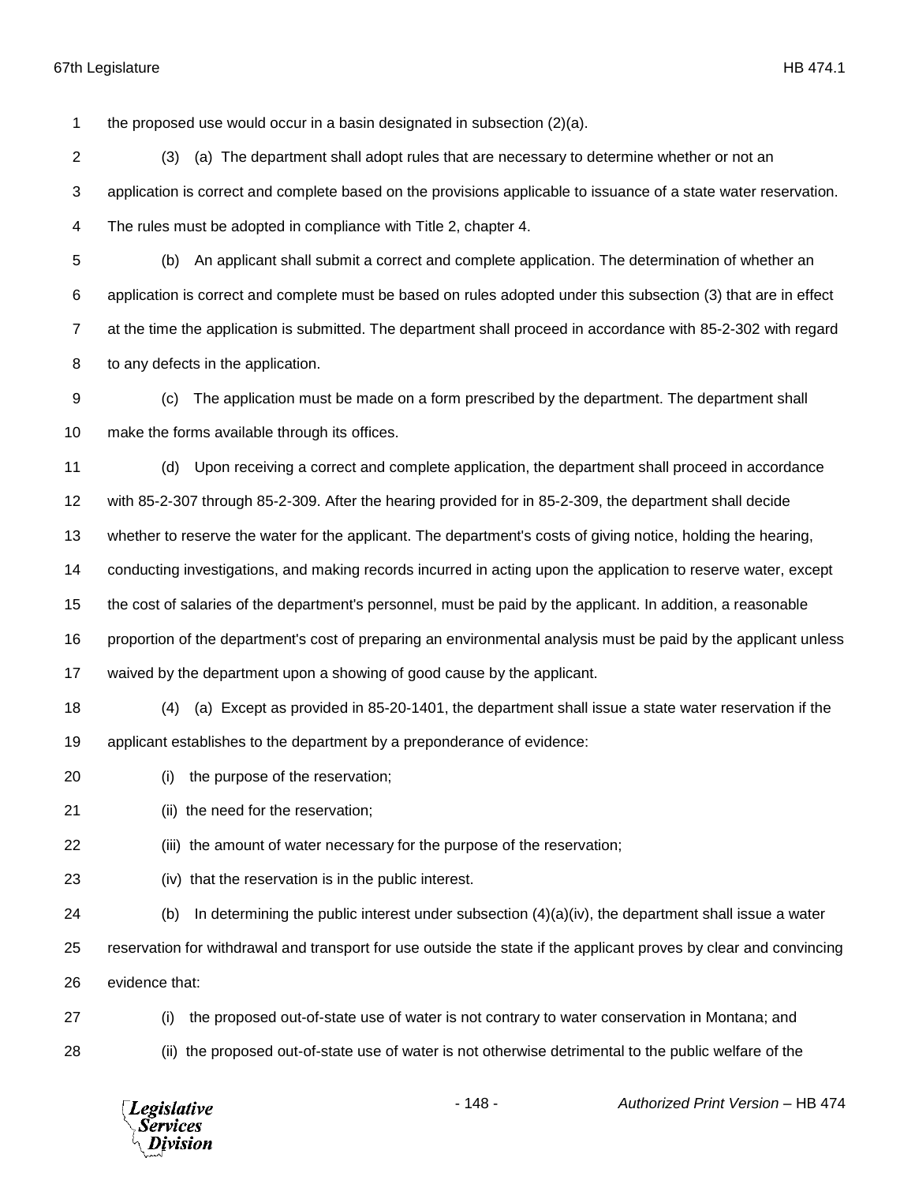the proposed use would occur in a basin designated in subsection (2)(a).

(3) (a) The department shall adopt rules that are necessary to determine whether or not an application is correct and complete based on the provisions applicable to issuance of a state water reservation. The rules must be adopted in compliance with Title 2, chapter 4.

(b) An applicant shall submit a correct and complete application. The determination of whether an application is correct and complete must be based on rules adopted under this subsection (3) that are in effect at the time the application is submitted. The department shall proceed in accordance with 85-2-302 with regard to any defects in the application.

(c) The application must be made on a form prescribed by the department. The department shall make the forms available through its offices.

(d) Upon receiving a correct and complete application, the department shall proceed in accordance with 85-2-307 through 85-2-309. After the hearing provided for in 85-2-309, the department shall decide whether to reserve the water for the applicant. The department's costs of giving notice, holding the hearing, conducting investigations, and making records incurred in acting upon the application to reserve water, except the cost of salaries of the department's personnel, must be paid by the applicant. In addition, a reasonable proportion of the department's cost of preparing an environmental analysis must be paid by the applicant unless waived by the department upon a showing of good cause by the applicant.

(4) (a) Except as provided in 85-20-1401, the department shall issue a state water reservation if the applicant establishes to the department by a preponderance of evidence:

(i) the purpose of the reservation;

(ii) the need for the reservation;

(iii) the amount of water necessary for the purpose of the reservation;

(iv) that the reservation is in the public interest.

(b) In determining the public interest under subsection (4)(a)(iv), the department shall issue a water reservation for withdrawal and transport for use outside the state if the applicant proves by clear and convincing evidence that:

(i) the proposed out-of-state use of water is not contrary to water conservation in Montana; and

(ii) the proposed out-of-state use of water is not otherwise detrimental to the public welfare of the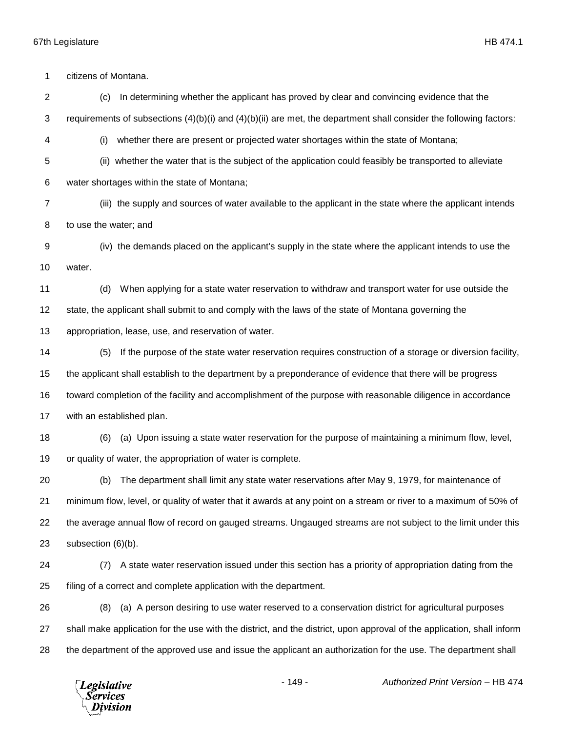citizens of Montana.

(c) In determining whether the applicant has proved by clear and convincing evidence that the requirements of subsections (4)(b)(i) and (4)(b)(ii) are met, the department shall consider the following factors:

(i) whether there are present or projected water shortages within the state of Montana;

(ii) whether the water that is the subject of the application could feasibly be transported to alleviate water shortages within the state of Montana;

(iii) the supply and sources of water available to the applicant in the state where the applicant intends to use the water; and

(iv) the demands placed on the applicant's supply in the state where the applicant intends to use the water.

(d) When applying for a state water reservation to withdraw and transport water for use outside the state, the applicant shall submit to and comply with the laws of the state of Montana governing the appropriation, lease, use, and reservation of water.

(5) If the purpose of the state water reservation requires construction of a storage or diversion facility, the applicant shall establish to the department by a preponderance of evidence that there will be progress toward completion of the facility and accomplishment of the purpose with reasonable diligence in accordance with an established plan.

(6) (a) Upon issuing a state water reservation for the purpose of maintaining a minimum flow, level, or quality of water, the appropriation of water is complete.

(b) The department shall limit any state water reservations after May 9, 1979, for maintenance of minimum flow, level, or quality of water that it awards at any point on a stream or river to a maximum of 50% of the average annual flow of record on gauged streams. Ungauged streams are not subject to the limit under this subsection (6)(b).

(7) A state water reservation issued under this section has a priority of appropriation dating from the filing of a correct and complete application with the department.

(8) (a) A person desiring to use water reserved to a conservation district for agricultural purposes shall make application for the use with the district, and the district, upon approval of the application, shall inform the department of the approved use and issue the applicant an authorization for the use. The department shall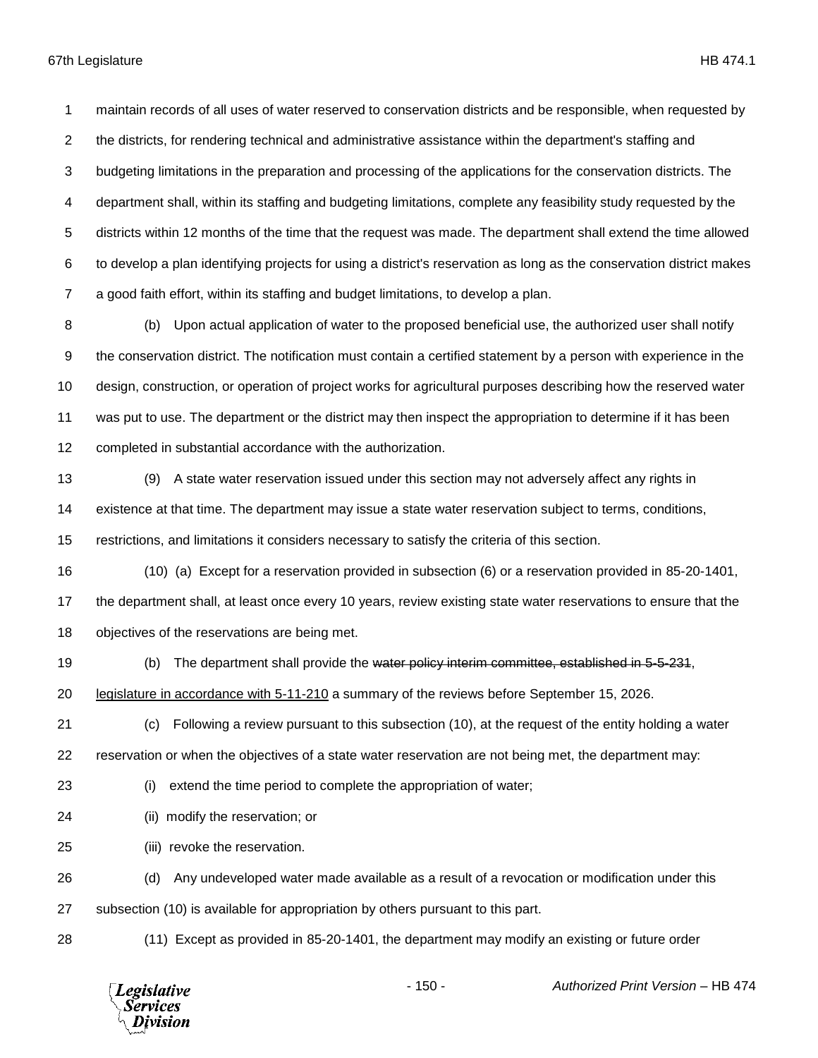maintain records of all uses of water reserved to conservation districts and be responsible, when requested by the districts, for rendering technical and administrative assistance within the department's staffing and budgeting limitations in the preparation and processing of the applications for the conservation districts. The department shall, within its staffing and budgeting limitations, complete any feasibility study requested by the districts within 12 months of the time that the request was made. The department shall extend the time allowed to develop a plan identifying projects for using a district's reservation as long as the conservation district makes a good faith effort, within its staffing and budget limitations, to develop a plan.

(b) Upon actual application of water to the proposed beneficial use, the authorized user shall notify the conservation district. The notification must contain a certified statement by a person with experience in the design, construction, or operation of project works for agricultural purposes describing how the reserved water was put to use. The department or the district may then inspect the appropriation to determine if it has been completed in substantial accordance with the authorization.

(9) A state water reservation issued under this section may not adversely affect any rights in existence at that time. The department may issue a state water reservation subject to terms, conditions, restrictions, and limitations it considers necessary to satisfy the criteria of this section.

(10) (a) Except for a reservation provided in subsection (6) or a reservation provided in 85-20-1401, the department shall, at least once every 10 years, review existing state water reservations to ensure that the objectives of the reservations are being met.

(b) The department shall provide the ~~water policy interim committee, established in 5-5-231~~, legislature in accordance with 5-11-210 a summary of the reviews before September 15, 2026.

(c) Following a review pursuant to this subsection (10), at the request of the entity holding a water reservation or when the objectives of a state water reservation are not being met, the department may:

(i) extend the time period to complete the appropriation of water;

(ii) modify the reservation; or

(iii) revoke the reservation.

(d) Any undeveloped water made available as a result of a revocation or modification under this subsection (10) is available for appropriation by others pursuant to this part.

(11) Except as provided in 85-20-1401, the department may modify an existing or future order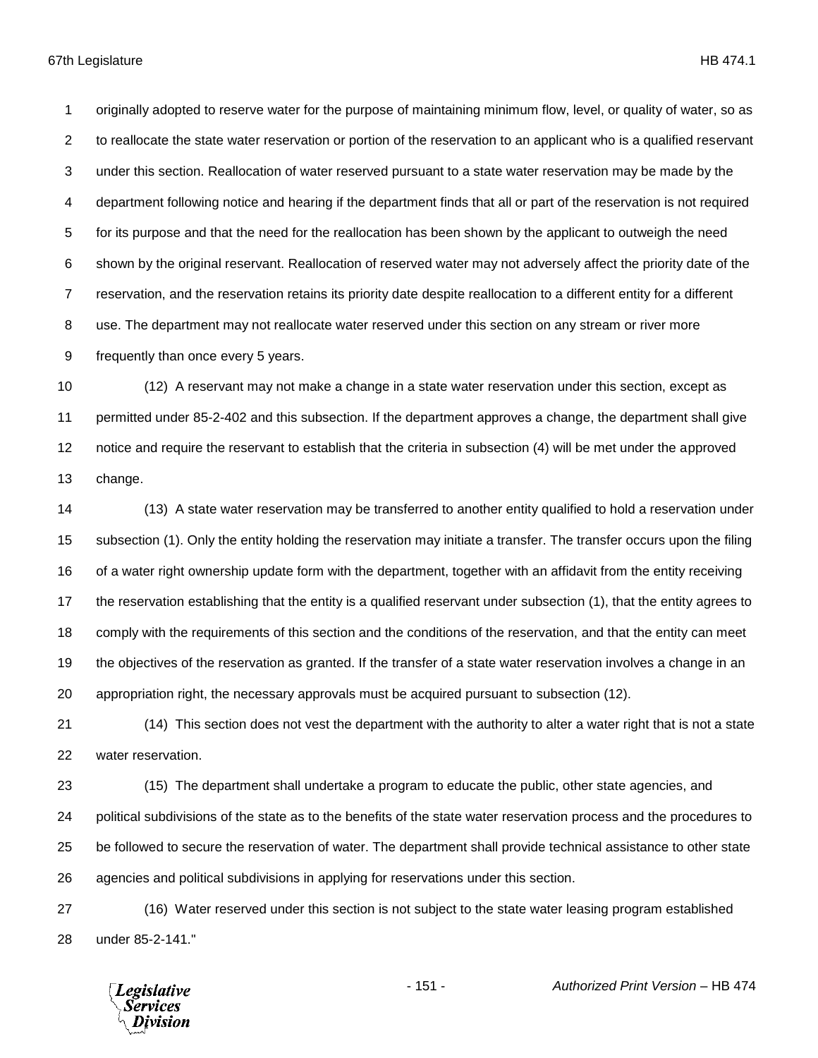originally adopted to reserve water for the purpose of maintaining minimum flow, level, or quality of water, so as to reallocate the state water reservation or portion of the reservation to an applicant who is a qualified reservant under this section. Reallocation of water reserved pursuant to a state water reservation may be made by the department following notice and hearing if the department finds that all or part of the reservation is not required for its purpose and that the need for the reallocation has been shown by the applicant to outweigh the need shown by the original reservant. Reallocation of reserved water may not adversely affect the priority date of the reservation, and the reservation retains its priority date despite reallocation to a different entity for a different use. The department may not reallocate water reserved under this section on any stream or river more frequently than once every 5 years.

(12) A reservant may not make a change in a state water reservation under this section, except as permitted under 85-2-402 and this subsection. If the department approves a change, the department shall give notice and require the reservant to establish that the criteria in subsection (4) will be met under the approved change.

(13) A state water reservation may be transferred to another entity qualified to hold a reservation under subsection (1). Only the entity holding the reservation may initiate a transfer. The transfer occurs upon the filing of a water right ownership update form with the department, together with an affidavit from the entity receiving the reservation establishing that the entity is a qualified reservant under subsection (1), that the entity agrees to comply with the requirements of this section and the conditions of the reservation, and that the entity can meet the objectives of the reservation as granted. If the transfer of a state water reservation involves a change in an appropriation right, the necessary approvals must be acquired pursuant to subsection (12).

(14) This section does not vest the department with the authority to alter a water right that is not a state water reservation.

(15) The department shall undertake a program to educate the public, other state agencies, and political subdivisions of the state as to the benefits of the state water reservation process and the procedures to be followed to secure the reservation of water. The department shall provide technical assistance to other state agencies and political subdivisions in applying for reservations under this section.

(16) Water reserved under this section is not subject to the state water leasing program established under 85-2-141."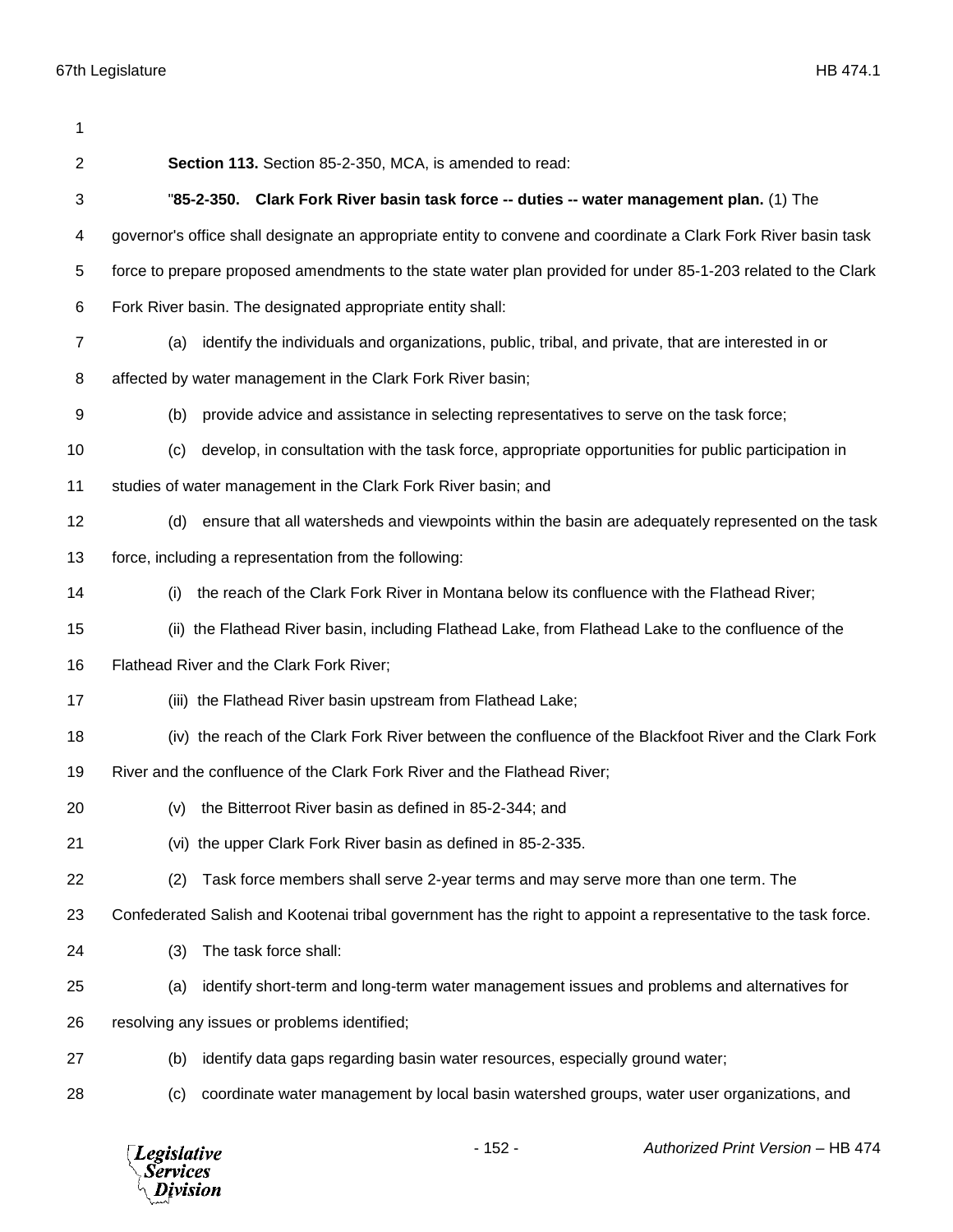**Section 113.** Section 85-2-350, MCA, is amended to read:

"**85-2-350. Clark Fork River basin task force -- duties -- water management plan.** (1) The governor's office shall designate an appropriate entity to convene and coordinate a Clark Fork River basin task force to prepare proposed amendments to the state water plan provided for under 85-1-203 related to the Clark Fork River basin. The designated appropriate entity shall:

(a) identify the individuals and organizations, public, tribal, and private, that are interested in or affected by water management in the Clark Fork River basin;

(b) provide advice and assistance in selecting representatives to serve on the task force;

(c) develop, in consultation with the task force, appropriate opportunities for public participation in studies of water management in the Clark Fork River basin; and

(d) ensure that all watersheds and viewpoints within the basin are adequately represented on the task force, including a representation from the following:

(i) the reach of the Clark Fork River in Montana below its confluence with the Flathead River;

(ii) the Flathead River basin, including Flathead Lake, from Flathead Lake to the confluence of the Flathead River and the Clark Fork River;

(iii) the Flathead River basin upstream from Flathead Lake;

(iv) the reach of the Clark Fork River between the confluence of the Blackfoot River and the Clark Fork River and the confluence of the Clark Fork River and the Flathead River;

(v) the Bitterroot River basin as defined in 85-2-344; and

(vi) the upper Clark Fork River basin as defined in 85-2-335.

(2) Task force members shall serve 2-year terms and may serve more than one term. The Confederated Salish and Kootenai tribal government has the right to appoint a representative to the task force.

(3) The task force shall:

(a) identify short-term and long-term water management issues and problems and alternatives for resolving any issues or problems identified;

(b) identify data gaps regarding basin water resources, especially ground water;

(c) coordinate water management by local basin watershed groups, water user organizations, and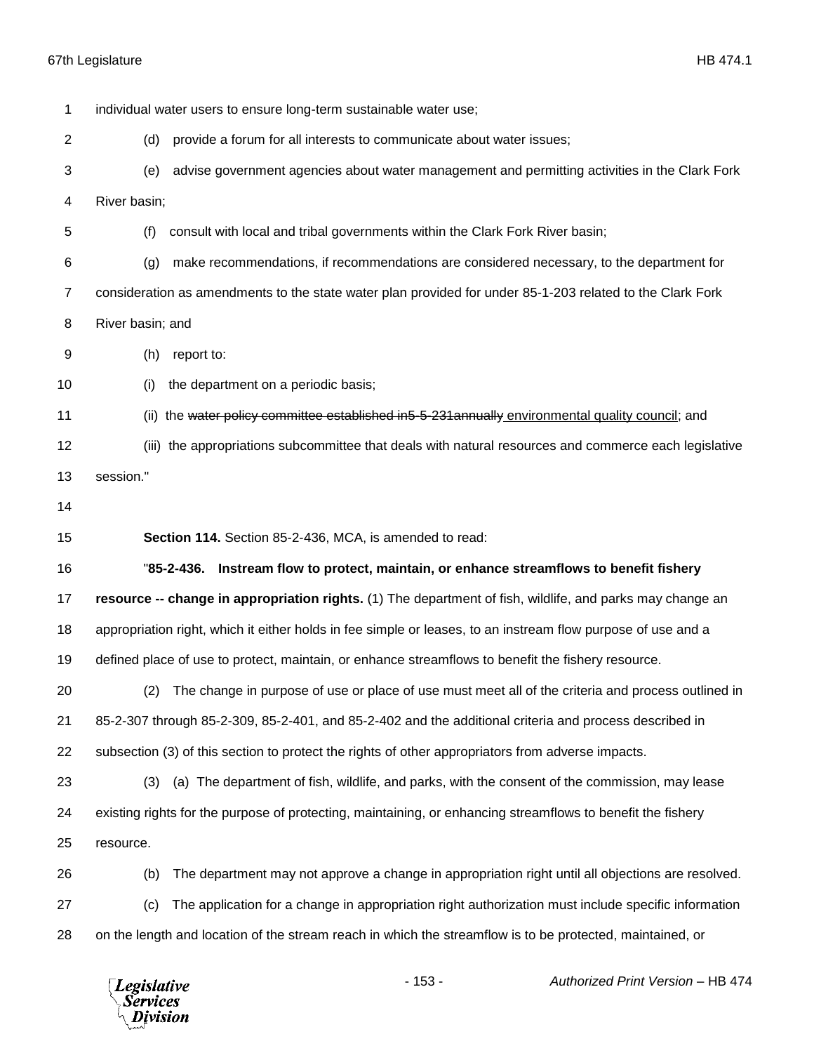individual water users to ensure long-term sustainable water use;

(d) provide a forum for all interests to communicate about water issues;

(e) advise government agencies about water management and permitting activities in the Clark Fork River basin;

(f) consult with local and tribal governments within the Clark Fork River basin;

(g) make recommendations, if recommendations are considered necessary, to the department for consideration as amendments to the state water plan provided for under 85-1-203 related to the Clark Fork River basin; and

(h) report to:

(i) the department on a periodic basis;

(ii) the ~~water policy committee established in5-5-231annually~~ environmental quality council; and

(iii) the appropriations subcommittee that deals with natural resources and commerce each legislative session."

**Section 114.** Section 85-2-436, MCA, is amended to read:

"**85-2-436. Instream flow to protect, maintain, or enhance streamflows to benefit fishery resource -- change in appropriation rights.** (1) The department of fish, wildlife, and parks may change an appropriation right, which it either holds in fee simple or leases, to an instream flow purpose of use and a defined place of use to protect, maintain, or enhance streamflows to benefit the fishery resource.

(2) The change in purpose of use or place of use must meet all of the criteria and process outlined in 85-2-307 through 85-2-309, 85-2-401, and 85-2-402 and the additional criteria and process described in subsection (3) of this section to protect the rights of other appropriators from adverse impacts.

(3) (a) The department of fish, wildlife, and parks, with the consent of the commission, may lease existing rights for the purpose of protecting, maintaining, or enhancing streamflows to benefit the fishery resource.

(b) The department may not approve a change in appropriation right until all objections are resolved.

(c) The application for a change in appropriation right authorization must include specific information on the length and location of the stream reach in which the streamflow is to be protected, maintained, or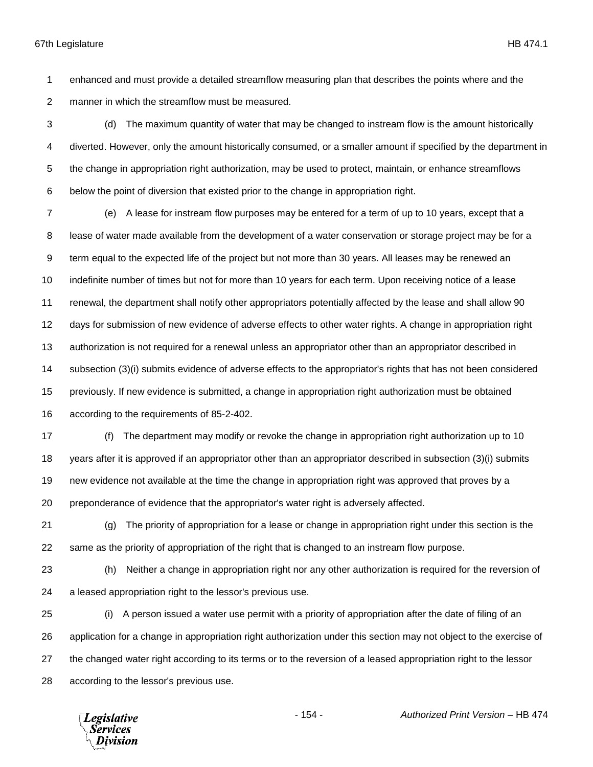enhanced and must provide a detailed streamflow measuring plan that describes the points where and the manner in which the streamflow must be measured.

(d) The maximum quantity of water that may be changed to instream flow is the amount historically diverted. However, only the amount historically consumed, or a smaller amount if specified by the department in the change in appropriation right authorization, may be used to protect, maintain, or enhance streamflows below the point of diversion that existed prior to the change in appropriation right.

(e) A lease for instream flow purposes may be entered for a term of up to 10 years, except that a lease of water made available from the development of a water conservation or storage project may be for a term equal to the expected life of the project but not more than 30 years. All leases may be renewed an indefinite number of times but not for more than 10 years for each term. Upon receiving notice of a lease renewal, the department shall notify other appropriators potentially affected by the lease and shall allow 90 days for submission of new evidence of adverse effects to other water rights. A change in appropriation right authorization is not required for a renewal unless an appropriator other than an appropriator described in subsection (3)(i) submits evidence of adverse effects to the appropriator's rights that has not been considered previously. If new evidence is submitted, a change in appropriation right authorization must be obtained according to the requirements of 85-2-402.

(f) The department may modify or revoke the change in appropriation right authorization up to 10 years after it is approved if an appropriator other than an appropriator described in subsection (3)(i) submits new evidence not available at the time the change in appropriation right was approved that proves by a preponderance of evidence that the appropriator's water right is adversely affected.

(g) The priority of appropriation for a lease or change in appropriation right under this section is the same as the priority of appropriation of the right that is changed to an instream flow purpose.

(h) Neither a change in appropriation right nor any other authorization is required for the reversion of a leased appropriation right to the lessor's previous use.

(i) A person issued a water use permit with a priority of appropriation after the date of filing of an application for a change in appropriation right authorization under this section may not object to the exercise of the changed water right according to its terms or to the reversion of a leased appropriation right to the lessor according to the lessor's previous use.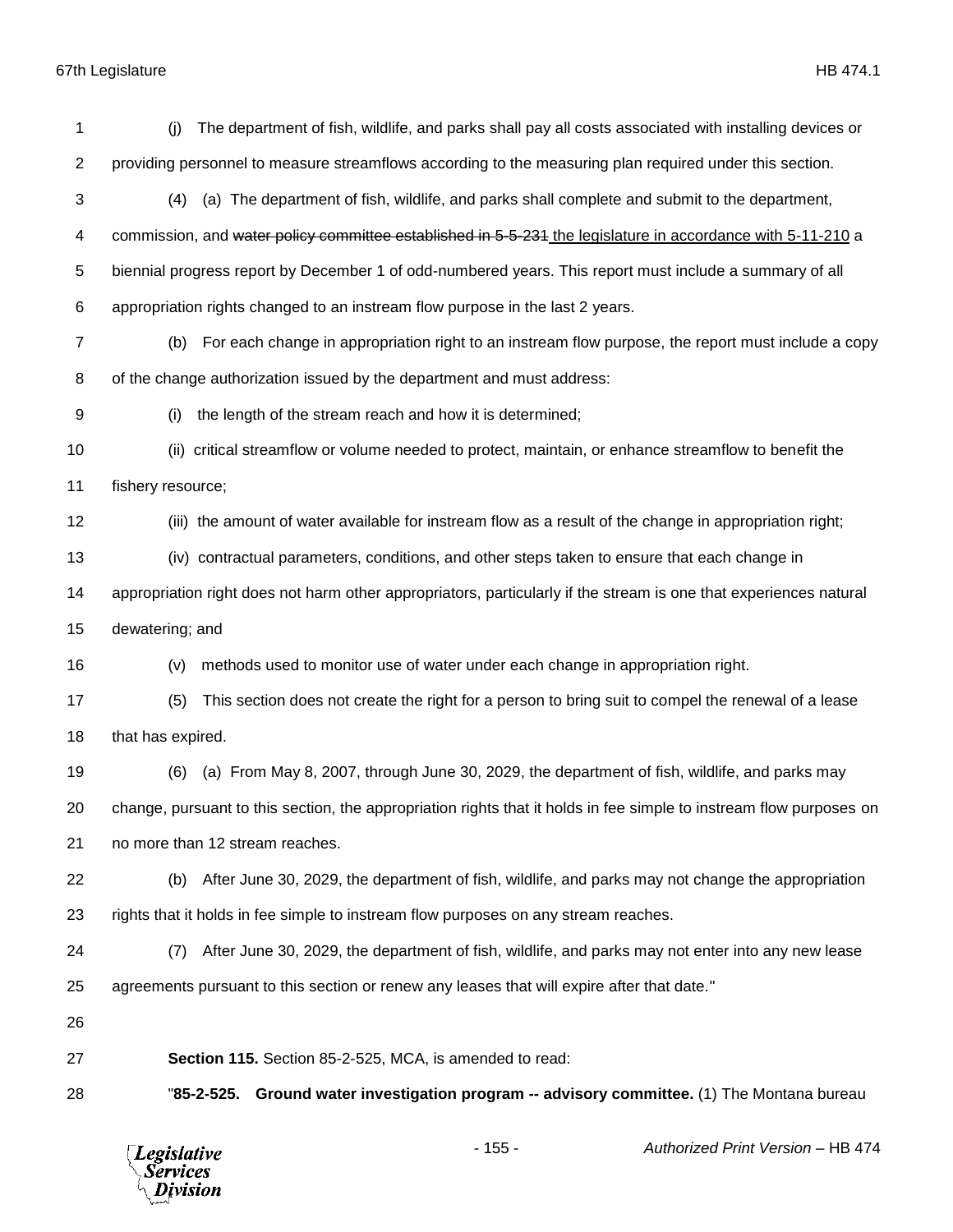(j) The department of fish, wildlife, and parks shall pay all costs associated with installing devices or providing personnel to measure streamflows according to the measuring plan required under this section.

(4) (a) The department of fish, wildlife, and parks shall complete and submit to the department, commission, and ~~water policy committee established in 5-5-231~~ the legislature in accordance with 5-11-210 a biennial progress report by December 1 of odd-numbered years. This report must include a summary of all appropriation rights changed to an instream flow purpose in the last 2 years.

(b) For each change in appropriation right to an instream flow purpose, the report must include a copy of the change authorization issued by the department and must address:

(i) the length of the stream reach and how it is determined;

(ii) critical streamflow or volume needed to protect, maintain, or enhance streamflow to benefit the fishery resource;

(iii) the amount of water available for instream flow as a result of the change in appropriation right;

(iv) contractual parameters, conditions, and other steps taken to ensure that each change in appropriation right does not harm other appropriators, particularly if the stream is one that experiences natural dewatering; and

(v) methods used to monitor use of water under each change in appropriation right.

(5) This section does not create the right for a person to bring suit to compel the renewal of a lease that has expired.

(6) (a) From May 8, 2007, through June 30, 2029, the department of fish, wildlife, and parks may change, pursuant to this section, the appropriation rights that it holds in fee simple to instream flow purposes on no more than 12 stream reaches.

(b) After June 30, 2029, the department of fish, wildlife, and parks may not change the appropriation rights that it holds in fee simple to instream flow purposes on any stream reaches.

(7) After June 30, 2029, the department of fish, wildlife, and parks may not enter into any new lease agreements pursuant to this section or renew any leases that will expire after that date."

**Section 115.** Section 85-2-525, MCA, is amended to read:

"**85-2-525. Ground water investigation program -- advisory committee.** (1) The Montana bureau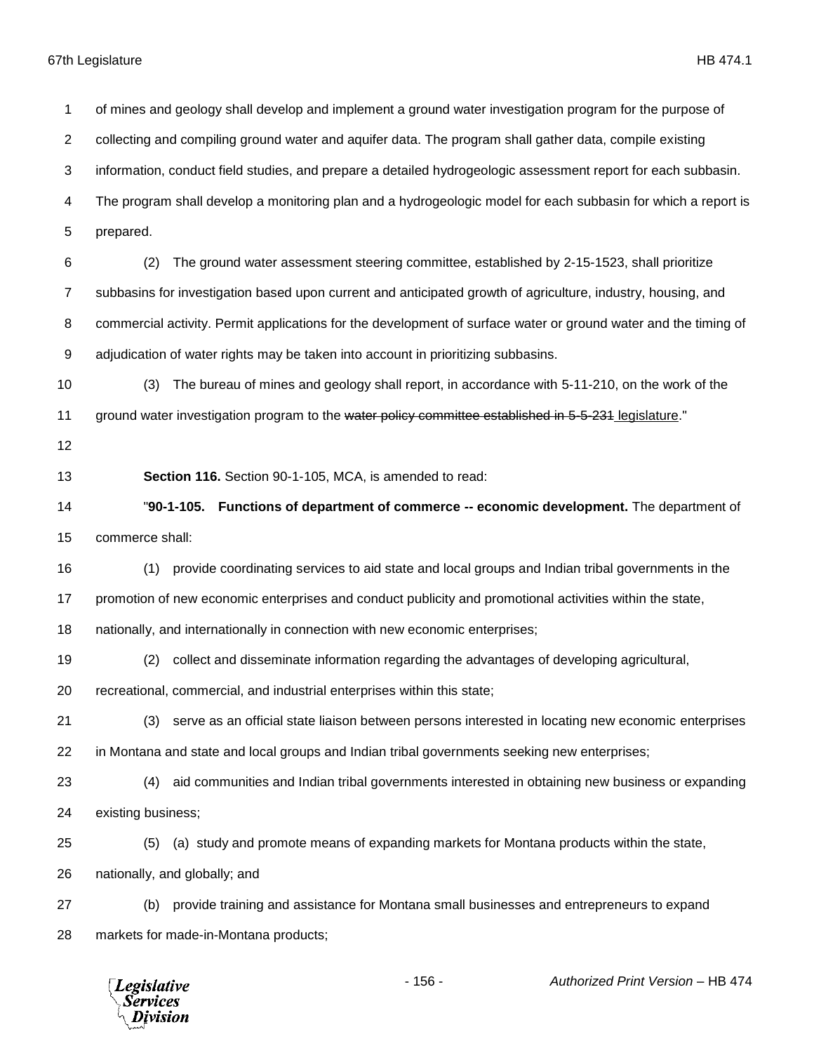of mines and geology shall develop and implement a ground water investigation program for the purpose of collecting and compiling ground water and aquifer data. The program shall gather data, compile existing information, conduct field studies, and prepare a detailed hydrogeologic assessment report for each subbasin. The program shall develop a monitoring plan and a hydrogeologic model for each subbasin for which a report is prepared.

(2) The ground water assessment steering committee, established by 2-15-1523, shall prioritize subbasins for investigation based upon current and anticipated growth of agriculture, industry, housing, and commercial activity. Permit applications for the development of surface water or ground water and the timing of adjudication of water rights may be taken into account in prioritizing subbasins.

(3) The bureau of mines and geology shall report, in accordance with 5-11-210, on the work of the ground water investigation program to the ~~water policy committee established in 5-5-231~~ <u>legislature</u>."

**Section 116.** Section 90-1-105, MCA, is amended to read:

"**90-1-105. Functions of department of commerce -- economic development.** The department of commerce shall:

(1) provide coordinating services to aid state and local groups and Indian tribal governments in the promotion of new economic enterprises and conduct publicity and promotional activities within the state, nationally, and internationally in connection with new economic enterprises;

(2) collect and disseminate information regarding the advantages of developing agricultural, recreational, commercial, and industrial enterprises within this state;

(3) serve as an official state liaison between persons interested in locating new economic enterprises in Montana and state and local groups and Indian tribal governments seeking new enterprises;

(4) aid communities and Indian tribal governments interested in obtaining new business or expanding existing business;

(5) (a) study and promote means of expanding markets for Montana products within the state, nationally, and globally; and

(b) provide training and assistance for Montana small businesses and entrepreneurs to expand markets for made-in-Montana products;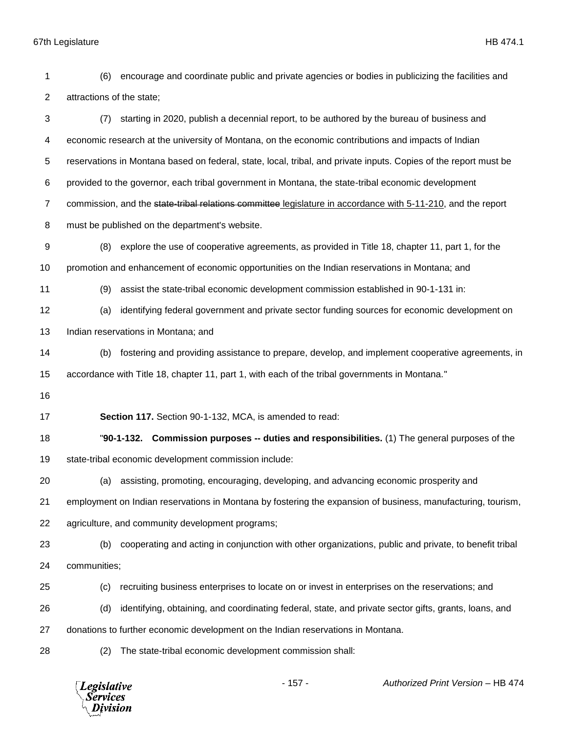(6) encourage and coordinate public and private agencies or bodies in publicizing the facilities and attractions of the state;

(7) starting in 2020, publish a decennial report, to be authored by the bureau of business and economic research at the university of Montana, on the economic contributions and impacts of Indian reservations in Montana based on federal, state, local, tribal, and private inputs. Copies of the report must be provided to the governor, each tribal government in Montana, the state-tribal economic development commission, and the ~~state-tribal relations committee~~ legislature in accordance with 5-11-210, and the report must be published on the department's website.

(8) explore the use of cooperative agreements, as provided in Title 18, chapter 11, part 1, for the promotion and enhancement of economic opportunities on the Indian reservations in Montana; and

(9) assist the state-tribal economic development commission established in 90-1-131 in:

(a) identifying federal government and private sector funding sources for economic development on Indian reservations in Montana; and

(b) fostering and providing assistance to prepare, develop, and implement cooperative agreements, in accordance with Title 18, chapter 11, part 1, with each of the tribal governments in Montana."

**Section 117.** Section 90-1-132, MCA, is amended to read:

"**90-1-132. Commission purposes -- duties and responsibilities.** (1) The general purposes of the state-tribal economic development commission include:

(a) assisting, promoting, encouraging, developing, and advancing economic prosperity and employment on Indian reservations in Montana by fostering the expansion of business, manufacturing, tourism, agriculture, and community development programs;

(b) cooperating and acting in conjunction with other organizations, public and private, to benefit tribal communities;

(c) recruiting business enterprises to locate on or invest in enterprises on the reservations; and

(d) identifying, obtaining, and coordinating federal, state, and private sector gifts, grants, loans, and donations to further economic development on the Indian reservations in Montana.

(2) The state-tribal economic development commission shall: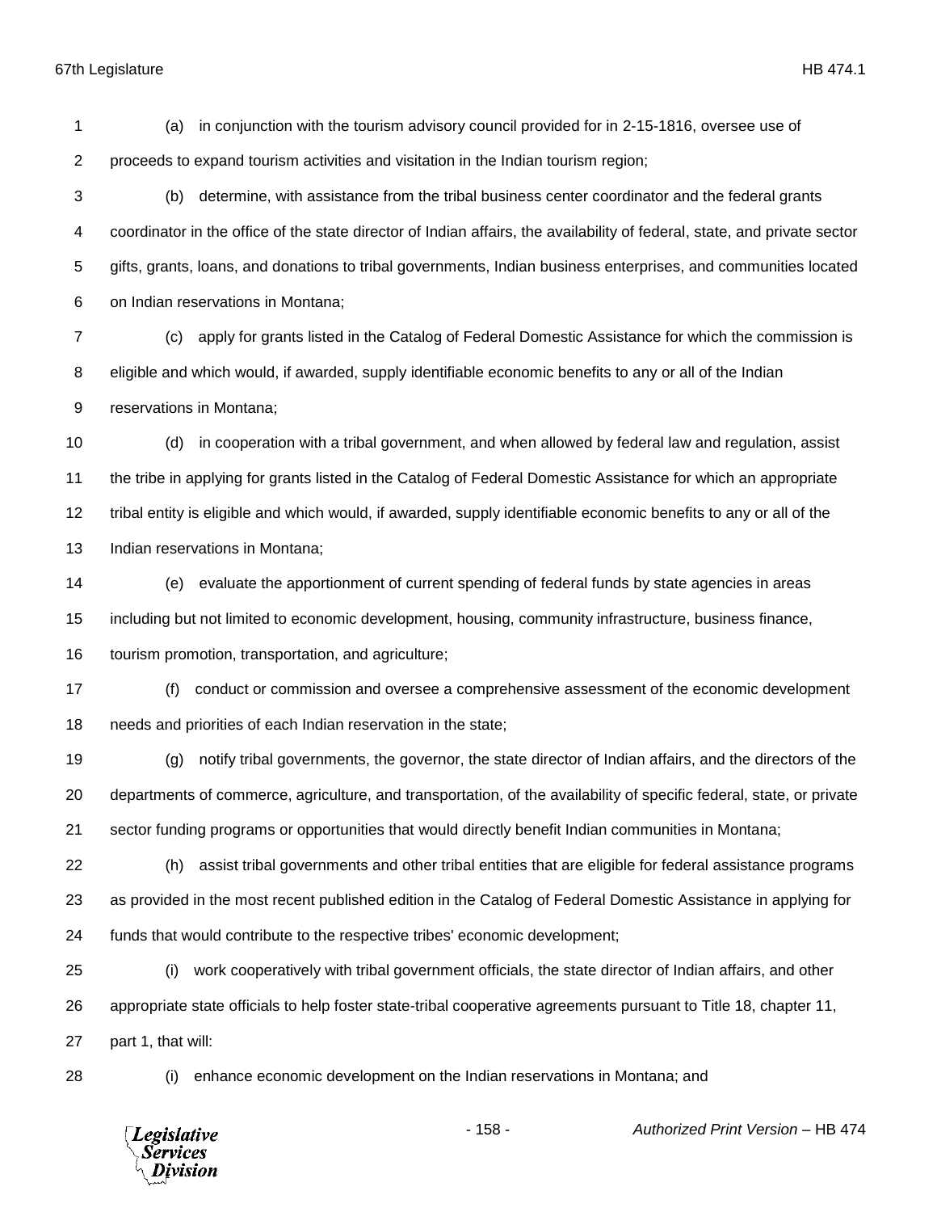(a) in conjunction with the tourism advisory council provided for in 2-15-1816, oversee use of proceeds to expand tourism activities and visitation in the Indian tourism region;

(b) determine, with assistance from the tribal business center coordinator and the federal grants coordinator in the office of the state director of Indian affairs, the availability of federal, state, and private sector gifts, grants, loans, and donations to tribal governments, Indian business enterprises, and communities located on Indian reservations in Montana;

(c) apply for grants listed in the Catalog of Federal Domestic Assistance for which the commission is eligible and which would, if awarded, supply identifiable economic benefits to any or all of the Indian reservations in Montana;

(d) in cooperation with a tribal government, and when allowed by federal law and regulation, assist the tribe in applying for grants listed in the Catalog of Federal Domestic Assistance for which an appropriate tribal entity is eligible and which would, if awarded, supply identifiable economic benefits to any or all of the Indian reservations in Montana;

(e) evaluate the apportionment of current spending of federal funds by state agencies in areas including but not limited to economic development, housing, community infrastructure, business finance, tourism promotion, transportation, and agriculture;

(f) conduct or commission and oversee a comprehensive assessment of the economic development needs and priorities of each Indian reservation in the state;

(g) notify tribal governments, the governor, the state director of Indian affairs, and the directors of the departments of commerce, agriculture, and transportation, of the availability of specific federal, state, or private sector funding programs or opportunities that would directly benefit Indian communities in Montana;

(h) assist tribal governments and other tribal entities that are eligible for federal assistance programs as provided in the most recent published edition in the Catalog of Federal Domestic Assistance in applying for funds that would contribute to the respective tribes' economic development;

(i) work cooperatively with tribal government officials, the state director of Indian affairs, and other appropriate state officials to help foster state-tribal cooperative agreements pursuant to Title 18, chapter 11, part 1, that will:

(i) enhance economic development on the Indian reservations in Montana; and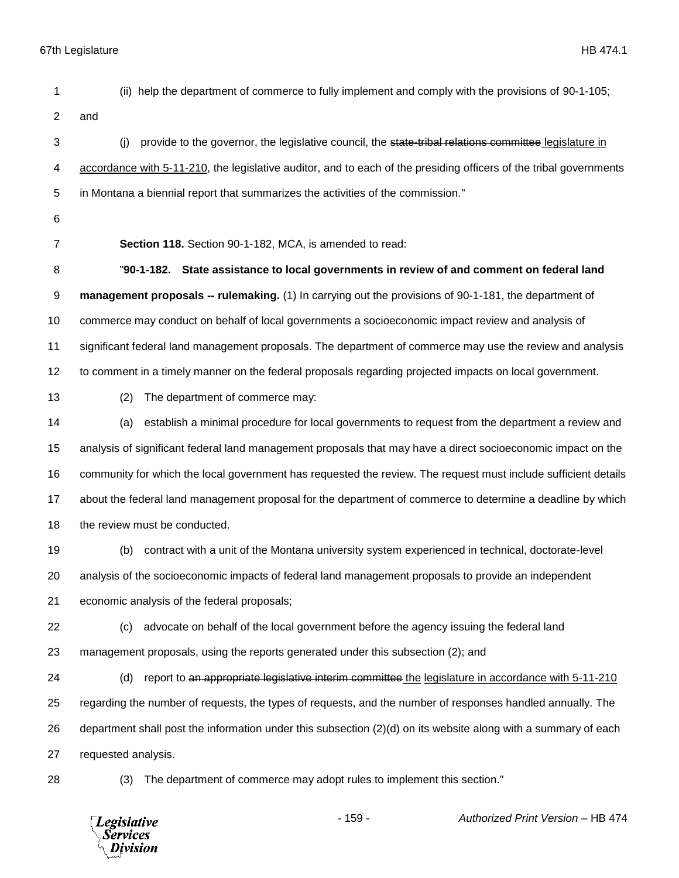(ii) help the department of commerce to fully implement and comply with the provisions of 90-1-105; and

(j) provide to the governor, the legislative council, the ~~state-tribal relations committee~~ legislature in accordance with 5-11-210, the legislative auditor, and to each of the presiding officers of the tribal governments in Montana a biennial report that summarizes the activities of the commission."

**Section 118.** Section 90-1-182, MCA, is amended to read:

"**90-1-182. State assistance to local governments in review of and comment on federal land management proposals -- rulemaking.** (1) In carrying out the provisions of 90-1-181, the department of commerce may conduct on behalf of local governments a socioeconomic impact review and analysis of significant federal land management proposals. The department of commerce may use the review and analysis to comment in a timely manner on the federal proposals regarding projected impacts on local government.

(2) The department of commerce may:

(a) establish a minimal procedure for local governments to request from the department a review and analysis of significant federal land management proposals that may have a direct socioeconomic impact on the community for which the local government has requested the review. The request must include sufficient details about the federal land management proposal for the department of commerce to determine a deadline by which the review must be conducted.

(b) contract with a unit of the Montana university system experienced in technical, doctorate-level analysis of the socioeconomic impacts of federal land management proposals to provide an independent economic analysis of the federal proposals;

(c) advocate on behalf of the local government before the agency issuing the federal land management proposals, using the reports generated under this subsection (2); and

(d) report to ~~an appropriate legislative interim committee~~ the legislature in accordance with 5-11-210 regarding the number of requests, the types of requests, and the number of responses handled annually. The department shall post the information under this subsection (2)(d) on its website along with a summary of each requested analysis.

(3) The department of commerce may adopt rules to implement this section."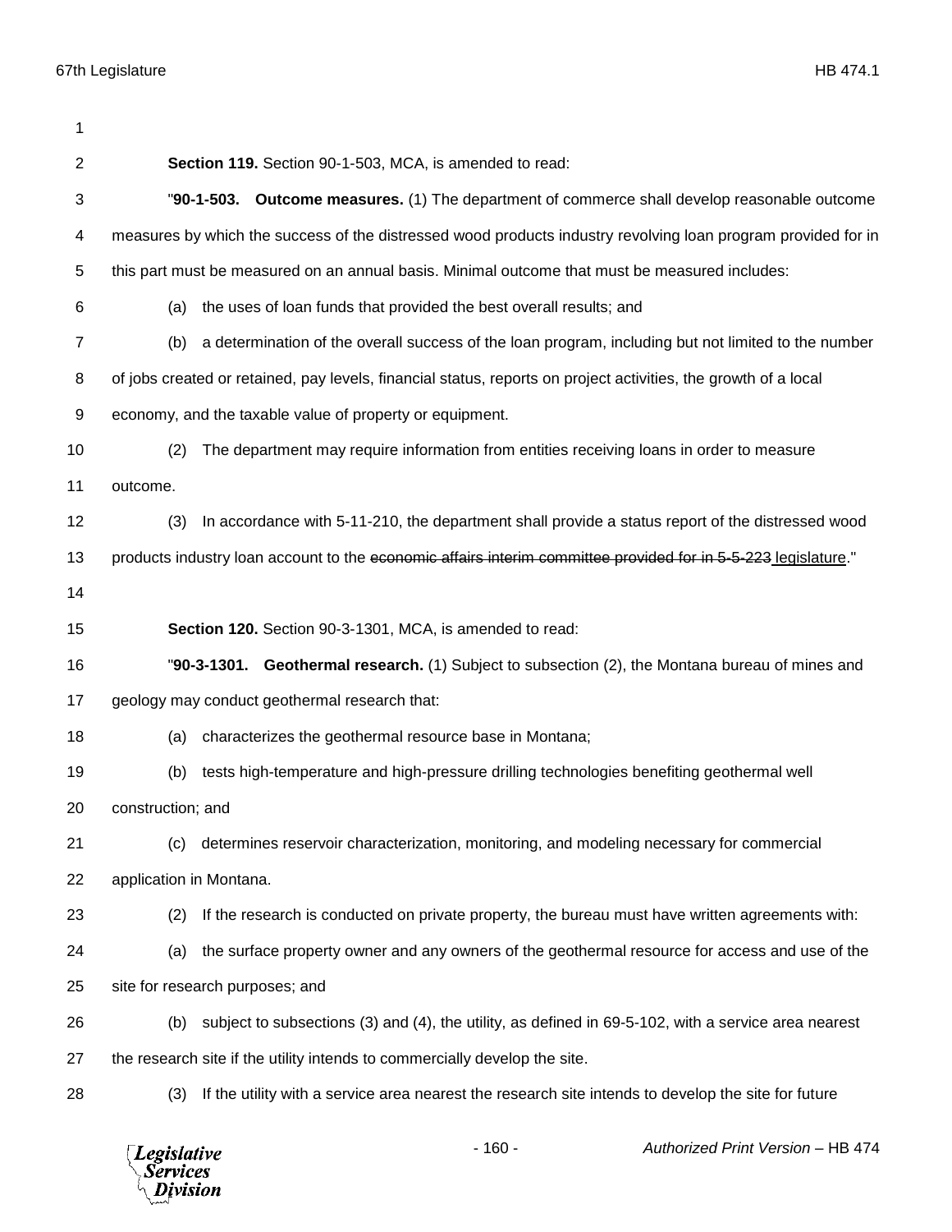**Section 119.** Section 90-1-503, MCA, is amended to read:

"**90-1-503. Outcome measures.** (1) The department of commerce shall develop reasonable outcome measures by which the success of the distressed wood products industry revolving loan program provided for in this part must be measured on an annual basis. Minimal outcome that must be measured includes:

(a) the uses of loan funds that provided the best overall results; and

(b) a determination of the overall success of the loan program, including but not limited to the number of jobs created or retained, pay levels, financial status, reports on project activities, the growth of a local economy, and the taxable value of property or equipment.

(2) The department may require information from entities receiving loans in order to measure outcome.

(3) In accordance with 5-11-210, the department shall provide a status report of the distressed wood products industry loan account to the ~~economic affairs interim committee provided for in 5-5-223~~ <u>legislature</u>."

**Section 120.** Section 90-3-1301, MCA, is amended to read:

"**90-3-1301. Geothermal research.** (1) Subject to subsection (2), the Montana bureau of mines and geology may conduct geothermal research that:

(a) characterizes the geothermal resource base in Montana;

(b) tests high-temperature and high-pressure drilling technologies benefiting geothermal well construction; and

(c) determines reservoir characterization, monitoring, and modeling necessary for commercial application in Montana.

(2) If the research is conducted on private property, the bureau must have written agreements with:

(a) the surface property owner and any owners of the geothermal resource for access and use of the site for research purposes; and

(b) subject to subsections (3) and (4), the utility, as defined in 69-5-102, with a service area nearest the research site if the utility intends to commercially develop the site.

(3) If the utility with a service area nearest the research site intends to develop the site for future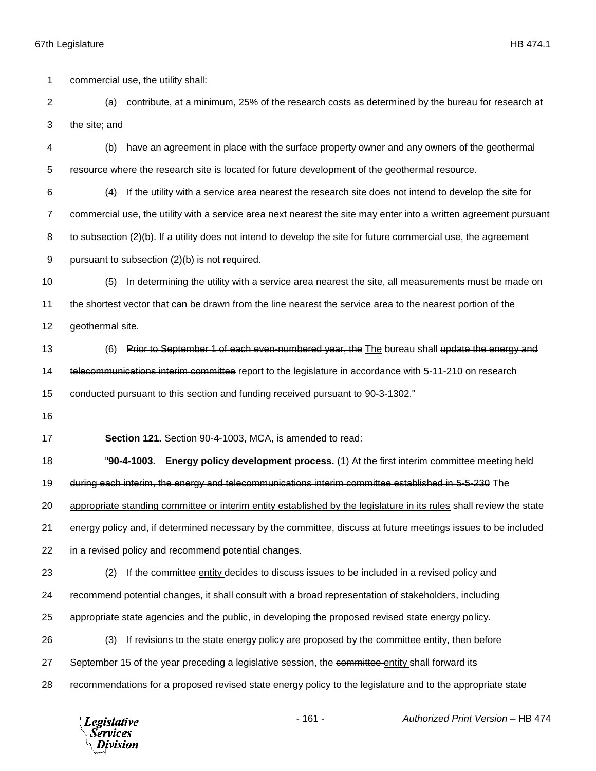commercial use, the utility shall:

(a) contribute, at a minimum, 25% of the research costs as determined by the bureau for research at the site; and

(b) have an agreement in place with the surface property owner and any owners of the geothermal resource where the research site is located for future development of the geothermal resource.

(4) If the utility with a service area nearest the research site does not intend to develop the site for commercial use, the utility with a service area next nearest the site may enter into a written agreement pursuant to subsection (2)(b). If a utility does not intend to develop the site for future commercial use, the agreement pursuant to subsection (2)(b) is not required.

(5) In determining the utility with a service area nearest the site, all measurements must be made on the shortest vector that can be drawn from the line nearest the service area to the nearest portion of the geothermal site.

(6) ~~Prior to September 1 of each even-numbered year, the~~ The bureau shall ~~update the energy and telecommunications interim committee~~ report to the legislature in accordance with 5-11-210 on research conducted pursuant to this section and funding received pursuant to 90-3-1302."

**Section 121.** Section 90-4-1003, MCA, is amended to read:

"**90-4-1003. Energy policy development process.** (1) ~~At the first interim committee meeting held during each interim, the energy and telecommunications interim committee established in 5-5-230~~ The appropriate standing committee or interim entity established by the legislature in its rules shall review the state energy policy and, if determined necessary ~~by the committee~~, discuss at future meetings issues to be included in a revised policy and recommend potential changes.

(2) If the ~~committee~~ entity decides to discuss issues to be included in a revised policy and recommend potential changes, it shall consult with a broad representation of stakeholders, including appropriate state agencies and the public, in developing the proposed revised state energy policy.

(3) If revisions to the state energy policy are proposed by the ~~committee~~ entity, then before September 15 of the year preceding a legislative session, the ~~committee~~ entity shall forward its recommendations for a proposed revised state energy policy to the legislature and to the appropriate state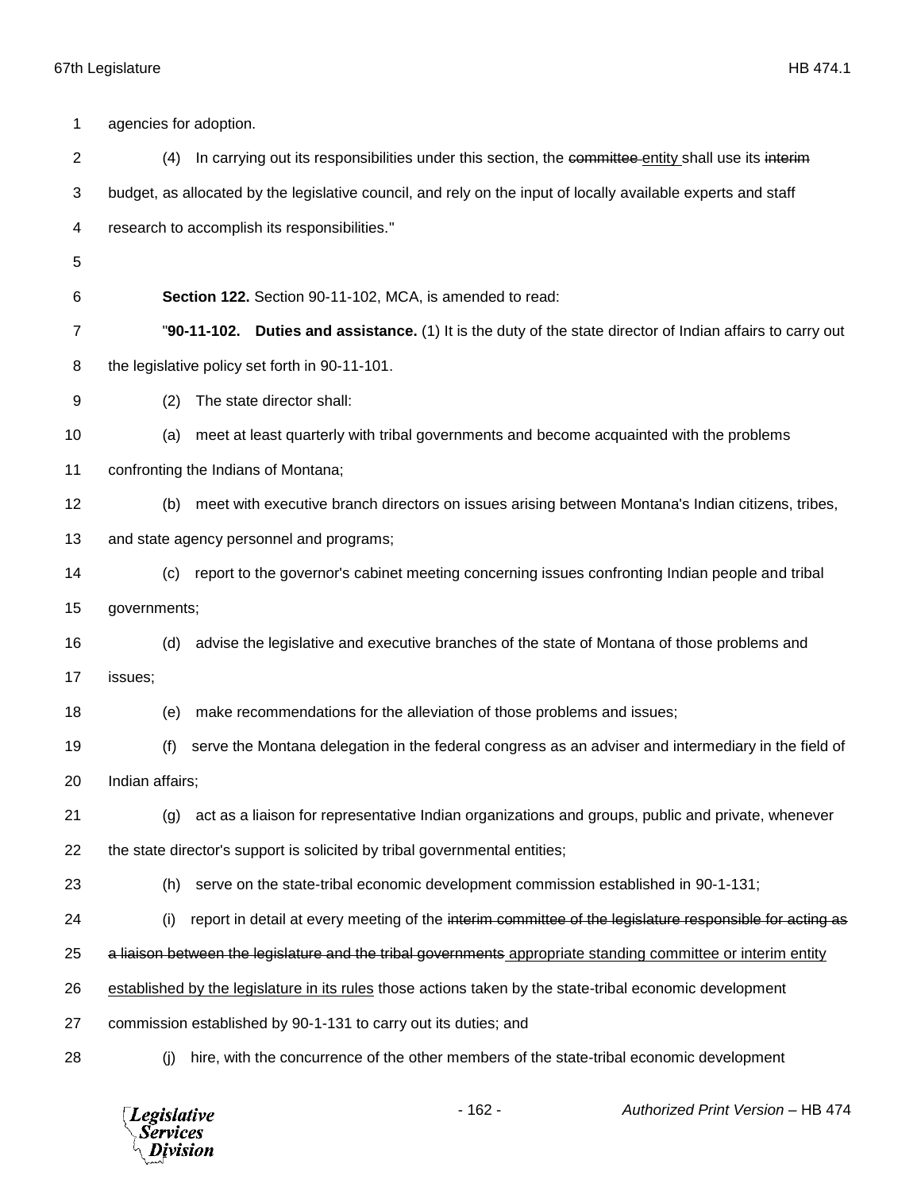agencies for adoption.

(4) In carrying out its responsibilities under this section, the ~~committee~~ <u>entity</u> shall use its ~~interim~~ budget, as allocated by the legislative council, and rely on the input of locally available experts and staff research to accomplish its responsibilities."

**Section 122.** Section 90-11-102, MCA, is amended to read:

"**90-11-102. Duties and assistance.** (1) It is the duty of the state director of Indian affairs to carry out the legislative policy set forth in 90-11-101.

(2) The state director shall:

(a) meet at least quarterly with tribal governments and become acquainted with the problems confronting the Indians of Montana;

(b) meet with executive branch directors on issues arising between Montana's Indian citizens, tribes, and state agency personnel and programs;

(c) report to the governor's cabinet meeting concerning issues confronting Indian people and tribal governments;

(d) advise the legislative and executive branches of the state of Montana of those problems and issues;

(e) make recommendations for the alleviation of those problems and issues;

(f) serve the Montana delegation in the federal congress as an adviser and intermediary in the field of Indian affairs;

(g) act as a liaison for representative Indian organizations and groups, public and private, whenever the state director's support is solicited by tribal governmental entities;

(h) serve on the state-tribal economic development commission established in 90-1-131;

(i) report in detail at every meeting of the ~~interim committee of the legislature responsible for acting as a liaison between the legislature and the tribal governments~~ <u>appropriate standing committee or interim entity established by the legislature in its rules</u> those actions taken by the state-tribal economic development commission established by 90-1-131 to carry out its duties; and

(j) hire, with the concurrence of the other members of the state-tribal economic development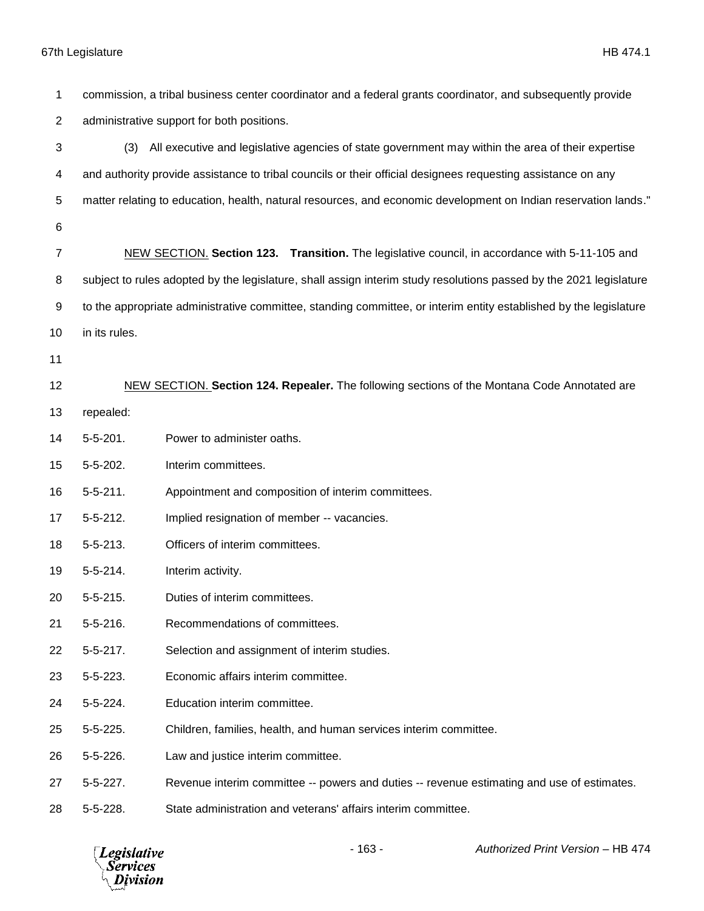commission, a tribal business center coordinator and a federal grants coordinator, and subsequently provide administrative support for both positions.

(3) All executive and legislative agencies of state government may within the area of their expertise and authority provide assistance to tribal councils or their official designees requesting assistance on any matter relating to education, health, natural resources, and economic development on Indian reservation lands."

NEW SECTION. **Section 123. Transition.** The legislative council, in accordance with 5-11-105 and subject to rules adopted by the legislature, shall assign interim study resolutions passed by the 2021 legislature to the appropriate administrative committee, standing committee, or interim entity established by the legislature in its rules.

NEW SECTION. **Section 124. Repealer.** The following sections of the Montana Code Annotated are repealed:

- 5-5-201. Power to administer oaths.
- 5-5-202. Interim committees.
- 5-5-211. Appointment and composition of interim committees.
- 5-5-212. Implied resignation of member -- vacancies.
- 5-5-213. Officers of interim committees.
- 5-5-214. Interim activity.
- 5-5-215. Duties of interim committees.
- 5-5-216. Recommendations of committees.
- 5-5-217. Selection and assignment of interim studies.
- 5-5-223. Economic affairs interim committee.
- 5-5-224. Education interim committee.
- 5-5-225. Children, families, health, and human services interim committee.
- 5-5-226. Law and justice interim committee.
- 5-5-227. Revenue interim committee -- powers and duties -- revenue estimating and use of estimates.
- 5-5-228. State administration and veterans' affairs interim committee.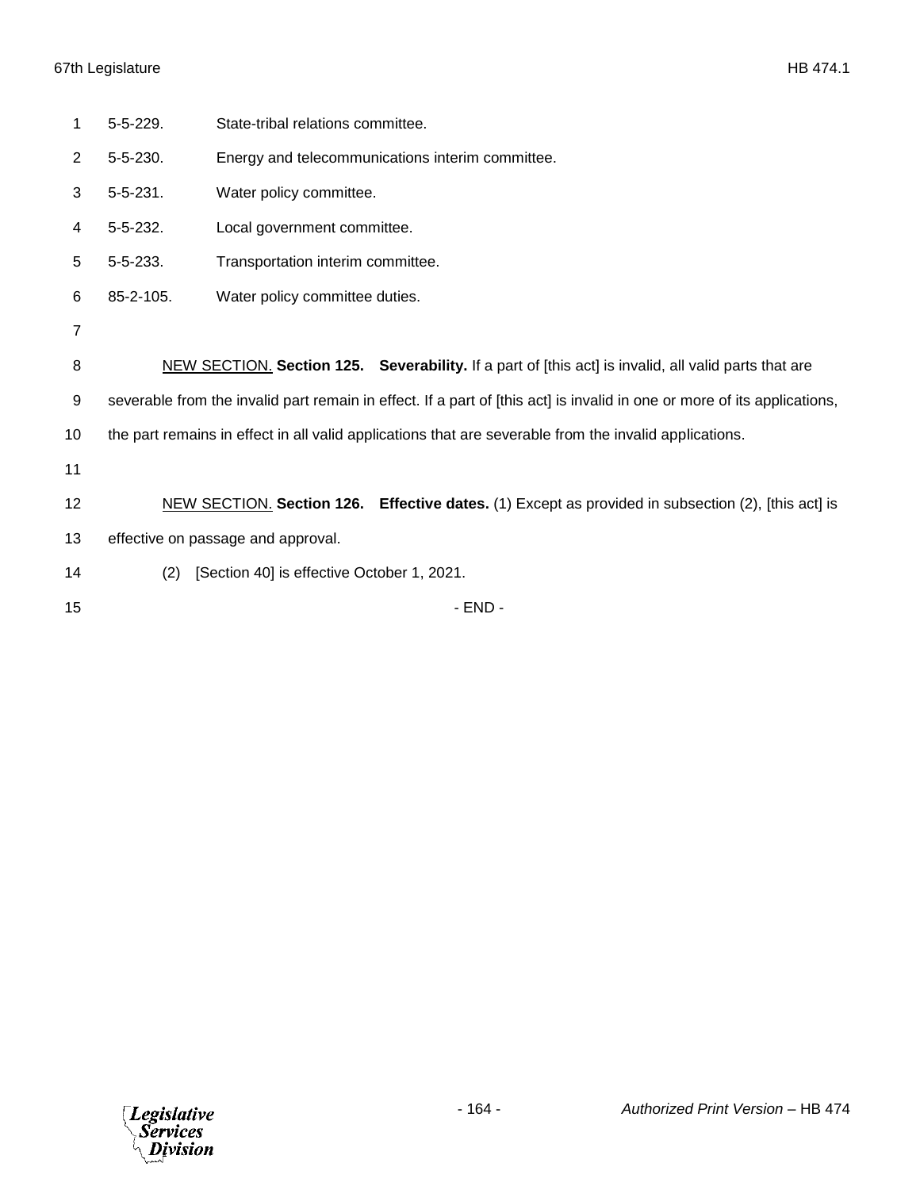5-5-229. State-tribal relations committee.

5-5-230. Energy and telecommunications interim committee.

5-5-231. Water policy committee.

5-5-232. Local government committee.

5-5-233. Transportation interim committee.

85-2-105. Water policy committee duties.

NEW SECTION. **Section 125. Severability.** If a part of [this act] is invalid, all valid parts that are severable from the invalid part remain in effect. If a part of [this act] is invalid in one or more of its applications, the part remains in effect in all valid applications that are severable from the invalid applications.

NEW SECTION. **Section 126. Effective dates.** (1) Except as provided in subsection (2), [this act] is effective on passage and approval.

(2) [Section 40] is effective October 1, 2021.

- END -